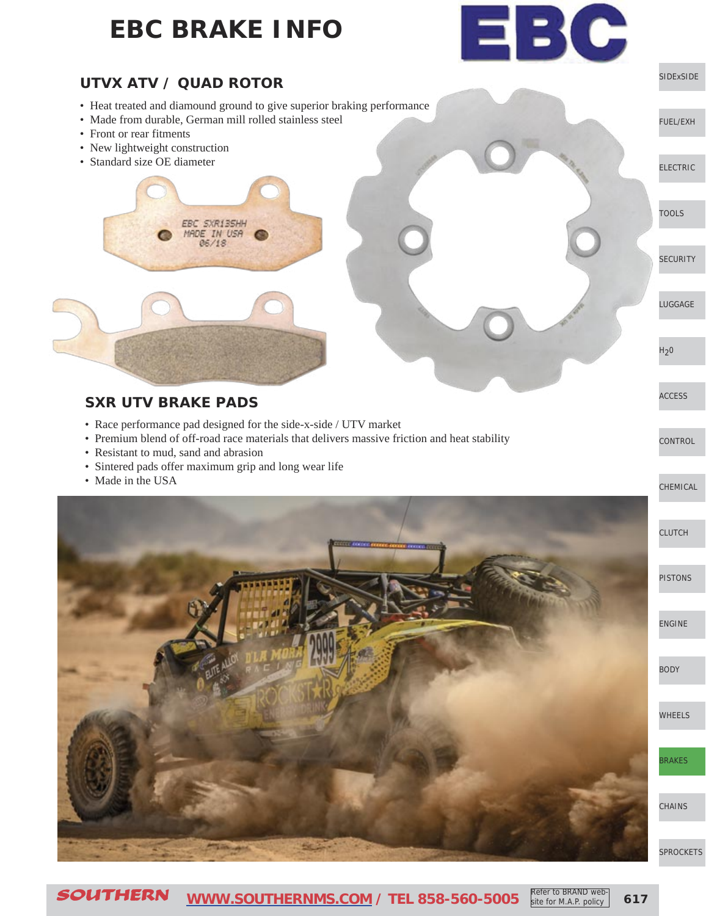# EBC BRAKE INFO

## UTVX ATV / QUAD ROTOR

- Heat treated and diamond ground to give superior braking performance
- Made from durable, German mill rolled stainless steel
- Front or rear fitments
- New lightweight construction
- Standard size OE diameter

## SXR UTV BRAKE PADS

- Race performance pad designed for the side-x-side / UTV market
- Premium blend of off-road race materials that delivers massive friction and heat stability
- Resistant to mud, sand and abrasion
- Sintered pads offer maximum grip and long wear life
- Made in the USA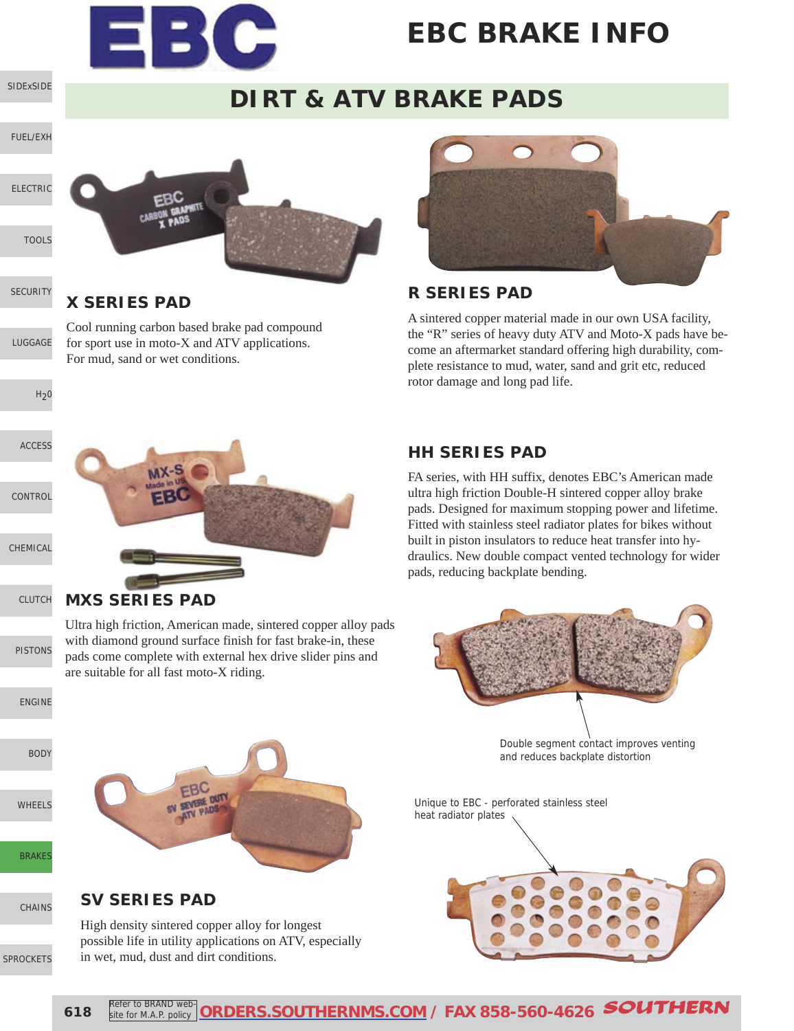# EBC BRAKE INFO

## DIRT & ATV BRAKE PADS

### X SERIES PAD

Cool running carbon based brake pad compound for sport use in moto-X and ATV applications. For mud, sand or wet conditions.

### R SERIES PAD

A sintered copper material made in our own USA facility, the "R" series of heavy duty ATV and Moto-X pads have become an aftermarket standard offering high durability, complete resistance to mud, water, sand and grit etc, reduced rotor damage and long pad life.

### MXS SERIES PAD

Ultra high friction, American made, sintered copper alloy pads with diamond ground surface finish for fast brake-in, these pads come complete with external hex drive slider pins and are suitable for all fast moto-X riding.

### HH SERIES PAD

FA series, with HH suffix, denotes EBC's American made ultra high friction Double-H sintered copper alloy brake pads. Designed for maximum stopping power and lifetime. Fitted with stainless steel radiator plates for bikes without built in piston insulators to reduce heat transfer into hydraulics. New double compact vented technology for wider pads, reducing backplate bending.

Double segment contact improves venting and reduces backplate distortion

Unique to EBC - perforated stainless steel heat radiator plates

### SV SERIES PAD

High density sintered copper alloy for longest possible life in utility applications on ATV, especially in wet, mud, dust and dirt conditions.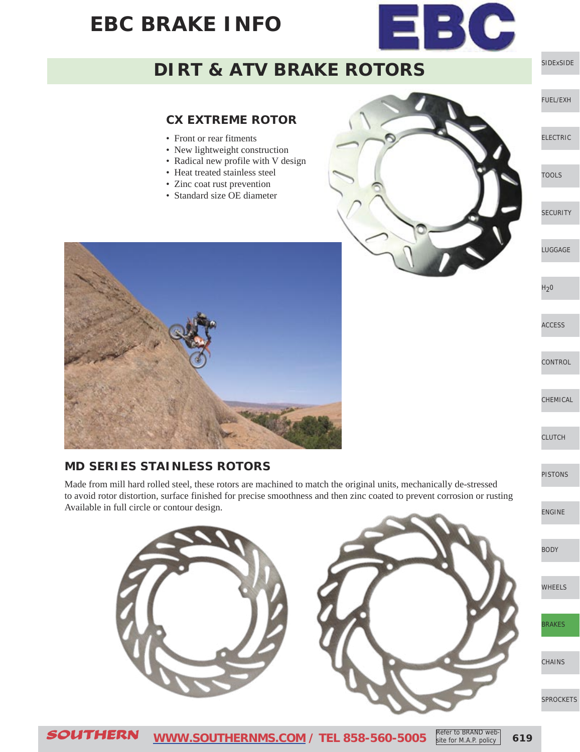# EBC BRAKE INFO

## DIRT & ATV BRAKE ROTORS

### CX EXTREME ROTOR

- Front or rear fitments
- New lightweight construction
- Radical new profile with V design
- Heat treated stainless steel
- Zinc coat rust prevention
- Standard size OE diameter

### MD SERIES STAINLESS ROTORS

Made from mill hard rolled steel, these rotors are machined to match the original units, mechanically de-stressed to avoid rotor distortion, surface finished for precise smoothness and then zinc coated to prevent corrosion or rusting Available in full circle or contour design.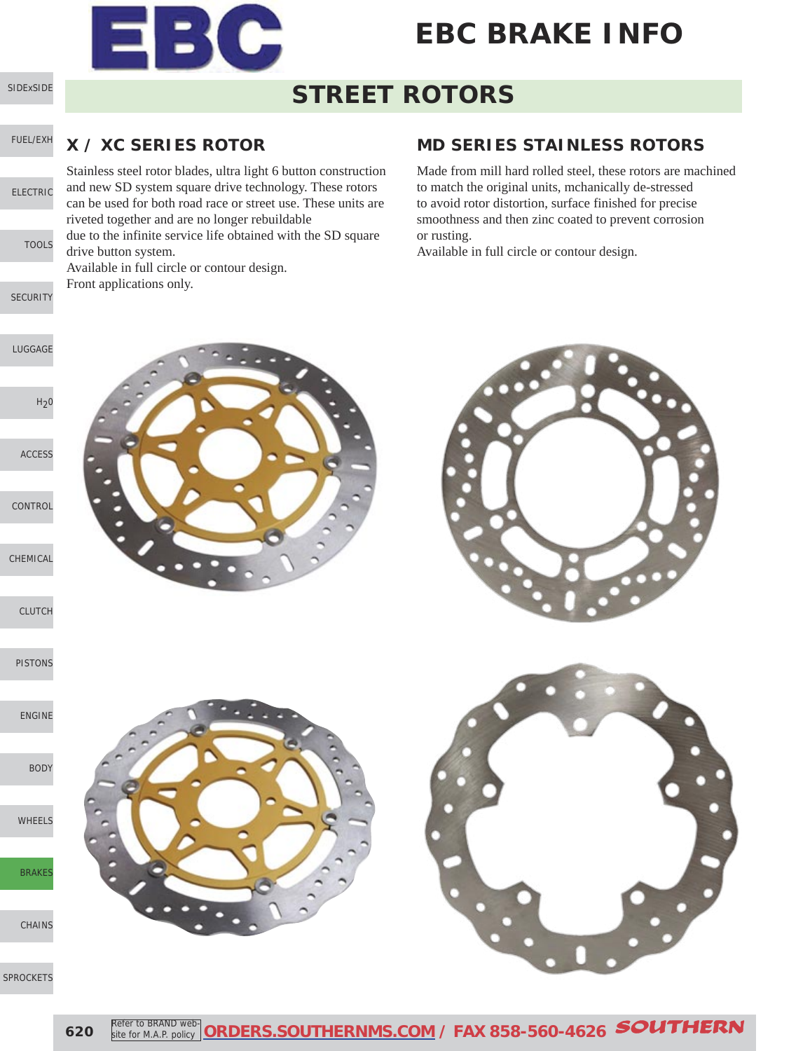# EBC BRAKE INFO

## STREET ROTORS

### X / XC SERIES ROTOR

Stainless steel rotor blades, ultra light 6 button construction and new SD system square drive technology. These rotors can be used for both road race or street use. These units are riveted together and are no longer rebuildable due to the infinite service life obtained with the SD square drive button system.
Available in full circle or contour design.
Front applications only.

### MD SERIES STAINLESS ROTORS

Made from mill hard rolled steel, these rotors are machined to match the original units, mchanically de-stressed to avoid rotor distortion, surface finished for precise smoothness and then zinc coated to prevent corrosion or rusting.
Available in full circle or contour design.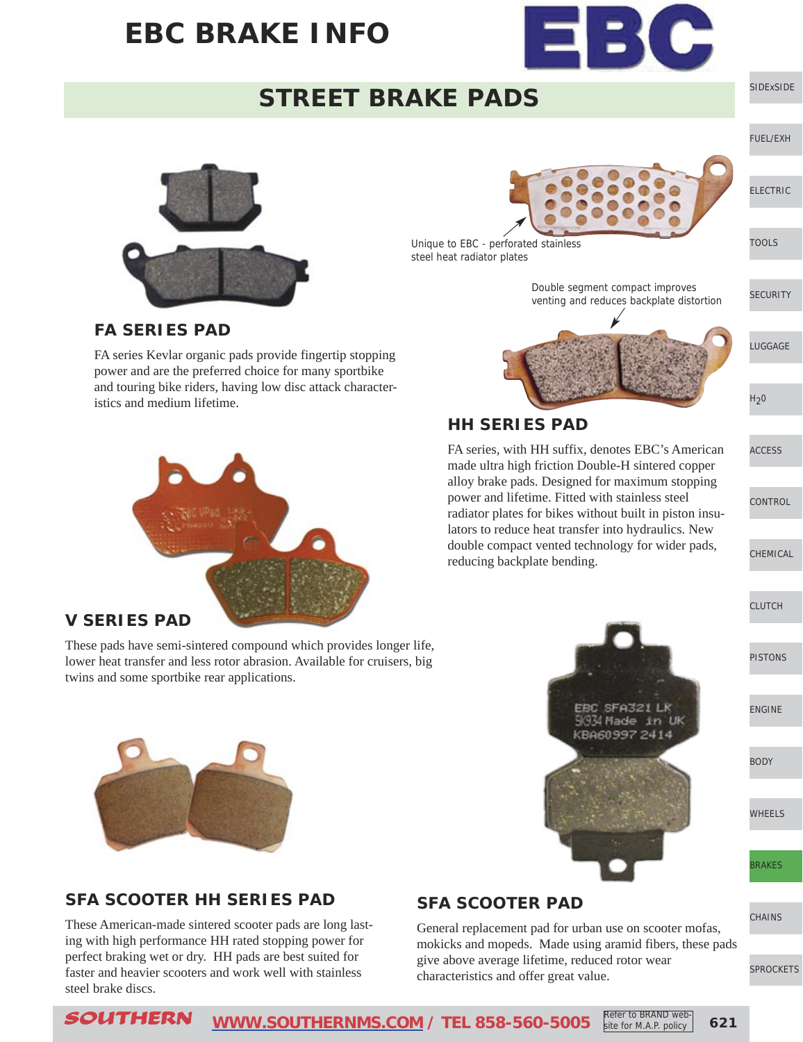# EBC BRAKE INFO

## STREET BRAKE PADS

Unique to EBC - perforated stainless steel heat radiator plates

Double segment compact improves venting and reduces backplate distortion

### FA SERIES PAD

FA series Kevlar organic pads provide fingertip stopping power and are the preferred choice for many sportbike and touring bike riders, having low disc attack characteristics and medium lifetime.

### HH SERIES PAD

FA series, with HH suffix, denotes EBC's American made ultra high friction Double-H sintered copper alloy brake pads. Designed for maximum stopping power and lifetime. Fitted with stainless steel radiator plates for bikes without built in piston insulators to reduce heat transfer into hydraulics. New double compact vented technology for wider pads, reducing backplate bending.

### V SERIES PAD

These pads have semi-sintered compound which provides longer life, lower heat transfer and less rotor abrasion. Available for cruisers, big twins and some sportbike rear applications.

### SFA SCOOTER HH SERIES PAD

These American-made sintered scooter pads are long lasting with high performance HH rated stopping power for perfect braking wet or dry. HH pads are best suited for faster and heavier scooters and work well with stainless steel brake discs.

### SFA SCOOTER PAD

General replacement pad for urban use on scooter mofas, mokicks and mopeds. Made using aramid fibers, these pads give above average lifetime, reduced rotor wear characteristics and offer great value.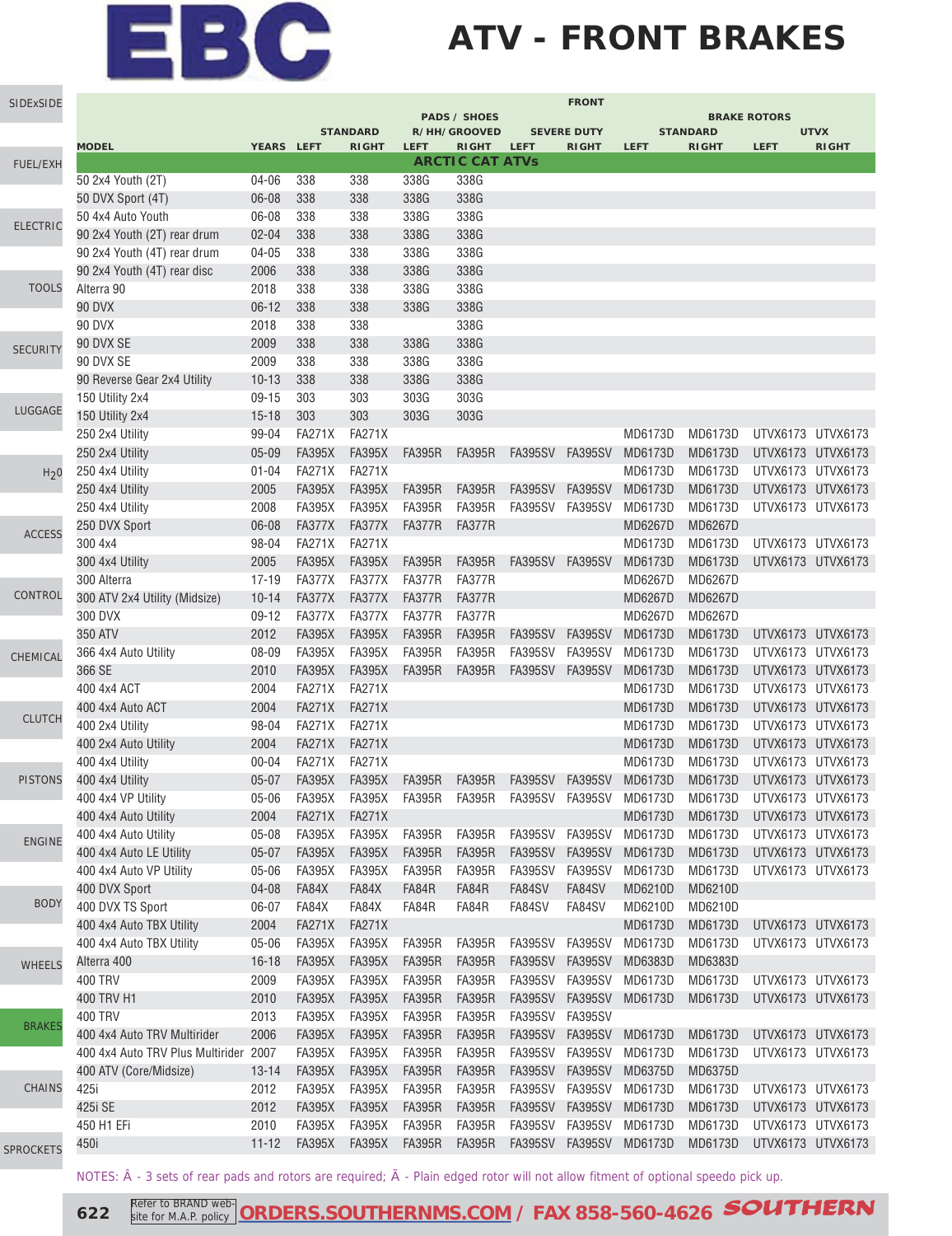# EBC

# ATV - FRONT BRAKES

| MODEL | YEARS | PADS / SHOES STANDARD LEFT | RIGHT | R/HH/GROOVED LEFT | RIGHT | SEVERE DUTY LEFT | RIGHT | BRAKE ROTORS STANDARD LEFT | RIGHT | UTVX LEFT | RIGHT |
|---|---|---|---|---|---|---|---|---|---|---|---|
| **ARCTIC CAT ATVs** | | | | | | | | | | | |
| 50 2x4 Youth (2T) | 04-06 | 338 | 338 | 338G | 338G | | | | | | |
| 50 DVX Sport (4T) | 06-08 | 338 | 338 | 338G | 338G | | | | | | |
| 50 4x4 Auto Youth | 06-08 | 338 | 338 | 338G | 338G | | | | | | |
| 90 2x4 Youth (2T) rear drum | 02-04 | 338 | 338 | 338G | 338G | | | | | | |
| 90 2x4 Youth (4T) rear drum | 04-05 | 338 | 338 | 338G | 338G | | | | | | |
| 90 2x4 Youth (4T) rear disc | 2006 | 338 | 338 | 338G | 338G | | | | | | |
| Alterra 90 | 2018 | 338 | 338 | 338G | 338G | | | | | | |
| 90 DVX | 06-12 | 338 | 338 | 338G | 338G | | | | | | |
| 90 DVX | 2018 | 338 | 338 | | 338G | | | | | | |
| 90 DVX SE | 2009 | 338 | 338 | 338G | 338G | | | | | | |
| 90 DVX SE | 2009 | 338 | 338 | 338G | 338G | | | | | | |
| 90 Reverse Gear 2x4 Utility | 10-13 | 338 | 338 | 338G | 338G | | | | | | |
| 150 Utility 2x4 | 09-15 | 303 | 303 | 303G | 303G | | | | | | |
| 150 Utility 2x4 | 15-18 | 303 | 303 | 303G | 303G | | | | | | |
| 250 2x4 Utility | 99-04 | FA271X | FA271X | | | | | MD6173D | MD6173D | UTVX6173 | UTVX6173 |
| 250 2x4 Utility | 05-09 | FA395X | FA395X | FA395R | FA395R | FA395SV | FA395SV | MD6173D | MD6173D | UTVX6173 | UTVX6173 |
| 250 4x4 Utility | 01-04 | FA271X | FA271X | | | | | MD6173D | MD6173D | UTVX6173 | UTVX6173 |
| 250 4x4 Utility | 2005 | FA395X | FA395X | FA395R | FA395R | FA395SV | FA395SV | MD6173D | MD6173D | UTVX6173 | UTVX6173 |
| 250 4x4 Utility | 2008 | FA395X | FA395X | FA395R | FA395R | FA395SV | FA395SV | MD6173D | MD6173D | UTVX6173 | UTVX6173 |
| 250 DVX Sport | 06-08 | FA377X | FA377X | FA377R | FA377R | | | MD6267D | MD6267D | | |
| 300 4x4 | 98-04 | FA271X | FA271X | | | | | MD6173D | MD6173D | UTVX6173 | UTVX6173 |
| 300 4x4 Utility | 2005 | FA395X | FA395X | FA395R | FA395R | FA395SV | FA395SV | MD6173D | MD6173D | UTVX6173 | UTVX6173 |
| 300 Alterra | 17-19 | FA377X | FA377X | FA377R | FA377R | | | MD6267D | MD6267D | | |
| 300 ATV 2x4 Utility (Midsize) | 10-14 | FA377X | FA377X | FA377R | FA377R | | | MD6267D | MD6267D | | |
| 300 DVX | 09-12 | FA377X | FA377X | FA377R | FA377R | | | MD6267D | MD6267D | | |
| 350 ATV | 2012 | FA395X | FA395X | FA395R | FA395R | FA395SV | FA395SV | MD6173D | MD6173D | UTVX6173 | UTVX6173 |
| 366 4x4 Auto Utility | 08-09 | FA395X | FA395X | FA395R | FA395R | FA395SV | FA395SV | MD6173D | MD6173D | UTVX6173 | UTVX6173 |
| 366 SE | 2010 | FA395X | FA395X | FA395R | FA395R | FA395SV | FA395SV | MD6173D | MD6173D | UTVX6173 | UTVX6173 |
| 400 4x4 ACT | 2004 | FA271X | FA271X | | | | | MD6173D | MD6173D | UTVX6173 | UTVX6173 |
| 400 4x4 Auto ACT | 2004 | FA271X | FA271X | | | | | MD6173D | MD6173D | UTVX6173 | UTVX6173 |
| 400 2x4 Utility | 98-04 | FA271X | FA271X | | | | | MD6173D | MD6173D | UTVX6173 | UTVX6173 |
| 400 2x4 Auto Utility | 2004 | FA271X | FA271X | | | | | MD6173D | MD6173D | UTVX6173 | UTVX6173 |
| 400 4x4 Utility | 00-04 | FA271X | FA271X | | | | | MD6173D | MD6173D | UTVX6173 | UTVX6173 |
| 400 4x4 Utility | 05-07 | FA395X | FA395X | FA395R | FA395R | FA395SV | FA395SV | MD6173D | MD6173D | UTVX6173 | UTVX6173 |
| 400 4x4 VP Utility | 05-06 | FA395X | FA395X | FA395R | FA395R | FA395SV | FA395SV | MD6173D | MD6173D | UTVX6173 | UTVX6173 |
| 400 4x4 Auto Utility | 2004 | FA271X | FA271X | | | | | MD6173D | MD6173D | UTVX6173 | UTVX6173 |
| 400 4x4 Auto Utility | 05-08 | FA395X | FA395X | FA395R | FA395R | FA395SV | FA395SV | MD6173D | MD6173D | UTVX6173 | UTVX6173 |
| 400 4x4 Auto LE Utility | 05-07 | FA395X | FA395X | FA395R | FA395R | FA395SV | FA395SV | MD6173D | MD6173D | UTVX6173 | UTVX6173 |
| 400 4x4 Auto VP Utility | 05-06 | FA395X | FA395X | FA395R | FA395R | FA395SV | FA395SV | MD6173D | MD6173D | UTVX6173 | UTVX6173 |
| 400 DVX Sport | 04-08 | FA84X | FA84X | FA84R | FA84R | FA84SV | FA84SV | MD6210D | MD6210D | | |
| 400 DVX TS Sport | 06-07 | FA84X | FA84X | FA84R | FA84R | FA84SV | FA84SV | MD6210D | MD6210D | | |
| 400 4x4 Auto TBX Utility | 2004 | FA271X | FA271X | | | | | MD6173D | MD6173D | UTVX6173 | UTVX6173 |
| 400 4x4 Auto TBX Utility | 05-06 | FA395X | FA395X | FA395R | FA395R | FA395SV | FA395SV | MD6173D | MD6173D | UTVX6173 | UTVX6173 |
| Alterra 400 | 16-18 | FA395X | FA395X | FA395R | FA395R | FA395SV | FA395SV | MD6383D | MD6383D | | |
| 400 TRV | 2009 | FA395X | FA395X | FA395R | FA395R | FA395SV | FA395SV | MD6173D | MD6173D | UTVX6173 | UTVX6173 |
| 400 TRV H1 | 2010 | FA395X | FA395X | FA395R | FA395R | FA395SV | FA395SV | MD6173D | MD6173D | UTVX6173 | UTVX6173 |
| 400 TRV | 2013 | FA395X | FA395X | FA395R | FA395R | FA395SV | FA395SV | | | | |
| 400 4x4 Auto TRV Multirider | 2006 | FA395X | FA395X | FA395R | FA395R | FA395SV | FA395SV | MD6173D | MD6173D | UTVX6173 | UTVX6173 |
| 400 4x4 Auto TRV Plus Multirider | 2007 | FA395X | FA395X | FA395R | FA395R | FA395SV | FA395SV | MD6173D | MD6173D | UTVX6173 | UTVX6173 |
| 400 ATV (Core/Midsize) | 13-14 | FA395X | FA395X | FA395R | FA395R | FA395SV | FA395SV | MD6375D | MD6375D | | |
| 425i | 2012 | FA395X | FA395X | FA395R | FA395R | FA395SV | FA395SV | MD6173D | MD6173D | UTVX6173 | UTVX6173 |
| 425i SE | 2012 | FA395X | FA395X | FA395R | FA395R | FA395SV | FA395SV | MD6173D | MD6173D | UTVX6173 | UTVX6173 |
| 450 H1 EFi | 2010 | FA395X | FA395X | FA395R | FA395R | FA395SV | FA395SV | MD6173D | MD6173D | UTVX6173 | UTVX6173 |
| 450i | 11-12 | FA395X | FA395X | FA395R | FA395R | FA395SV | FA395SV | MD6173D | MD6173D | UTVX6173 | UTVX6173 |

NOTES: Â - 3 sets of rear pads and rotors are required; Ã - Plain edged rotor will not allow fitment of optional speedo pick up.

Refer to BRAND web-site for M.A.P. policy | ORDERS.SOUTHERNMS.COM / FAX 858-560-4626 SOUTHERN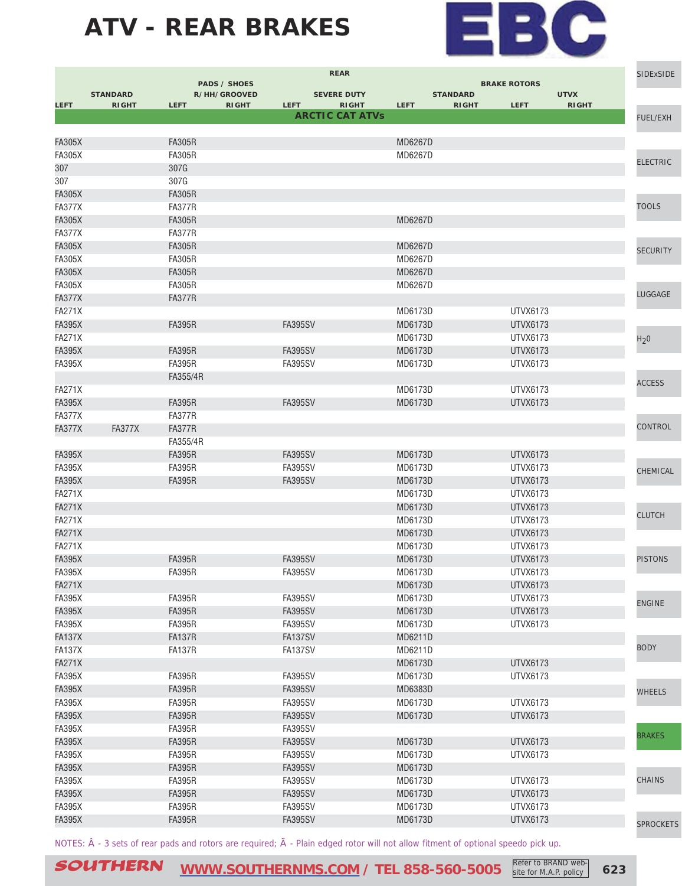# ATV - REAR BRAKES

| REAR | | | | | | | | | | | |
|---|---|---|---|---|---|---|---|---|---|---|---|
| PADS / SHOES | | | | | | BRAKE ROTORS | | | | | |
| STANDARD | | R/HH/GROOVED | | SEVERE DUTY | | STANDARD | | UTVX | | | |
| LEFT | RIGHT | LEFT | RIGHT | LEFT | RIGHT | LEFT | RIGHT | LEFT | RIGHT | | |
| **ARCTIC CAT ATVs** | | | | | | | | | | | |
| FA305X | | FA305R | | | | MD6267D | | | | | |
| FA305X | | FA305R | | | | MD6267D | | | | | |
| 307 | | 307G | | | | | | | | | |
| 307 | | 307G | | | | | | | | | |
| FA305X | | FA305R | | | | | | | | | |
| FA377X | | FA377R | | | | | | | | | |
| FA305X | | FA305R | | | | MD6267D | | | | | |
| FA377X | | FA377R | | | | | | | | | |
| FA305X | | FA305R | | | | MD6267D | | | | | |
| FA305X | | FA305R | | | | MD6267D | | | | | |
| FA305X | | FA305R | | | | MD6267D | | | | | |
| FA305X | | FA305R | | | | MD6267D | | | | | |
| FA377X | | FA377R | | | | | | | | | |
| FA271X | | | | | | MD6173D | | UTVX6173 | | | |
| FA395X | | FA395R | | FA395SV | | MD6173D | | UTVX6173 | | | |
| FA271X | | | | | | MD6173D | | UTVX6173 | | | |
| FA395X | | FA395R | | FA395SV | | MD6173D | | UTVX6173 | | | |
| FA395X | | FA395R | | FA395SV | | MD6173D | | UTVX6173 | | | |
| | | FA355/4R | | | | | | | | | |
| FA271X | | | | | | MD6173D | | UTVX6173 | | | |
| FA395X | | FA395R | | FA395SV | | MD6173D | | UTVX6173 | | | |
| FA377X | | FA377R | | | | | | | | | |
| FA377X | FA377X | FA377R | | | | | | | | | |
| | | FA355/4R | | | | | | | | | |
| FA395X | | FA395R | | FA395SV | | MD6173D | | UTVX6173 | | | |
| FA395X | | FA395R | | FA395SV | | MD6173D | | UTVX6173 | | | |
| FA395X | | FA395R | | FA395SV | | MD6173D | | UTVX6173 | | | |
| FA271X | | | | | | MD6173D | | UTVX6173 | | | |
| FA271X | | | | | | MD6173D | | UTVX6173 | | | |
| FA271X | | | | | | MD6173D | | UTVX6173 | | | |
| FA271X | | | | | | MD6173D | | UTVX6173 | | | |
| FA271X | | | | | | MD6173D | | UTVX6173 | | | |
| FA395X | | FA395R | | FA395SV | | MD6173D | | UTVX6173 | | | |
| FA395X | | FA395R | | FA395SV | | MD6173D | | UTVX6173 | | | |
| FA271X | | | | | | MD6173D | | UTVX6173 | | | |
| FA395X | | FA395R | | FA395SV | | MD6173D | | UTVX6173 | | | |
| FA395X | | FA395R | | FA395SV | | MD6173D | | UTVX6173 | | | |
| FA395X | | FA395R | | FA395SV | | MD6173D | | UTVX6173 | | | |
| FA137X | | FA137R | | FA137SV | | MD6211D | | | | | |
| FA137X | | FA137R | | FA137SV | | MD6211D | | | | | |
| FA271X | | | | | | MD6173D | | UTVX6173 | | | |
| FA395X | | FA395R | | FA395SV | | MD6173D | | UTVX6173 | | | |
| FA395X | | FA395R | | FA395SV | | MD6383D | | | | | |
| FA395X | | FA395R | | FA395SV | | MD6173D | | UTVX6173 | | | |
| FA395X | | FA395R | | FA395SV | | MD6173D | | UTVX6173 | | | |
| FA395X | | FA395R | | FA395SV | | | | | | | |
| FA395X | | FA395R | | FA395SV | | MD6173D | | UTVX6173 | | | |
| FA395X | | FA395R | | FA395SV | | MD6173D | | UTVX6173 | | | |
| FA395X | | FA395R | | FA395SV | | MD6173D | | | | | |
| FA395X | | FA395R | | FA395SV | | MD6173D | | UTVX6173 | | | |
| FA395X | | FA395R | | FA395SV | | MD6173D | | UTVX6173 | | | |
| FA395X | | FA395R | | FA395SV | | MD6173D | | UTVX6173 | | | |
| FA395X | | FA395R | | FA395SV | | MD6173D | | UTVX6173 | | | |

NOTES: Â - 3 sets of rear pads and rotors are required; Ã - Plain edged rotor will not allow fitment of optional speedo pick up.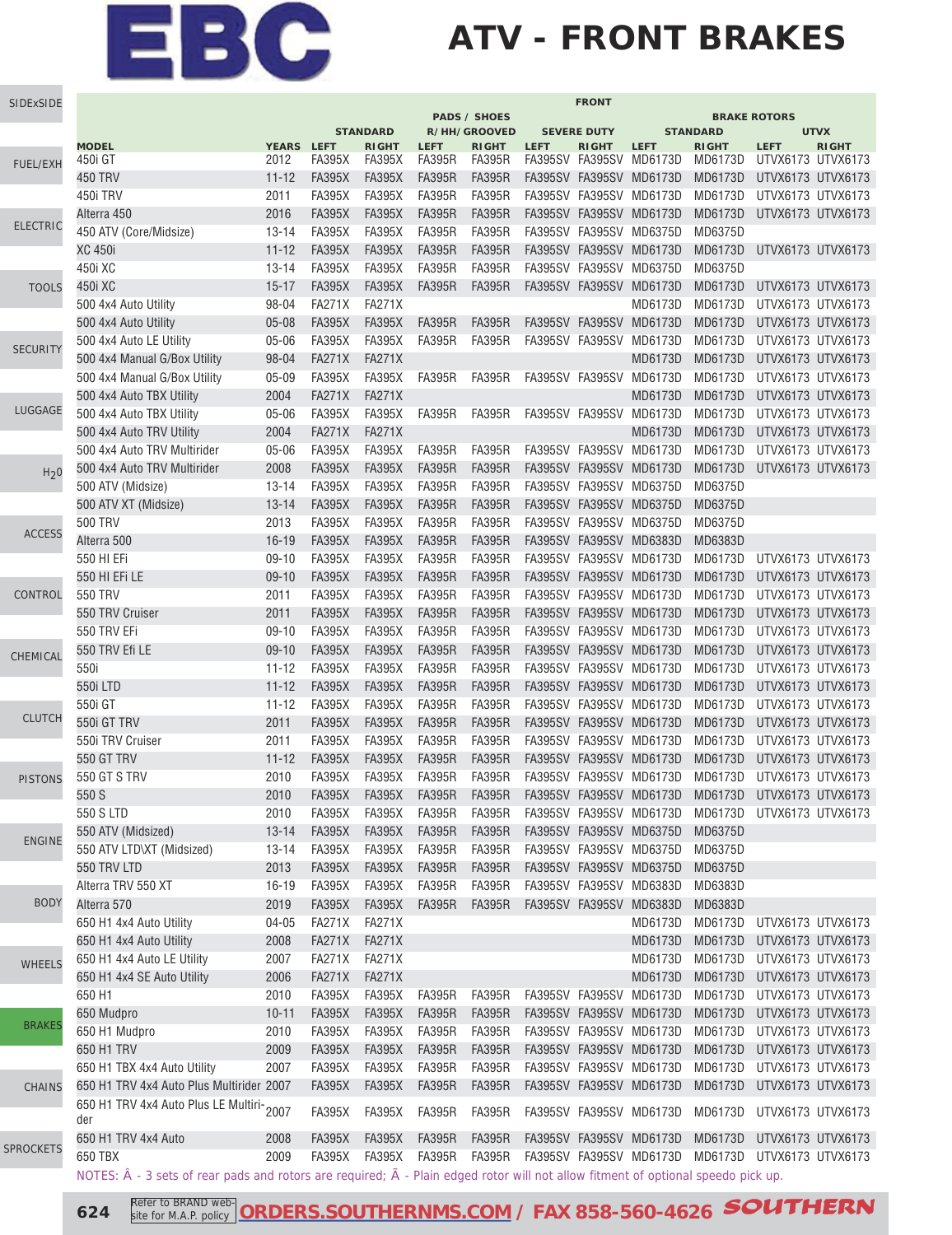# EBC

# ATV - FRONT BRAKES

| | | FRONT | | | | | | | | | |
|---|---|---|---|---|---|---|---|---|---|---|---|
| | | PADS / SHOES | | | | | | BRAKE ROTORS | | | |
| | | STANDARD | | R/HH/GROOVED | | SEVERE DUTY | | STANDARD | | UTVX | |
| MODEL | YEARS | LEFT | RIGHT | LEFT | RIGHT | LEFT | RIGHT | LEFT | RIGHT | LEFT | RIGHT |
| 450i GT | 2012 | FA395X | FA395X | FA395R | FA395R | FA395SV | FA395SV | MD6173D | MD6173D | UTVX6173 | UTVX6173 |
| 450 TRV | 11-12 | FA395X | FA395X | FA395R | FA395R | FA395SV | FA395SV | MD6173D | MD6173D | UTVX6173 | UTVX6173 |
| 450i TRV | 2011 | FA395X | FA395X | FA395R | FA395R | FA395SV | FA395SV | MD6173D | MD6173D | UTVX6173 | UTVX6173 |
| Alterra 450 | 2016 | FA395X | FA395X | FA395R | FA395R | FA395SV | FA395SV | MD6173D | MD6173D | UTVX6173 | UTVX6173 |
| 450 ATV (Core/Midsize) | 13-14 | FA395X | FA395X | FA395R | FA395R | FA395SV | FA395SV | MD6375D | MD6375D | | |
| XC 450i | 11-12 | FA395X | FA395X | FA395R | FA395R | FA395SV | FA395SV | MD6173D | MD6173D | UTVX6173 | UTVX6173 |
| 450i XC | 13-14 | FA395X | FA395X | FA395R | FA395R | FA395SV | FA395SV | MD6375D | MD6375D | | |
| 450i XC | 15-17 | FA395X | FA395X | FA395R | FA395R | FA395SV | FA395SV | MD6173D | MD6173D | UTVX6173 | UTVX6173 |
| 500 4x4 Auto Utility | 98-04 | FA271X | FA271X | | | | | MD6173D | MD6173D | UTVX6173 | UTVX6173 |
| 500 4x4 Auto Utility | 05-08 | FA395X | FA395X | FA395R | FA395R | FA395SV | FA395SV | MD6173D | MD6173D | UTVX6173 | UTVX6173 |
| 500 4x4 Auto LE Utility | 05-06 | FA395X | FA395X | FA395R | FA395R | FA395SV | FA395SV | MD6173D | MD6173D | UTVX6173 | UTVX6173 |
| 500 4x4 Manual G/Box Utility | 98-04 | FA271X | FA271X | | | | | MD6173D | MD6173D | UTVX6173 | UTVX6173 |
| 500 4x4 Manual G/Box Utility | 05-09 | FA395X | FA395X | FA395R | FA395R | FA395SV | FA395SV | MD6173D | MD6173D | UTVX6173 | UTVX6173 |
| 500 4x4 Auto TBX Utility | 2004 | FA271X | FA271X | | | | | MD6173D | MD6173D | UTVX6173 | UTVX6173 |
| 500 4x4 Auto TBX Utility | 05-06 | FA395X | FA395X | FA395R | FA395R | FA395SV | FA395SV | MD6173D | MD6173D | UTVX6173 | UTVX6173 |
| 500 4x4 Auto TRV Utility | 2004 | FA271X | FA271X | | | | | MD6173D | MD6173D | UTVX6173 | UTVX6173 |
| 500 4x4 Auto TRV Multirider | 05-06 | FA395X | FA395X | FA395R | FA395R | FA395SV | FA395SV | MD6173D | MD6173D | UTVX6173 | UTVX6173 |
| 500 4x4 Auto TRV Multirider | 2008 | FA395X | FA395X | FA395R | FA395R | FA395SV | FA395SV | MD6173D | MD6173D | UTVX6173 | UTVX6173 |
| 500 ATV (Midsize) | 13-14 | FA395X | FA395X | FA395R | FA395R | FA395SV | FA395SV | MD6375D | MD6375D | | |
| 500 ATV XT (Midsize) | 13-14 | FA395X | FA395X | FA395R | FA395R | FA395SV | FA395SV | MD6375D | MD6375D | | |
| 500 TRV | 2013 | FA395X | FA395X | FA395R | FA395R | FA395SV | FA395SV | MD6375D | MD6375D | | |
| Alterra 500 | 16-19 | FA395X | FA395X | FA395R | FA395R | FA395SV | FA395SV | MD6383D | MD6383D | | |
| 550 HI EFi | 09-10 | FA395X | FA395X | FA395R | FA395R | FA395SV | FA395SV | MD6173D | MD6173D | UTVX6173 | UTVX6173 |
| 550 HI EFi LE | 09-10 | FA395X | FA395X | FA395R | FA395R | FA395SV | FA395SV | MD6173D | MD6173D | UTVX6173 | UTVX6173 |
| 550 TRV | 2011 | FA395X | FA395X | FA395R | FA395R | FA395SV | FA395SV | MD6173D | MD6173D | UTVX6173 | UTVX6173 |
| 550 TRV Cruiser | 2011 | FA395X | FA395X | FA395R | FA395R | FA395SV | FA395SV | MD6173D | MD6173D | UTVX6173 | UTVX6173 |
| 550 TRV EFi | 09-10 | FA395X | FA395X | FA395R | FA395R | FA395SV | FA395SV | MD6173D | MD6173D | UTVX6173 | UTVX6173 |
| 550 TRV Efi LE | 09-10 | FA395X | FA395X | FA395R | FA395R | FA395SV | FA395SV | MD6173D | MD6173D | UTVX6173 | UTVX6173 |
| 550i | 11-12 | FA395X | FA395X | FA395R | FA395R | FA395SV | FA395SV | MD6173D | MD6173D | UTVX6173 | UTVX6173 |
| 550i LTD | 11-12 | FA395X | FA395X | FA395R | FA395R | FA395SV | FA395SV | MD6173D | MD6173D | UTVX6173 | UTVX6173 |
| 550i GT | 11-12 | FA395X | FA395X | FA395R | FA395R | FA395SV | FA395SV | MD6173D | MD6173D | UTVX6173 | UTVX6173 |
| 550i GT TRV | 2011 | FA395X | FA395X | FA395R | FA395R | FA395SV | FA395SV | MD6173D | MD6173D | UTVX6173 | UTVX6173 |
| 550i TRV Cruiser | 2011 | FA395X | FA395X | FA395R | FA395R | FA395SV | FA395SV | MD6173D | MD6173D | UTVX6173 | UTVX6173 |
| 550 GT TRV | 11-12 | FA395X | FA395X | FA395R | FA395R | FA395SV | FA395SV | MD6173D | MD6173D | UTVX6173 | UTVX6173 |
| 550 GT S TRV | 2010 | FA395X | FA395X | FA395R | FA395R | FA395SV | FA395SV | MD6173D | MD6173D | UTVX6173 | UTVX6173 |
| 550 S | 2010 | FA395X | FA395X | FA395R | FA395R | FA395SV | FA395SV | MD6173D | MD6173D | UTVX6173 | UTVX6173 |
| 550 S LTD | 2010 | FA395X | FA395X | FA395R | FA395R | FA395SV | FA395SV | MD6173D | MD6173D | UTVX6173 | UTVX6173 |
| 550 ATV (Midsized) | 13-14 | FA395X | FA395X | FA395R | FA395R | FA395SV | FA395SV | MD6375D | MD6375D | | |
| 550 ATV LTD\XT (Midsized) | 13-14 | FA395X | FA395X | FA395R | FA395R | FA395SV | FA395SV | MD6375D | MD6375D | | |
| 550 TRV LTD | 2013 | FA395X | FA395X | FA395R | FA395R | FA395SV | FA395SV | MD6375D | MD6375D | | |
| Alterra TRV 550 XT | 16-19 | FA395X | FA395X | FA395R | FA395R | FA395SV | FA395SV | MD6383D | MD6383D | | |
| Alterra 570 | 2019 | FA395X | FA395X | FA395R | FA395R | FA395SV | FA395SV | MD6383D | MD6383D | | |
| 650 H1 4x4 Auto Utility | 04-05 | FA271X | FA271X | | | | | MD6173D | MD6173D | UTVX6173 | UTVX6173 |
| 650 H1 4x4 Auto Utility | 2008 | FA271X | FA271X | | | | | MD6173D | MD6173D | UTVX6173 | UTVX6173 |
| 650 H1 4x4 Auto LE Utility | 2007 | FA271X | FA271X | | | | | MD6173D | MD6173D | UTVX6173 | UTVX6173 |
| 650 H1 4x4 SE Auto Utility | 2006 | FA271X | FA271X | | | | | MD6173D | MD6173D | UTVX6173 | UTVX6173 |
| 650 H1 | 2010 | FA395X | FA395X | FA395R | FA395R | FA395SV | FA395SV | MD6173D | MD6173D | UTVX6173 | UTVX6173 |
| 650 Mudpro | 10-11 | FA395X | FA395X | FA395R | FA395R | FA395SV | FA395SV | MD6173D | MD6173D | UTVX6173 | UTVX6173 |
| 650 H1 Mudpro | 2010 | FA395X | FA395X | FA395R | FA395R | FA395SV | FA395SV | MD6173D | MD6173D | UTVX6173 | UTVX6173 |
| 650 H1 TRV | 2009 | FA395X | FA395X | FA395R | FA395R | FA395SV | FA395SV | MD6173D | MD6173D | UTVX6173 | UTVX6173 |
| 650 H1 TBX 4x4 Auto Utility | 2007 | FA395X | FA395X | FA395R | FA395R | FA395SV | FA395SV | MD6173D | MD6173D | UTVX6173 | UTVX6173 |
| 650 H1 TRV 4x4 Auto Plus Multirider | 2007 | FA395X | FA395X | FA395R | FA395R | FA395SV | FA395SV | MD6173D | MD6173D | UTVX6173 | UTVX6173 |
| 650 H1 TRV 4x4 Auto Plus LE Multirider | 2007 | FA395X | FA395X | FA395R | FA395R | FA395SV | FA395SV | MD6173D | MD6173D | UTVX6173 | UTVX6173 |
| 650 H1 TRV 4x4 Auto | 2008 | FA395X | FA395X | FA395R | FA395R | FA395SV | FA395SV | MD6173D | MD6173D | UTVX6173 | UTVX6173 |
| 650 TBX | 2009 | FA395X | FA395X | FA395R | FA395R | FA395SV | FA395SV | MD6173D | MD6173D | UTVX6173 | UTVX6173 |

NOTES: Â - 3 sets of rear pads and rotors are required; Ã - Plain edged rotor will not allow fitment of optional speedo pick up.

Refer to BRAND website for M.A.P. policy **ORDERS.SOUTHERNMS.COM / FAX 858-560-4626** SOUTHERN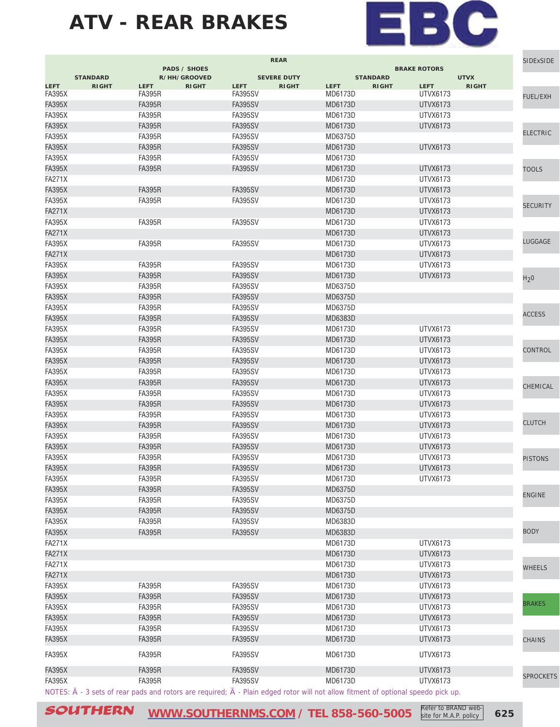# ATV - REAR BRAKES

| REAR | | | | | | | | | | |
|---|---|---|---|---|---|---|---|---|---|---|
| PADS / SHOES | | | | | | BRAKE ROTORS | | | | |
| STANDARD | | R/HH/GROOVED | | SEVERE DUTY | | STANDARD | | UTVX | | |
| LEFT | RIGHT | LEFT | RIGHT | LEFT | RIGHT | LEFT | RIGHT | LEFT | RIGHT | |
| FA395X | | FA395R | | FA395SV | | MD6173D | | UTVX6173 | | |
| FA395X | | FA395R | | FA395SV | | MD6173D | | UTVX6173 | | |
| FA395X | | FA395R | | FA395SV | | MD6173D | | UTVX6173 | | |
| FA395X | | FA395R | | FA395SV | | MD6173D | | UTVX6173 | | |
| FA395X | | FA395R | | FA395SV | | MD6375D | | | | |
| FA395X | | FA395R | | FA395SV | | MD6173D | | UTVX6173 | | |
| FA395X | | FA395R | | FA395SV | | MD6173D | | | | |
| FA395X | | FA395R | | FA395SV | | MD6173D | | UTVX6173 | | |
| FA271X | | | | | | MD6173D | | UTVX6173 | | |
| FA395X | | FA395R | | FA395SV | | MD6173D | | UTVX6173 | | |
| FA395X | | FA395R | | FA395SV | | MD6173D | | UTVX6173 | | |
| FA271X | | | | | | MD6173D | | UTVX6173 | | |
| FA395X | | FA395R | | FA395SV | | MD6173D | | UTVX6173 | | |
| FA271X | | | | | | MD6173D | | UTVX6173 | | |
| FA395X | | FA395R | | FA395SV | | MD6173D | | UTVX6173 | | |
| FA271X | | | | | | MD6173D | | UTVX6173 | | |
| FA395X | | FA395R | | FA395SV | | MD6173D | | UTVX6173 | | |
| FA395X | | FA395R | | FA395SV | | MD6173D | | UTVX6173 | | |
| FA395X | | FA395R | | FA395SV | | MD6375D | | | | |
| FA395X | | FA395R | | FA395SV | | MD6375D | | | | |
| FA395X | | FA395R | | FA395SV | | MD6375D | | | | |
| FA395X | | FA395R | | FA395SV | | MD6383D | | | | |
| FA395X | | FA395R | | FA395SV | | MD6173D | | UTVX6173 | | |
| FA395X | | FA395R | | FA395SV | | MD6173D | | UTVX6173 | | |
| FA395X | | FA395R | | FA395SV | | MD6173D | | UTVX6173 | | |
| FA395X | | FA395R | | FA395SV | | MD6173D | | UTVX6173 | | |
| FA395X | | FA395R | | FA395SV | | MD6173D | | UTVX6173 | | |
| FA395X | | FA395R | | FA395SV | | MD6173D | | UTVX6173 | | |
| FA395X | | FA395R | | FA395SV | | MD6173D | | UTVX6173 | | |
| FA395X | | FA395R | | FA395SV | | MD6173D | | UTVX6173 | | |
| FA395X | | FA395R | | FA395SV | | MD6173D | | UTVX6173 | | |
| FA395X | | FA395R | | FA395SV | | MD6173D | | UTVX6173 | | |
| FA395X | | FA395R | | FA395SV | | MD6173D | | UTVX6173 | | |
| FA395X | | FA395R | | FA395SV | | MD6173D | | UTVX6173 | | |
| FA395X | | FA395R | | FA395SV | | MD6173D | | UTVX6173 | | |
| FA395X | | FA395R | | FA395SV | | MD6173D | | UTVX6173 | | |
| FA395X | | FA395R | | FA395SV | | MD6173D | | UTVX6173 | | |
| FA395X | | FA395R | | FA395SV | | MD6375D | | | | |
| FA395X | | FA395R | | FA395SV | | MD6375D | | | | |
| FA395X | | FA395R | | FA395SV | | MD6375D | | | | |
| FA395X | | FA395R | | FA395SV | | MD6383D | | | | |
| FA395X | | FA395R | | FA395SV | | MD6383D | | | | |
| FA271X | | | | | | MD6173D | | UTVX6173 | | |
| FA271X | | | | | | MD6173D | | UTVX6173 | | |
| FA271X | | | | | | MD6173D | | UTVX6173 | | |
| FA271X | | | | | | MD6173D | | UTVX6173 | | |
| FA395X | | FA395R | | FA395SV | | MD6173D | | UTVX6173 | | |
| FA395X | | FA395R | | FA395SV | | MD6173D | | UTVX6173 | | |
| FA395X | | FA395R | | FA395SV | | MD6173D | | UTVX6173 | | |
| FA395X | | FA395R | | FA395SV | | MD6173D | | UTVX6173 | | |
| FA395X | | FA395R | | FA395SV | | MD6173D | | UTVX6173 | | |
| FA395X | | FA395R | | FA395SV | | MD6173D | | UTVX6173 | | |
| FA395X | | FA395R | | FA395SV | | MD6173D | | UTVX6173 | | |
| FA395X | | FA395R | | FA395SV | | MD6173D | | UTVX6173 | | |
| FA395X | | FA395R | | FA395SV | | MD6173D | | UTVX6173 | | |

NOTES: Â - 3 sets of rear pads and rotors are required; Ã - Plain edged rotor will not allow fitment of optional speedo pick up.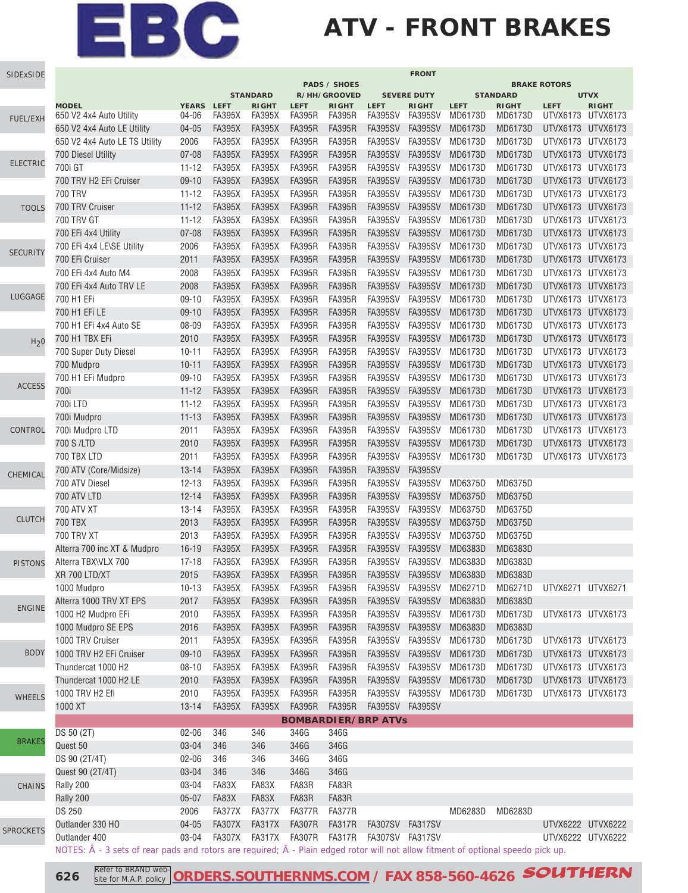# ATV - FRONT BRAKES

| | | FRONT | | | | | | | | | |
|---|---|---|---|---|---|---|---|---|---|---|---|
| | | PADS / SHOES | | | | | | BRAKE ROTORS | | | |
| | | STANDARD | | R/HH/GROOVED | | SEVERE DUTY | | STANDARD | | UTVX | |
| MODEL | YEARS | LEFT | RIGHT | LEFT | RIGHT | LEFT | RIGHT | LEFT | RIGHT | LEFT | RIGHT |
| 650 V2 4x4 Auto Utility | 04-06 | FA395X | FA395X | FA395R | FA395R | FA395SV | FA395SV | MD6173D | MD6173D | UTVX6173 | UTVX6173 |
| 650 V2 4x4 Auto LE Utility | 04-05 | FA395X | FA395X | FA395R | FA395R | FA395SV | FA395SV | MD6173D | MD6173D | UTVX6173 | UTVX6173 |
| 650 V2 4x4 Auto LE TS Utility | 2006 | FA395X | FA395X | FA395R | FA395R | FA395SV | FA395SV | MD6173D | MD6173D | UTVX6173 | UTVX6173 |
| 700 Diesel Utility | 07-08 | FA395X | FA395X | FA395R | FA395R | FA395SV | FA395SV | MD6173D | MD6173D | UTVX6173 | UTVX6173 |
| 700i GT | 11-12 | FA395X | FA395X | FA395R | FA395R | FA395SV | FA395SV | MD6173D | MD6173D | UTVX6173 | UTVX6173 |
| 700 TRV H2 EFi Cruiser | 09-10 | FA395X | FA395X | FA395R | FA395R | FA395SV | FA395SV | MD6173D | MD6173D | UTVX6173 | UTVX6173 |
| 700 TRV | 11-12 | FA395X | FA395X | FA395R | FA395R | FA395SV | FA395SV | MD6173D | MD6173D | UTVX6173 | UTVX6173 |
| 700 TRV Cruiser | 11-12 | FA395X | FA395X | FA395R | FA395R | FA395SV | FA395SV | MD6173D | MD6173D | UTVX6173 | UTVX6173 |
| 700 TRV GT | 11-12 | FA395X | FA395X | FA395R | FA395R | FA395SV | FA395SV | MD6173D | MD6173D | UTVX6173 | UTVX6173 |
| 700 EFi 4x4 Utility | 07-08 | FA395X | FA395X | FA395R | FA395R | FA395SV | FA395SV | MD6173D | MD6173D | UTVX6173 | UTVX6173 |
| 700 EFi 4x4 LE\SE Utility | 2006 | FA395X | FA395X | FA395R | FA395R | FA395SV | FA395SV | MD6173D | MD6173D | UTVX6173 | UTVX6173 |
| 700 EFi Cruiser | 2011 | FA395X | FA395X | FA395R | FA395R | FA395SV | FA395SV | MD6173D | MD6173D | UTVX6173 | UTVX6173 |
| 700 EFi 4x4 Auto M4 | 2008 | FA395X | FA395X | FA395R | FA395R | FA395SV | FA395SV | MD6173D | MD6173D | UTVX6173 | UTVX6173 |
| 700 EFi 4x4 Auto TRV LE | 2008 | FA395X | FA395X | FA395R | FA395R | FA395SV | FA395SV | MD6173D | MD6173D | UTVX6173 | UTVX6173 |
| 700 H1 EFi | 09-10 | FA395X | FA395X | FA395R | FA395R | FA395SV | FA395SV | MD6173D | MD6173D | UTVX6173 | UTVX6173 |
| 700 H1 EFi LE | 09-10 | FA395X | FA395X | FA395R | FA395R | FA395SV | FA395SV | MD6173D | MD6173D | UTVX6173 | UTVX6173 |
| 700 H1 EFi 4x4 Auto SE | 08-09 | FA395X | FA395X | FA395R | FA395R | FA395SV | FA395SV | MD6173D | MD6173D | UTVX6173 | UTVX6173 |
| 700 H1 TBX EFi | 2010 | FA395X | FA395X | FA395R | FA395R | FA395SV | FA395SV | MD6173D | MD6173D | UTVX6173 | UTVX6173 |
| 700 Super Duty Diesel | 10-11 | FA395X | FA395X | FA395R | FA395R | FA395SV | FA395SV | MD6173D | MD6173D | UTVX6173 | UTVX6173 |
| 700 Mudpro | 10-11 | FA395X | FA395X | FA395R | FA395R | FA395SV | FA395SV | MD6173D | MD6173D | UTVX6173 | UTVX6173 |
| 700 H1 EFi Mudpro | 09-10 | FA395X | FA395X | FA395R | FA395R | FA395SV | FA395SV | MD6173D | MD6173D | UTVX6173 | UTVX6173 |
| 700i | 11-12 | FA395X | FA395X | FA395R | FA395R | FA395SV | FA395SV | MD6173D | MD6173D | UTVX6173 | UTVX6173 |
| 700i LTD | 11-12 | FA395X | FA395X | FA395R | FA395R | FA395SV | FA395SV | MD6173D | MD6173D | UTVX6173 | UTVX6173 |
| 700i Mudpro | 11-13 | FA395X | FA395X | FA395R | FA395R | FA395SV | FA395SV | MD6173D | MD6173D | UTVX6173 | UTVX6173 |
| 700i Mudpro LTD | 2011 | FA395X | FA395X | FA395R | FA395R | FA395SV | FA395SV | MD6173D | MD6173D | UTVX6173 | UTVX6173 |
| 700 S /LTD | 2010 | FA395X | FA395X | FA395R | FA395R | FA395SV | FA395SV | MD6173D | MD6173D | UTVX6173 | UTVX6173 |
| 700 TBX LTD | 2011 | FA395X | FA395X | FA395R | FA395R | FA395SV | FA395SV | MD6173D | MD6173D | UTVX6173 | UTVX6173 |
| 700 ATV (Core/Midsize) | 13-14 | FA395X | FA395X | FA395R | FA395R | FA395SV | FA395SV | | | | |
| 700 ATV Diesel | 12-13 | FA395X | FA395X | FA395R | FA395R | FA395SV | FA395SV | MD6375D | MD6375D | | |
| 700 ATV LTD | 12-14 | FA395X | FA395X | FA395R | FA395R | FA395SV | FA395SV | MD6375D | MD6375D | | |
| 700 ATV XT | 13-14 | FA395X | FA395X | FA395R | FA395R | FA395SV | FA395SV | MD6375D | MD6375D | | |
| 700 TBX | 2013 | FA395X | FA395X | FA395R | FA395R | FA395SV | FA395SV | MD6375D | MD6375D | | |
| 700 TRV XT | 2013 | FA395X | FA395X | FA395R | FA395R | FA395SV | FA395SV | MD6375D | MD6375D | | |
| Alterra 700 inc XT & Mudpro | 16-19 | FA395X | FA395X | FA395R | FA395R | FA395SV | FA395SV | MD6383D | MD6383D | | |
| Alterra TBX\VLX 700 | 17-18 | FA395X | FA395X | FA395R | FA395R | FA395SV | FA395SV | MD6383D | MD6383D | | |
| XR 700 LTD/XT | 2015 | FA395X | FA395X | FA395R | FA395R | FA395SV | FA395SV | MD6383D | MD6383D | | |
| 1000 Mudpro | 10-13 | FA395X | FA395X | FA395R | FA395R | FA395SV | FA395SV | MD6271D | MD6271D | UTVX6271 | UTVX6271 |
| Alterra 1000 TRV XT EPS | 2017 | FA395X | FA395X | FA395R | FA395R | FA395SV | FA395SV | MD6383D | MD6383D | | |
| 1000 H2 Mudpro EFi | 2010 | FA395X | FA395X | FA395R | FA395R | FA395SV | FA395SV | MD6173D | MD6173D | UTVX6173 | UTVX6173 |
| 1000 Mudpro SE EPS | 2016 | FA395X | FA395X | FA395R | FA395R | FA395SV | FA395SV | MD6383D | MD6383D | | |
| 1000 TRV Cruiser | 2011 | FA395X | FA395X | FA395R | FA395R | FA395SV | FA395SV | MD6173D | MD6173D | UTVX6173 | UTVX6173 |
| 1000 TRV H2 EFi Cruiser | 09-10 | FA395X | FA395X | FA395R | FA395R | FA395SV | FA395SV | MD6173D | MD6173D | UTVX6173 | UTVX6173 |
| Thundercat 1000 H2 | 08-10 | FA395X | FA395X | FA395R | FA395R | FA395SV | FA395SV | MD6173D | MD6173D | UTVX6173 | UTVX6173 |
| Thundercat 1000 H2 LE | 2010 | FA395X | FA395X | FA395R | FA395R | FA395SV | FA395SV | MD6173D | MD6173D | UTVX6173 | UTVX6173 |
| 1000 TRV H2 Efi | 2010 | FA395X | FA395X | FA395R | FA395R | FA395SV | FA395SV | MD6173D | MD6173D | UTVX6173 | UTVX6173 |
| 1000 XT | 13-14 | FA395X | FA395X | FA395R | FA395R | FA395SV | FA395SV | | | | |
| **BOMBARDIER/BRP ATVs** | | | | | | | | | | | |
| DS 50 (2T) | 02-06 | 346 | 346 | 346G | 346G | | | | | | |
| Quest 50 | 03-04 | 346 | 346 | 346G | 346G | | | | | | |
| DS 90 (2T/4T) | 02-06 | 346 | 346 | 346G | 346G | | | | | | |
| Quest 90 (2T/4T) | 03-04 | 346 | 346 | 346G | 346G | | | | | | |
| Rally 200 | 03-04 | FA83X | FA83X | FA83R | FA83R | | | | | | |
| Rally 200 | 05-07 | FA83X | FA83X | FA83R | FA83R | | | | | | |
| DS 250 | 2006 | FA377X | FA377X | FA377R | FA377R | | | MD6283D | MD6283D | | |
| Outlander 330 HO | 04-05 | FA307X | FA317X | FA307R | FA317R | FA307SV | FA317SV | | | UTVX6222 | UTVX6222 |
| Outlander 400 | 03-04 | FA307X | FA317X | FA307R | FA317R | FA307SV | FA317SV | | | UTVX6222 | UTVX6222 |

NOTES: Â - 3 sets of rear pads and rotors are required; Ã - Plain edged rotor will not allow fitment of optional speedo pick up.

Refer to BRAND web-site for M.A.P. policy **ORDERS.SOUTHERNMS.COM / FAX 858-560-4626** SOUTHERN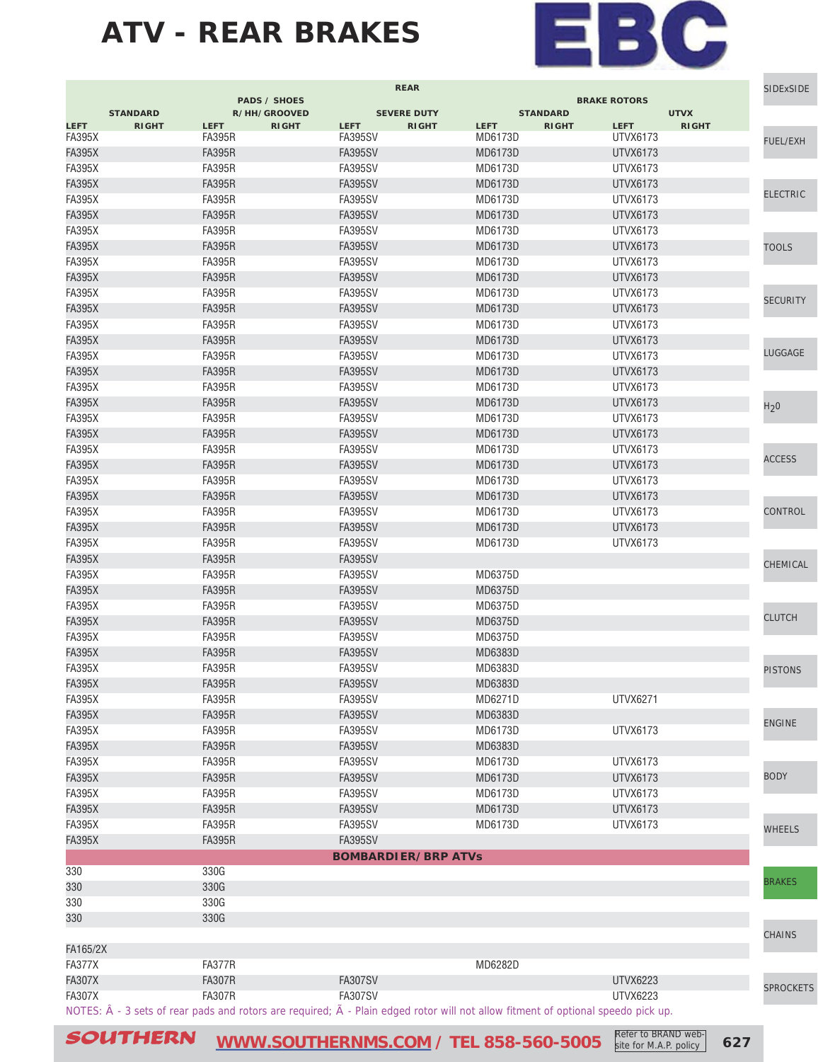# ATV - REAR BRAKES

| REAR | | | | | | | | | |
|---|---|---|---|---|---|---|---|---|---|
| PADS / SHOES | | | | | | BRAKE ROTORS | | | |
| STANDARD | | R/HH/GROOVED | | SEVERE DUTY | | STANDARD | | UTVX | |
| LEFT | RIGHT | LEFT | RIGHT | LEFT | RIGHT | LEFT | RIGHT | LEFT | RIGHT |
| FA395X | | FA395R | | FA395SV | | MD6173D | | UTVX6173 | |
| FA395X | | FA395R | | FA395SV | | MD6173D | | UTVX6173 | |
| FA395X | | FA395R | | FA395SV | | MD6173D | | UTVX6173 | |
| FA395X | | FA395R | | FA395SV | | MD6173D | | UTVX6173 | |
| FA395X | | FA395R | | FA395SV | | MD6173D | | UTVX6173 | |
| FA395X | | FA395R | | FA395SV | | MD6173D | | UTVX6173 | |
| FA395X | | FA395R | | FA395SV | | MD6173D | | UTVX6173 | |
| FA395X | | FA395R | | FA395SV | | MD6173D | | UTVX6173 | |
| FA395X | | FA395R | | FA395SV | | MD6173D | | UTVX6173 | |
| FA395X | | FA395R | | FA395SV | | MD6173D | | UTVX6173 | |
| FA395X | | FA395R | | FA395SV | | MD6173D | | UTVX6173 | |
| FA395X | | FA395R | | FA395SV | | MD6173D | | UTVX6173 | |
| FA395X | | FA395R | | FA395SV | | MD6173D | | UTVX6173 | |
| FA395X | | FA395R | | FA395SV | | MD6173D | | UTVX6173 | |
| FA395X | | FA395R | | FA395SV | | MD6173D | | UTVX6173 | |
| FA395X | | FA395R | | FA395SV | | MD6173D | | UTVX6173 | |
| FA395X | | FA395R | | FA395SV | | MD6173D | | UTVX6173 | |
| FA395X | | FA395R | | FA395SV | | MD6173D | | UTVX6173 | |
| FA395X | | FA395R | | FA395SV | | MD6173D | | UTVX6173 | |
| FA395X | | FA395R | | FA395SV | | MD6173D | | UTVX6173 | |
| FA395X | | FA395R | | FA395SV | | MD6173D | | UTVX6173 | |
| FA395X | | FA395R | | FA395SV | | MD6173D | | UTVX6173 | |
| FA395X | | FA395R | | FA395SV | | MD6173D | | UTVX6173 | |
| FA395X | | FA395R | | FA395SV | | MD6173D | | UTVX6173 | |
| FA395X | | FA395R | | FA395SV | | MD6173D | | UTVX6173 | |
| FA395X | | FA395R | | FA395SV | | MD6173D | | UTVX6173 | |
| FA395X | | FA395R | | FA395SV | | MD6173D | | UTVX6173 | |
| FA395X | | FA395R | | FA395SV | | | | | |
| FA395X | | FA395R | | FA395SV | | MD6375D | | | |
| FA395X | | FA395R | | FA395SV | | MD6375D | | | |
| FA395X | | FA395R | | FA395SV | | MD6375D | | | |
| FA395X | | FA395R | | FA395SV | | MD6375D | | | |
| FA395X | | FA395R | | FA395SV | | MD6375D | | | |
| FA395X | | FA395R | | FA395SV | | MD6383D | | | |
| FA395X | | FA395R | | FA395SV | | MD6383D | | | |
| FA395X | | FA395R | | FA395SV | | MD6383D | | | |
| FA395X | | FA395R | | FA395SV | | MD6271D | | UTVX6271 | |
| FA395X | | FA395R | | FA395SV | | MD6383D | | | |
| FA395X | | FA395R | | FA395SV | | MD6173D | | UTVX6173 | |
| FA395X | | FA395R | | FA395SV | | MD6383D | | | |
| FA395X | | FA395R | | FA395SV | | MD6173D | | UTVX6173 | |
| FA395X | | FA395R | | FA395SV | | MD6173D | | UTVX6173 | |
| FA395X | | FA395R | | FA395SV | | MD6173D | | UTVX6173 | |
| FA395X | | FA395R | | FA395SV | | MD6173D | | UTVX6173 | |
| FA395X | | FA395R | | FA395SV | | MD6173D | | UTVX6173 | |
| FA395X | | FA395R | | FA395SV | | | | | |
| **BOMBARDIER/BRP ATVs** | | | | | | | | | |
| 330 | | 330G | | | | | | | |
| 330 | | 330G | | | | | | | |
| 330 | | 330G | | | | | | | |
| 330 | | 330G | | | | | | | |
| | | | | | | | | | |
| FA165/2X | | | | | | | | | |
| FA377X | | FA377R | | | | MD6282D | | | |
| FA307X | | FA307R | | FA307SV | | | | UTVX6223 | |
| FA307X | | FA307R | | FA307SV | | | | UTVX6223 | |

NOTES: Â - 3 sets of rear pads and rotors are required; Ã - Plain edged rotor will not allow fitment of optional speedo pick up.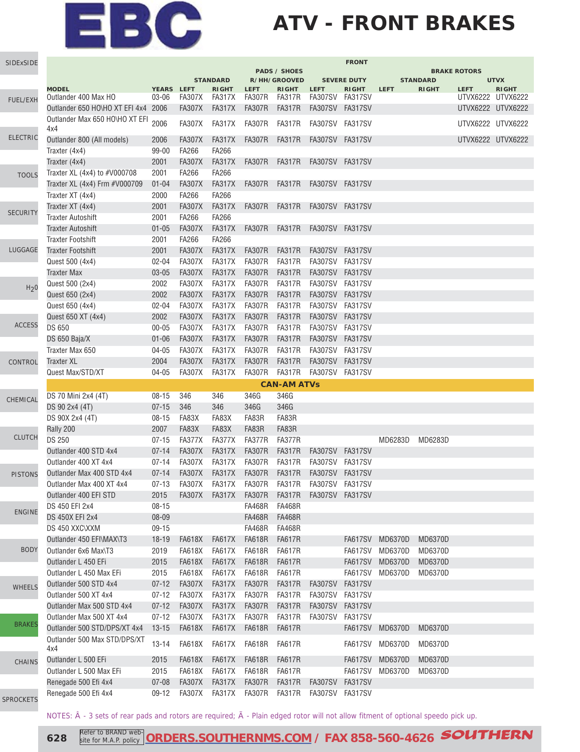# EBC

# ATV - FRONT BRAKES

| MODEL | YEARS | FRONT PADS / SHOES STANDARD LEFT | STANDARD RIGHT | R/HH/GROOVED LEFT | R/HH/GROOVED RIGHT | SEVERE DUTY LEFT | SEVERE DUTY RIGHT | BRAKE ROTORS STANDARD LEFT | STANDARD RIGHT | UTVX LEFT | UTVX RIGHT |
|---|---|---|---|---|---|---|---|---|---|---|---|
| Outlander 400 Max HO | 03-06 | FA307X | FA317X | FA307R | FA317R | FA307SV | FA317SV | | | UTVX6222 | UTVX6222 |
| Outlander 650 HO\HO XT EFI 4x4 | 2006 | FA307X | FA317X | FA307R | FA317R | FA307SV | FA317SV | | | UTVX6222 | UTVX6222 |
| Outlander Max 650 HO\HO XT EFI 4x4 | 2006 | FA307X | FA317X | FA307R | FA317R | FA307SV | FA317SV | | | UTVX6222 | UTVX6222 |
| Outlander 800 (All models) | 2006 | FA307X | FA317X | FA307R | FA317R | FA307SV | FA317SV | | | UTVX6222 | UTVX6222 |
| Traxter (4x4) | 99-00 | FA266 | FA266 | | | | | | | | |
| Traxter (4x4) | 2001 | FA307X | FA317X | FA307R | FA317R | FA307SV | FA317SV | | | | |
| Traxter XL (4x4) to #V000708 | 2001 | FA266 | FA266 | | | | | | | | |
| Traxter XL (4x4) Frm #V000709 | 01-04 | FA307X | FA317X | FA307R | FA317R | FA307SV | FA317SV | | | | |
| Traxter XT (4x4) | 2000 | FA266 | FA266 | | | | | | | | |
| Traxter XT (4x4) | 2001 | FA307X | FA317X | FA307R | FA317R | FA307SV | FA317SV | | | | |
| Traxter Autoshift | 2001 | FA266 | FA266 | | | | | | | | |
| Traxter Autoshift | 01-05 | FA307X | FA317X | FA307R | FA317R | FA307SV | FA317SV | | | | |
| Traxter Footshift | 2001 | FA266 | FA266 | | | | | | | | |
| Traxter Footshift | 2001 | FA307X | FA317X | FA307R | FA317R | FA307SV | FA317SV | | | | |
| Quest 500 (4x4) | 02-04 | FA307X | FA317X | FA307R | FA317R | FA307SV | FA317SV | | | | |
| Traxter Max | 03-05 | FA307X | FA317X | FA307R | FA317R | FA307SV | FA317SV | | | | |
| Quest 500 (2x4) | 2002 | FA307X | FA317X | FA307R | FA317R | FA307SV | FA317SV | | | | |
| Quest 650 (2x4) | 2002 | FA307X | FA317X | FA307R | FA317R | FA307SV | FA317SV | | | | |
| Quest 650 (4x4) | 02-04 | FA307X | FA317X | FA307R | FA317R | FA307SV | FA317SV | | | | |
| Quest 650 XT (4x4) | 2002 | FA307X | FA317X | FA307R | FA317R | FA307SV | FA317SV | | | | |
| DS 650 | 00-05 | FA307X | FA317X | FA307R | FA317R | FA307SV | FA317SV | | | | |
| DS 650 Baja/X | 01-06 | FA307X | FA317X | FA307R | FA317R | FA307SV | FA317SV | | | | |
| Traxter Max 650 | 04-05 | FA307X | FA317X | FA307R | FA317R | FA307SV | FA317SV | | | | |
| Traxter XL | 2004 | FA307X | FA317X | FA307R | FA317R | FA307SV | FA317SV | | | | |
| Quest Max/STD/XT | 04-05 | FA307X | FA317X | FA307R | FA317R | FA307SV | FA317SV | | | | |
| **CAN-AM ATVs** | | | | | | | | | | | |
| DS 70 Mini 2x4 (4T) | 08-15 | 346 | 346 | 346G | 346G | | | | | | |
| DS 90 2x4 (4T) | 07-15 | 346 | 346 | 346G | 346G | | | | | | |
| DS 90X 2x4 (4T) | 08-15 | FA83X | FA83X | FA83R | FA83R | | | | | | |
| Rally 200 | 2007 | FA83X | FA83X | FA83R | FA83R | | | | | | |
| DS 250 | 07-15 | FA377X | FA377X | FA377R | FA377R | | | MD6283D | MD6283D | | |
| Outlander 400 STD 4x4 | 07-14 | FA307X | FA317X | FA307R | FA317R | FA307SV | FA317SV | | | | |
| Outlander 400 XT 4x4 | 07-14 | FA307X | FA317X | FA307R | FA317R | FA307SV | FA317SV | | | | |
| Outlander Max 400 STD 4x4 | 07-14 | FA307X | FA317X | FA307R | FA317R | FA307SV | FA317SV | | | | |
| Outlander Max 400 XT 4x4 | 07-13 | FA307X | FA317X | FA307R | FA317R | FA307SV | FA317SV | | | | |
| Outlander 400 EFI STD | 2015 | FA307X | FA317X | FA307R | FA317R | FA307SV | FA317SV | | | | |
| DS 450 EFI 2x4 | 08-15 | | | FA468R | FA468R | | | | | | |
| DS 450X EFI 2x4 | 08-09 | | | FA468R | FA468R | | | | | | |
| DS 450 XXC\XXM | 09-15 | | | FA468R | FA468R | | | | | | |
| Outlander 450 EFI\MAX\T3 | 18-19 | FA618X | FA617X | FA618R | FA617R | | FA617SV | MD6370D | MD6370D | | |
| Outlander 6x6 Max\T3 | 2019 | FA618X | FA617X | FA618R | FA617R | | FA617SV | MD6370D | MD6370D | | |
| Outlander L 450 EFi | 2015 | FA618X | FA617X | FA618R | FA617R | | FA617SV | MD6370D | MD6370D | | |
| Outlander L 450 Max EFi | 2015 | FA618X | FA617X | FA618R | FA617R | | FA617SV | MD6370D | MD6370D | | |
| Outlander 500 STD 4x4 | 07-12 | FA307X | FA317X | FA307R | FA317R | FA307SV | FA317SV | | | | |
| Outlander 500 XT 4x4 | 07-12 | FA307X | FA317X | FA307R | FA317R | FA307SV | FA317SV | | | | |
| Outlander Max 500 STD 4x4 | 07-12 | FA307X | FA317X | FA307R | FA317R | FA307SV | FA317SV | | | | |
| Outlander Max 500 XT 4x4 | 07-12 | FA307X | FA317X | FA307R | FA317R | FA307SV | FA317SV | | | | |
| Outlander 500 STD/DPS/XT 4x4 | 13-15 | FA618X | FA617X | FA618R | FA617R | | FA617SV | MD6370D | MD6370D | | |
| Outlander 500 Max STD/DPS/XT 4x4 | 13-14 | FA618X | FA617X | FA618R | FA617R | | FA617SV | MD6370D | MD6370D | | |
| Outlander L 500 EFi | 2015 | FA618X | FA617X | FA618R | FA617R | | FA617SV | MD6370D | MD6370D | | |
| Outlander L 500 Max EFi | 2015 | FA618X | FA617X | FA618R | FA617R | | FA617SV | MD6370D | MD6370D | | |
| Renegade 500 Efi 4x4 | 07-08 | FA307X | FA317X | FA307R | FA317R | FA307SV | FA317SV | | | | |
| Renegade 500 Efi 4x4 | 09-12 | FA307X | FA317X | FA307R | FA317R | FA307SV | FA317SV | | | | |

NOTES: Â - 3 sets of rear pads and rotors are required; Ã - Plain edged rotor will not allow fitment of optional speedo pick up.

Refer to BRAND web-site for M.A.P. policy **ORDERS.SOUTHERNMS.COM / FAX 858-560-4626** SOUTHERN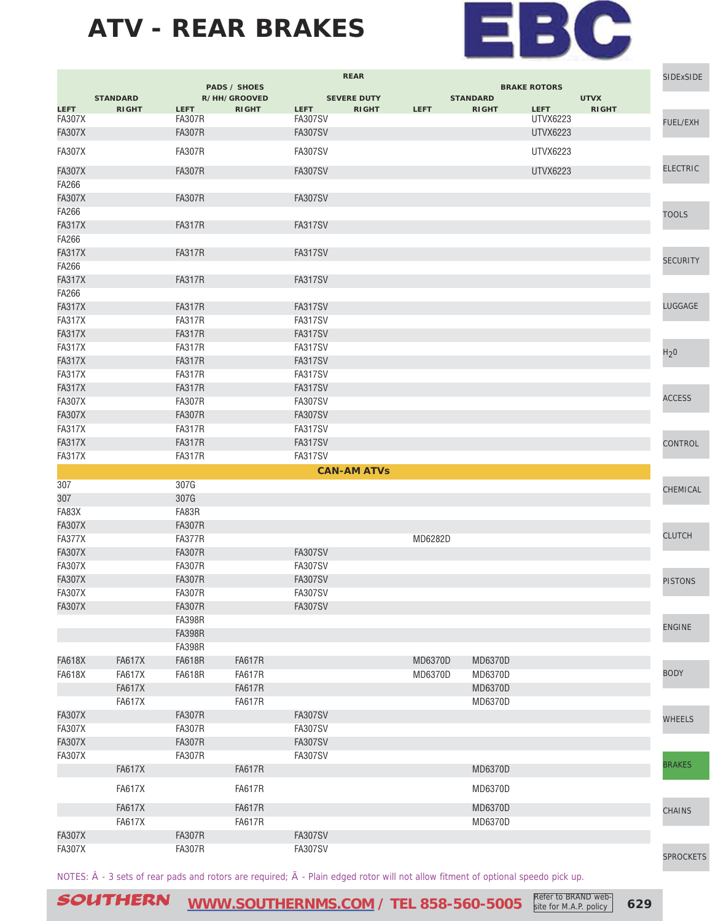# ATV - REAR BRAKES

| REAR | | | | | | | | | | | |
|---|---|---|---|---|---|---|---|---|---|---|---|
| PADS / SHOES | | | | | | BRAKE ROTORS | | | | | |
| STANDARD | | R/HH/GROOVED | | SEVERE DUTY | | STANDARD | | UTVX | | | |
| LEFT | RIGHT | LEFT | RIGHT | LEFT | RIGHT | LEFT | RIGHT | LEFT | RIGHT | | |
| FA307X | | FA307R | | FA307SV | | | | UTVX6223 | | | |
| FA307X | | FA307R | | FA307SV | | | | UTVX6223 | | | |
| FA307X | | FA307R | | FA307SV | | | | UTVX6223 | | | |
| FA307X | | FA307R | | FA307SV | | | | UTVX6223 | | | |
| FA266 | | | | | | | | | | | |
| FA307X | | FA307R | | FA307SV | | | | | | | |
| FA266 | | | | | | | | | | | |
| FA317X | | FA317R | | FA317SV | | | | | | | |
| FA266 | | | | | | | | | | | |
| FA317X | | FA317R | | FA317SV | | | | | | | |
| FA266 | | | | | | | | | | | |
| FA317X | | FA317R | | FA317SV | | | | | | | |
| FA266 | | | | | | | | | | | |
| FA317X | | FA317R | | FA317SV | | | | | | | |
| FA317X | | FA317R | | FA317SV | | | | | | | |
| FA317X | | FA317R | | FA317SV | | | | | | | |
| FA317X | | FA317R | | FA317SV | | | | | | | |
| FA317X | | FA317R | | FA317SV | | | | | | | |
| FA317X | | FA317R | | FA317SV | | | | | | | |
| FA317X | | FA317R | | FA317SV | | | | | | | |
| FA307X | | FA307R | | FA307SV | | | | | | | |
| FA307X | | FA307R | | FA307SV | | | | | | | |
| FA317X | | FA317R | | FA317SV | | | | | | | |
| FA317X | | FA317R | | FA317SV | | | | | | | |
| FA317X | | FA317R | | FA317SV | | | | | | | |
| **CAN-AM ATVs** | | | | | | | | | | | |
| 307 | | 307G | | | | | | | | | |
| 307 | | 307G | | | | | | | | | |
| FA83X | | FA83R | | | | | | | | | |
| FA307X | | FA307R | | | | | | | | | |
| FA377X | | FA377R | | | | MD6282D | | | | | |
| FA307X | | FA307R | | FA307SV | | | | | | | |
| FA307X | | FA307R | | FA307SV | | | | | | | |
| FA307X | | FA307R | | FA307SV | | | | | | | |
| FA307X | | FA307R | | FA307SV | | | | | | | |
| FA307X | | FA307R | | FA307SV | | | | | | | |
| | | FA398R | | | | | | | | | |
| | | FA398R | | | | | | | | | |
| | | FA398R | | | | | | | | | |
| FA618X | FA617X | FA618R | FA617R | | | MD6370D | MD6370D | | | | |
| FA618X | FA617X | FA618R | FA617R | | | MD6370D | MD6370D | | | | |
| | FA617X | | FA617R | | | | MD6370D | | | | |
| | FA617X | | FA617R | | | | MD6370D | | | | |
| FA307X | | FA307R | | FA307SV | | | | | | | |
| FA307X | | FA307R | | FA307SV | | | | | | | |
| FA307X | | FA307R | | FA307SV | | | | | | | |
| FA307X | | FA307R | | FA307SV | | | | | | | |
| | FA617X | | FA617R | | | | MD6370D | | | | |
| | FA617X | | FA617R | | | | MD6370D | | | | |
| | FA617X | | FA617R | | | | MD6370D | | | | |
| | FA617X | | FA617R | | | | MD6370D | | | | |
| FA307X | | FA307R | | FA307SV | | | | | | | |
| FA307X | | FA307R | | FA307SV | | | | | | | |

NOTES: Â - 3 sets of rear pads and rotors are required; Ã - Plain edged rotor will not allow fitment of optional speedo pick up.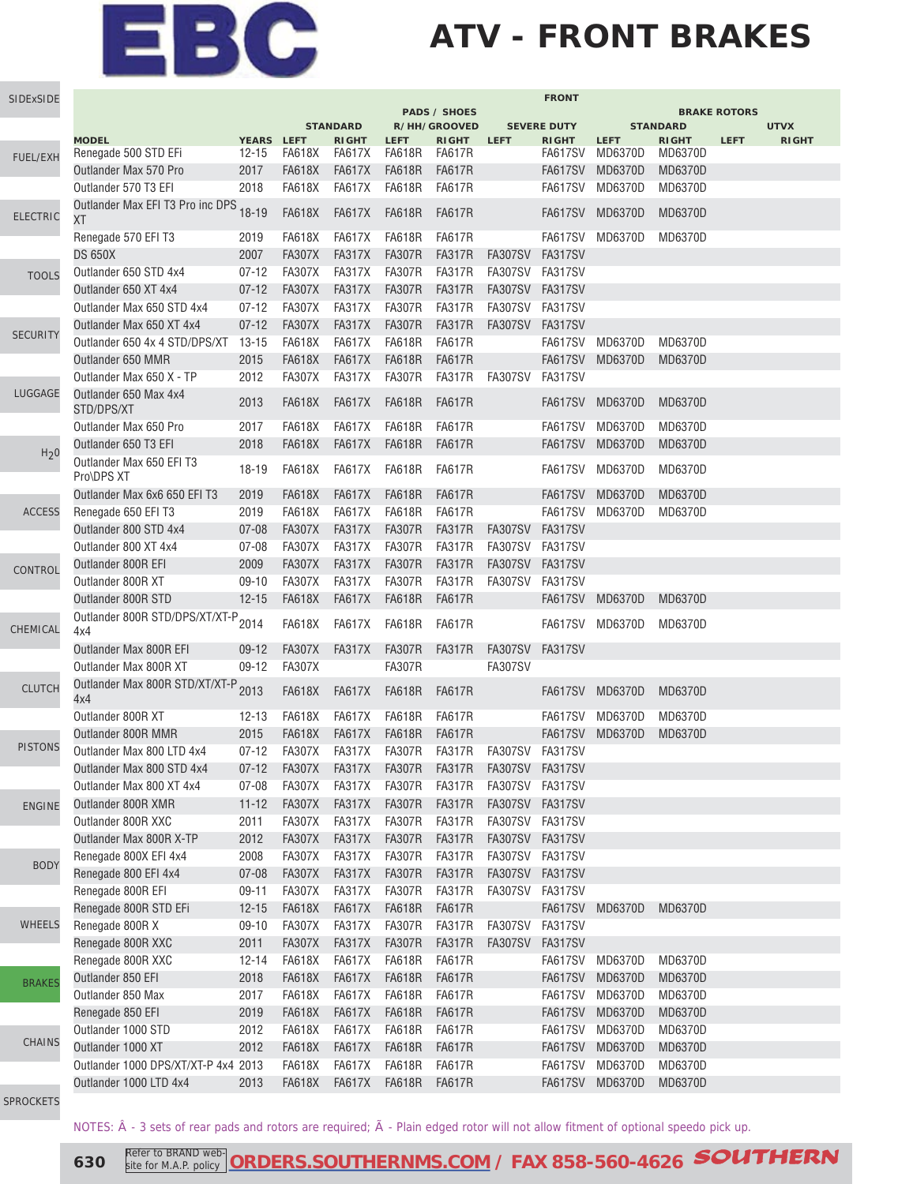# ATV - FRONT BRAKES

| | | FRONT | | | | | | | | | |
|---|---|---|---|---|---|---|---|---|---|---|---|
| | | PADS / SHOES | | | | | | BRAKE ROTORS | | | |
| | | STANDARD | | R/HH/GROOVED | | SEVERE DUTY | | STANDARD | | UTVX | |
| MODEL | YEARS | LEFT | RIGHT | LEFT | RIGHT | LEFT | RIGHT | LEFT | RIGHT | LEFT | RIGHT |
| Renegade 500 STD EFi | 12-15 | FA618X | FA617X | FA618R | FA617R | | FA617SV | MD6370D | MD6370D | | |
| Outlander Max 570 Pro | 2017 | FA618X | FA617X | FA618R | FA617R | | FA617SV | MD6370D | MD6370D | | |
| Outlander 570 T3 EFI | 2018 | FA618X | FA617X | FA618R | FA617R | | FA617SV | MD6370D | MD6370D | | |
| Outlander Max EFI T3 Pro inc DPS XT | 18-19 | FA618X | FA617X | FA618R | FA617R | | FA617SV | MD6370D | MD6370D | | |
| Renegade 570 EFI T3 | 2019 | FA618X | FA617X | FA618R | FA617R | | FA617SV | MD6370D | MD6370D | | |
| DS 650X | 2007 | FA307X | FA317X | FA307R | FA317R | FA307SV | FA317SV | | | | |
| Outlander 650 STD 4x4 | 07-12 | FA307X | FA317X | FA307R | FA317R | FA307SV | FA317SV | | | | |
| Outlander 650 XT 4x4 | 07-12 | FA307X | FA317X | FA307R | FA317R | FA307SV | FA317SV | | | | |
| Outlander Max 650 STD 4x4 | 07-12 | FA307X | FA317X | FA307R | FA317R | FA307SV | FA317SV | | | | |
| Outlander Max 650 XT 4x4 | 07-12 | FA307X | FA317X | FA307R | FA317R | FA307SV | FA317SV | | | | |
| Outlander 650 4x 4 STD/DPS/XT | 13-15 | FA618X | FA617X | FA618R | FA617R | | FA617SV | MD6370D | MD6370D | | |
| Outlander 650 MMR | 2015 | FA618X | FA617X | FA618R | FA617R | | FA617SV | MD6370D | MD6370D | | |
| Outlander Max 650 X - TP | 2012 | FA307X | FA317X | FA307R | FA317R | FA307SV | FA317SV | | | | |
| Outlander 650 Max 4x4 STD/DPS/XT | 2013 | FA618X | FA617X | FA618R | FA617R | | FA617SV | MD6370D | MD6370D | | |
| Outlander Max 650 Pro | 2017 | FA618X | FA617X | FA618R | FA617R | | FA617SV | MD6370D | MD6370D | | |
| Outlander 650 T3 EFI | 2018 | FA618X | FA617X | FA618R | FA617R | | FA617SV | MD6370D | MD6370D | | |
| Outlander Max 650 EFI T3 Pro\DPS XT | 18-19 | FA618X | FA617X | FA618R | FA617R | | FA617SV | MD6370D | MD6370D | | |
| Outlander Max 6x6 650 EFI T3 | 2019 | FA618X | FA617X | FA618R | FA617R | | FA617SV | MD6370D | MD6370D | | |
| Renegade 650 EFI T3 | 2019 | FA618X | FA617X | FA618R | FA617R | | FA617SV | MD6370D | MD6370D | | |
| Outlander 800 STD 4x4 | 07-08 | FA307X | FA317X | FA307R | FA317R | FA307SV | FA317SV | | | | |
| Outlander 800 XT 4x4 | 07-08 | FA307X | FA317X | FA307R | FA317R | FA307SV | FA317SV | | | | |
| Outlander 800R EFI | 2009 | FA307X | FA317X | FA307R | FA317R | FA307SV | FA317SV | | | | |
| Outlander 800R XT | 09-10 | FA307X | FA317X | FA307R | FA317R | FA307SV | FA317SV | | | | |
| Outlander 800R STD | 12-15 | FA618X | FA617X | FA618R | FA617R | | FA617SV | MD6370D | MD6370D | | |
| Outlander 800R STD/DPS/XT/XT-P 4x4 | 2014 | FA618X | FA617X | FA618R | FA617R | | FA617SV | MD6370D | MD6370D | | |
| Outlander Max 800R EFI | 09-12 | FA307X | FA317X | FA307R | FA317R | FA307SV | FA317SV | | | | |
| Outlander Max 800R XT | 09-12 | FA307X | | FA307R | | FA307SV | | | | | |
| Outlander Max 800R STD/XT/XT-P 4x4 | 2013 | FA618X | FA617X | FA618R | FA617R | | FA617SV | MD6370D | MD6370D | | |
| Outlander 800R XT | 12-13 | FA618X | FA617X | FA618R | FA617R | | FA617SV | MD6370D | MD6370D | | |
| Outlander 800R MMR | 2015 | FA618X | FA617X | FA618R | FA617R | | FA617SV | MD6370D | MD6370D | | |
| Outlander Max 800 LTD 4x4 | 07-12 | FA307X | FA317X | FA307R | FA317R | FA307SV | FA317SV | | | | |
| Outlander Max 800 STD 4x4 | 07-12 | FA307X | FA317X | FA307R | FA317R | FA307SV | FA317SV | | | | |
| Outlander Max 800 XT 4x4 | 07-08 | FA307X | FA317X | FA307R | FA317R | FA307SV | FA317SV | | | | |
| Outlander 800R XMR | 11-12 | FA307X | FA317X | FA307R | FA317R | FA307SV | FA317SV | | | | |
| Outlander 800R XXC | 2011 | FA307X | FA317X | FA307R | FA317R | FA307SV | FA317SV | | | | |
| Outlander Max 800R X-TP | 2012 | FA307X | FA317X | FA307R | FA317R | FA307SV | FA317SV | | | | |
| Renegade 800X EFI 4x4 | 2008 | FA307X | FA317X | FA307R | FA317R | FA307SV | FA317SV | | | | |
| Renegade 800 EFI 4x4 | 07-08 | FA307X | FA317X | FA307R | FA317R | FA307SV | FA317SV | | | | |
| Renegade 800R EFI | 09-11 | FA307X | FA317X | FA307R | FA317R | FA307SV | FA317SV | | | | |
| Renegade 800R STD EFi | 12-15 | FA618X | FA617X | FA618R | FA617R | | FA617SV | MD6370D | MD6370D | | |
| Renegade 800R X | 09-10 | FA307X | FA317X | FA307R | FA317R | FA307SV | FA317SV | | | | |
| Renegade 800R XXC | 2011 | FA307X | FA317X | FA307R | FA317R | FA307SV | FA317SV | | | | |
| Renegade 800R XXC | 12-14 | FA618X | FA617X | FA618R | FA617R | | FA617SV | MD6370D | MD6370D | | |
| Outlander 850 EFI | 2018 | FA618X | FA617X | FA618R | FA617R | | FA617SV | MD6370D | MD6370D | | |
| Outlander 850 Max | 2017 | FA618X | FA617X | FA618R | FA617R | | FA617SV | MD6370D | MD6370D | | |
| Renegade 850 EFI | 2019 | FA618X | FA617X | FA618R | FA617R | | FA617SV | MD6370D | MD6370D | | |
| Outlander 1000 STD | 2012 | FA618X | FA617X | FA618R | FA617R | | FA617SV | MD6370D | MD6370D | | |
| Outlander 1000 XT | 2012 | FA618X | FA617X | FA618R | FA617R | | FA617SV | MD6370D | MD6370D | | |
| Outlander 1000 DPS/XT/XT-P 4x4 | 2013 | FA618X | FA617X | FA618R | FA617R | | FA617SV | MD6370D | MD6370D | | |
| Outlander 1000 LTD 4x4 | 2013 | FA618X | FA617X | FA618R | FA617R | | FA617SV | MD6370D | MD6370D | | |

NOTES: Â - 3 sets of rear pads and rotors are required; Ã - Plain edged rotor will not allow fitment of optional speedo pick up.

Refer to BRAND web-site for M.A.P. policy **ORDERS.SOUTHERNMS.COM / FAX 858-560-4626**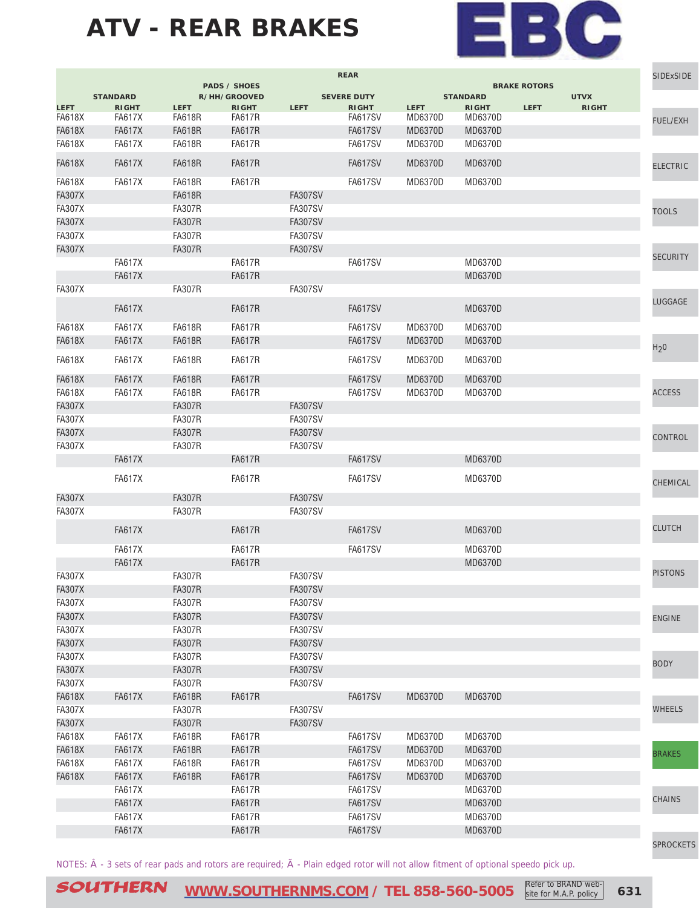# ATV - REAR BRAKES

| REAR | | | | | | | | | |
|---|---|---|---|---|---|---|---|---|---|
| PADS / SHOES | | | | | | BRAKE ROTORS | | | |
| STANDARD | | R/HH/GROOVED | | SEVERE DUTY | | STANDARD | | UTVX | |
| LEFT | RIGHT | LEFT | RIGHT | LEFT | RIGHT | LEFT | RIGHT | LEFT | RIGHT |
| FA618X | FA617X | FA618R | FA617R | | FA617SV | MD6370D | MD6370D | | |
| FA618X | FA617X | FA618R | FA617R | | FA617SV | MD6370D | MD6370D | | |
| FA618X | FA617X | FA618R | FA617R | | FA617SV | MD6370D | MD6370D | | |
| FA618X | FA617X | FA618R | FA617R | | FA617SV | MD6370D | MD6370D | | |
| FA618X | FA617X | FA618R | FA617R | | FA617SV | MD6370D | MD6370D | | |
| FA307X | | FA618R | | FA307SV | | | | | |
| FA307X | | FA307R | | FA307SV | | | | | |
| FA307X | | FA307R | | FA307SV | | | | | |
| FA307X | | FA307R | | FA307SV | | | | | |
| FA307X | | FA307R | | FA307SV | | | | | |
| | FA617X | | FA617R | | FA617SV | | MD6370D | | |
| | FA617X | | FA617R | | | | MD6370D | | |
| FA307X | | FA307R | | FA307SV | | | | | |
| | FA617X | | FA617R | | FA617SV | | MD6370D | | |
| FA618X | FA617X | FA618R | FA617R | | FA617SV | MD6370D | MD6370D | | |
| FA618X | FA617X | FA618R | FA617R | | FA617SV | MD6370D | MD6370D | | |
| FA618X | FA617X | FA618R | FA617R | | FA617SV | MD6370D | MD6370D | | |
| FA618X | FA617X | FA618R | FA617R | | FA617SV | MD6370D | MD6370D | | |
| FA618X | FA617X | FA618R | FA617R | | FA617SV | MD6370D | MD6370D | | |
| FA307X | | FA307R | | FA307SV | | | | | |
| FA307X | | FA307R | | FA307SV | | | | | |
| FA307X | | FA307R | | FA307SV | | | | | |
| FA307X | | FA307R | | FA307SV | | | | | |
| | FA617X | | FA617R | | FA617SV | | MD6370D | | |
| | FA617X | | FA617R | | FA617SV | | MD6370D | | |
| FA307X | | FA307R | | FA307SV | | | | | |
| FA307X | | FA307R | | FA307SV | | | | | |
| | FA617X | | FA617R | | FA617SV | | MD6370D | | |
| | FA617X | | FA617R | | FA617SV | | MD6370D | | |
| | FA617X | | FA617R | | | | MD6370D | | |
| FA307X | | FA307R | | FA307SV | | | | | |
| FA307X | | FA307R | | FA307SV | | | | | |
| FA307X | | FA307R | | FA307SV | | | | | |
| FA307X | | FA307R | | FA307SV | | | | | |
| FA307X | | FA307R | | FA307SV | | | | | |
| FA307X | | FA307R | | FA307SV | | | | | |
| FA307X | | FA307R | | FA307SV | | | | | |
| FA307X | | FA307R | | FA307SV | | | | | |
| FA307X | | FA307R | | FA307SV | | | | | |
| FA618X | FA617X | FA618R | FA617R | | FA617SV | MD6370D | MD6370D | | |
| FA307X | | FA307R | | FA307SV | | | | | |
| FA307X | | FA307R | | FA307SV | | | | | |
| FA618X | FA617X | FA618R | FA617R | | FA617SV | MD6370D | MD6370D | | |
| FA618X | FA617X | FA618R | FA617R | | FA617SV | MD6370D | MD6370D | | |
| FA618X | FA617X | FA618R | FA617R | | FA617SV | MD6370D | MD6370D | | |
| FA618X | FA617X | FA618R | FA617R | | FA617SV | MD6370D | MD6370D | | |
| | FA617X | | FA617R | | FA617SV | | MD6370D | | |
| | FA617X | | FA617R | | FA617SV | | MD6370D | | |
| | FA617X | | FA617R | | FA617SV | | MD6370D | | |
| | FA617X | | FA617R | | FA617SV | | MD6370D | | |

NOTES: Â - 3 sets of rear pads and rotors are required; Ã - Plain edged rotor will not allow fitment of optional speedo pick up.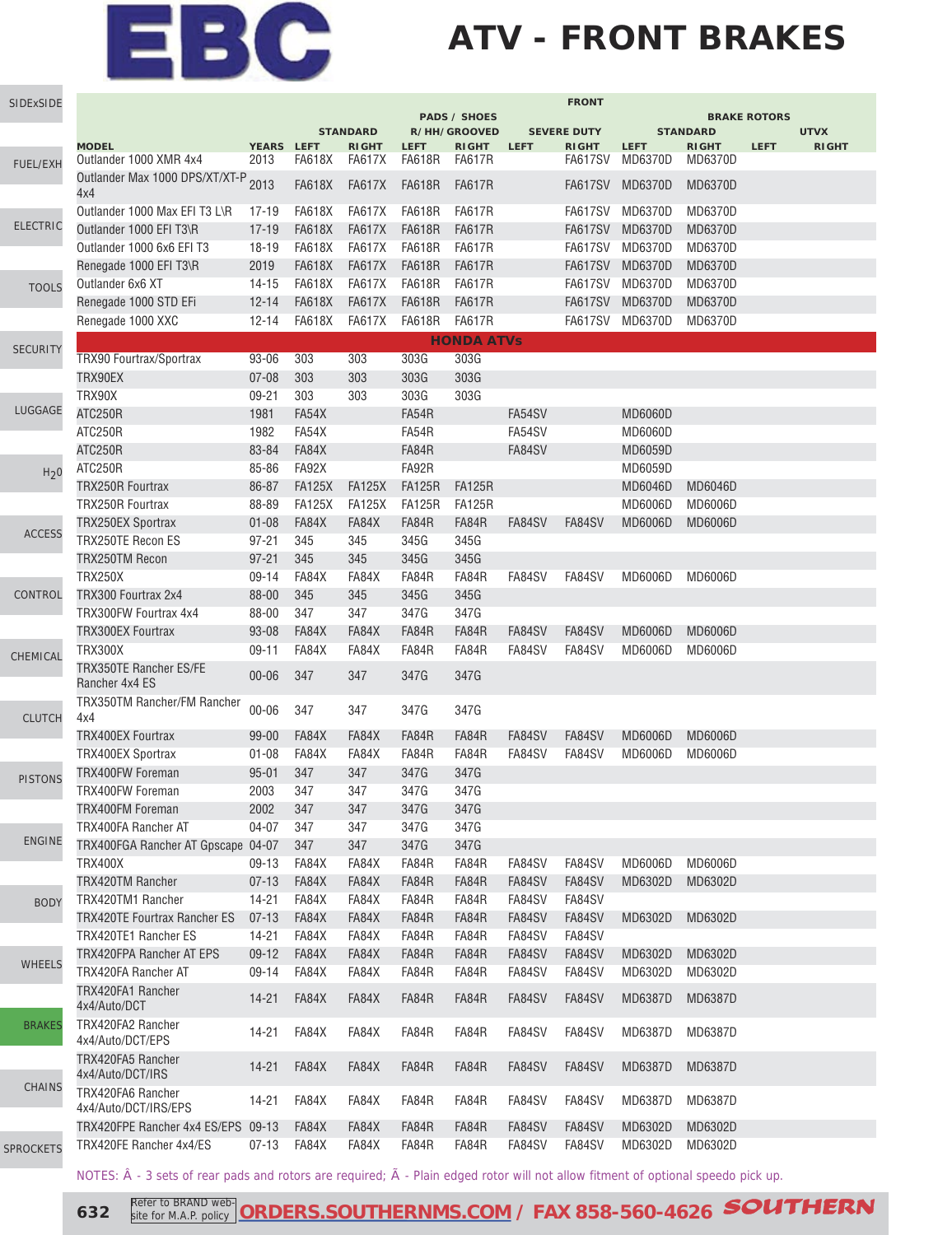# EBC

# ATV - FRONT BRAKES

| MODEL | YEARS | PADS / SHOES STANDARD LEFT | PADS / SHOES STANDARD RIGHT | PADS / SHOES R/HH/GROOVED LEFT | PADS / SHOES R/HH/GROOVED RIGHT | PADS / SHOES SEVERE DUTY LEFT | PADS / SHOES SEVERE DUTY RIGHT | BRAKE ROTORS STANDARD LEFT | BRAKE ROTORS STANDARD RIGHT | BRAKE ROTORS UTVX LEFT | BRAKE ROTORS UTVX RIGHT |
|---|---|---|---|---|---|---|---|---|---|---|---|
| Outlander 1000 XMR 4x4 | 2013 | FA618X | FA617X | FA618R | FA617R | | FA617SV | MD6370D | MD6370D | | |
| Outlander Max 1000 DPS/XT/XT-P 4x4 | 2013 | FA618X | FA617X | FA618R | FA617R | | FA617SV | MD6370D | MD6370D | | |
| Outlander 1000 Max EFI T3 L\R | 17-19 | FA618X | FA617X | FA618R | FA617R | | FA617SV | MD6370D | MD6370D | | |
| Outlander 1000 EFI T3\R | 17-19 | FA618X | FA617X | FA618R | FA617R | | FA617SV | MD6370D | MD6370D | | |
| Outlander 1000 6x6 EFI T3 | 18-19 | FA618X | FA617X | FA618R | FA617R | | FA617SV | MD6370D | MD6370D | | |
| Renegade 1000 EFI T3\R | 2019 | FA618X | FA617X | FA618R | FA617R | | FA617SV | MD6370D | MD6370D | | |
| Outlander 6x6 XT | 14-15 | FA618X | FA617X | FA618R | FA617R | | FA617SV | MD6370D | MD6370D | | |
| Renegade 1000 STD EFi | 12-14 | FA618X | FA617X | FA618R | FA617R | | FA617SV | MD6370D | MD6370D | | |
| Renegade 1000 XXC | 12-14 | FA618X | FA617X | FA618R | FA617R | | FA617SV | MD6370D | MD6370D | | |
| **HONDA ATVs** | | | | | | | | | | | |
| TRX90 Fourtrax/Sportrax | 93-06 | 303 | 303 | 303G | 303G | | | | | | |
| TRX90EX | 07-08 | 303 | 303 | 303G | 303G | | | | | | |
| TRX90X | 09-21 | 303 | 303 | 303G | 303G | | | | | | |
| ATC250R | 1981 | FA54X | | FA54R | | FA54SV | | MD6060D | | | |
| ATC250R | 1982 | FA54X | | FA54R | | FA54SV | | MD6060D | | | |
| ATC250R | 83-84 | FA84X | | FA84R | | FA84SV | | MD6059D | | | |
| ATC250R | 85-86 | FA92X | | FA92R | | | | MD6059D | | | |
| TRX250R Fourtrax | 86-87 | FA125X | FA125X | FA125R | FA125R | | | MD6046D | MD6046D | | |
| TRX250R Fourtrax | 88-89 | FA125X | FA125X | FA125R | FA125R | | | MD6006D | MD6006D | | |
| TRX250EX Sportrax | 01-08 | FA84X | FA84X | FA84R | FA84R | FA84SV | FA84SV | MD6006D | MD6006D | | |
| TRX250TE Recon ES | 97-21 | 345 | 345 | 345G | 345G | | | | | | |
| TRX250TM Recon | 97-21 | 345 | 345 | 345G | 345G | | | | | | |
| TRX250X | 09-14 | FA84X | FA84X | FA84R | FA84R | FA84SV | FA84SV | MD6006D | MD6006D | | |
| TRX300 Fourtrax 2x4 | 88-00 | 345 | 345 | 345G | 345G | | | | | | |
| TRX300FW Fourtrax 4x4 | 88-00 | 347 | 347 | 347G | 347G | | | | | | |
| TRX300EX Fourtrax | 93-08 | FA84X | FA84X | FA84R | FA84R | FA84SV | FA84SV | MD6006D | MD6006D | | |
| TRX300X | 09-11 | FA84X | FA84X | FA84R | FA84R | FA84SV | FA84SV | MD6006D | MD6006D | | |
| TRX350TE Rancher ES/FE Rancher 4x4 ES | 00-06 | 347 | 347 | 347G | 347G | | | | | | |
| TRX350TM Rancher/FM Rancher 4x4 | 00-06 | 347 | 347 | 347G | 347G | | | | | | |
| TRX400EX Fourtrax | 99-00 | FA84X | FA84X | FA84R | FA84R | FA84SV | FA84SV | MD6006D | MD6006D | | |
| TRX400EX Sportrax | 01-08 | FA84X | FA84X | FA84R | FA84R | FA84SV | FA84SV | MD6006D | MD6006D | | |
| TRX400FW Foreman | 95-01 | 347 | 347 | 347G | 347G | | | | | | |
| TRX400FW Foreman | 2003 | 347 | 347 | 347G | 347G | | | | | | |
| TRX400FM Foreman | 2002 | 347 | 347 | 347G | 347G | | | | | | |
| TRX400FA Rancher AT | 04-07 | 347 | 347 | 347G | 347G | | | | | | |
| TRX400FGA Rancher AT Gpscape | 04-07 | 347 | 347 | 347G | 347G | | | | | | |
| TRX400X | 09-13 | FA84X | FA84X | FA84R | FA84R | FA84SV | FA84SV | MD6006D | MD6006D | | |
| TRX420TM Rancher | 07-13 | FA84X | FA84X | FA84R | FA84R | FA84SV | FA84SV | MD6302D | MD6302D | | |
| TRX420TM1 Rancher | 14-21 | FA84X | FA84X | FA84R | FA84R | FA84SV | FA84SV | | | | |
| TRX420TE Fourtrax Rancher ES | 07-13 | FA84X | FA84X | FA84R | FA84R | FA84SV | FA84SV | MD6302D | MD6302D | | |
| TRX420TE1 Rancher ES | 14-21 | FA84X | FA84X | FA84R | FA84R | FA84SV | FA84SV | | | | |
| TRX420FPA Rancher AT EPS | 09-12 | FA84X | FA84X | FA84R | FA84R | FA84SV | FA84SV | MD6302D | MD6302D | | |
| TRX420FA Rancher AT | 09-14 | FA84X | FA84X | FA84R | FA84R | FA84SV | FA84SV | MD6302D | MD6302D | | |
| TRX420FA1 Rancher 4x4/Auto/DCT | 14-21 | FA84X | FA84X | FA84R | FA84R | FA84SV | FA84SV | MD6387D | MD6387D | | |
| TRX420FA2 Rancher 4x4/Auto/DCT/EPS | 14-21 | FA84X | FA84X | FA84R | FA84R | FA84SV | FA84SV | MD6387D | MD6387D | | |
| TRX420FA5 Rancher 4x4/Auto/DCT/IRS | 14-21 | FA84X | FA84X | FA84R | FA84R | FA84SV | FA84SV | MD6387D | MD6387D | | |
| TRX420FA6 Rancher 4x4/Auto/DCT/IRS/EPS | 14-21 | FA84X | FA84X | FA84R | FA84R | FA84SV | FA84SV | MD6387D | MD6387D | | |
| TRX420FPE Rancher 4x4 ES/EPS | 09-13 | FA84X | FA84X | FA84R | FA84R | FA84SV | FA84SV | MD6302D | MD6302D | | |
| TRX420FE Rancher 4x4/ES | 07-13 | FA84X | FA84X | FA84R | FA84R | FA84SV | FA84SV | MD6302D | MD6302D | | |

NOTES: Â - 3 sets of rear pads and rotors are required; Ã - Plain edged rotor will not allow fitment of optional speedo pick up.

Refer to BRAND web-site for M.A.P. policy **ORDERS.SOUTHERNMS.COM / FAX 858-560-4626** **SOUTHERN**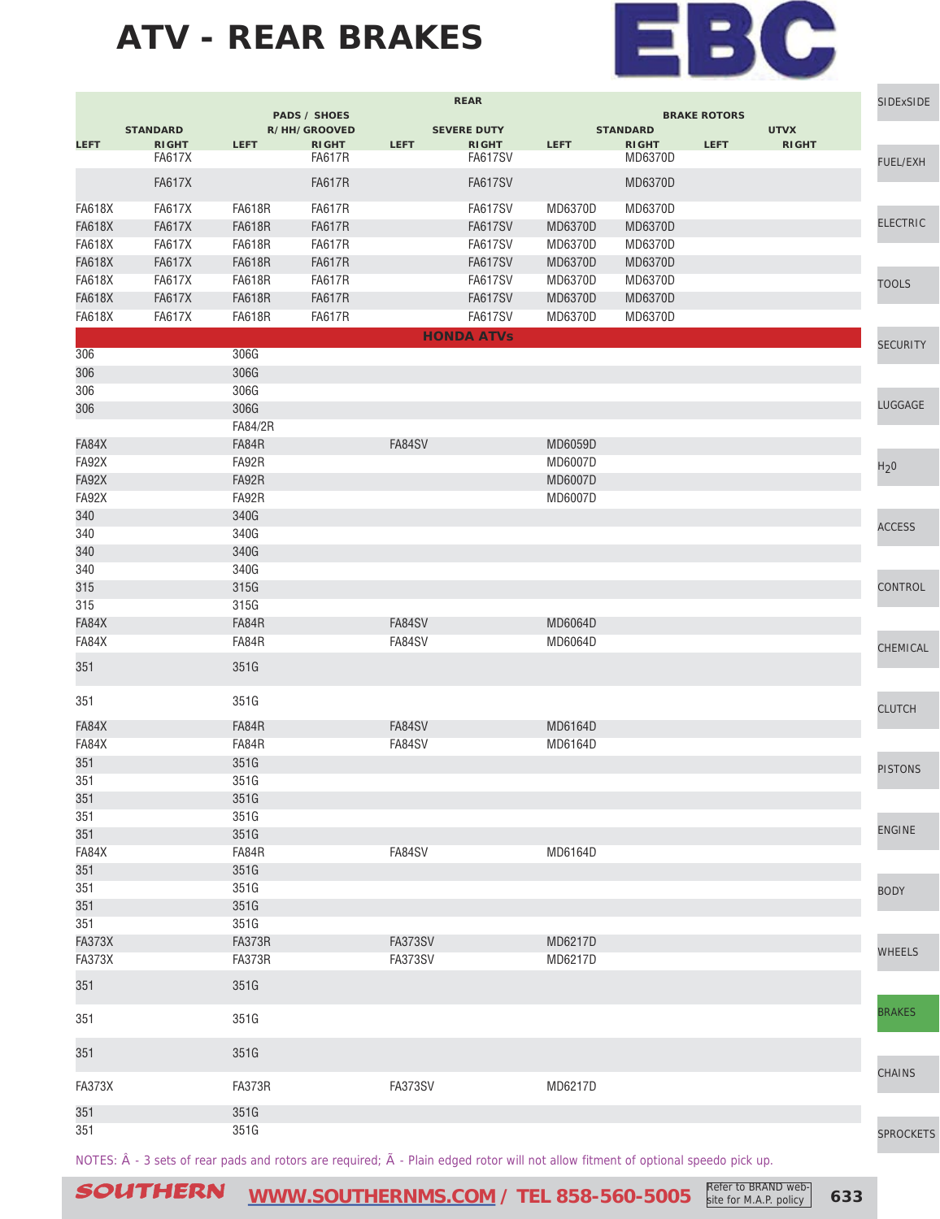# ATV - REAR BRAKES

EBC

| REAR | | | | | | | | | | |
|---|---|---|---|---|---|---|---|---|---|---|
| PADS / SHOES | | | | | | BRAKE ROTORS | | | | |
| STANDARD | | R/HH/GROOVED | | SEVERE DUTY | | STANDARD | | UTVX | | |
| LEFT | RIGHT | LEFT | RIGHT | LEFT | RIGHT | LEFT | RIGHT | LEFT | RIGHT | |
| | FA617X | | FA617R | | FA617SV | | MD6370D | | | |
| | FA617X | | FA617R | | FA617SV | | MD6370D | | | |
| FA618X | FA617X | FA618R | FA617R | | FA617SV | MD6370D | MD6370D | | | |
| FA618X | FA617X | FA618R | FA617R | | FA617SV | MD6370D | MD6370D | | | |
| FA618X | FA617X | FA618R | FA617R | | FA617SV | MD6370D | MD6370D | | | |
| FA618X | FA617X | FA618R | FA617R | | FA617SV | MD6370D | MD6370D | | | |
| FA618X | FA617X | FA618R | FA617R | | FA617SV | MD6370D | MD6370D | | | |
| FA618X | FA617X | FA618R | FA617R | | FA617SV | MD6370D | MD6370D | | | |
| FA618X | FA617X | FA618R | FA617R | | FA617SV | MD6370D | MD6370D | | | |
| **HONDA ATVs** | | | | | | | | | | |
| 306 | | 306G | | | | | | | | |
| 306 | | 306G | | | | | | | | |
| 306 | | 306G | | | | | | | | |
| 306 | | 306G | | | | | | | | |
| | | FA84/2R | | | | | | | | |
| FA84X | | FA84R | | FA84SV | | MD6059D | | | | |
| FA92X | | FA92R | | | | MD6007D | | | | |
| FA92X | | FA92R | | | | MD6007D | | | | |
| FA92X | | FA92R | | | | MD6007D | | | | |
| 340 | | 340G | | | | | | | | |
| 340 | | 340G | | | | | | | | |
| 340 | | 340G | | | | | | | | |
| 340 | | 340G | | | | | | | | |
| 315 | | 315G | | | | | | | | |
| 315 | | 315G | | | | | | | | |
| FA84X | | FA84R | | FA84SV | | MD6064D | | | | |
| FA84X | | FA84R | | FA84SV | | MD6064D | | | | |
| 351 | | 351G | | | | | | | | |
| 351 | | 351G | | | | | | | | |
| FA84X | | FA84R | | FA84SV | | MD6164D | | | | |
| FA84X | | FA84R | | FA84SV | | MD6164D | | | | |
| 351 | | 351G | | | | | | | | |
| 351 | | 351G | | | | | | | | |
| 351 | | 351G | | | | | | | | |
| 351 | | 351G | | | | | | | | |
| 351 | | 351G | | | | | | | | |
| FA84X | | FA84R | | FA84SV | | MD6164D | | | | |
| 351 | | 351G | | | | | | | | |
| 351 | | 351G | | | | | | | | |
| 351 | | 351G | | | | | | | | |
| 351 | | 351G | | | | | | | | |
| FA373X | | FA373R | | FA373SV | | MD6217D | | | | |
| FA373X | | FA373R | | FA373SV | | MD6217D | | | | |
| 351 | | 351G | | | | | | | | |
| 351 | | 351G | | | | | | | | |
| 351 | | 351G | | | | | | | | |
| FA373X | | FA373R | | FA373SV | | MD6217D | | | | |
| 351 | | 351G | | | | | | | | |
| 351 | | 351G | | | | | | | | |

NOTES: Â - 3 sets of rear pads and rotors are required; Ã - Plain edged rotor will not allow fitment of optional speedo pick up.

SOUTHERN WWW.SOUTHERNMS.COM / TEL 858-560-5005 Refer to BRAND website for M.A.P. policy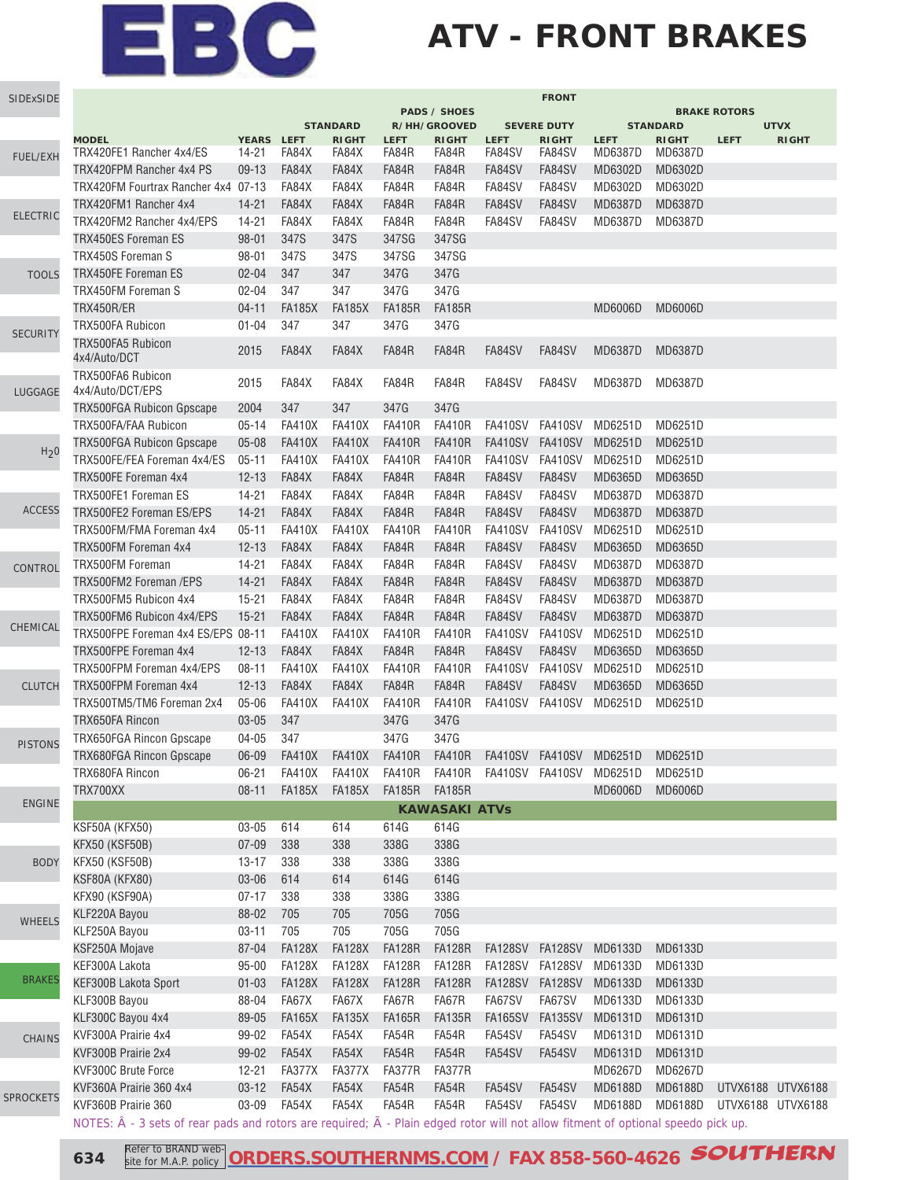# EBC

# ATV - FRONT BRAKES

| MODEL | YEARS | FRONT PADS / SHOES STANDARD LEFT | STANDARD RIGHT | R/HH/GROOVED LEFT | R/HH/GROOVED RIGHT | SEVERE DUTY LEFT | SEVERE DUTY RIGHT | BRAKE ROTORS STANDARD LEFT | STANDARD RIGHT | UTVX LEFT | UTVX RIGHT |
|---|---|---|---|---|---|---|---|---|---|---|---|
| TRX420FE1 Rancher 4x4/ES | 14-21 | FA84X | FA84X | FA84R | FA84R | FA84SV | FA84SV | MD6387D | MD6387D | | |
| TRX420FPM Rancher 4x4 PS | 09-13 | FA84X | FA84X | FA84R | FA84R | FA84SV | FA84SV | MD6302D | MD6302D | | |
| TRX420FM Fourtrax Rancher 4x4 | 07-13 | FA84X | FA84X | FA84R | FA84R | FA84SV | FA84SV | MD6302D | MD6302D | | |
| TRX420FM1 Rancher 4x4 | 14-21 | FA84X | FA84X | FA84R | FA84R | FA84SV | FA84SV | MD6387D | MD6387D | | |
| TRX420FM2 Rancher 4x4/EPS | 14-21 | FA84X | FA84X | FA84R | FA84R | FA84SV | FA84SV | MD6387D | MD6387D | | |
| TRX450ES Foreman ES | 98-01 | 347S | 347S | 347SG | 347SG | | | | | | |
| TRX450S Foreman S | 98-01 | 347S | 347S | 347SG | 347SG | | | | | | |
| TRX450FE Foreman ES | 02-04 | 347 | 347 | 347G | 347G | | | | | | |
| TRX450FM Foreman S | 02-04 | 347 | 347 | 347G | 347G | | | | | | |
| TRX450R/ER | 04-11 | FA185X | FA185X | FA185R | FA185R | | | MD6006D | MD6006D | | |
| TRX500FA Rubicon | 01-04 | 347 | 347 | 347G | 347G | | | | | | |
| TRX500FA5 Rubicon 4x4/Auto/DCT | 2015 | FA84X | FA84X | FA84R | FA84R | FA84SV | FA84SV | MD6387D | MD6387D | | |
| TRX500FA6 Rubicon 4x4/Auto/DCT/EPS | 2015 | FA84X | FA84X | FA84R | FA84R | FA84SV | FA84SV | MD6387D | MD6387D | | |
| TRX500FGA Rubicon Gpscape | 2004 | 347 | 347 | 347G | 347G | | | | | | |
| TRX500FA/FAA Rubicon | 05-14 | FA410X | FA410X | FA410R | FA410R | FA410SV | FA410SV | MD6251D | MD6251D | | |
| TRX500FGA Rubicon Gpscape | 05-08 | FA410X | FA410X | FA410R | FA410R | FA410SV | FA410SV | MD6251D | MD6251D | | |
| TRX500FE/FEA Foreman 4x4/ES | 05-11 | FA410X | FA410X | FA410R | FA410R | FA410SV | FA410SV | MD6251D | MD6251D | | |
| TRX500FE Foreman 4x4 | 12-13 | FA84X | FA84X | FA84R | FA84R | FA84SV | FA84SV | MD6365D | MD6365D | | |
| TRX500FE1 Foreman ES | 14-21 | FA84X | FA84X | FA84R | FA84R | FA84SV | FA84SV | MD6387D | MD6387D | | |
| TRX500FE2 Foreman ES/EPS | 14-21 | FA84X | FA84X | FA84R | FA84R | FA84SV | FA84SV | MD6387D | MD6387D | | |
| TRX500FM/FMA Foreman 4x4 | 05-11 | FA410X | FA410X | FA410R | FA410R | FA410SV | FA410SV | MD6251D | MD6251D | | |
| TRX500FM Foreman 4x4 | 12-13 | FA84X | FA84X | FA84R | FA84R | FA84SV | FA84SV | MD6365D | MD6365D | | |
| TRX500FM Foreman | 14-21 | FA84X | FA84X | FA84R | FA84R | FA84SV | FA84SV | MD6387D | MD6387D | | |
| TRX500FM2 Foreman /EPS | 14-21 | FA84X | FA84X | FA84R | FA84R | FA84SV | FA84SV | MD6387D | MD6387D | | |
| TRX500FM5 Rubicon 4x4 | 15-21 | FA84X | FA84X | FA84R | FA84R | FA84SV | FA84SV | MD6387D | MD6387D | | |
| TRX500FM6 Rubicon 4x4/EPS | 15-21 | FA84X | FA84X | FA84R | FA84R | FA84SV | FA84SV | MD6387D | MD6387D | | |
| TRX500FPE Foreman 4x4 ES/EPS | 08-11 | FA410X | FA410X | FA410R | FA410R | FA410SV | FA410SV | MD6251D | MD6251D | | |
| TRX500FPE Foreman 4x4 | 12-13 | FA84X | FA84X | FA84R | FA84R | FA84SV | FA84SV | MD6365D | MD6365D | | |
| TRX500FPM Foreman 4x4/EPS | 08-11 | FA410X | FA410X | FA410R | FA410R | FA410SV | FA410SV | MD6251D | MD6251D | | |
| TRX500FPM Foreman 4x4 | 12-13 | FA84X | FA84X | FA84R | FA84R | FA84SV | FA84SV | MD6365D | MD6365D | | |
| TRX500TM5/TM6 Foreman 2x4 | 05-06 | FA410X | FA410X | FA410R | FA410R | FA410SV | FA410SV | MD6251D | MD6251D | | |
| TRX650FA Rincon | 03-05 | 347 | | 347G | 347G | | | | | | |
| TRX650FGA Rincon Gpscape | 04-05 | 347 | | 347G | 347G | | | | | | |
| TRX650FGA Rincon Gpscape | 06-09 | FA410X | FA410X | FA410R | FA410R | FA410SV | FA410SV | MD6251D | MD6251D | | |
| TRX680FA Rincon | 06-21 | FA410X | FA410X | FA410R | FA410R | FA410SV | FA410SV | MD6251D | MD6251D | | |
| TRX700XX | 08-11 | FA185X | FA185X | FA185R | FA185R | | | MD6006D | MD6006D | | |
| **KAWASAKI ATVs** | | | | | | | | | | | |
| KSF50A (KFX50) | 03-05 | 614 | 614 | 614G | 614G | | | | | | |
| KFX50 (KSF50B) | 07-09 | 338 | 338 | 338G | 338G | | | | | | |
| KFX50 (KSF50B) | 13-17 | 338 | 338 | 338G | 338G | | | | | | |
| KSF80A (KFX80) | 03-06 | 614 | 614 | 614G | 614G | | | | | | |
| KFX90 (KSF90A) | 07-17 | 338 | 338 | 338G | 338G | | | | | | |
| KLF220A Bayou | 88-02 | 705 | 705 | 705G | 705G | | | | | | |
| KLF250A Bayou | 03-11 | 705 | 705 | 705G | 705G | | | | | | |
| KSF250A Mojave | 87-04 | FA128X | FA128X | FA128R | FA128R | FA128SV | FA128SV | MD6133D | MD6133D | | |
| KEF300A Lakota | 95-00 | FA128X | FA128X | FA128R | FA128R | FA128SV | FA128SV | MD6133D | MD6133D | | |
| KEF300B Lakota Sport | 01-03 | FA128X | FA128X | FA128R | FA128R | FA128SV | FA128SV | MD6133D | MD6133D | | |
| KLF300B Bayou | 88-04 | FA67X | FA67X | FA67R | FA67R | FA67SV | FA67SV | MD6133D | MD6133D | | |
| KLF300C Bayou 4x4 | 89-05 | FA165X | FA135X | FA165R | FA135R | FA165SV | FA135SV | MD6131D | MD6131D | | |
| KVF300A Prairie 4x4 | 99-02 | FA54X | FA54X | FA54R | FA54R | FA54SV | FA54SV | MD6131D | MD6131D | | |
| KVF300B Prairie 2x4 | 99-02 | FA54X | FA54X | FA54R | FA54R | FA54SV | FA54SV | MD6131D | MD6131D | | |
| KVF300C Brute Force | 12-21 | FA377X | FA377X | FA377R | FA377R | | | MD6267D | MD6267D | | |
| KVF360A Prairie 360 4x4 | 03-12 | FA54X | FA54X | FA54R | FA54R | FA54SV | FA54SV | MD6188D | MD6188D | UTVX6188 | UTVX6188 |
| KVF360B Prairie 360 | 03-09 | FA54X | FA54X | FA54R | FA54R | FA54SV | FA54SV | MD6188D | MD6188D | UTVX6188 | UTVX6188 |

NOTES: Â - 3 sets of rear pads and rotors are required; Ã - Plain edged rotor will not allow fitment of optional speedo pick up.

Refer to BRAND web-site for M.A.P. policy **ORDERS.SOUTHERNMS.COM / FAX 858-560-4626** SOUTHERN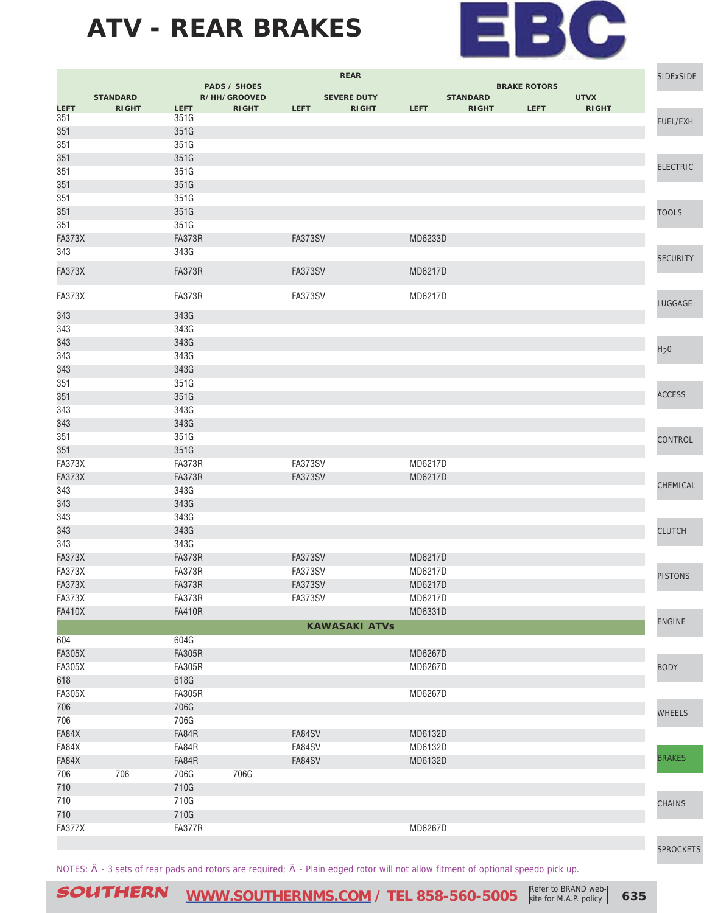# ATV - REAR BRAKES

EBC

| REAR | | | | | | | | | |
|---|---|---|---|---|---|---|---|---|---|
| PADS / SHOES | | | | | | BRAKE ROTORS | | | |
| STANDARD | | R/HH/GROOVED | | SEVERE DUTY | | STANDARD | | UTVX | |
| LEFT | RIGHT | LEFT | RIGHT | LEFT | RIGHT | LEFT | RIGHT | LEFT | RIGHT |
| 351 | | 351G | | | | | | | |
| 351 | | 351G | | | | | | | |
| 351 | | 351G | | | | | | | |
| 351 | | 351G | | | | | | | |
| 351 | | 351G | | | | | | | |
| 351 | | 351G | | | | | | | |
| 351 | | 351G | | | | | | | |
| 351 | | 351G | | | | | | | |
| 351 | | 351G | | | | | | | |
| FA373X | | FA373R | | FA373SV | | MD6233D | | | |
| 343 | | 343G | | | | | | | |
| FA373X | | FA373R | | FA373SV | | MD6217D | | | |
| FA373X | | FA373R | | FA373SV | | MD6217D | | | |
| 343 | | 343G | | | | | | | |
| 343 | | 343G | | | | | | | |
| 343 | | 343G | | | | | | | |
| 343 | | 343G | | | | | | | |
| 343 | | 343G | | | | | | | |
| 351 | | 351G | | | | | | | |
| 351 | | 351G | | | | | | | |
| 343 | | 343G | | | | | | | |
| 343 | | 343G | | | | | | | |
| 351 | | 351G | | | | | | | |
| 351 | | 351G | | | | | | | |
| FA373X | | FA373R | | FA373SV | | MD6217D | | | |
| FA373X | | FA373R | | FA373SV | | MD6217D | | | |
| 343 | | 343G | | | | | | | |
| 343 | | 343G | | | | | | | |
| 343 | | 343G | | | | | | | |
| 343 | | 343G | | | | | | | |
| 343 | | 343G | | | | | | | |
| FA373X | | FA373R | | FA373SV | | MD6217D | | | |
| FA373X | | FA373R | | FA373SV | | MD6217D | | | |
| FA373X | | FA373R | | FA373SV | | MD6217D | | | |
| FA373X | | FA373R | | FA373SV | | MD6217D | | | |
| FA410X | | FA410R | | | | MD6331D | | | |
| **KAWASAKI ATVs** | | | | | | | | | |
| 604 | | 604G | | | | | | | |
| FA305X | | FA305R | | | | MD6267D | | | |
| FA305X | | FA305R | | | | MD6267D | | | |
| 618 | | 618G | | | | | | | |
| FA305X | | FA305R | | | | MD6267D | | | |
| 706 | | 706G | | | | | | | |
| 706 | | 706G | | | | | | | |
| FA84X | | FA84R | | FA84SV | | MD6132D | | | |
| FA84X | | FA84R | | FA84SV | | MD6132D | | | |
| FA84X | | FA84R | | FA84SV | | MD6132D | | | |
| 706 | 706 | 706G | 706G | | | | | | |
| 710 | | 710G | | | | | | | |
| 710 | | 710G | | | | | | | |
| 710 | | 710G | | | | | | | |
| FA377X | | FA377R | | | | MD6267D | | | |

NOTES: Â - 3 sets of rear pads and rotors are required; Ã - Plain edged rotor will not allow fitment of optional speedo pick up.

SOUTHERN WWW.SOUTHERNMS.COM / TEL 858-560-5005 Refer to BRAND web-site for M.A.P. policy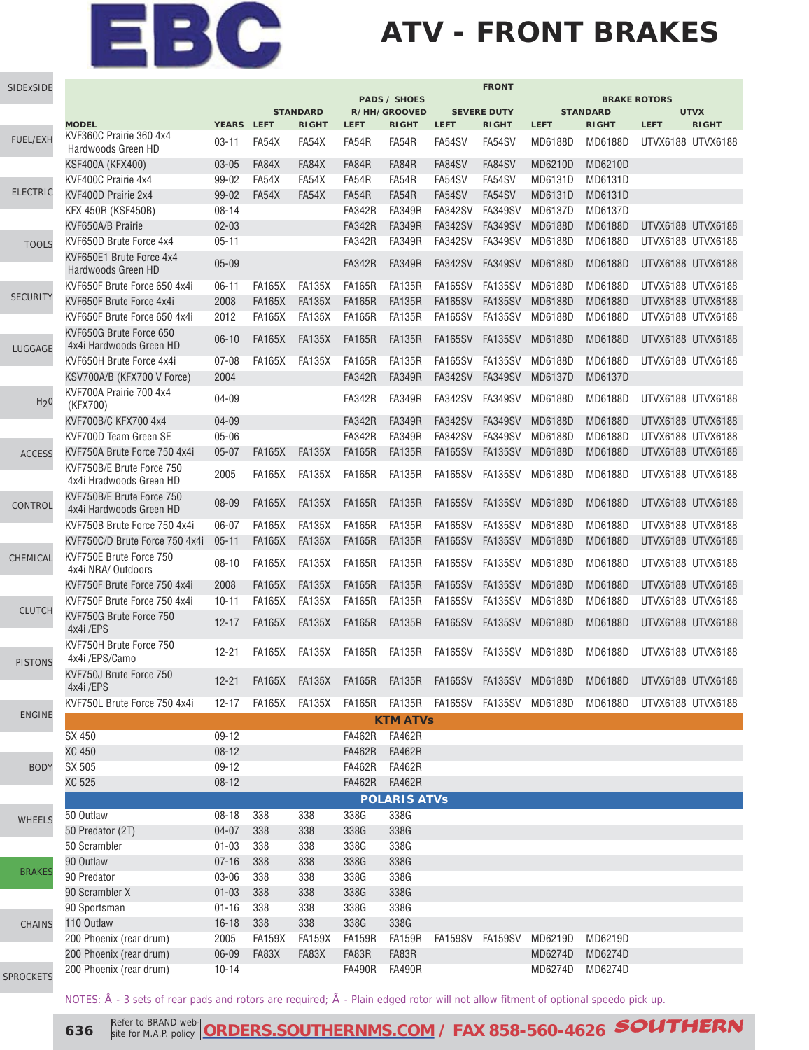# EBC

# ATV - FRONT BRAKES

| MODEL | YEARS | FRONT PADS / SHOES STANDARD LEFT | STANDARD RIGHT | R/HH/GROOVED LEFT | R/HH/GROOVED RIGHT | SEVERE DUTY LEFT | SEVERE DUTY RIGHT | BRAKE ROTORS STANDARD LEFT | STANDARD RIGHT | UTVX LEFT | UTVX RIGHT |
|---|---|---|---|---|---|---|---|---|---|---|---|
| KVF360C Prairie 360 4x4 Hardwoods Green HD | 03-11 | FA54X | FA54X | FA54R | FA54R | FA54SV | FA54SV | MD6188D | MD6188D | UTVX6188 | UTVX6188 |
| KSF400A (KFX400) | 03-05 | FA84X | FA84X | FA84R | FA84R | FA84SV | FA84SV | MD6210D | MD6210D | | |
| KVF400C Prairie 4x4 | 99-02 | FA54X | FA54X | FA54R | FA54R | FA54SV | FA54SV | MD6131D | MD6131D | | |
| KVF400D Prairie 2x4 | 99-02 | FA54X | FA54X | FA54R | FA54R | FA54SV | FA54SV | MD6131D | MD6131D | | |
| KFX 450R (KSF450B) | 08-14 | | | FA342R | FA349R | FA342SV | FA349SV | MD6137D | MD6137D | | |
| KVF650A/B Prairie | 02-03 | | | FA342R | FA349R | FA342SV | FA349SV | MD6188D | MD6188D | UTVX6188 | UTVX6188 |
| KVF650D Brute Force 4x4 | 05-11 | | | FA342R | FA349R | FA342SV | FA349SV | MD6188D | MD6188D | UTVX6188 | UTVX6188 |
| KVF650E1 Brute Force 4x4 Hardwoods Green HD | 05-09 | | | FA342R | FA349R | FA342SV | FA349SV | MD6188D | MD6188D | UTVX6188 | UTVX6188 |
| KVF650F Brute Force 650 4x4i | 06-11 | FA165X | FA135X | FA165R | FA135R | FA165SV | FA135SV | MD6188D | MD6188D | UTVX6188 | UTVX6188 |
| KVF650F Brute Force 4x4i | 2008 | FA165X | FA135X | FA165R | FA135R | FA165SV | FA135SV | MD6188D | MD6188D | UTVX6188 | UTVX6188 |
| KVF650F Brute Force 650 4x4i | 2012 | FA165X | FA135X | FA165R | FA135R | FA165SV | FA135SV | MD6188D | MD6188D | UTVX6188 | UTVX6188 |
| KVF650G Brute Force 650 4x4i Hardwoods Green HD | 06-10 | FA165X | FA135X | FA165R | FA135R | FA165SV | FA135SV | MD6188D | MD6188D | UTVX6188 | UTVX6188 |
| KVF650H Brute Force 4x4i | 07-08 | FA165X | FA135X | FA165R | FA135R | FA165SV | FA135SV | MD6188D | MD6188D | UTVX6188 | UTVX6188 |
| KSV700A/B (KFX700 V Force) | 2004 | | | FA342R | FA349R | FA342SV | FA349SV | MD6137D | MD6137D | | |
| KVF700A Prairie 700 4x4 (KFX700) | 04-09 | | | FA342R | FA349R | FA342SV | FA349SV | MD6188D | MD6188D | UTVX6188 | UTVX6188 |
| KVF700B/C KFX700 4x4 | 04-09 | | | FA342R | FA349R | FA342SV | FA349SV | MD6188D | MD6188D | UTVX6188 | UTVX6188 |
| KVF700D Team Green SE | 05-06 | | | FA342R | FA349R | FA342SV | FA349SV | MD6188D | MD6188D | UTVX6188 | UTVX6188 |
| KVF750A Brute Force 750 4x4i | 05-07 | FA165X | FA135X | FA165R | FA135R | FA165SV | FA135SV | MD6188D | MD6188D | UTVX6188 | UTVX6188 |
| KVF750B/E Brute Force 750 4x4i Hradwoods Green HD | 2005 | FA165X | FA135X | FA165R | FA135R | FA165SV | FA135SV | MD6188D | MD6188D | UTVX6188 | UTVX6188 |
| KVF750B/E Brute Force 750 4x4i Hardwoods Green HD | 08-09 | FA165X | FA135X | FA165R | FA135R | FA165SV | FA135SV | MD6188D | MD6188D | UTVX6188 | UTVX6188 |
| KVF750B Brute Force 750 4x4i | 06-07 | FA165X | FA135X | FA165R | FA135R | FA165SV | FA135SV | MD6188D | MD6188D | UTVX6188 | UTVX6188 |
| KVF750C/D Brute Force 750 4x4i | 05-11 | FA165X | FA135X | FA165R | FA135R | FA165SV | FA135SV | MD6188D | MD6188D | UTVX6188 | UTVX6188 |
| KVF750E Brute Force 750 4x4i NRA/ Outdoors | 08-10 | FA165X | FA135X | FA165R | FA135R | FA165SV | FA135SV | MD6188D | MD6188D | UTVX6188 | UTVX6188 |
| KVF750F Brute Force 750 4x4i | 2008 | FA165X | FA135X | FA165R | FA135R | FA165SV | FA135SV | MD6188D | MD6188D | UTVX6188 | UTVX6188 |
| KVF750F Brute Force 750 4x4i | 10-11 | FA165X | FA135X | FA165R | FA135R | FA165SV | FA135SV | MD6188D | MD6188D | UTVX6188 | UTVX6188 |
| KVF750G Brute Force 750 4x4i /EPS | 12-17 | FA165X | FA135X | FA165R | FA135R | FA165SV | FA135SV | MD6188D | MD6188D | UTVX6188 | UTVX6188 |
| KVF750H Brute Force 750 4x4i /EPS/Camo | 12-21 | FA165X | FA135X | FA165R | FA135R | FA165SV | FA135SV | MD6188D | MD6188D | UTVX6188 | UTVX6188 |
| KVF750J Brute Force 750 4x4i /EPS | 12-21 | FA165X | FA135X | FA165R | FA135R | FA165SV | FA135SV | MD6188D | MD6188D | UTVX6188 | UTVX6188 |
| KVF750L Brute Force 750 4x4i | 12-17 | FA165X | FA135X | FA165R | FA135R | FA165SV | FA135SV | MD6188D | MD6188D | UTVX6188 | UTVX6188 |
| **KTM ATVs** | | | | | | | | | | | |
| SX 450 | 09-12 | | | FA462R | FA462R | | | | | | |
| XC 450 | 08-12 | | | FA462R | FA462R | | | | | | |
| SX 505 | 09-12 | | | FA462R | FA462R | | | | | | |
| XC 525 | 08-12 | | | FA462R | FA462R | | | | | | |
| **POLARIS ATVs** | | | | | | | | | | | |
| 50 Outlaw | 08-18 | 338 | 338 | 338G | 338G | | | | | | |
| 50 Predator (2T) | 04-07 | 338 | 338 | 338G | 338G | | | | | | |
| 50 Scrambler | 01-03 | 338 | 338 | 338G | 338G | | | | | | |
| 90 Outlaw | 07-16 | 338 | 338 | 338G | 338G | | | | | | |
| 90 Predator | 03-06 | 338 | 338 | 338G | 338G | | | | | | |
| 90 Scrambler X | 01-03 | 338 | 338 | 338G | 338G | | | | | | |
| 90 Sportsman | 01-16 | 338 | 338 | 338G | 338G | | | | | | |
| 110 Outlaw | 16-18 | 338 | 338 | 338G | 338G | | | | | | |
| 200 Phoenix (rear drum) | 2005 | FA159X | FA159X | FA159R | FA159R | FA159SV | FA159SV | MD6219D | MD6219D | | |
| 200 Phoenix (rear drum) | 06-09 | FA83X | FA83X | FA83R | FA83R | | | MD6274D | MD6274D | | |
| 200 Phoenix (rear drum) | 10-14 | | | FA490R | FA490R | | | MD6274D | MD6274D | | |

NOTES: Â - 3 sets of rear pads and rotors are required; Ã - Plain edged rotor will not allow fitment of optional speedo pick up.

Refer to BRAND web-site for M.A.P. policy | ORDERS.SOUTHERNMS.COM / FAX 858-560-4626 SOUTHERN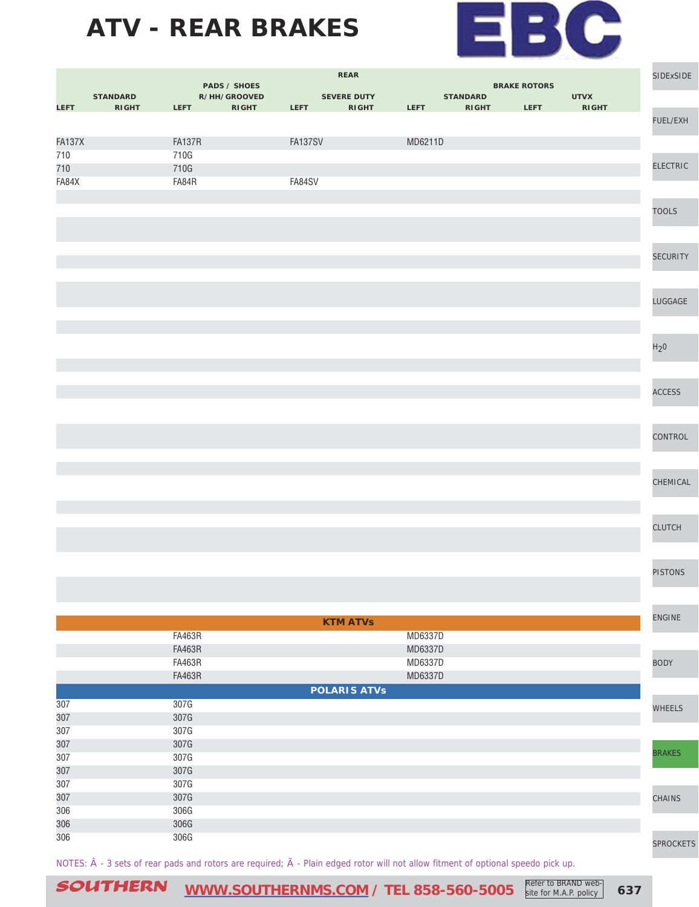# ATV - REAR BRAKES

| REAR | | | | | | | | | | | |
|---|---|---|---|---|---|---|---|---|---|---|---|
| PADS / SHOES | | | | | | BRAKE ROTORS | | | | | |
| STANDARD | | R/HH/GROOVED | | SEVERE DUTY | | STANDARD | | UTVX | | | |
| LEFT | RIGHT | LEFT | RIGHT | LEFT | RIGHT | LEFT | RIGHT | LEFT | RIGHT | | |
| FA137X | | FA137R | | FA137SV | | MD6211D | | | | | |
| 710 | | 710G | | | | | | | | | |
| 710 | | 710G | | | | | | | | | |
| FA84X | | FA84R | | FA84SV | | | | | | | |
| **KTM ATVs** | | | | | | | | | | | |
| | | FA463R | | | | MD6337D | | | | | |
| | | FA463R | | | | MD6337D | | | | | |
| | | FA463R | | | | MD6337D | | | | | |
| | | FA463R | | | | MD6337D | | | | | |
| **POLARIS ATVs** | | | | | | | | | | | |
| 307 | | 307G | | | | | | | | | |
| 307 | | 307G | | | | | | | | | |
| 307 | | 307G | | | | | | | | | |
| 307 | | 307G | | | | | | | | | |
| 307 | | 307G | | | | | | | | | |
| 307 | | 307G | | | | | | | | | |
| 307 | | 307G | | | | | | | | | |
| 307 | | 307G | | | | | | | | | |
| 306 | | 306G | | | | | | | | | |
| 306 | | 306G | | | | | | | | | |
| 306 | | 306G | | | | | | | | | |

NOTES: Â - 3 sets of rear pads and rotors are required; Ã - Plain edged rotor will not allow fitment of optional speedo pick up.

SOUTHERN WWW.SOUTHERNMS.COM / TEL 858-560-5005 Refer to BRAND website for M.A.P. policy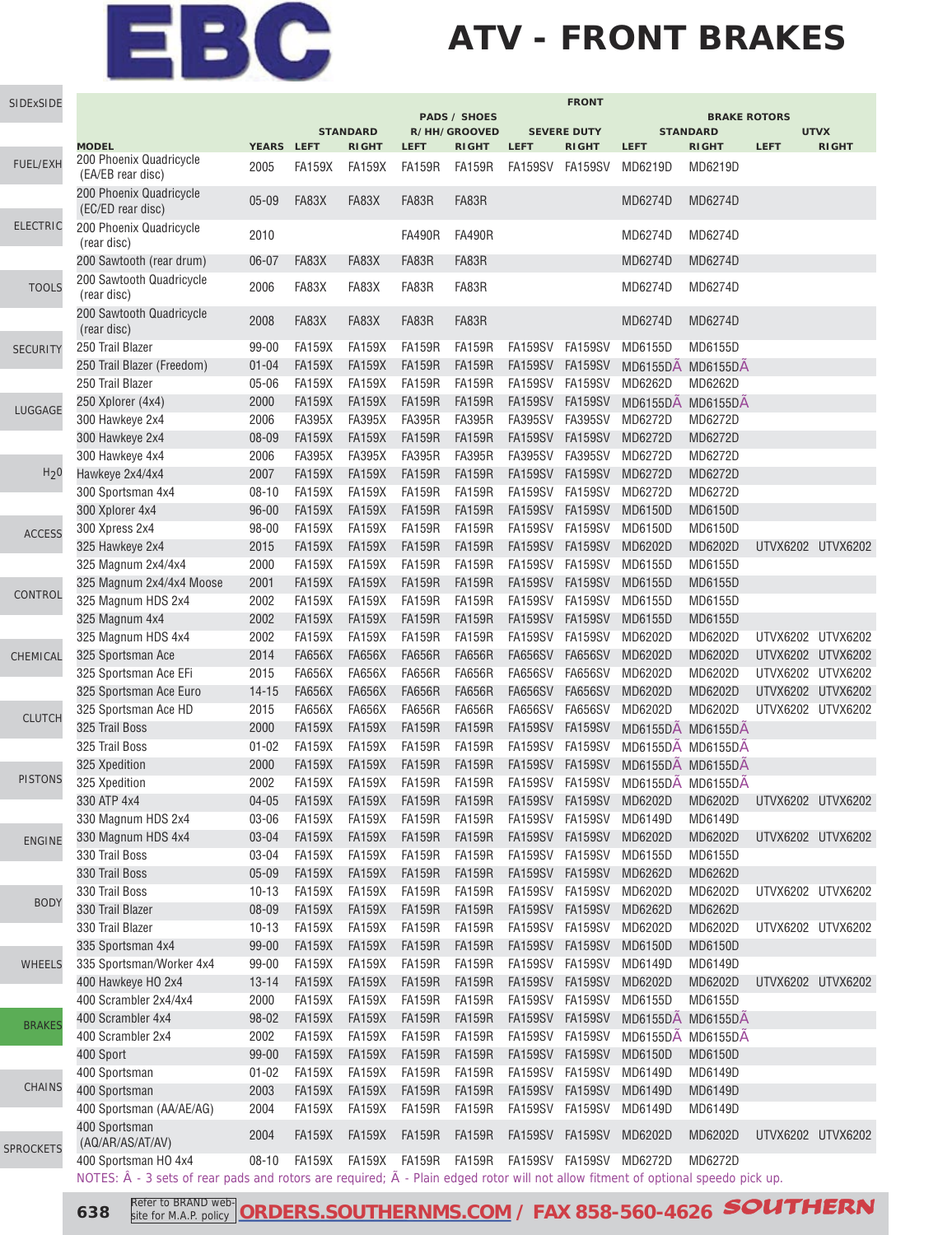# EBC ATV - FRONT BRAKES

| MODEL | YEARS | PADS / SHOES STANDARD LEFT | PADS / SHOES STANDARD RIGHT | PADS / SHOES R/HH/GROOVED LEFT | PADS / SHOES R/HH/GROOVED RIGHT | PADS / SHOES SEVERE DUTY LEFT | PADS / SHOES SEVERE DUTY RIGHT | BRAKE ROTORS STANDARD LEFT | BRAKE ROTORS STANDARD RIGHT | BRAKE ROTORS UTVX LEFT | BRAKE ROTORS UTVX RIGHT |
|---|---|---|---|---|---|---|---|---|---|---|---|
| 200 Phoenix Quadricycle (EA/EB rear disc) | 2005 | FA159X | FA159X | FA159R | FA159R | FA159SV | FA159SV | MD6219D | MD6219D | | |
| 200 Phoenix Quadricycle (EC/ED rear disc) | 05-09 | FA83X | FA83X | FA83R | FA83R | | | MD6274D | MD6274D | | |
| 200 Phoenix Quadricycle (rear disc) | 2010 | | | FA490R | FA490R | | | MD6274D | MD6274D | | |
| 200 Sawtooth (rear drum) | 06-07 | FA83X | FA83X | FA83R | FA83R | | | MD6274D | MD6274D | | |
| 200 Sawtooth Quadricycle (rear disc) | 2006 | FA83X | FA83X | FA83R | FA83R | | | MD6274D | MD6274D | | |
| 200 Sawtooth Quadricycle (rear disc) | 2008 | FA83X | FA83X | FA83R | FA83R | | | MD6274D | MD6274D | | |
| 250 Trail Blazer | 99-00 | FA159X | FA159X | FA159R | FA159R | FA159SV | FA159SV | MD6155D | MD6155D | | |
| 250 Trail Blazer (Freedom) | 01-04 | FA159X | FA159X | FA159R | FA159R | FA159SV | FA159SV | MD6155DÃ | MD6155DÃ | | |
| 250 Trail Blazer | 05-06 | FA159X | FA159X | FA159R | FA159R | FA159SV | FA159SV | MD6262D | MD6262D | | |
| 250 Xplorer (4x4) | 2000 | FA159X | FA159X | FA159R | FA159R | FA159SV | FA159SV | MD6155DÃ | MD6155DÃ | | |
| 300 Hawkeye 2x4 | 2006 | FA395X | FA395X | FA395R | FA395R | FA395SV | FA395SV | MD6272D | MD6272D | | |
| 300 Hawkeye 2x4 | 08-09 | FA159X | FA159X | FA159R | FA159R | FA159SV | FA159SV | MD6272D | MD6272D | | |
| 300 Hawkeye 4x4 | 2006 | FA395X | FA395X | FA395R | FA395R | FA395SV | FA395SV | MD6272D | MD6272D | | |
| Hawkeye 2x4/4x4 | 2007 | FA159X | FA159X | FA159R | FA159R | FA159SV | FA159SV | MD6272D | MD6272D | | |
| 300 Sportsman 4x4 | 08-10 | FA159X | FA159X | FA159R | FA159R | FA159SV | FA159SV | MD6272D | MD6272D | | |
| 300 Xplorer 4x4 | 96-00 | FA159X | FA159X | FA159R | FA159R | FA159SV | FA159SV | MD6150D | MD6150D | | |
| 300 Xpress 2x4 | 98-00 | FA159X | FA159X | FA159R | FA159R | FA159SV | FA159SV | MD6150D | MD6150D | | |
| 325 Hawkeye 2x4 | 2015 | FA159X | FA159X | FA159R | FA159R | FA159SV | FA159SV | MD6202D | MD6202D | UTVX6202 | UTVX6202 |
| 325 Magnum 2x4/4x4 | 2000 | FA159X | FA159X | FA159R | FA159R | FA159SV | FA159SV | MD6155D | MD6155D | | |
| 325 Magnum 2x4/4x4 Moose | 2001 | FA159X | FA159X | FA159R | FA159R | FA159SV | FA159SV | MD6155D | MD6155D | | |
| 325 Magnum HDS 2x4 | 2002 | FA159X | FA159X | FA159R | FA159R | FA159SV | FA159SV | MD6155D | MD6155D | | |
| 325 Magnum 4x4 | 2002 | FA159X | FA159X | FA159R | FA159R | FA159SV | FA159SV | MD6155D | MD6155D | | |
| 325 Magnum HDS 4x4 | 2002 | FA159X | FA159X | FA159R | FA159R | FA159SV | FA159SV | MD6202D | MD6202D | UTVX6202 | UTVX6202 |
| 325 Sportsman Ace | 2014 | FA656X | FA656X | FA656R | FA656R | FA656SV | FA656SV | MD6202D | MD6202D | UTVX6202 | UTVX6202 |
| 325 Sportsman Ace EFi | 2015 | FA656X | FA656X | FA656R | FA656R | FA656SV | FA656SV | MD6202D | MD6202D | UTVX6202 | UTVX6202 |
| 325 Sportsman Ace Euro | 14-15 | FA656X | FA656X | FA656R | FA656R | FA656SV | FA656SV | MD6202D | MD6202D | UTVX6202 | UTVX6202 |
| 325 Sportsman Ace HD | 2015 | FA656X | FA656X | FA656R | FA656R | FA656SV | FA656SV | MD6202D | MD6202D | UTVX6202 | UTVX6202 |
| 325 Trail Boss | 2000 | FA159X | FA159X | FA159R | FA159R | FA159SV | FA159SV | MD6155DÃ | MD6155DÃ | | |
| 325 Trail Boss | 01-02 | FA159X | FA159X | FA159R | FA159R | FA159SV | FA159SV | MD6155DÃ | MD6155DÃ | | |
| 325 Xpedition | 2000 | FA159X | FA159X | FA159R | FA159R | FA159SV | FA159SV | MD6155DÃ | MD6155DÃ | | |
| 325 Xpedition | 2002 | FA159X | FA159X | FA159R | FA159R | FA159SV | FA159SV | MD6155DÃ | MD6155DÃ | | |
| 330 ATP 4x4 | 04-05 | FA159X | FA159X | FA159R | FA159R | FA159SV | FA159SV | MD6202D | MD6202D | UTVX6202 | UTVX6202 |
| 330 Magnum HDS 2x4 | 03-06 | FA159X | FA159X | FA159R | FA159R | FA159SV | FA159SV | MD6149D | MD6149D | | |
| 330 Magnum HDS 4x4 | 03-04 | FA159X | FA159X | FA159R | FA159R | FA159SV | FA159SV | MD6202D | MD6202D | UTVX6202 | UTVX6202 |
| 330 Trail Boss | 03-04 | FA159X | FA159X | FA159R | FA159R | FA159SV | FA159SV | MD6155D | MD6155D | | |
| 330 Trail Boss | 05-09 | FA159X | FA159X | FA159R | FA159R | FA159SV | FA159SV | MD6262D | MD6262D | | |
| 330 Trail Boss | 10-13 | FA159X | FA159X | FA159R | FA159R | FA159SV | FA159SV | MD6202D | MD6202D | UTVX6202 | UTVX6202 |
| 330 Trail Blazer | 08-09 | FA159X | FA159X | FA159R | FA159R | FA159SV | FA159SV | MD6262D | MD6262D | | |
| 330 Trail Blazer | 10-13 | FA159X | FA159X | FA159R | FA159R | FA159SV | FA159SV | MD6202D | MD6202D | UTVX6202 | UTVX6202 |
| 335 Sportsman 4x4 | 99-00 | FA159X | FA159X | FA159R | FA159R | FA159SV | FA159SV | MD6150D | MD6150D | | |
| 335 Sportsman/Worker 4x4 | 99-00 | FA159X | FA159X | FA159R | FA159R | FA159SV | FA159SV | MD6149D | MD6149D | | |
| 400 Hawkeye HO 2x4 | 13-14 | FA159X | FA159X | FA159R | FA159R | FA159SV | FA159SV | MD6202D | MD6202D | UTVX6202 | UTVX6202 |
| 400 Scrambler 2x4/4x4 | 2000 | FA159X | FA159X | FA159R | FA159R | FA159SV | FA159SV | MD6155D | MD6155D | | |
| 400 Scrambler 4x4 | 98-02 | FA159X | FA159X | FA159R | FA159R | FA159SV | FA159SV | MD6155DÃ | MD6155DÃ | | |
| 400 Scrambler 2x4 | 2002 | FA159X | FA159X | FA159R | FA159R | FA159SV | FA159SV | MD6155DÃ | MD6155DÃ | | |
| 400 Sport | 99-00 | FA159X | FA159X | FA159R | FA159R | FA159SV | FA159SV | MD6150D | MD6150D | | |
| 400 Sportsman | 01-02 | FA159X | FA159X | FA159R | FA159R | FA159SV | FA159SV | MD6149D | MD6149D | | |
| 400 Sportsman | 2003 | FA159X | FA159X | FA159R | FA159R | FA159SV | FA159SV | MD6149D | MD6149D | | |
| 400 Sportsman (AA/AE/AG) | 2004 | FA159X | FA159X | FA159R | FA159R | FA159SV | FA159SV | MD6149D | MD6149D | | |
| 400 Sportsman (AQ/AR/AS/AT/AV) | 2004 | FA159X | FA159X | FA159R | FA159R | FA159SV | FA159SV | MD6202D | MD6202D | UTVX6202 | UTVX6202 |
| 400 Sportsman HO 4x4 | 08-10 | FA159X | FA159X | FA159R | FA159R | FA159SV | FA159SV | MD6272D | MD6272D | | |

NOTES: Â - 3 sets of rear pads and rotors are required; Ã - Plain edged rotor will not allow fitment of optional speedo pick up.

Refer to BRAND web-site for M.A.P. policy **ORDERS.SOUTHERNMS.COM / FAX 858-560-4626** SOUTHERN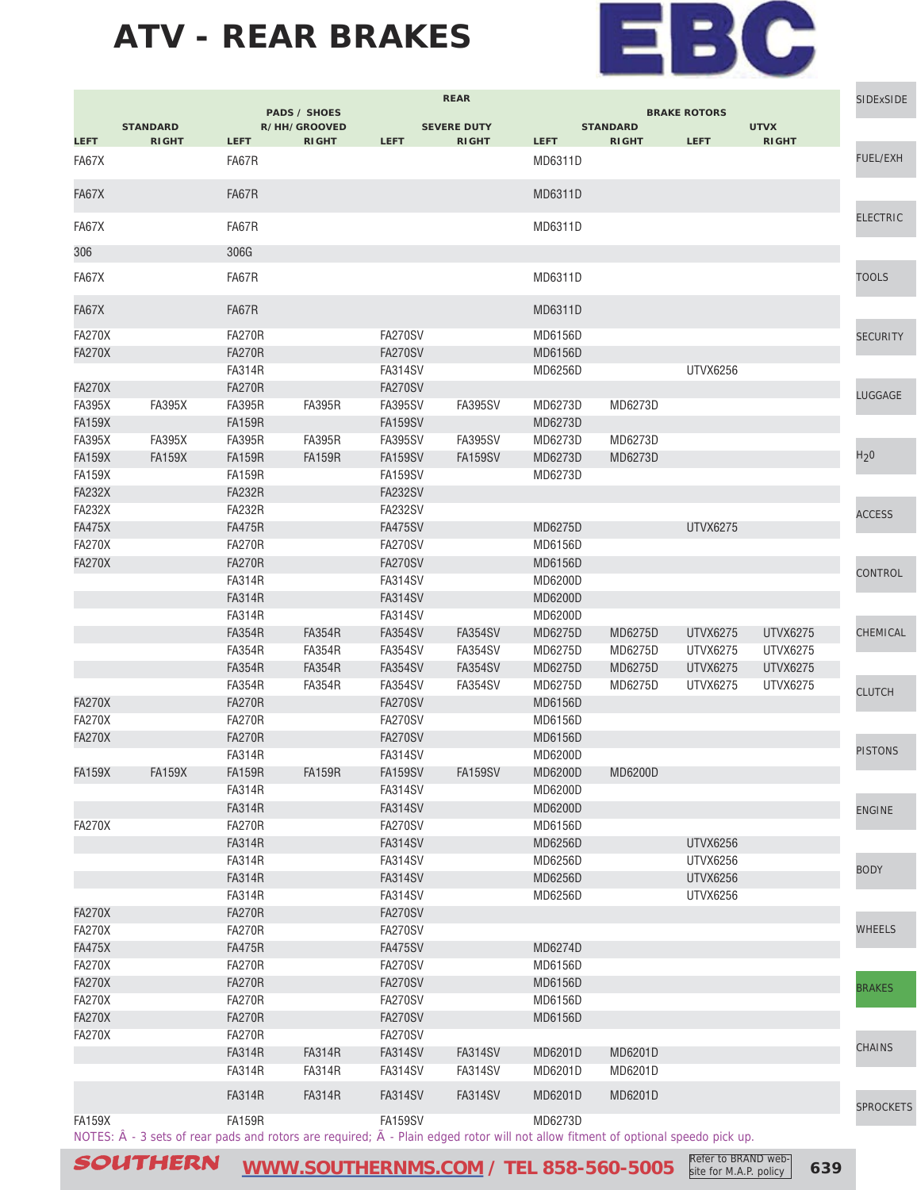# ATV - REAR BRAKES

| REAR | | | | | | | | | |
|---|---|---|---|---|---|---|---|---|---|
| PADS / SHOES | | | | | | BRAKE ROTORS | | | |
| STANDARD | | R/HH/GROOVED | | SEVERE DUTY | | STANDARD | | UTVX | |
| LEFT | RIGHT | LEFT | RIGHT | LEFT | RIGHT | LEFT | RIGHT | LEFT | RIGHT |
| FA67X | | FA67R | | | | MD6311D | | | |
| FA67X | | FA67R | | | | MD6311D | | | |
| FA67X | | FA67R | | | | MD6311D | | | |
| 306 | | 306G | | | | | | | |
| FA67X | | FA67R | | | | MD6311D | | | |
| FA67X | | FA67R | | | | MD6311D | | | |
| FA270X | | FA270R | | FA270SV | | MD6156D | | | |
| FA270X | | FA270R | | FA270SV | | MD6156D | | | |
| | | FA314R | | FA314SV | | MD6256D | | UTVX6256 | |
| FA270X | | FA270R | | FA270SV | | | | | |
| FA395X | FA395X | FA395R | FA395R | FA395SV | FA395SV | MD6273D | MD6273D | | |
| FA159X | | FA159R | | FA159SV | | MD6273D | | | |
| FA395X | FA395X | FA395R | FA395R | FA395SV | FA395SV | MD6273D | MD6273D | | |
| FA159X | FA159X | FA159R | FA159R | FA159SV | FA159SV | MD6273D | MD6273D | | |
| FA159X | | FA159R | | FA159SV | | MD6273D | | | |
| FA232X | | FA232R | | FA232SV | | | | | |
| FA232X | | FA232R | | FA232SV | | | | | |
| FA475X | | FA475R | | FA475SV | | MD6275D | | UTVX6275 | |
| FA270X | | FA270R | | FA270SV | | MD6156D | | | |
| FA270X | | FA270R | | FA270SV | | MD6156D | | | |
| | | FA314R | | FA314SV | | MD6200D | | | |
| | | FA314R | | FA314SV | | MD6200D | | | |
| | | FA314R | | FA314SV | | MD6200D | | | |
| | | FA354R | FA354R | FA354SV | FA354SV | MD6275D | MD6275D | UTVX6275 | UTVX6275 |
| | | FA354R | FA354R | FA354SV | FA354SV | MD6275D | MD6275D | UTVX6275 | UTVX6275 |
| | | FA354R | FA354R | FA354SV | FA354SV | MD6275D | MD6275D | UTVX6275 | UTVX6275 |
| | | FA354R | FA354R | FA354SV | FA354SV | MD6275D | MD6275D | UTVX6275 | UTVX6275 |
| FA270X | | FA270R | | FA270SV | | MD6156D | | | |
| FA270X | | FA270R | | FA270SV | | MD6156D | | | |
| FA270X | | FA270R | | FA270SV | | MD6156D | | | |
| | | FA314R | | FA314SV | | MD6200D | | | |
| FA159X | FA159X | FA159R | FA159R | FA159SV | FA159SV | MD6200D | MD6200D | | |
| | | FA314R | | FA314SV | | MD6200D | | | |
| | | FA314R | | FA314SV | | MD6200D | | | |
| FA270X | | FA270R | | FA270SV | | MD6156D | | | |
| | | FA314R | | FA314SV | | MD6256D | | UTVX6256 | |
| | | FA314R | | FA314SV | | MD6256D | | UTVX6256 | |
| | | FA314R | | FA314SV | | MD6256D | | UTVX6256 | |
| | | FA314R | | FA314SV | | MD6256D | | UTVX6256 | |
| FA270X | | FA270R | | FA270SV | | | | | |
| FA270X | | FA270R | | FA270SV | | | | | |
| FA475X | | FA475R | | FA475SV | | MD6274D | | | |
| FA270X | | FA270R | | FA270SV | | MD6156D | | | |
| FA270X | | FA270R | | FA270SV | | MD6156D | | | |
| FA270X | | FA270R | | FA270SV | | MD6156D | | | |
| FA270X | | FA270R | | FA270SV | | MD6156D | | | |
| FA270X | | FA270R | | FA270SV | | | | | |
| | | FA314R | FA314R | FA314SV | FA314SV | MD6201D | MD6201D | | |
| | | FA314R | FA314R | FA314SV | FA314SV | MD6201D | MD6201D | | |
| | | FA314R | FA314R | FA314SV | FA314SV | MD6201D | MD6201D | | |
| FA159X | | FA159R | | FA159SV | | MD6273D | | | |

NOTES: Â - 3 sets of rear pads and rotors are required; Ã - Plain edged rotor will not allow fitment of optional speedo pick up.

SOUTHERN WWW.SOUTHERNMS.COM / TEL 858-560-5005 Refer to BRAND web-site for M.A.P. policy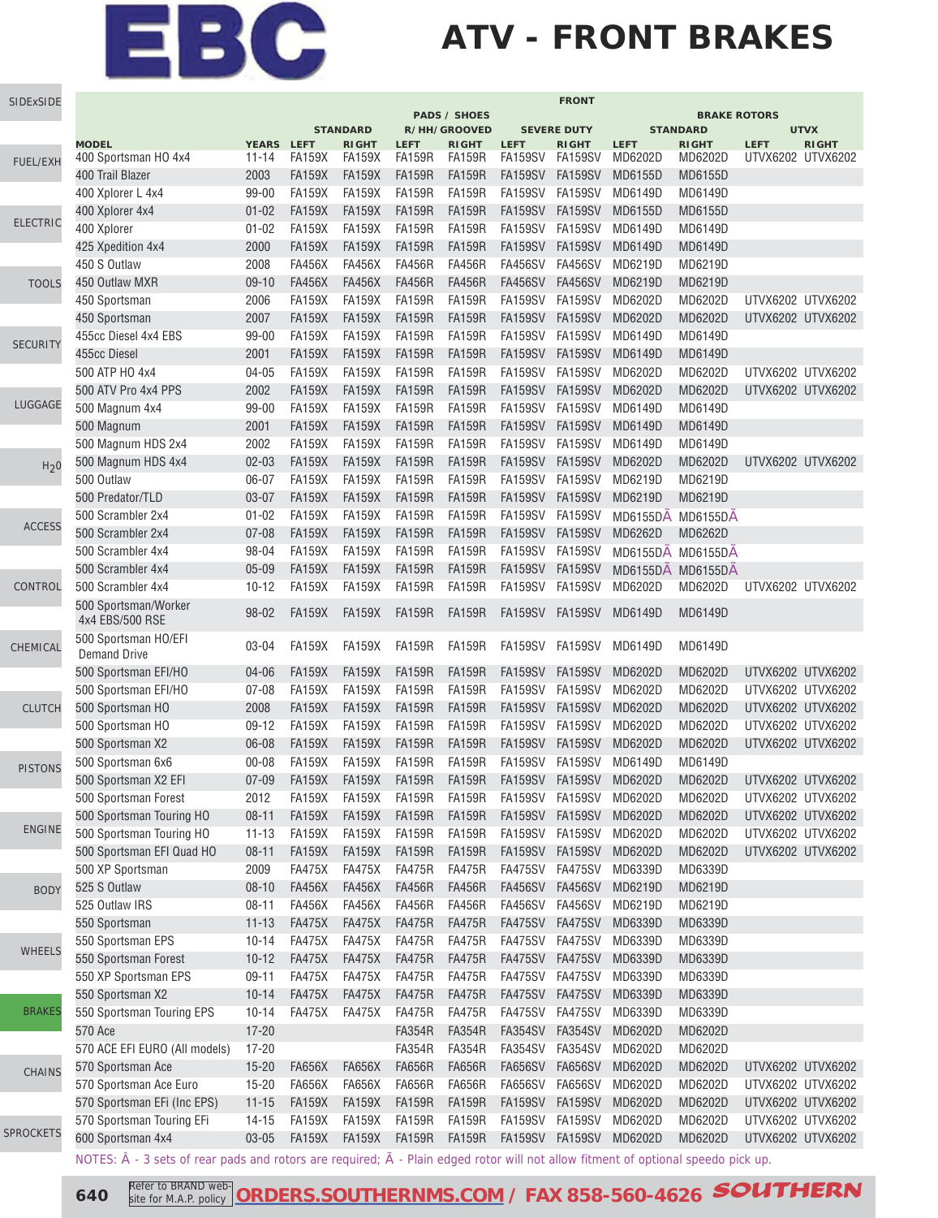# EBC

# ATV - FRONT BRAKES

| | | FRONT | | | | | | | | | |
|---|---|---|---|---|---|---|---|---|---|---|---|
| | | PADS / SHOES | | | | | | BRAKE ROTORS | | | |
| | | STANDARD | | R/HH/GROOVED | | SEVERE DUTY | | STANDARD | | UTVX | |
| MODEL | YEARS | LEFT | RIGHT | LEFT | RIGHT | LEFT | RIGHT | LEFT | RIGHT | LEFT | RIGHT |
| 400 Sportsman HO 4x4 | 11-14 | FA159X | FA159X | FA159R | FA159R | FA159SV | FA159SV | MD6202D | MD6202D | UTVX6202 | UTVX6202 |
| 400 Trail Blazer | 2003 | FA159X | FA159X | FA159R | FA159R | FA159SV | FA159SV | MD6155D | MD6155D | | |
| 400 Xplorer L 4x4 | 99-00 | FA159X | FA159X | FA159R | FA159R | FA159SV | FA159SV | MD6149D | MD6149D | | |
| 400 Xplorer 4x4 | 01-02 | FA159X | FA159X | FA159R | FA159R | FA159SV | FA159SV | MD6155D | MD6155D | | |
| 400 Xplorer | 01-02 | FA159X | FA159X | FA159R | FA159R | FA159SV | FA159SV | MD6149D | MD6149D | | |
| 425 Xpedition 4x4 | 2000 | FA159X | FA159X | FA159R | FA159R | FA159SV | FA159SV | MD6149D | MD6149D | | |
| 450 S Outlaw | 2008 | FA456X | FA456X | FA456R | FA456R | FA456SV | FA456SV | MD6219D | MD6219D | | |
| 450 Outlaw MXR | 09-10 | FA456X | FA456X | FA456R | FA456R | FA456SV | FA456SV | MD6219D | MD6219D | | |
| 450 Sportsman | 2006 | FA159X | FA159X | FA159R | FA159R | FA159SV | FA159SV | MD6202D | MD6202D | UTVX6202 | UTVX6202 |
| 450 Sportsman | 2007 | FA159X | FA159X | FA159R | FA159R | FA159SV | FA159SV | MD6202D | MD6202D | UTVX6202 | UTVX6202 |
| 455cc Diesel 4x4 EBS | 99-00 | FA159X | FA159X | FA159R | FA159R | FA159SV | FA159SV | MD6149D | MD6149D | | |
| 455cc Diesel | 2001 | FA159X | FA159X | FA159R | FA159R | FA159SV | FA159SV | MD6149D | MD6149D | | |
| 500 ATP HO 4x4 | 04-05 | FA159X | FA159X | FA159R | FA159R | FA159SV | FA159SV | MD6202D | MD6202D | UTVX6202 | UTVX6202 |
| 500 ATV Pro 4x4 PPS | 2002 | FA159X | FA159X | FA159R | FA159R | FA159SV | FA159SV | MD6202D | MD6202D | UTVX6202 | UTVX6202 |
| 500 Magnum 4x4 | 99-00 | FA159X | FA159X | FA159R | FA159R | FA159SV | FA159SV | MD6149D | MD6149D | | |
| 500 Magnum | 2001 | FA159X | FA159X | FA159R | FA159R | FA159SV | FA159SV | MD6149D | MD6149D | | |
| 500 Magnum HDS 2x4 | 2002 | FA159X | FA159X | FA159R | FA159R | FA159SV | FA159SV | MD6149D | MD6149D | | |
| 500 Magnum HDS 4x4 | 02-03 | FA159X | FA159X | FA159R | FA159R | FA159SV | FA159SV | MD6202D | MD6202D | UTVX6202 | UTVX6202 |
| 500 Outlaw | 06-07 | FA159X | FA159X | FA159R | FA159R | FA159SV | FA159SV | MD6219D | MD6219D | | |
| 500 Predator/TLD | 03-07 | FA159X | FA159X | FA159R | FA159R | FA159SV | FA159SV | MD6219D | MD6219D | | |
| 500 Scrambler 2x4 | 01-02 | FA159X | FA159X | FA159R | FA159R | FA159SV | FA159SV | MD6155DÃ | MD6155DÃ | | |
| 500 Scrambler 2x4 | 07-08 | FA159X | FA159X | FA159R | FA159R | FA159SV | FA159SV | MD6262D | MD6262D | | |
| 500 Scrambler 4x4 | 98-04 | FA159X | FA159X | FA159R | FA159R | FA159SV | FA159SV | MD6155DÃ | MD6155DÃ | | |
| 500 Scrambler 4x4 | 05-09 | FA159X | FA159X | FA159R | FA159R | FA159SV | FA159SV | MD6155DÃ | MD6155DÃ | | |
| 500 Scrambler 4x4 | 10-12 | FA159X | FA159X | FA159R | FA159R | FA159SV | FA159SV | MD6202D | MD6202D | UTVX6202 | UTVX6202 |
| 500 Sportsman/Worker 4x4 EBS/500 RSE | 98-02 | FA159X | FA159X | FA159R | FA159R | FA159SV | FA159SV | MD6149D | MD6149D | | |
| 500 Sportsman HO/EFI Demand Drive | 03-04 | FA159X | FA159X | FA159R | FA159R | FA159SV | FA159SV | MD6149D | MD6149D | | |
| 500 Sportsman EFI/HO | 04-06 | FA159X | FA159X | FA159R | FA159R | FA159SV | FA159SV | MD6202D | MD6202D | UTVX6202 | UTVX6202 |
| 500 Sportsman EFI/HO | 07-08 | FA159X | FA159X | FA159R | FA159R | FA159SV | FA159SV | MD6202D | MD6202D | UTVX6202 | UTVX6202 |
| 500 Sportsman HO | 2008 | FA159X | FA159X | FA159R | FA159R | FA159SV | FA159SV | MD6202D | MD6202D | UTVX6202 | UTVX6202 |
| 500 Sportsman HO | 09-12 | FA159X | FA159X | FA159R | FA159R | FA159SV | FA159SV | MD6202D | MD6202D | UTVX6202 | UTVX6202 |
| 500 Sportsman X2 | 06-08 | FA159X | FA159X | FA159R | FA159R | FA159SV | FA159SV | MD6202D | MD6202D | UTVX6202 | UTVX6202 |
| 500 Sportsman 6x6 | 00-08 | FA159X | FA159X | FA159R | FA159R | FA159SV | FA159SV | MD6149D | MD6149D | | |
| 500 Sportsman X2 EFI | 07-09 | FA159X | FA159X | FA159R | FA159R | FA159SV | FA159SV | MD6202D | MD6202D | UTVX6202 | UTVX6202 |
| 500 Sportsman Forest | 2012 | FA159X | FA159X | FA159R | FA159R | FA159SV | FA159SV | MD6202D | MD6202D | UTVX6202 | UTVX6202 |
| 500 Sportsman Touring HO | 08-11 | FA159X | FA159X | FA159R | FA159R | FA159SV | FA159SV | MD6202D | MD6202D | UTVX6202 | UTVX6202 |
| 500 Sportsman Touring HO | 11-13 | FA159X | FA159X | FA159R | FA159R | FA159SV | FA159SV | MD6202D | MD6202D | UTVX6202 | UTVX6202 |
| 500 Sportsman EFI Quad HO | 08-11 | FA159X | FA159X | FA159R | FA159R | FA159SV | FA159SV | MD6202D | MD6202D | UTVX6202 | UTVX6202 |
| 500 XP Sportsman | 2009 | FA475X | FA475X | FA475R | FA475R | FA475SV | FA475SV | MD6339D | MD6339D | | |
| 525 S Outlaw | 08-10 | FA456X | FA456X | FA456R | FA456R | FA456SV | FA456SV | MD6219D | MD6219D | | |
| 525 Outlaw IRS | 08-11 | FA456X | FA456X | FA456R | FA456R | FA456SV | FA456SV | MD6219D | MD6219D | | |
| 550 Sportsman | 11-13 | FA475X | FA475X | FA475R | FA475R | FA475SV | FA475SV | MD6339D | MD6339D | | |
| 550 Sportsman EPS | 10-14 | FA475X | FA475X | FA475R | FA475R | FA475SV | FA475SV | MD6339D | MD6339D | | |
| 550 Sportsman Forest | 10-12 | FA475X | FA475X | FA475R | FA475R | FA475SV | FA475SV | MD6339D | MD6339D | | |
| 550 XP Sportsman EPS | 09-11 | FA475X | FA475X | FA475R | FA475R | FA475SV | FA475SV | MD6339D | MD6339D | | |
| 550 Sportsman X2 | 10-14 | FA475X | FA475X | FA475R | FA475R | FA475SV | FA475SV | MD6339D | MD6339D | | |
| 550 Sportsman Touring EPS | 10-14 | FA475X | FA475X | FA475R | FA475R | FA475SV | FA475SV | MD6339D | MD6339D | | |
| 570 Ace | 17-20 | | | FA354R | FA354R | FA354SV | FA354SV | MD6202D | MD6202D | | |
| 570 ACE EFI EURO (All models) | 17-20 | | | FA354R | FA354R | FA354SV | FA354SV | MD6202D | MD6202D | | |
| 570 Sportsman Ace | 15-20 | FA656X | FA656X | FA656R | FA656R | FA656SV | FA656SV | MD6202D | MD6202D | UTVX6202 | UTVX6202 |
| 570 Sportsman Ace Euro | 15-20 | FA656X | FA656X | FA656R | FA656R | FA656SV | FA656SV | MD6202D | MD6202D | UTVX6202 | UTVX6202 |
| 570 Sportsman EFi (Inc EPS) | 11-15 | FA159X | FA159X | FA159R | FA159R | FA159SV | FA159SV | MD6202D | MD6202D | UTVX6202 | UTVX6202 |
| 570 Sportsman Touring EFi | 14-15 | FA159X | FA159X | FA159R | FA159R | FA159SV | FA159SV | MD6202D | MD6202D | UTVX6202 | UTVX6202 |
| 600 Sportsman 4x4 | 03-05 | FA159X | FA159X | FA159R | FA159R | FA159SV | FA159SV | MD6202D | MD6202D | UTVX6202 | UTVX6202 |

NOTES: Â - 3 sets of rear pads and rotors are required; Ã - Plain edged rotor will not allow fitment of optional speedo pick up.

Refer to BRAND web-site for M.A.P. policy | ORDERS.SOUTHERNMS.COM / FAX 858-560-4626 SOUTHERN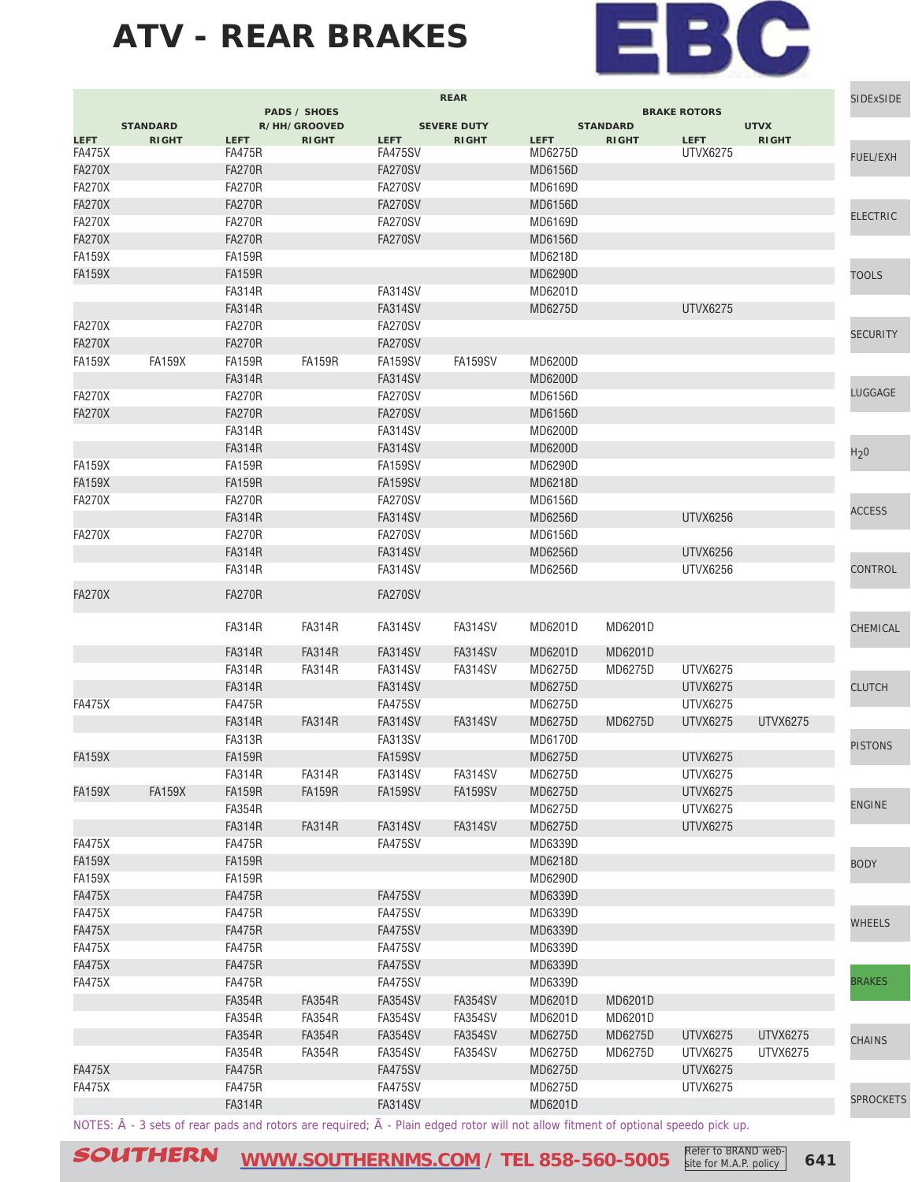# ATV - REAR BRAKES

| REAR | | | | | | | | | | |
|---|---|---|---|---|---|---|---|---|---|---|
| | | PADS / SHOES | | | | BRAKE ROTORS | | | |
| STANDARD | | R/HH/GROOVED | | SEVERE DUTY | | STANDARD | | UTVX | |
| LEFT | RIGHT | LEFT | RIGHT | LEFT | RIGHT | LEFT | RIGHT | LEFT | RIGHT |
| FA475X | | FA475R | | FA475SV | | MD6275D | | UTVX6275 | |
| FA270X | | FA270R | | FA270SV | | MD6156D | | | |
| FA270X | | FA270R | | FA270SV | | MD6169D | | | |
| FA270X | | FA270R | | FA270SV | | MD6156D | | | |
| FA270X | | FA270R | | FA270SV | | MD6169D | | | |
| FA270X | | FA270R | | FA270SV | | MD6156D | | | |
| FA159X | | FA159R | | | | MD6218D | | | |
| FA159X | | FA159R | | | | MD6290D | | | |
| | | FA314R | | FA314SV | | MD6201D | | | |
| | | FA314R | | FA314SV | | MD6275D | | UTVX6275 | |
| FA270X | | FA270R | | FA270SV | | | | | |
| FA270X | | FA270R | | FA270SV | | | | | |
| FA159X | FA159X | FA159R | FA159R | FA159SV | FA159SV | MD6200D | | | |
| | | FA314R | | FA314SV | | MD6200D | | | |
| FA270X | | FA270R | | FA270SV | | MD6156D | | | |
| FA270X | | FA270R | | FA270SV | | MD6156D | | | |
| | | FA314R | | FA314SV | | MD6200D | | | |
| | | FA314R | | FA314SV | | MD6200D | | | |
| FA159X | | FA159R | | FA159SV | | MD6290D | | | |
| FA159X | | FA159R | | FA159SV | | MD6218D | | | |
| FA270X | | FA270R | | FA270SV | | MD6156D | | | |
| | | FA314R | | FA314SV | | MD6256D | | UTVX6256 | |
| FA270X | | FA270R | | FA270SV | | MD6156D | | | |
| | | FA314R | | FA314SV | | MD6256D | | UTVX6256 | |
| | | FA314R | | FA314SV | | MD6256D | | UTVX6256 | |
| FA270X | | FA270R | | FA270SV | | | | | |
| | | FA314R | FA314R | FA314SV | FA314SV | MD6201D | MD6201D | | |
| | | FA314R | FA314R | FA314SV | FA314SV | MD6201D | MD6201D | | |
| | | FA314R | FA314R | FA314SV | FA314SV | MD6275D | MD6275D | UTVX6275 | |
| | | FA314R | | FA314SV | | MD6275D | | UTVX6275 | |
| FA475X | | FA475R | | FA475SV | | MD6275D | | UTVX6275 | |
| | | FA314R | FA314R | FA314SV | FA314SV | MD6275D | MD6275D | UTVX6275 | UTVX6275 |
| | | FA313R | | FA313SV | | MD6170D | | | |
| FA159X | | FA159R | | FA159SV | | MD6275D | | UTVX6275 | |
| | | FA314R | FA314R | FA314SV | FA314SV | MD6275D | | UTVX6275 | |
| FA159X | FA159X | FA159R | FA159R | FA159SV | FA159SV | MD6275D | | UTVX6275 | |
| | | FA354R | | | | MD6275D | | UTVX6275 | |
| | | FA314R | FA314R | FA314SV | FA314SV | MD6275D | | UTVX6275 | |
| FA475X | | FA475R | | FA475SV | | MD6339D | | | |
| FA159X | | FA159R | | | | MD6218D | | | |
| FA159X | | FA159R | | | | MD6290D | | | |
| FA475X | | FA475R | | FA475SV | | MD6339D | | | |
| FA475X | | FA475R | | FA475SV | | MD6339D | | | |
| FA475X | | FA475R | | FA475SV | | MD6339D | | | |
| FA475X | | FA475R | | FA475SV | | MD6339D | | | |
| FA475X | | FA475R | | FA475SV | | MD6339D | | | |
| FA475X | | FA475R | | FA475SV | | MD6339D | | | |
| | | FA354R | FA354R | FA354SV | FA354SV | MD6201D | MD6201D | | |
| | | FA354R | FA354R | FA354SV | FA354SV | MD6201D | MD6201D | | |
| | | FA354R | FA354R | FA354SV | FA354SV | MD6275D | MD6275D | UTVX6275 | UTVX6275 |
| | | FA354R | FA354R | FA354SV | FA354SV | MD6275D | MD6275D | UTVX6275 | UTVX6275 |
| FA475X | | FA475R | | FA475SV | | MD6275D | | UTVX6275 | |
| FA475X | | FA475R | | FA475SV | | MD6275D | | UTVX6275 | |
| | | FA314R | | FA314SV | | MD6201D | | | |

NOTES: Â - 3 sets of rear pads and rotors are required; Ã - Plain edged rotor will not allow fitment of optional speedo pick up.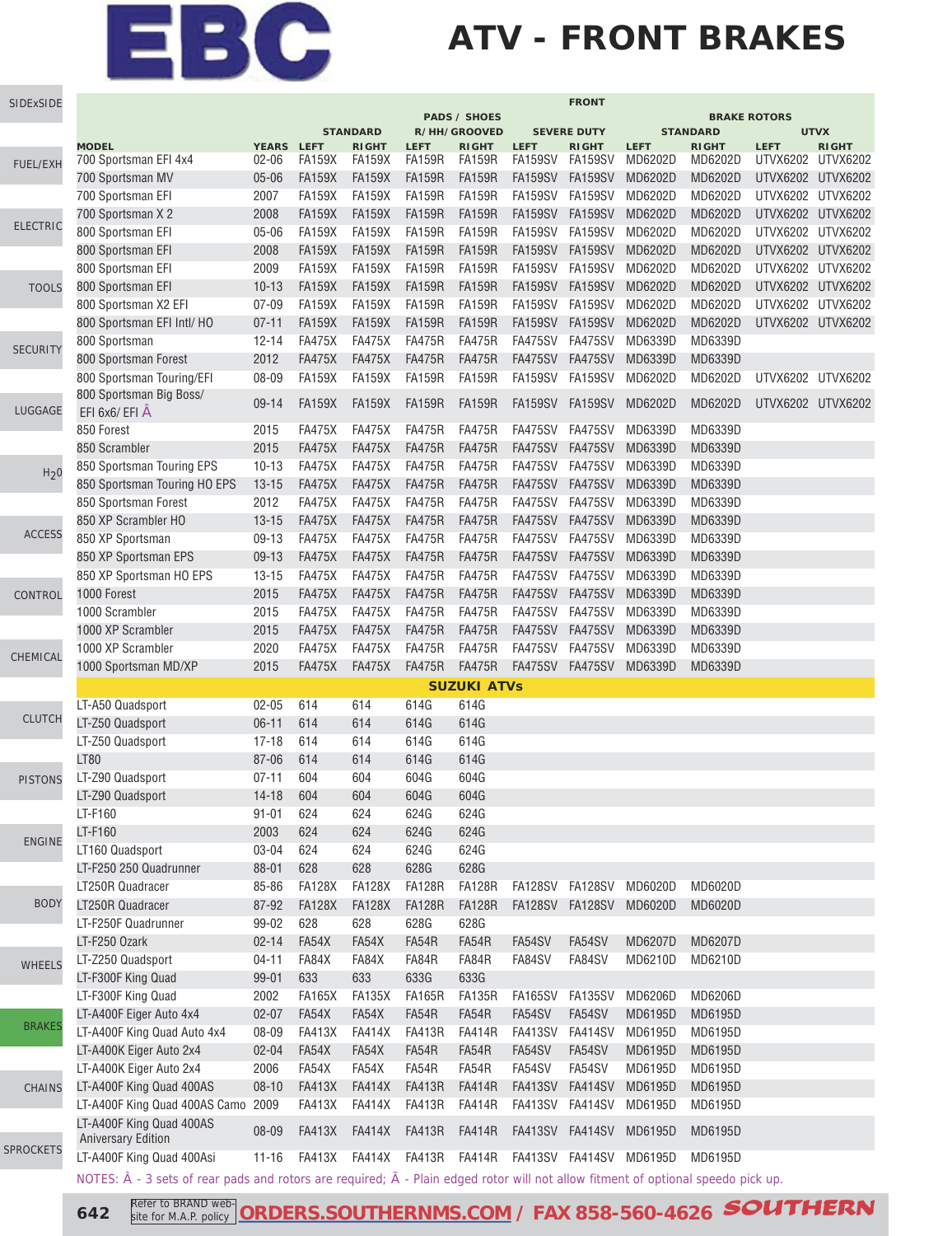# EBC

# ATV - FRONT BRAKES

| | | FRONT | | | | | | | | | |
|---|---|---|---|---|---|---|---|---|---|---|---|
| | | PADS / SHOES | | | | | | BRAKE ROTORS | | | |
| | | STANDARD | | R/HH/GROOVED | | SEVERE DUTY | | STANDARD | | UTVX | |
| MODEL | YEARS | LEFT | RIGHT | LEFT | RIGHT | LEFT | RIGHT | LEFT | RIGHT | LEFT | RIGHT |
| 700 Sportsman EFI 4x4 | 02-06 | FA159X | FA159X | FA159R | FA159R | FA159SV | FA159SV | MD6202D | MD6202D | UTVX6202 | UTVX6202 |
| 700 Sportsman MV | 05-06 | FA159X | FA159X | FA159R | FA159R | FA159SV | FA159SV | MD6202D | MD6202D | UTVX6202 | UTVX6202 |
| 700 Sportsman EFI | 2007 | FA159X | FA159X | FA159R | FA159R | FA159SV | FA159SV | MD6202D | MD6202D | UTVX6202 | UTVX6202 |
| 700 Sportsman X 2 | 2008 | FA159X | FA159X | FA159R | FA159R | FA159SV | FA159SV | MD6202D | MD6202D | UTVX6202 | UTVX6202 |
| 800 Sportsman EFI | 05-06 | FA159X | FA159X | FA159R | FA159R | FA159SV | FA159SV | MD6202D | MD6202D | UTVX6202 | UTVX6202 |
| 800 Sportsman EFI | 2008 | FA159X | FA159X | FA159R | FA159R | FA159SV | FA159SV | MD6202D | MD6202D | UTVX6202 | UTVX6202 |
| 800 Sportsman EFI | 2009 | FA159X | FA159X | FA159R | FA159R | FA159SV | FA159SV | MD6202D | MD6202D | UTVX6202 | UTVX6202 |
| 800 Sportsman EFI | 10-13 | FA159X | FA159X | FA159R | FA159R | FA159SV | FA159SV | MD6202D | MD6202D | UTVX6202 | UTVX6202 |
| 800 Sportsman X2 EFI | 07-09 | FA159X | FA159X | FA159R | FA159R | FA159SV | FA159SV | MD6202D | MD6202D | UTVX6202 | UTVX6202 |
| 800 Sportsman EFI Intl/ HO | 07-11 | FA159X | FA159X | FA159R | FA159R | FA159SV | FA159SV | MD6202D | MD6202D | UTVX6202 | UTVX6202 |
| 800 Sportsman | 12-14 | FA475X | FA475X | FA475R | FA475R | FA475SV | FA475SV | MD6339D | MD6339D | | |
| 800 Sportsman Forest | 2012 | FA475X | FA475X | FA475R | FA475R | FA475SV | FA475SV | MD6339D | MD6339D | | |
| 800 Sportsman Touring/EFI | 08-09 | FA159X | FA159X | FA159R | FA159R | FA159SV | FA159SV | MD6202D | MD6202D | UTVX6202 | UTVX6202 |
| 800 Sportsman Big Boss/ EFI 6x6/ EFI Â | 09-14 | FA159X | FA159X | FA159R | FA159R | FA159SV | FA159SV | MD6202D | MD6202D | UTVX6202 | UTVX6202 |
| 850 Forest | 2015 | FA475X | FA475X | FA475R | FA475R | FA475SV | FA475SV | MD6339D | MD6339D | | |
| 850 Scrambler | 2015 | FA475X | FA475X | FA475R | FA475R | FA475SV | FA475SV | MD6339D | MD6339D | | |
| 850 Sportsman Touring EPS | 10-13 | FA475X | FA475X | FA475R | FA475R | FA475SV | FA475SV | MD6339D | MD6339D | | |
| 850 Sportsman Touring HO EPS | 13-15 | FA475X | FA475X | FA475R | FA475R | FA475SV | FA475SV | MD6339D | MD6339D | | |
| 850 Sportsman Forest | 2012 | FA475X | FA475X | FA475R | FA475R | FA475SV | FA475SV | MD6339D | MD6339D | | |
| 850 XP Scrambler HO | 13-15 | FA475X | FA475X | FA475R | FA475R | FA475SV | FA475SV | MD6339D | MD6339D | | |
| 850 XP Sportsman | 09-13 | FA475X | FA475X | FA475R | FA475R | FA475SV | FA475SV | MD6339D | MD6339D | | |
| 850 XP Sportsman EPS | 09-13 | FA475X | FA475X | FA475R | FA475R | FA475SV | FA475SV | MD6339D | MD6339D | | |
| 850 XP Sportsman HO EPS | 13-15 | FA475X | FA475X | FA475R | FA475R | FA475SV | FA475SV | MD6339D | MD6339D | | |
| 1000 Forest | 2015 | FA475X | FA475X | FA475R | FA475R | FA475SV | FA475SV | MD6339D | MD6339D | | |
| 1000 Scrambler | 2015 | FA475X | FA475X | FA475R | FA475R | FA475SV | FA475SV | MD6339D | MD6339D | | |
| 1000 XP Scrambler | 2015 | FA475X | FA475X | FA475R | FA475R | FA475SV | FA475SV | MD6339D | MD6339D | | |
| 1000 XP Scrambler | 2020 | FA475X | FA475X | FA475R | FA475R | FA475SV | FA475SV | MD6339D | MD6339D | | |
| 1000 Sportsman MD/XP | 2015 | FA475X | FA475X | FA475R | FA475R | FA475SV | FA475SV | MD6339D | MD6339D | | |
| **SUZUKI ATVs** | | | | | | | | | | | |
| LT-A50 Quadsport | 02-05 | 614 | 614 | 614G | 614G | | | | | | |
| LT-Z50 Quadsport | 06-11 | 614 | 614 | 614G | 614G | | | | | | |
| LT-Z50 Quadsport | 17-18 | 614 | 614 | 614G | 614G | | | | | | |
| LT80 | 87-06 | 614 | 614 | 614G | 614G | | | | | | |
| LT-Z90 Quadsport | 07-11 | 604 | 604 | 604G | 604G | | | | | | |
| LT-Z90 Quadsport | 14-18 | 604 | 604 | 604G | 604G | | | | | | |
| LT-F160 | 91-01 | 624 | 624 | 624G | 624G | | | | | | |
| LT-F160 | 2003 | 624 | 624 | 624G | 624G | | | | | | |
| LT160 Quadsport | 03-04 | 624 | 624 | 624G | 624G | | | | | | |
| LT-F250 250 Quadrunner | 88-01 | 628 | 628 | 628G | 628G | | | | | | |
| LT250R Quadracer | 85-86 | FA128X | FA128X | FA128R | FA128R | FA128SV | FA128SV | MD6020D | MD6020D | | |
| LT250R Quadracer | 87-92 | FA128X | FA128X | FA128R | FA128R | FA128SV | FA128SV | MD6020D | MD6020D | | |
| LT-F250F Quadrunner | 99-02 | 628 | 628 | 628G | 628G | | | | | | |
| LT-F250 Ozark | 02-14 | FA54X | FA54X | FA54R | FA54R | FA54SV | FA54SV | MD6207D | MD6207D | | |
| LT-Z250 Quadsport | 04-11 | FA84X | FA84X | FA84R | FA84R | FA84SV | FA84SV | MD6210D | MD6210D | | |
| LT-F300F King Quad | 99-01 | 633 | 633 | 633G | 633G | | | | | | |
| LT-F300F King Quad | 2002 | FA165X | FA135X | FA165R | FA135R | FA165SV | FA135SV | MD6206D | MD6206D | | |
| LT-A400F Eiger Auto 4x4 | 02-07 | FA54X | FA54X | FA54R | FA54R | FA54SV | FA54SV | MD6195D | MD6195D | | |
| LT-A400F King Quad Auto 4x4 | 08-09 | FA413X | FA414X | FA413R | FA414R | FA413SV | FA414SV | MD6195D | MD6195D | | |
| LT-A400K Eiger Auto 2x4 | 02-04 | FA54X | FA54X | FA54R | FA54R | FA54SV | FA54SV | MD6195D | MD6195D | | |
| LT-A400K Eiger Auto 2x4 | 2006 | FA54X | FA54X | FA54R | FA54R | FA54SV | FA54SV | MD6195D | MD6195D | | |
| LT-A400F King Quad 400AS | 08-10 | FA413X | FA414X | FA413R | FA414R | FA413SV | FA414SV | MD6195D | MD6195D | | |
| LT-A400F King Quad 400AS Camo | 2009 | FA413X | FA414X | FA413R | FA414R | FA413SV | FA414SV | MD6195D | MD6195D | | |
| LT-A400F King Quad 400AS Aniversary Edition | 08-09 | FA413X | FA414X | FA413R | FA414R | FA413SV | FA414SV | MD6195D | MD6195D | | |
| LT-A400F King Quad 400Asi | 11-16 | FA413X | FA414X | FA413R | FA414R | FA413SV | FA414SV | MD6195D | MD6195D | | |

NOTES: Â - 3 sets of rear pads and rotors are required; Ã - Plain edged rotor will not allow fitment of optional speedo pick up.

Refer to BRAND web-site for M.A.P. policy **ORDERS.SOUTHERNMS.COM / FAX 858-560-4626** SOUTHERN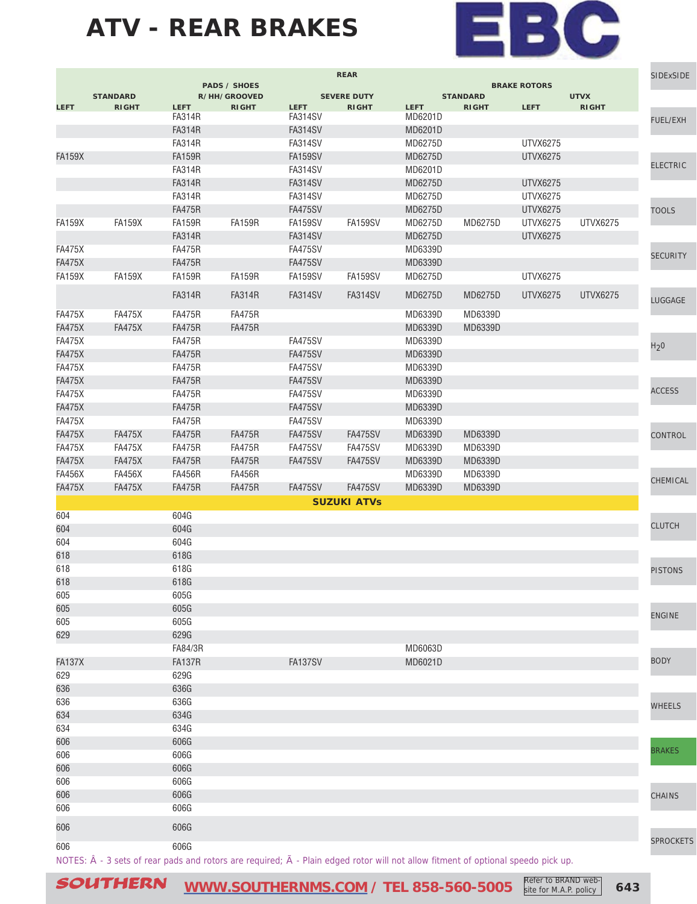# ATV - REAR BRAKES

| REAR | | | | | | | | | | | |
|---|---|---|---|---|---|---|---|---|---|---|---|
| PADS / SHOES | | | | | | BRAKE ROTORS | | | | | |
| STANDARD | | R/HH/GROOVED | | SEVERE DUTY | | STANDARD | | UTVX | |
| LEFT | RIGHT | LEFT | RIGHT | LEFT | RIGHT | LEFT | RIGHT | LEFT | RIGHT |
| | | FA314R | | FA314SV | | MD6201D | | | |
| | | FA314R | | FA314SV | | MD6201D | | | |
| | | FA314R | | FA314SV | | MD6275D | | UTVX6275 | |
| FA159X | | FA159R | | FA159SV | | MD6275D | | UTVX6275 | |
| | | FA314R | | FA314SV | | MD6201D | | | |
| | | FA314R | | FA314SV | | MD6275D | | UTVX6275 | |
| | | FA314R | | FA314SV | | MD6275D | | UTVX6275 | |
| | | FA475R | | FA475SV | | MD6275D | | UTVX6275 | |
| FA159X | FA159X | FA159R | FA159R | FA159SV | FA159SV | MD6275D | MD6275D | UTVX6275 | UTVX6275 |
| | | FA314R | | FA314SV | | MD6275D | | UTVX6275 | |
| FA475X | | FA475R | | FA475SV | | MD6339D | | | |
| FA475X | | FA475R | | FA475SV | | MD6339D | | | |
| FA159X | FA159X | FA159R | FA159R | FA159SV | FA159SV | MD6275D | | UTVX6275 | |
| | | FA314R | FA314R | FA314SV | FA314SV | MD6275D | MD6275D | UTVX6275 | UTVX6275 |
| FA475X | FA475X | FA475R | FA475R | | | MD6339D | MD6339D | | |
| FA475X | FA475X | FA475R | FA475R | | | MD6339D | MD6339D | | |
| FA475X | | FA475R | | FA475SV | | MD6339D | | | |
| FA475X | | FA475R | | FA475SV | | MD6339D | | | |
| FA475X | | FA475R | | FA475SV | | MD6339D | | | |
| FA475X | | FA475R | | FA475SV | | MD6339D | | | |
| FA475X | | FA475R | | FA475SV | | MD6339D | | | |
| FA475X | | FA475R | | FA475SV | | MD6339D | | | |
| FA475X | | FA475R | | FA475SV | | MD6339D | | | |
| FA475X | FA475X | FA475R | FA475R | FA475SV | FA475SV | MD6339D | MD6339D | | |
| FA475X | FA475X | FA475R | FA475R | FA475SV | FA475SV | MD6339D | MD6339D | | |
| FA475X | FA475X | FA475R | FA475R | FA475SV | FA475SV | MD6339D | MD6339D | | |
| FA456X | FA456X | FA456R | FA456R | | | MD6339D | MD6339D | | |
| FA475X | FA475X | FA475R | FA475R | FA475SV | FA475SV | MD6339D | MD6339D | | |
| **SUZUKI ATVs** | | | | | | | | | |
| 604 | | 604G | | | | | | | |
| 604 | | 604G | | | | | | | |
| 604 | | 604G | | | | | | | |
| 618 | | 618G | | | | | | | |
| 618 | | 618G | | | | | | | |
| 618 | | 618G | | | | | | | |
| 605 | | 605G | | | | | | | |
| 605 | | 605G | | | | | | | |
| 605 | | 605G | | | | | | | |
| 629 | | 629G | | | | | | | |
| | | FA84/3R | | | | MD6063D | | | |
| FA137X | | FA137R | | FA137SV | | MD6021D | | | |
| 629 | | 629G | | | | | | | |
| 636 | | 636G | | | | | | | |
| 636 | | 636G | | | | | | | |
| 634 | | 634G | | | | | | | |
| 634 | | 634G | | | | | | | |
| 606 | | 606G | | | | | | | |
| 606 | | 606G | | | | | | | |
| 606 | | 606G | | | | | | | |
| 606 | | 606G | | | | | | | |
| 606 | | 606G | | | | | | | |
| 606 | | 606G | | | | | | | |
| 606 | | 606G | | | | | | | |
| 606 | | 606G | | | | | | | |

NOTES: Â - 3 sets of rear pads and rotors are required; Ã - Plain edged rotor will not allow fitment of optional speedo pick up.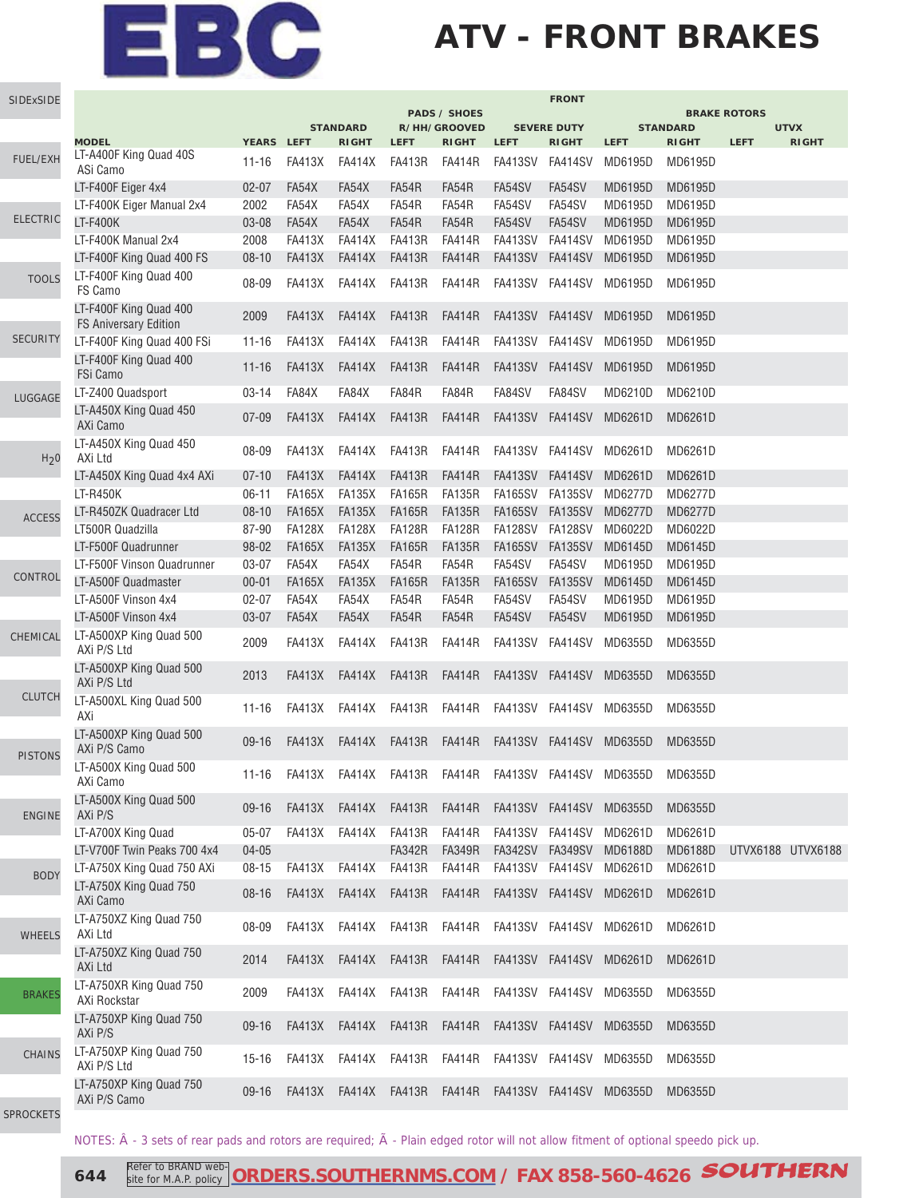# EBC

# ATV - FRONT BRAKES

| MODEL | YEARS | PADS / SHOES STANDARD LEFT | PADS / SHOES STANDARD RIGHT | PADS / SHOES R/HH/GROOVED LEFT | PADS / SHOES R/HH/GROOVED RIGHT | PADS / SHOES SEVERE DUTY LEFT | PADS / SHOES SEVERE DUTY RIGHT | BRAKE ROTORS STANDARD LEFT | BRAKE ROTORS STANDARD RIGHT | BRAKE ROTORS UTVX LEFT | BRAKE ROTORS UTVX RIGHT |
|---|---|---|---|---|---|---|---|---|---|---|---|
| LT-A400F King Quad 40S ASi Camo | 11-16 | FA413X | FA414X | FA413R | FA414R | FA413SV | FA414SV | MD6195D | MD6195D | | |
| LT-F400F Eiger 4x4 | 02-07 | FA54X | FA54X | FA54R | FA54R | FA54SV | FA54SV | MD6195D | MD6195D | | |
| LT-F400K Eiger Manual 2x4 | 2002 | FA54X | FA54X | FA54R | FA54R | FA54SV | FA54SV | MD6195D | MD6195D | | |
| LT-F400K | 03-08 | FA54X | FA54X | FA54R | FA54R | FA54SV | FA54SV | MD6195D | MD6195D | | |
| LT-F400K Manual 2x4 | 2008 | FA413X | FA414X | FA413R | FA414R | FA413SV | FA414SV | MD6195D | MD6195D | | |
| LT-F400F King Quad 400 FS | 08-10 | FA413X | FA414X | FA413R | FA414R | FA413SV | FA414SV | MD6195D | MD6195D | | |
| LT-F400F King Quad 400 FS Camo | 08-09 | FA413X | FA414X | FA413R | FA414R | FA413SV | FA414SV | MD6195D | MD6195D | | |
| LT-F400F King Quad 400 FS Aniversary Edition | 2009 | FA413X | FA414X | FA413R | FA414R | FA413SV | FA414SV | MD6195D | MD6195D | | |
| LT-F400F King Quad 400 FSi | 11-16 | FA413X | FA414X | FA413R | FA414R | FA413SV | FA414SV | MD6195D | MD6195D | | |
| LT-F400F King Quad 400 FSi Camo | 11-16 | FA413X | FA414X | FA413R | FA414R | FA413SV | FA414SV | MD6195D | MD6195D | | |
| LT-Z400 Quadsport | 03-14 | FA84X | FA84X | FA84R | FA84R | FA84SV | FA84SV | MD6210D | MD6210D | | |
| LT-A450X King Quad 450 AXi Camo | 07-09 | FA413X | FA414X | FA413R | FA414R | FA413SV | FA414SV | MD6261D | MD6261D | | |
| LT-A450X King Quad 450 AXi Ltd | 08-09 | FA413X | FA414X | FA413R | FA414R | FA413SV | FA414SV | MD6261D | MD6261D | | |
| LT-A450X King Quad 4x4 AXi | 07-10 | FA413X | FA414X | FA413R | FA414R | FA413SV | FA414SV | MD6261D | MD6261D | | |
| LT-R450K | 06-11 | FA165X | FA135X | FA165R | FA135R | FA165SV | FA135SV | MD6277D | MD6277D | | |
| LT-R450ZK Quadracer Ltd | 08-10 | FA165X | FA135X | FA165R | FA135R | FA165SV | FA135SV | MD6277D | MD6277D | | |
| LT500R Quadzilla | 87-90 | FA128X | FA128X | FA128R | FA128R | FA128SV | FA128SV | MD6022D | MD6022D | | |
| LT-F500F Quadrunner | 98-02 | FA165X | FA135X | FA165R | FA135R | FA165SV | FA135SV | MD6145D | MD6145D | | |
| LT-F500F Vinson Quadrunner | 03-07 | FA54X | FA54X | FA54R | FA54R | FA54SV | FA54SV | MD6195D | MD6195D | | |
| LT-A500F Quadmaster | 00-01 | FA165X | FA135X | FA165R | FA135R | FA165SV | FA135SV | MD6145D | MD6145D | | |
| LT-A500F Vinson 4x4 | 02-07 | FA54X | FA54X | FA54R | FA54R | FA54SV | FA54SV | MD6195D | MD6195D | | |
| LT-A500F Vinson 4x4 | 03-07 | FA54X | FA54X | FA54R | FA54R | FA54SV | FA54SV | MD6195D | MD6195D | | |
| LT-A500XP King Quad 500 AXi P/S Ltd | 2009 | FA413X | FA414X | FA413R | FA414R | FA413SV | FA414SV | MD6355D | MD6355D | | |
| LT-A500XP King Quad 500 AXi P/S Ltd | 2013 | FA413X | FA414X | FA413R | FA414R | FA413SV | FA414SV | MD6355D | MD6355D | | |
| LT-A500XL King Quad 500 AXi | 11-16 | FA413X | FA414X | FA413R | FA414R | FA413SV | FA414SV | MD6355D | MD6355D | | |
| LT-A500XP King Quad 500 AXi P/S Camo | 09-16 | FA413X | FA414X | FA413R | FA414R | FA413SV | FA414SV | MD6355D | MD6355D | | |
| LT-A500X King Quad 500 AXi Camo | 11-16 | FA413X | FA414X | FA413R | FA414R | FA413SV | FA414SV | MD6355D | MD6355D | | |
| LT-A500X King Quad 500 AXi P/S | 09-16 | FA413X | FA414X | FA413R | FA414R | FA413SV | FA414SV | MD6355D | MD6355D | | |
| LT-A700X King Quad | 05-07 | FA413X | FA414X | FA413R | FA414R | FA413SV | FA414SV | MD6261D | MD6261D | | |
| LT-V700F Twin Peaks 700 4x4 | 04-05 | | | FA342R | FA349R | FA342SV | FA349SV | MD6188D | MD6188D | UTVX6188 | UTVX6188 |
| LT-A750X King Quad 750 AXi | 08-15 | FA413X | FA414X | FA413R | FA414R | FA413SV | FA414SV | MD6261D | MD6261D | | |
| LT-A750X King Quad 750 AXi Camo | 08-16 | FA413X | FA414X | FA413R | FA414R | FA413SV | FA414SV | MD6261D | MD6261D | | |
| LT-A750XZ King Quad 750 AXi Ltd | 08-09 | FA413X | FA414X | FA413R | FA414R | FA413SV | FA414SV | MD6261D | MD6261D | | |
| LT-A750XZ King Quad 750 AXi Ltd | 2014 | FA413X | FA414X | FA413R | FA414R | FA413SV | FA414SV | MD6261D | MD6261D | | |
| LT-A750XR King Quad 750 AXi Rockstar | 2009 | FA413X | FA414X | FA413R | FA414R | FA413SV | FA414SV | MD6355D | MD6355D | | |
| LT-A750XP King Quad 750 AXi P/S | 09-16 | FA413X | FA414X | FA413R | FA414R | FA413SV | FA414SV | MD6355D | MD6355D | | |
| LT-A750XP King Quad 750 AXi P/S Ltd | 15-16 | FA413X | FA414X | FA413R | FA414R | FA413SV | FA414SV | MD6355D | MD6355D | | |
| LT-A750XP King Quad 750 AXi P/S Camo | 09-16 | FA413X | FA414X | FA413R | FA414R | FA413SV | FA414SV | MD6355D | MD6355D | | |

NOTES: Â - 3 sets of rear pads and rotors are required; Ã - Plain edged rotor will not allow fitment of optional speedo pick up.

Refer to BRAND website for M.A.P. policy **ORDERS.SOUTHERNMS.COM / FAX 858-560-4626** SOUTHERN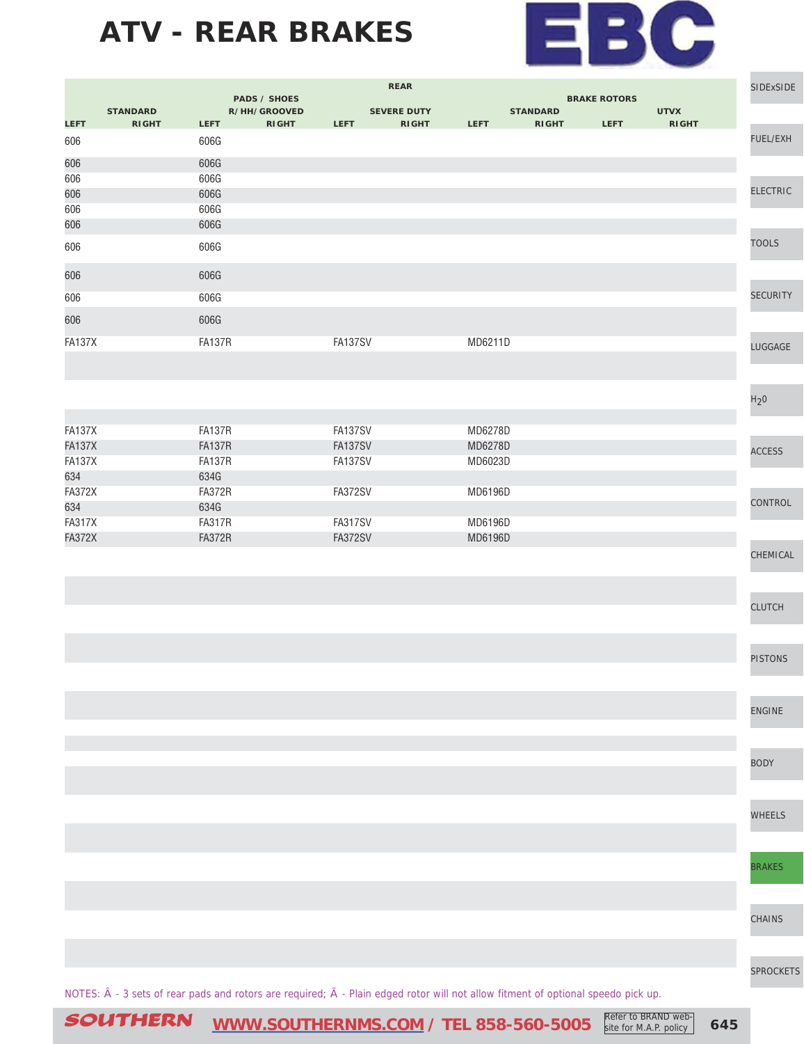# ATV - REAR BRAKES

EBC

| REAR | | | | | | | | | | | |
|---|---|---|---|---|---|---|---|---|---|---|---|
| PADS / SHOES | | | | | | BRAKE ROTORS | | | | | |
| STANDARD | | R/HH/GROOVED | | SEVERE DUTY | | STANDARD | | UTVX | | | |
| LEFT | RIGHT | LEFT | RIGHT | LEFT | RIGHT | LEFT | RIGHT | LEFT | RIGHT | | |
| 606 | | 606G | | | | | | | | | |
| 606 | | 606G | | | | | | | | | |
| 606 | | 606G | | | | | | | | | |
| 606 | | 606G | | | | | | | | | |
| 606 | | 606G | | | | | | | | | |
| 606 | | 606G | | | | | | | | | |
| 606 | | 606G | | | | | | | | | |
| 606 | | 606G | | | | | | | | | |
| 606 | | 606G | | | | | | | | | |
| 606 | | 606G | | | | | | | | | |
| FA137X | | FA137R | | FA137SV | | MD6211D | | | | | |
| | | | | | | | | | | | |
| | | | | | | | | | | | |
| FA137X | | FA137R | | FA137SV | | MD6278D | | | | | |
| FA137X | | FA137R | | FA137SV | | MD6278D | | | | | |
| FA137X | | FA137R | | FA137SV | | MD6023D | | | | | |
| 634 | | 634G | | | | | | | | | |
| FA372X | | FA372R | | FA372SV | | MD6196D | | | | | |
| 634 | | 634G | | | | | | | | | |
| FA317X | | FA317R | | FA317SV | | MD6196D | | | | | |
| FA372X | | FA372R | | FA372SV | | MD6196D | | | | | |

NOTES: Â - 3 sets of rear pads and rotors are required; Ã - Plain edged rotor will not allow fitment of optional speedo pick up.

SOUTHERN WWW.SOUTHERNMS.COM / TEL 858-560-5005 Refer to BRAND web-site for M.A.P. policy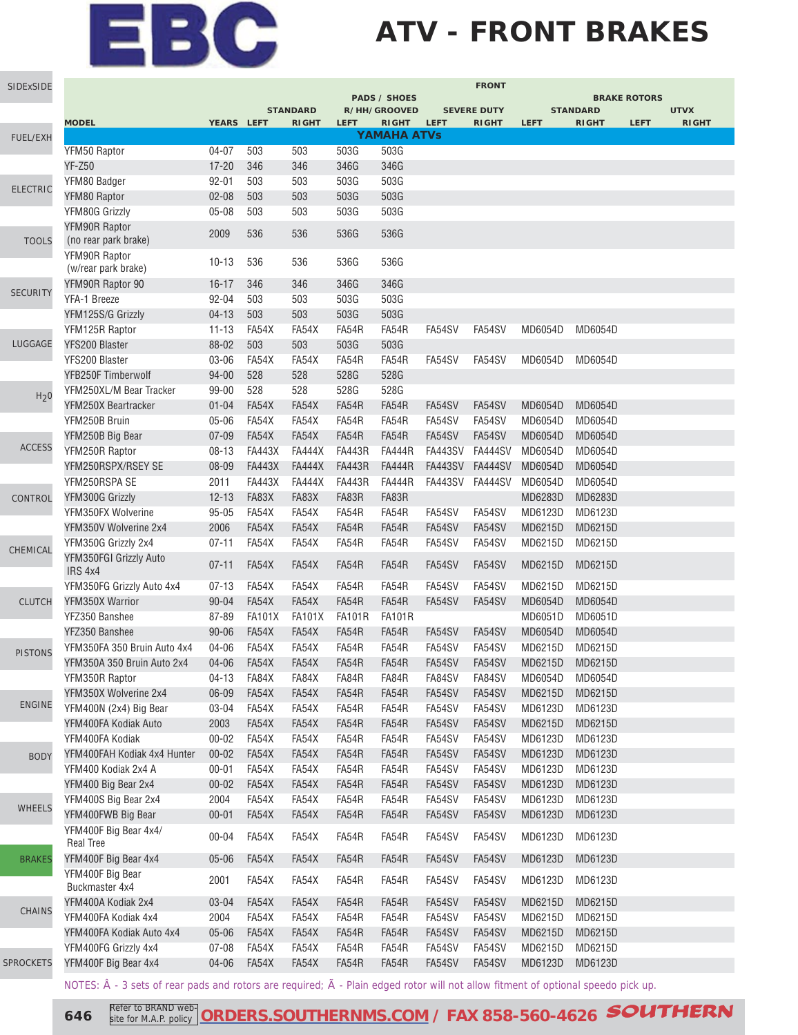# EBC

# ATV - FRONT BRAKES

| MODEL | YEARS | PADS / SHOES STANDARD LEFT | STANDARD RIGHT | R/HH/GROOVED LEFT | R/HH/GROOVED RIGHT | SEVERE DUTY LEFT | SEVERE DUTY RIGHT | BRAKE ROTORS STANDARD LEFT | STANDARD RIGHT | UTVX LEFT | UTVX RIGHT |
|---|---|---|---|---|---|---|---|---|---|---|---|
| **YAMAHA ATVs** | | | | | | | | | | | |
| YFM50 Raptor | 04-07 | 503 | 503 | 503G | 503G | | | | | | |
| YF-Z50 | 17-20 | 346 | 346 | 346G | 346G | | | | | | |
| YFM80 Badger | 92-01 | 503 | 503 | 503G | 503G | | | | | | |
| YFM80 Raptor | 02-08 | 503 | 503 | 503G | 503G | | | | | | |
| YFM80G Grizzly | 05-08 | 503 | 503 | 503G | 503G | | | | | | |
| YFM90R Raptor (no rear park brake) | 2009 | 536 | 536 | 536G | 536G | | | | | | |
| YFM90R Raptor (w/rear park brake) | 10-13 | 536 | 536 | 536G | 536G | | | | | | |
| YFM90R Raptor 90 | 16-17 | 346 | 346 | 346G | 346G | | | | | | |
| YFA-1 Breeze | 92-04 | 503 | 503 | 503G | 503G | | | | | | |
| YFM125S/G Grizzly | 04-13 | 503 | 503 | 503G | 503G | | | | | | |
| YFM125R Raptor | 11-13 | FA54X | FA54X | FA54R | FA54R | FA54SV | FA54SV | MD6054D | MD6054D | | |
| YFS200 Blaster | 88-02 | 503 | 503 | 503G | 503G | | | | | | |
| YFS200 Blaster | 03-06 | FA54X | FA54X | FA54R | FA54R | FA54SV | FA54SV | MD6054D | MD6054D | | |
| YFB250F Timberwolf | 94-00 | 528 | 528 | 528G | 528G | | | | | | |
| YFM250XL/M Bear Tracker | 99-00 | 528 | 528 | 528G | 528G | | | | | | |
| YFM250X Beartracker | 01-04 | FA54X | FA54X | FA54R | FA54R | FA54SV | FA54SV | MD6054D | MD6054D | | |
| YFM250B Bruin | 05-06 | FA54X | FA54X | FA54R | FA54R | FA54SV | FA54SV | MD6054D | MD6054D | | |
| YFM250B Big Bear | 07-09 | FA54X | FA54X | FA54R | FA54R | FA54SV | FA54SV | MD6054D | MD6054D | | |
| YFM250R Raptor | 08-13 | FA443X | FA444X | FA443R | FA444R | FA443SV | FA444SV | MD6054D | MD6054D | | |
| YFM250RSPX/RSEY SE | 08-09 | FA443X | FA444X | FA443R | FA444R | FA443SV | FA444SV | MD6054D | MD6054D | | |
| YFM250RSPA SE | 2011 | FA443X | FA444X | FA443R | FA444R | FA443SV | FA444SV | MD6054D | MD6054D | | |
| YFM300G Grizzly | 12-13 | FA83X | FA83X | FA83R | FA83R | | | MD6283D | MD6283D | | |
| YFM350FX Wolverine | 95-05 | FA54X | FA54X | FA54R | FA54R | FA54SV | FA54SV | MD6123D | MD6123D | | |
| YFM350V Wolverine 2x4 | 2006 | FA54X | FA54X | FA54R | FA54R | FA54SV | FA54SV | MD6215D | MD6215D | | |
| YFM350G Grizzly 2x4 | 07-11 | FA54X | FA54X | FA54R | FA54R | FA54SV | FA54SV | MD6215D | MD6215D | | |
| YFM350FGI Grizzly Auto IRS 4x4 | 07-11 | FA54X | FA54X | FA54R | FA54R | FA54SV | FA54SV | MD6215D | MD6215D | | |
| YFM350FG Grizzly Auto 4x4 | 07-13 | FA54X | FA54X | FA54R | FA54R | FA54SV | FA54SV | MD6215D | MD6215D | | |
| YFM350X Warrior | 90-04 | FA54X | FA54X | FA54R | FA54R | FA54SV | FA54SV | MD6054D | MD6054D | | |
| YFZ350 Banshee | 87-89 | FA101X | FA101X | FA101R | FA101R | | | MD6051D | MD6051D | | |
| YFZ350 Banshee | 90-06 | FA54X | FA54X | FA54R | FA54R | FA54SV | FA54SV | MD6054D | MD6054D | | |
| YFM350FA 350 Bruin Auto 4x4 | 04-06 | FA54X | FA54X | FA54R | FA54R | FA54SV | FA54SV | MD6215D | MD6215D | | |
| YFM350A 350 Bruin Auto 2x4 | 04-06 | FA54X | FA54X | FA54R | FA54R | FA54SV | FA54SV | MD6215D | MD6215D | | |
| YFM350R Raptor | 04-13 | FA84X | FA84X | FA84R | FA84R | FA84SV | FA84SV | MD6054D | MD6054D | | |
| YFM350X Wolverine 2x4 | 06-09 | FA54X | FA54X | FA54R | FA54R | FA54SV | FA54SV | MD6215D | MD6215D | | |
| YFM400N (2x4) Big Bear | 03-04 | FA54X | FA54X | FA54R | FA54R | FA54SV | FA54SV | MD6123D | MD6123D | | |
| YFM400FA Kodiak Auto | 2003 | FA54X | FA54X | FA54R | FA54R | FA54SV | FA54SV | MD6215D | MD6215D | | |
| YFM400FA Kodiak | 00-02 | FA54X | FA54X | FA54R | FA54R | FA54SV | FA54SV | MD6123D | MD6123D | | |
| YFM400FAH Kodiak 4x4 Hunter | 00-02 | FA54X | FA54X | FA54R | FA54R | FA54SV | FA54SV | MD6123D | MD6123D | | |
| YFM400 Kodiak 2x4 A | 00-01 | FA54X | FA54X | FA54R | FA54R | FA54SV | FA54SV | MD6123D | MD6123D | | |
| YFM400 Big Bear 2x4 | 00-02 | FA54X | FA54X | FA54R | FA54R | FA54SV | FA54SV | MD6123D | MD6123D | | |
| YFM400S Big Bear 2x4 | 2004 | FA54X | FA54X | FA54R | FA54R | FA54SV | FA54SV | MD6123D | MD6123D | | |
| YFM400FWB Big Bear | 00-01 | FA54X | FA54X | FA54R | FA54R | FA54SV | FA54SV | MD6123D | MD6123D | | |
| YFM400F Big Bear 4x4/ Real Tree | 00-04 | FA54X | FA54X | FA54R | FA54R | FA54SV | FA54SV | MD6123D | MD6123D | | |
| YFM400F Big Bear 4x4 | 05-06 | FA54X | FA54X | FA54R | FA54R | FA54SV | FA54SV | MD6123D | MD6123D | | |
| YFM400F Big Bear Buckmaster 4x4 | 2001 | FA54X | FA54X | FA54R | FA54R | FA54SV | FA54SV | MD6123D | MD6123D | | |
| YFM400A Kodiak 2x4 | 03-04 | FA54X | FA54X | FA54R | FA54R | FA54SV | FA54SV | MD6215D | MD6215D | | |
| YFM400FA Kodiak 4x4 | 2004 | FA54X | FA54X | FA54R | FA54R | FA54SV | FA54SV | MD6215D | MD6215D | | |
| YFM400FA Kodiak Auto 4x4 | 05-06 | FA54X | FA54X | FA54R | FA54R | FA54SV | FA54SV | MD6215D | MD6215D | | |
| YFM400FG Grizzly 4x4 | 07-08 | FA54X | FA54X | FA54R | FA54R | FA54SV | FA54SV | MD6215D | MD6215D | | |
| YFM400F Big Bear 4x4 | 04-06 | FA54X | FA54X | FA54R | FA54R | FA54SV | FA54SV | MD6123D | MD6123D | | |

NOTES: Â - 3 sets of rear pads and rotors are required; Ã - Plain edged rotor will not allow fitment of optional speedo pick up.

Refer to BRAND web-site for M.A.P. policy | ORDERS.SOUTHERNMS.COM / FAX 858-560-4626 SOUTHERN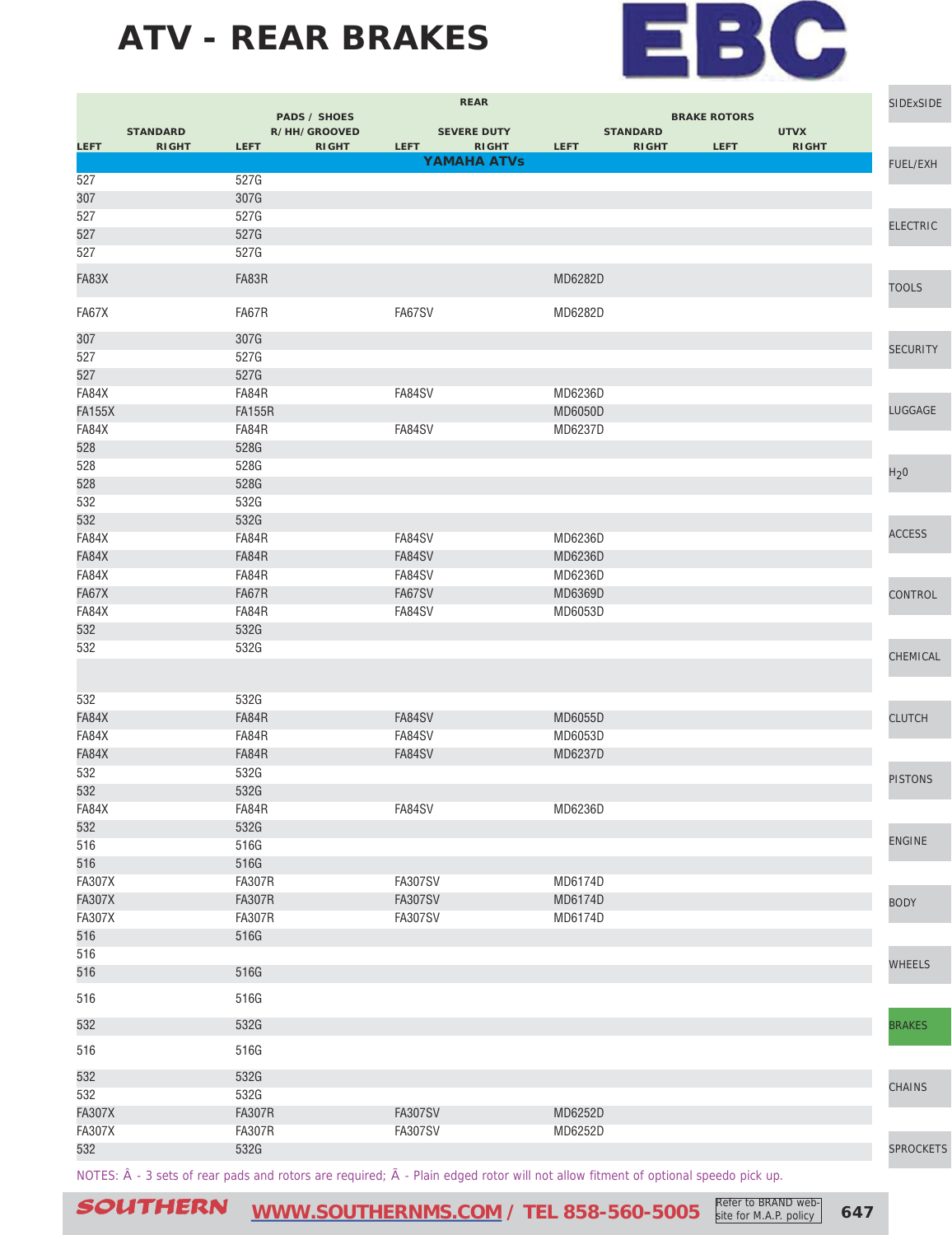# ATV - REAR BRAKES

EBC

| REAR | | | | | | | | | |
|---|---|---|---|---|---|---|---|---|---|
| PADS / SHOES | | | | | | BRAKE ROTORS | | | |
| STANDARD | | R/HH/GROOVED | | SEVERE DUTY | | STANDARD | | UTVX | |
| LEFT | RIGHT | LEFT | RIGHT | LEFT | RIGHT | LEFT | RIGHT | LEFT | RIGHT |
| **YAMAHA ATVs** | | | | | | | | | |
| 527 | | 527G | | | | | | | |
| 307 | | 307G | | | | | | | |
| 527 | | 527G | | | | | | | |
| 527 | | 527G | | | | | | | |
| 527 | | 527G | | | | | | | |
| FA83X | | FA83R | | | | MD6282D | | | |
| FA67X | | FA67R | | FA67SV | | MD6282D | | | |
| 307 | | 307G | | | | | | | |
| 527 | | 527G | | | | | | | |
| 527 | | 527G | | | | | | | |
| FA84X | | FA84R | | FA84SV | | MD6236D | | | |
| FA155X | | FA155R | | | | MD6050D | | | |
| FA84X | | FA84R | | FA84SV | | MD6237D | | | |
| 528 | | 528G | | | | | | | |
| 528 | | 528G | | | | | | | |
| 528 | | 528G | | | | | | | |
| 532 | | 532G | | | | | | | |
| 532 | | 532G | | | | | | | |
| FA84X | | FA84R | | FA84SV | | MD6236D | | | |
| FA84X | | FA84R | | FA84SV | | MD6236D | | | |
| FA84X | | FA84R | | FA84SV | | MD6236D | | | |
| FA67X | | FA67R | | FA67SV | | MD6369D | | | |
| FA84X | | FA84R | | FA84SV | | MD6053D | | | |
| 532 | | 532G | | | | | | | |
| 532 | | 532G | | | | | | | |
| | | | | | | | | | |
| 532 | | 532G | | | | | | | |
| FA84X | | FA84R | | FA84SV | | MD6055D | | | |
| FA84X | | FA84R | | FA84SV | | MD6053D | | | |
| FA84X | | FA84R | | FA84SV | | MD6237D | | | |
| 532 | | 532G | | | | | | | |
| 532 | | 532G | | | | | | | |
| FA84X | | FA84R | | FA84SV | | MD6236D | | | |
| 532 | | 532G | | | | | | | |
| 516 | | 516G | | | | | | | |
| 516 | | 516G | | | | | | | |
| FA307X | | FA307R | | FA307SV | | MD6174D | | | |
| FA307X | | FA307R | | FA307SV | | MD6174D | | | |
| FA307X | | FA307R | | FA307SV | | MD6174D | | | |
| 516 | | 516G | | | | | | | |
| 516 | | | | | | | | | |
| 516 | | 516G | | | | | | | |
| 516 | | 516G | | | | | | | |
| 532 | | 532G | | | | | | | |
| 516 | | 516G | | | | | | | |
| 532 | | 532G | | | | | | | |
| 532 | | 532G | | | | | | | |
| FA307X | | FA307R | | FA307SV | | MD6252D | | | |
| FA307X | | FA307R | | FA307SV | | MD6252D | | | |
| 532 | | 532G | | | | | | | |

NOTES: Â - 3 sets of rear pads and rotors are required; Ã - Plain edged rotor will not allow fitment of optional speedo pick up.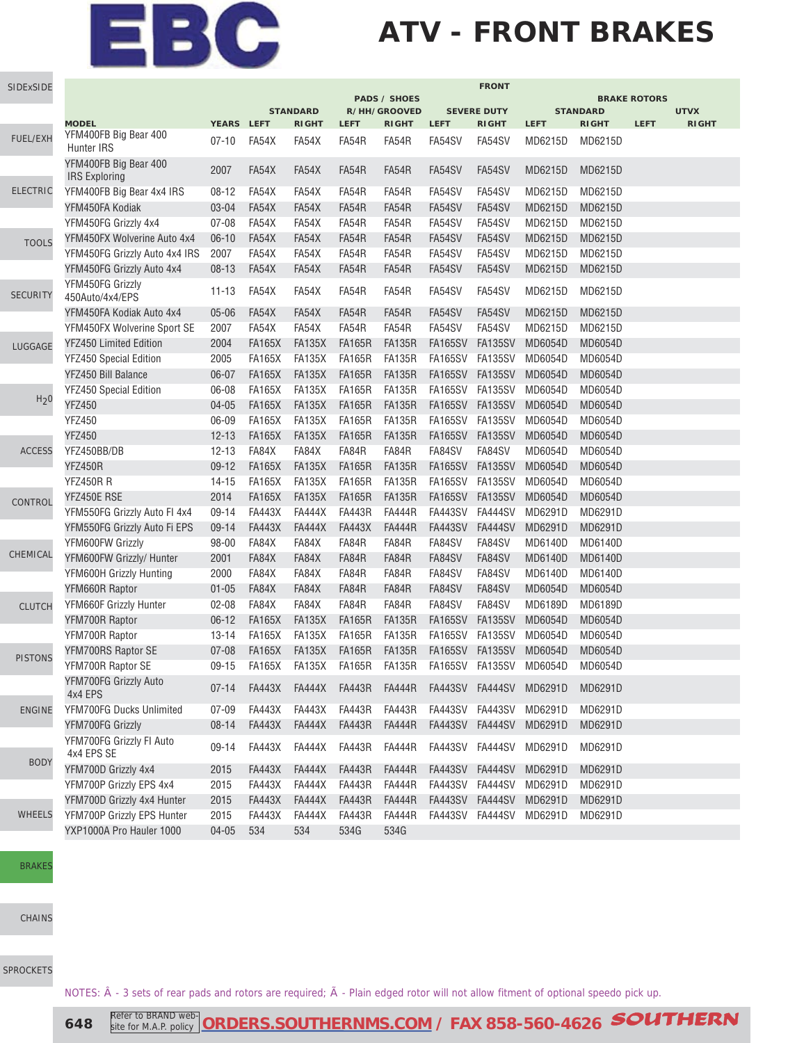# ATV - FRONT BRAKES

| | | FRONT | | | | | | | | | |
|---|---|---|---|---|---|---|---|---|---|---|---|
| | | PADS / SHOES | | | | | | BRAKE ROTORS | | | |
| | | STANDARD | | R/HH/GROOVED | | SEVERE DUTY | | STANDARD | | UTVX | |
| MODEL | YEARS | LEFT | RIGHT | LEFT | RIGHT | LEFT | RIGHT | LEFT | RIGHT | LEFT | RIGHT |
| YFM400FB Big Bear 400 Hunter IRS | 07-10 | FA54X | FA54X | FA54R | FA54R | FA54SV | FA54SV | MD6215D | MD6215D | | |
| YFM400FB Big Bear 400 IRS Exploring | 2007 | FA54X | FA54X | FA54R | FA54R | FA54SV | FA54SV | MD6215D | MD6215D | | |
| YFM400FB Big Bear 4x4 IRS | 08-12 | FA54X | FA54X | FA54R | FA54R | FA54SV | FA54SV | MD6215D | MD6215D | | |
| YFM450FA Kodiak | 03-04 | FA54X | FA54X | FA54R | FA54R | FA54SV | FA54SV | MD6215D | MD6215D | | |
| YFM450FG Grizzly 4x4 | 07-08 | FA54X | FA54X | FA54R | FA54R | FA54SV | FA54SV | MD6215D | MD6215D | | |
| YFM450FX Wolverine Auto 4x4 | 06-10 | FA54X | FA54X | FA54R | FA54R | FA54SV | FA54SV | MD6215D | MD6215D | | |
| YFM450FG Grizzly Auto 4x4 IRS | 2007 | FA54X | FA54X | FA54R | FA54R | FA54SV | FA54SV | MD6215D | MD6215D | | |
| YFM450FG Grizzly Auto 4x4 | 08-13 | FA54X | FA54X | FA54R | FA54R | FA54SV | FA54SV | MD6215D | MD6215D | | |
| YFM450FG Grizzly 450Auto/4x4/EPS | 11-13 | FA54X | FA54X | FA54R | FA54R | FA54SV | FA54SV | MD6215D | MD6215D | | |
| YFM450FA Kodiak Auto 4x4 | 05-06 | FA54X | FA54X | FA54R | FA54R | FA54SV | FA54SV | MD6215D | MD6215D | | |
| YFM450FX Wolverine Sport SE | 2007 | FA54X | FA54X | FA54R | FA54R | FA54SV | FA54SV | MD6215D | MD6215D | | |
| YFZ450 Limited Edition | 2004 | FA165X | FA135X | FA165R | FA135R | FA165SV | FA135SV | MD6054D | MD6054D | | |
| YFZ450 Special Edition | 2005 | FA165X | FA135X | FA165R | FA135R | FA165SV | FA135SV | MD6054D | MD6054D | | |
| YFZ450 Bill Balance | 06-07 | FA165X | FA135X | FA165R | FA135R | FA165SV | FA135SV | MD6054D | MD6054D | | |
| YFZ450 Special Edition | 06-08 | FA165X | FA135X | FA165R | FA135R | FA165SV | FA135SV | MD6054D | MD6054D | | |
| YFZ450 | 04-05 | FA165X | FA135X | FA165R | FA135R | FA165SV | FA135SV | MD6054D | MD6054D | | |
| YFZ450 | 06-09 | FA165X | FA135X | FA165R | FA135R | FA165SV | FA135SV | MD6054D | MD6054D | | |
| YFZ450 | 12-13 | FA165X | FA135X | FA165R | FA135R | FA165SV | FA135SV | MD6054D | MD6054D | | |
| YFZ450BB/DB | 12-13 | FA84X | FA84X | FA84R | FA84R | FA84SV | FA84SV | MD6054D | MD6054D | | |
| YFZ450R | 09-12 | FA165X | FA135X | FA165R | FA135R | FA165SV | FA135SV | MD6054D | MD6054D | | |
| YFZ450R R | 14-15 | FA165X | FA135X | FA165R | FA135R | FA165SV | FA135SV | MD6054D | MD6054D | | |
| YFZ450E RSE | 2014 | FA165X | FA135X | FA165R | FA135R | FA165SV | FA135SV | MD6054D | MD6054D | | |
| YFM550FG Grizzly Auto FI 4x4 | 09-14 | FA443X | FA444X | FA443R | FA444R | FA443SV | FA444SV | MD6291D | MD6291D | | |
| YFM550FG Grizzly Auto Fi EPS | 09-14 | FA443X | FA444X | FA443X | FA444R | FA443SV | FA444SV | MD6291D | MD6291D | | |
| YFM600FW Grizzly | 98-00 | FA84X | FA84X | FA84R | FA84R | FA84SV | FA84SV | MD6140D | MD6140D | | |
| YFM600FW Grizzly/ Hunter | 2001 | FA84X | FA84X | FA84R | FA84R | FA84SV | FA84SV | MD6140D | MD6140D | | |
| YFM600H Grizzly Hunting | 2000 | FA84X | FA84X | FA84R | FA84R | FA84SV | FA84SV | MD6140D | MD6140D | | |
| YFM660R Raptor | 01-05 | FA84X | FA84X | FA84R | FA84R | FA84SV | FA84SV | MD6054D | MD6054D | | |
| YFM660F Grizzly Hunter | 02-08 | FA84X | FA84X | FA84R | FA84R | FA84SV | FA84SV | MD6189D | MD6189D | | |
| YFM700R Raptor | 06-12 | FA165X | FA135X | FA165R | FA135R | FA165SV | FA135SV | MD6054D | MD6054D | | |
| YFM700R Raptor | 13-14 | FA165X | FA135X | FA165R | FA135R | FA165SV | FA135SV | MD6054D | MD6054D | | |
| YFM700RS Raptor SE | 07-08 | FA165X | FA135X | FA165R | FA135R | FA165SV | FA135SV | MD6054D | MD6054D | | |
| YFM700R Raptor SE | 09-15 | FA165X | FA135X | FA165R | FA135R | FA165SV | FA135SV | MD6054D | MD6054D | | |
| YFM700FG Grizzly Auto 4x4 EPS | 07-14 | FA443X | FA444X | FA443R | FA444R | FA443SV | FA444SV | MD6291D | MD6291D | | |
| YFM700FG Ducks Unlimited | 07-09 | FA443X | FA443X | FA443R | FA443R | FA443SV | FA443SV | MD6291D | MD6291D | | |
| YFM700FG Grizzly | 08-14 | FA443X | FA444X | FA443R | FA444R | FA443SV | FA444SV | MD6291D | MD6291D | | |
| YFM700FG Grizzly FI Auto 4x4 EPS SE | 09-14 | FA443X | FA444X | FA443R | FA444R | FA443SV | FA444SV | MD6291D | MD6291D | | |
| YFM700D Grizzly 4x4 | 2015 | FA443X | FA444X | FA443R | FA444R | FA443SV | FA444SV | MD6291D | MD6291D | | |
| YFM700P Grizzly EPS 4x4 | 2015 | FA443X | FA444X | FA443R | FA444R | FA443SV | FA444SV | MD6291D | MD6291D | | |
| YFM700D Grizzly 4x4 Hunter | 2015 | FA443X | FA444X | FA443R | FA444R | FA443SV | FA444SV | MD6291D | MD6291D | | |
| YFM700P Grizzly EPS Hunter | 2015 | FA443X | FA444X | FA443R | FA444R | FA443SV | FA444SV | MD6291D | MD6291D | | |
| YXP1000A Pro Hauler 1000 | 04-05 | 534 | 534 | 534G | 534G | | | | | | |

NOTES: Â - 3 sets of rear pads and rotors are required; Ã - Plain edged rotor will not allow fitment of optional speedo pick up.

Refer to BRAND web-site for M.A.P. policy ORDERS.SOUTHERNMS.COM / FAX 858-560-4626 SOUTHERN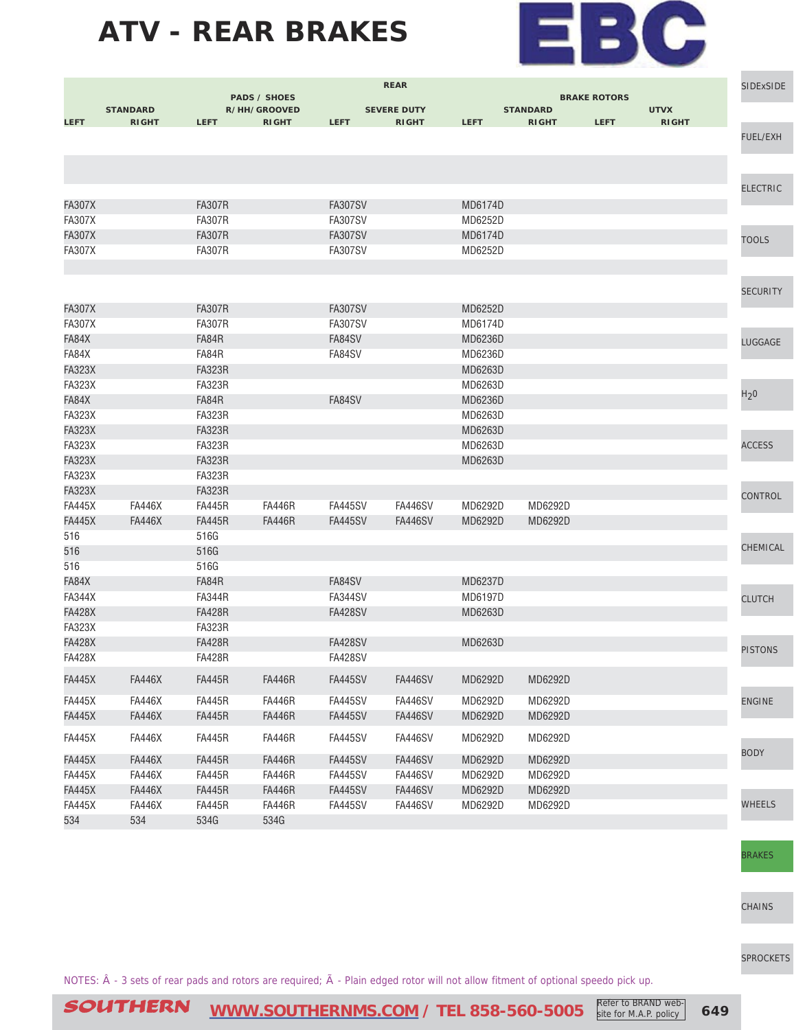# ATV - REAR BRAKES

EBC

| REAR | | | | | | | | | |
|---|---|---|---|---|---|---|---|---|---|
| PADS / SHOES | | | | | | BRAKE ROTORS | | | |
| STANDARD | | R/HH/GROOVED | | SEVERE DUTY | | STANDARD | | UTVX | |
| LEFT | RIGHT | LEFT | RIGHT | LEFT | RIGHT | LEFT | RIGHT | LEFT | RIGHT |
| | | | | | | | | | |
| | | | | | | | | | |
| FA307X | | FA307R | | FA307SV | | MD6174D | | | |
| FA307X | | FA307R | | FA307SV | | MD6252D | | | |
| FA307X | | FA307R | | FA307SV | | MD6174D | | | |
| FA307X | | FA307R | | FA307SV | | MD6252D | | | |
| | | | | | | | | | |
| | | | | | | | | | |
| FA307X | | FA307R | | FA307SV | | MD6252D | | | |
| FA307X | | FA307R | | FA307SV | | MD6174D | | | |
| FA84X | | FA84R | | FA84SV | | MD6236D | | | |
| FA84X | | FA84R | | FA84SV | | MD6236D | | | |
| FA323X | | FA323R | | | | MD6263D | | | |
| FA323X | | FA323R | | | | MD6263D | | | |
| FA84X | | FA84R | | FA84SV | | MD6236D | | | |
| FA323X | | FA323R | | | | MD6263D | | | |
| FA323X | | FA323R | | | | MD6263D | | | |
| FA323X | | FA323R | | | | MD6263D | | | |
| FA323X | | FA323R | | | | MD6263D | | | |
| FA323X | | FA323R | | | | | | | |
| FA323X | | FA323R | | | | | | | |
| FA445X | FA446X | FA445R | FA446R | FA445SV | FA446SV | MD6292D | MD6292D | | |
| FA445X | FA446X | FA445R | FA446R | FA445SV | FA446SV | MD6292D | MD6292D | | |
| 516 | | 516G | | | | | | | |
| 516 | | 516G | | | | | | | |
| 516 | | 516G | | | | | | | |
| FA84X | | FA84R | | FA84SV | | MD6237D | | | |
| FA344X | | FA344R | | FA344SV | | MD6197D | | | |
| FA428X | | FA428R | | FA428SV | | MD6263D | | | |
| FA323X | | FA323R | | | | | | | |
| FA428X | | FA428R | | FA428SV | | MD6263D | | | |
| FA428X | | FA428R | | FA428SV | | | | | |
| FA445X | FA446X | FA445R | FA446R | FA445SV | FA446SV | MD6292D | MD6292D | | |
| FA445X | FA446X | FA445R | FA446R | FA445SV | FA446SV | MD6292D | MD6292D | | |
| FA445X | FA446X | FA445R | FA446R | FA445SV | FA446SV | MD6292D | MD6292D | | |
| FA445X | FA446X | FA445R | FA446R | FA445SV | FA446SV | MD6292D | MD6292D | | |
| FA445X | FA446X | FA445R | FA446R | FA445SV | FA446SV | MD6292D | MD6292D | | |
| FA445X | FA446X | FA445R | FA446R | FA445SV | FA446SV | MD6292D | MD6292D | | |
| FA445X | FA446X | FA445R | FA446R | FA445SV | FA446SV | MD6292D | MD6292D | | |
| FA445X | FA446X | FA445R | FA446R | FA445SV | FA446SV | MD6292D | MD6292D | | |
| 534 | 534 | 534G | 534G | | | | | | |

NOTES: Â - 3 sets of rear pads and rotors are required; Ã - Plain edged rotor will not allow fitment of optional speedo pick up.

SIDExSIDE | FUEL/EXH | ELECTRIC | TOOLS | SECURITY | LUGGAGE | $H_2O$ | ACCESS | CONTROL | CHEMICAL | CLUTCH | PISTONS | ENGINE | BODY | WHEELS | BRAKES | CHAINS | SPROCKETS

SOUTHERN WWW.SOUTHERNMS.COM / TEL 858-560-5005 Refer to BRAND web-site for M.A.P. policy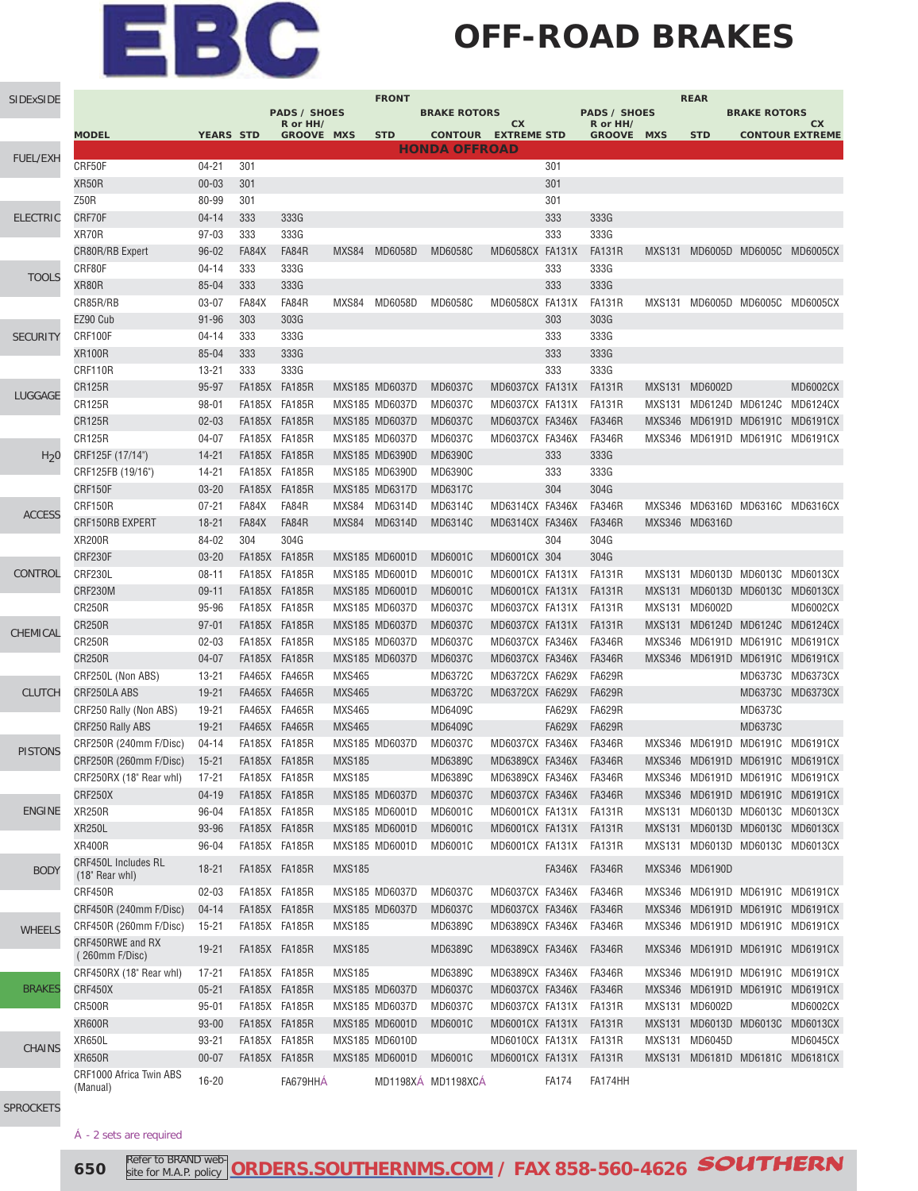# EBC

# OFF-ROAD BRAKES

| MODEL | YEARS | FRONT PADS / SHOES STD | FRONT PADS / SHOES R or HH/ GROOVE | FRONT PADS / SHOES MXS | FRONT BRAKE ROTORS STD | FRONT BRAKE ROTORS CONTOUR | FRONT BRAKE ROTORS CX EXTREME | REAR PADS / SHOES STD | REAR PADS / SHOES R or HH/ GROOVE | REAR PADS / SHOES MXS | REAR BRAKE ROTORS STD | REAR BRAKE ROTORS CONTOUR | REAR BRAKE ROTORS CX EXTREME |
|---|---|---|---|---|---|---|---|---|---|---|---|---|---|
| **HONDA OFFROAD** | | | | | | | | | | | | | |
| CRF50F | 04-21 | 301 | | | | | | 301 | | | | | |
| XR50R | 00-03 | 301 | | | | | | 301 | | | | | |
| Z50R | 80-99 | 301 | | | | | | 301 | | | | | |
| CRF70F | 04-14 | 333 | 333G | | | | | 333 | 333G | | | | |
| XR70R | 97-03 | 333 | 333G | | | | | 333 | 333G | | | | |
| CR80R/RB Expert | 96-02 | FA84X | FA84R | MXS84 | MD6058D | MD6058C | MD6058CX | FA131X | FA131R | MXS131 | MD6005D | MD6005C | MD6005CX |
| CRF80F | 04-14 | 333 | 333G | | | | | 333 | 333G | | | | |
| XR80R | 85-04 | 333 | 333G | | | | | 333 | 333G | | | | |
| CR85R/RB | 03-07 | FA84X | FA84R | MXS84 | MD6058D | MD6058C | MD6058CX | FA131X | FA131R | MXS131 | MD6005D | MD6005C | MD6005CX |
| EZ90 Cub | 91-96 | 303 | 303G | | | | | 303 | 303G | | | | |
| CRF100F | 04-14 | 333 | 333G | | | | | 333 | 333G | | | | |
| XR100R | 85-04 | 333 | 333G | | | | | 333 | 333G | | | | |
| CRF110R | 13-21 | 333 | 333G | | | | | 333 | 333G | | | | |
| CR125R | 95-97 | FA185X | FA185R | MXS185 | MD6037D | MD6037C | MD6037CX | FA131X | FA131R | MXS131 | MD6002D | | MD6002CX |
| CR125R | 98-01 | FA185X | FA185R | MXS185 | MD6037D | MD6037C | MD6037CX | FA131X | FA131R | MXS131 | MD6124D | MD6124C | MD6124CX |
| CR125R | 02-03 | FA185X | FA185R | MXS185 | MD6037D | MD6037C | MD6037CX | FA346X | FA346R | MXS346 | MD6191D | MD6191C | MD6191CX |
| CR125R | 04-07 | FA185X | FA185R | MXS185 | MD6037D | MD6037C | MD6037CX | FA346X | FA346R | MXS346 | MD6191D | MD6191C | MD6191CX |
| CRF125F (17/14") | 14-21 | FA185X | FA185R | MXS185 | MD6390D | MD6390C | | 333 | 333G | | | | |
| CRF125FB (19/16") | 14-21 | FA185X | FA185R | MXS185 | MD6390D | MD6390C | | 333 | 333G | | | | |
| CRF150F | 03-20 | FA185X | FA185R | MXS185 | MD6317D | MD6317C | | 304 | 304G | | | | |
| CRF150R | 07-21 | FA84X | FA84R | MXS84 | MD6314D | MD6314C | MD6314CX | FA346X | FA346R | MXS346 | MD6316D | MD6316C | MD6316CX |
| CRF150RB EXPERT | 18-21 | FA84X | FA84R | MXS84 | MD6314D | MD6314C | MD6314CX | FA346X | FA346R | MXS346 | MD6316D | | |
| XR200R | 84-02 | 304 | 304G | | | | | 304 | 304G | | | | |
| CRF230F | 03-20 | FA185X | FA185R | MXS185 | MD6001D | MD6001C | MD6001CX | 304 | 304G | | | | |
| CRF230L | 08-11 | FA185X | FA185R | MXS185 | MD6001D | MD6001C | MD6001CX | FA131X | FA131R | MXS131 | MD6013D | MD6013C | MD6013CX |
| CRF230M | 09-11 | FA185X | FA185R | MXS185 | MD6001D | MD6001C | MD6001CX | FA131X | FA131R | MXS131 | MD6013D | MD6013C | MD6013CX |
| CR250R | 95-96 | FA185X | FA185R | MXS185 | MD6037D | MD6037C | MD6037CX | FA131X | FA131R | MXS131 | MD6002D | | MD6002CX |
| CR250R | 97-01 | FA185X | FA185R | MXS185 | MD6037D | MD6037C | MD6037CX | FA131X | FA131R | MXS131 | MD6124D | MD6124C | MD6124CX |
| CR250R | 02-03 | FA185X | FA185R | MXS185 | MD6037D | MD6037C | MD6037CX | FA346X | FA346R | MXS346 | MD6191D | MD6191C | MD6191CX |
| CR250R | 04-07 | FA185X | FA185R | MXS185 | MD6037D | MD6037C | MD6037CX | FA346X | FA346R | MXS346 | MD6191D | MD6191C | MD6191CX |
| CRF250L (Non ABS) | 13-21 | FA465X | FA465R | MXS465 | | MD6372C | MD6372CX | FA629X | FA629R | | | MD6373C | MD6373CX |
| CRF250LA ABS | 19-21 | FA465X | FA465R | MXS465 | | MD6372C | MD6372CX | FA629X | FA629R | | | MD6373C | MD6373CX |
| CRF250 Rally (Non ABS) | 19-21 | FA465X | FA465R | MXS465 | | MD6409C | | FA629X | FA629R | | | MD6373C | |
| CRF250 Rally ABS | 19-21 | FA465X | FA465R | MXS465 | | MD6409C | | FA629X | FA629R | | | MD6373C | |
| CRF250R (240mm F/Disc) | 04-14 | FA185X | FA185R | MXS185 | MD6037D | MD6037C | MD6037CX | FA346X | FA346R | MXS346 | MD6191D | MD6191C | MD6191CX |
| CRF250R (260mm F/Disc) | 15-21 | FA185X | FA185R | MXS185 | | MD6389C | MD6389CX | FA346X | FA346R | MXS346 | MD6191D | MD6191C | MD6191CX |
| CRF250RX (18" Rear whl) | 17-21 | FA185X | FA185R | MXS185 | | MD6389C | MD6389CX | FA346X | FA346R | MXS346 | MD6191D | MD6191C | MD6191CX |
| CRF250X | 04-19 | FA185X | FA185R | MXS185 | MD6037D | MD6037C | MD6037CX | FA346X | FA346R | MXS346 | MD6191D | MD6191C | MD6191CX |
| XR250R | 96-04 | FA185X | FA185R | MXS185 | MD6001D | MD6001C | MD6001CX | FA131X | FA131R | MXS131 | MD6013D | MD6013C | MD6013CX |
| XR250L | 93-96 | FA185X | FA185R | MXS185 | MD6001D | MD6001C | MD6001CX | FA131X | FA131R | MXS131 | MD6013D | MD6013C | MD6013CX |
| XR400R | 96-04 | FA185X | FA185R | MXS185 | MD6001D | MD6001C | MD6001CX | FA131X | FA131R | MXS131 | MD6013D | MD6013C | MD6013CX |
| CRF450L Includes RL (18" Rear whl) | 18-21 | FA185X | FA185R | MXS185 | | | | FA346X | FA346R | MXS346 | MD6190D | | |
| CRF450R | 02-03 | FA185X | FA185R | MXS185 | MD6037D | MD6037C | MD6037CX | FA346X | FA346R | MXS346 | MD6191D | MD6191C | MD6191CX |
| CRF450R (240mm F/Disc) | 04-14 | FA185X | FA185R | MXS185 | MD6037D | MD6037C | MD6037CX | FA346X | FA346R | MXS346 | MD6191D | MD6191C | MD6191CX |
| CRF450R (260mm F/Disc) | 15-21 | FA185X | FA185R | MXS185 | | MD6389C | MD6389CX | FA346X | FA346R | MXS346 | MD6191D | MD6191C | MD6191CX |
| CRF450RWE and RX (260mm F/Disc) | 19-21 | FA185X | FA185R | MXS185 | | MD6389C | MD6389CX | FA346X | FA346R | MXS346 | MD6191D | MD6191C | MD6191CX |
| CRF450RX (18" Rear whl) | 17-21 | FA185X | FA185R | MXS185 | | MD6389C | MD6389CX | FA346X | FA346R | MXS346 | MD6191D | MD6191C | MD6191CX |
| CRF450X | 05-21 | FA185X | FA185R | MXS185 | MD6037D | MD6037C | MD6037CX | FA346X | FA346R | MXS346 | MD6191D | MD6191C | MD6191CX |
| CR500R | 95-01 | FA185X | FA185R | MXS185 | MD6037D | MD6037C | MD6037CX | FA131X | FA131R | MXS131 | MD6002D | | MD6002CX |
| XR600R | 93-00 | FA185X | FA185R | MXS185 | MD6001D | MD6001C | MD6001CX | FA131X | FA131R | MXS131 | MD6013D | MD6013C | MD6013CX |
| XR650L | 93-21 | FA185X | FA185R | MXS185 | MD6010D | | MD6010CX | FA131X | FA131R | MXS131 | MD6045D | | MD6045CX |
| XR650R | 00-07 | FA185X | FA185R | MXS185 | MD6001D | MD6001C | MD6001CX | FA131X | FA131R | MXS131 | MD6181D | MD6181C | MD6181CX |
| CRF1000 Africa Twin ABS (Manual) | 16-20 | | FA679HHÁ | | MD1198XÁ | MD1198XCÁ | | FA174 | FA174HH | | | | |

Á - 2 sets are required

Refer to BRAND web-site for M.A.P. policy **ORDERS.SOUTHERNMS.COM / FAX 858-560-4626** SOUTHERN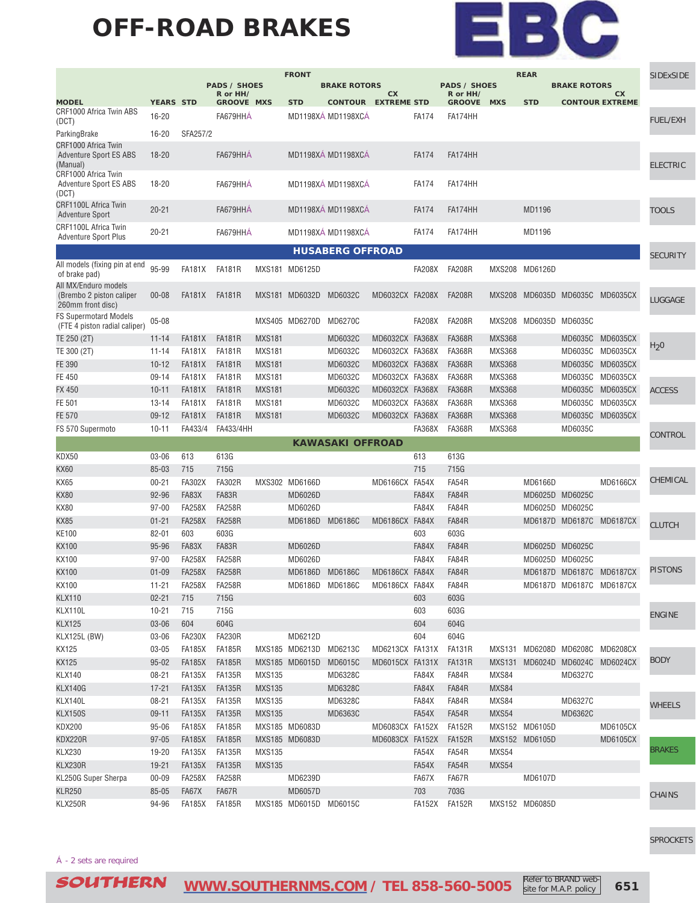# OFF-ROAD BRAKES

| | | FRONT | | | | | | REAR | | | | | |
|---|---|---|---|---|---|---|---|---|---|---|---|---|---|
| | | PADS / SHOES | | | BRAKE ROTORS | | | PADS / SHOES | | | BRAKE ROTORS | | |
| MODEL | YEARS | STD | R or HH/ GROOVE | MXS | STD | CONTOUR | CX EXTREME | STD | R or HH/ GROOVE | MXS | STD | CONTOUR | CX EXTREME |
| CRF1000 Africa Twin ABS (DCT) | 16-20 | | FA679HHÁ | | MD1198XÁ | MD1198XCÁ | | FA174 | FA174HH | | | | |
| ParkingBrake | 16-20 | SFA257/2 | | | | | | | | | | | |
| CRF1000 Africa Twin Adventure Sport ES ABS (Manual) | 18-20 | | FA679HHÁ | | MD1198XÁ | MD1198XCÁ | | FA174 | FA174HH | | | | |
| CRF1000 Africa Twin Adventure Sport ES ABS (DCT) | 18-20 | | FA679HHÁ | | MD1198XÁ | MD1198XCÁ | | FA174 | FA174HH | | | | |
| CRF1100L Africa Twin Adventure Sport | 20-21 | | FA679HHÁ | | MD1198XÁ | MD1198XCÁ | | FA174 | FA174HH | | MD1196 | | |
| CRF1100L Africa Twin Adventure Sport Plus | 20-21 | | FA679HHÁ | | MD1198XÁ | MD1198XCÁ | | FA174 | FA174HH | | MD1196 | | |
| **HUSABERG OFFROAD** | | | | | | | | | | | | | |
| All models (fixing pin at end of brake pad) | 95-99 | FA181X | FA181R | MXS181 | MD6125D | | | FA208X | FA208R | MXS208 | MD6126D | | |
| All MX/Enduro models (Brembo 2 piston caliper 260mm front disc) | 00-08 | FA181X | FA181R | MXS181 | MD6032D | MD6032C | MD6032CX | FA208X | FA208R | MXS208 | MD6035D | MD6035C | MD6035CX |
| FS Supermotard Models (FTE 4 piston radial caliper) | 05-08 | | | MXS405 | MD6270D | MD6270C | | FA208X | FA208R | MXS208 | MD6035D | MD6035C | |
| TE 250 (2T) | 11-14 | FA181X | FA181R | MXS181 | | MD6032C | MD6032CX | FA368X | FA368R | MXS368 | | MD6035C | MD6035CX |
| TE 300 (2T) | 11-14 | FA181X | FA181R | MXS181 | | MD6032C | MD6032CX | FA368X | FA368R | MXS368 | | MD6035C | MD6035CX |
| FE 390 | 10-12 | FA181X | FA181R | MXS181 | | MD6032C | MD6032CX | FA368X | FA368R | MXS368 | | MD6035C | MD6035CX |
| FE 450 | 09-14 | FA181X | FA181R | MXS181 | | MD6032C | MD6032CX | FA368X | FA368R | MXS368 | | MD6035C | MD6035CX |
| FX 450 | 10-11 | FA181X | FA181R | MXS181 | | MD6032C | MD6032CX | FA368X | FA368R | MXS368 | | MD6035C | MD6035CX |
| FE 501 | 13-14 | FA181X | FA181R | MXS181 | | MD6032C | MD6032CX | FA368X | FA368R | MXS368 | | MD6035C | MD6035CX |
| FE 570 | 09-12 | FA181X | FA181R | MXS181 | | MD6032C | MD6032CX | FA368X | FA368R | MXS368 | | MD6035C | MD6035CX |
| FS 570 Supermoto | 10-11 | FA433/4 | FA433/4HH | | | | | FA368X | FA368R | MXS368 | | MD6035C | |
| **KAWASAKI OFFROAD** | | | | | | | | | | | | | |
| KDX50 | 03-06 | 613 | 613G | | | | | 613 | 613G | | | | |
| KX60 | 85-03 | 715 | 715G | | | | | 715 | 715G | | | | |
| KX65 | 00-21 | FA302X | FA302R | MXS302 | MD6166D | | MD6166CX | FA54X | FA54R | | MD6166D | | MD6166CX |
| KX80 | 92-96 | FA83X | FA83R | | MD6026D | | | FA84X | FA84R | | MD6025D | MD6025C | |
| KX80 | 97-00 | FA258X | FA258R | | MD6026D | | | FA84X | FA84R | | MD6025D | MD6025C | |
| KX85 | 01-21 | FA258X | FA258R | | MD6186D | MD6186C | MD6186CX | FA84X | FA84R | | MD6187D | MD6187C | MD6187CX |
| KE100 | 82-01 | 603 | 603G | | | | | 603 | 603G | | | | |
| KX100 | 95-96 | FA83X | FA83R | | MD6026D | | | FA84X | FA84R | | MD6025D | MD6025C | |
| KX100 | 97-00 | FA258X | FA258R | | MD6026D | | | FA84X | FA84R | | MD6025D | MD6025C | |
| KX100 | 01-09 | FA258X | FA258R | | MD6186D | MD6186C | MD6186CX | FA84X | FA84R | | MD6187D | MD6187C | MD6187CX |
| KX100 | 11-21 | FA258X | FA258R | | MD6186D | MD6186C | MD6186CX | FA84X | FA84R | | MD6187D | MD6187C | MD6187CX |
| KLX110 | 02-21 | 715 | 715G | | | | | 603 | 603G | | | | |
| KLX110L | 10-21 | 715 | 715G | | | | | 603 | 603G | | | | |
| KLX125 | 03-06 | 604 | 604G | | | | | 604 | 604G | | | | |
| KLX125L (BW) | 03-06 | FA230X | FA230R | | MD6212D | | | 604 | 604G | | | | |
| KX125 | 03-05 | FA185X | FA185R | MXS185 | MD6213D | MD6213C | MD6213CX | FA131X | FA131R | MXS131 | MD6208D | MD6208C | MD6208CX |
| KX125 | 95-02 | FA185X | FA185R | MXS185 | MD6015D | MD6015C | MD6015CX | FA131X | FA131R | MXS131 | MD6024D | MD6024C | MD6024CX |
| KLX140 | 08-21 | FA135X | FA135R | MXS135 | | MD6328C | | FA84X | FA84R | MXS84 | | MD6327C | |
| KLX140G | 17-21 | FA135X | FA135R | MXS135 | | MD6328C | | FA84X | FA84R | MXS84 | | | |
| KLX140L | 08-21 | FA135X | FA135R | MXS135 | | MD6328C | | FA84X | FA84R | MXS84 | | MD6327C | |
| KLX150S | 09-11 | FA135X | FA135R | MXS135 | | MD6363C | | FA54X | FA54R | MXS54 | | MD6362C | |
| KDX200 | 95-06 | FA185X | FA185R | MXS185 | MD6083D | | MD6083CX | FA152X | FA152R | MXS152 | MD6105D | | MD6105CX |
| KDX220R | 97-05 | FA185X | FA185R | MXS185 | MD6083D | | MD6083CX | FA152X | FA152R | MXS152 | MD6105D | | MD6105CX |
| KLX230 | 19-20 | FA135X | FA135R | MXS135 | | | | FA54X | FA54R | MXS54 | | | |
| KLX230R | 19-21 | FA135X | FA135R | MXS135 | | | | FA54X | FA54R | MXS54 | | | |
| KL250G Super Sherpa | 00-09 | FA258X | FA258R | | MD6239D | | | FA67X | FA67R | | MD6107D | | |
| KLR250 | 85-05 | FA67X | FA67R | | MD6057D | | | 703 | 703G | | | | |
| KLX250R | 94-96 | FA185X | FA185R | MXS185 | MD6015D | MD6015C | | FA152X | FA152R | MXS152 | MD6085D | | |

Á - 2 sets are required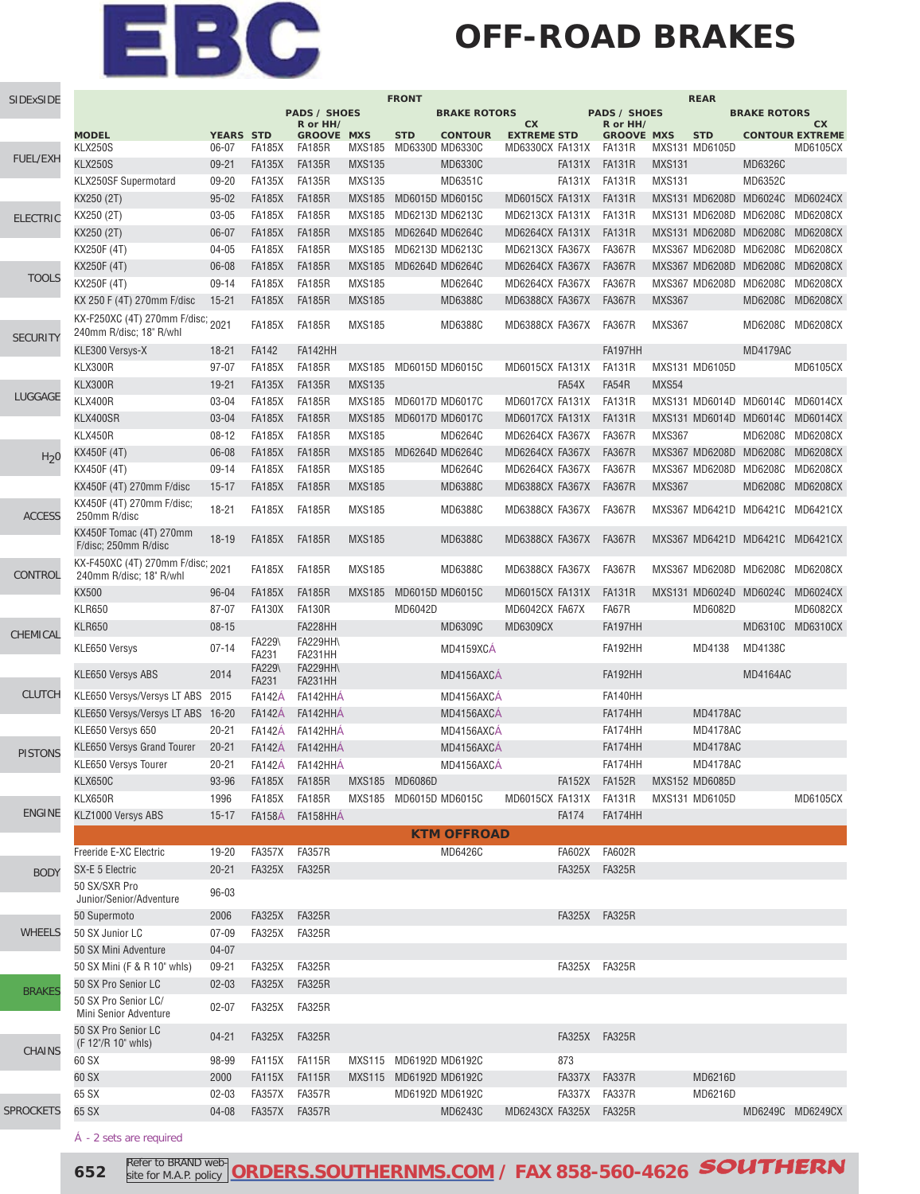# EBC OFF-ROAD BRAKES

| | | FRONT | | | | | | REAR | | | | | |
|---|---|---|---|---|---|---|---|---|---|---|---|---|---|
| | | PADS / SHOES | | | BRAKE ROTORS | | | PADS / SHOES | | | BRAKE ROTORS | | |
| MODEL | YEARS | STD | R or HH/ GROOVE | MXS | STD | CONTOUR | CX EXTREME | STD | R or HH/ GROOVE | MXS | STD | CONTOUR | CX EXTREME |
| KLX250S | 06-07 | FA185X | FA185R | MXS185 | MD6330D | MD6330C | MD6330CX | FA131X | FA131R | MXS131 | MD6105D | | MD6105CX |
| KLX250S | 09-21 | FA135X | FA135R | MXS135 | | MD6330C | | FA131X | FA131R | MXS131 | | MD6326C | |
| KLX250SF Supermotard | 09-20 | FA135X | FA135R | MXS135 | | MD6351C | | FA131X | FA131R | MXS131 | | MD6352C | |
| KX250 (2T) | 95-02 | FA185X | FA185R | MXS185 | MD6015D | MD6015C | MD6015CX | FA131X | FA131R | MXS131 | MD6208D | MD6024C | MD6024CX |
| KX250 (2T) | 03-05 | FA185X | FA185R | MXS185 | MD6213D | MD6213C | MD6213CX | FA131X | FA131R | MXS131 | MD6208D | MD6208C | MD6208CX |
| KX250 (2T) | 06-07 | FA185X | FA185R | MXS185 | MD6264D | MD6264C | MD6264CX | FA131X | FA131R | MXS131 | MD6208D | MD6208C | MD6208CX |
| KX250F (4T) | 04-05 | FA185X | FA185R | MXS185 | MD6213D | MD6213C | MD6213CX | FA367X | FA367R | MXS367 | MD6208D | MD6208C | MD6208CX |
| KX250F (4T) | 06-08 | FA185X | FA185R | MXS185 | MD6264D | MD6264C | MD6264CX | FA367X | FA367R | MXS367 | MD6208D | MD6208C | MD6208CX |
| KX250F (4T) | 09-14 | FA185X | FA185R | MXS185 | | MD6264C | MD6264CX | FA367X | FA367R | MXS367 | MD6208D | MD6208C | MD6208CX |
| KX 250 F (4T) 270mm F/disc | 15-21 | FA185X | FA185R | MXS185 | | MD6388C | MD6388CX | FA367X | FA367R | MXS367 | | MD6208C | MD6208CX |
| KX-F250XC (4T) 270mm F/disc; 240mm R/disc; 18" R/whl | 2021 | FA185X | FA185R | MXS185 | | MD6388C | MD6388CX | FA367X | FA367R | MXS367 | | MD6208C | MD6208CX |
| KLE300 Versys-X | 18-21 | FA142 | FA142HH | | | | | | FA197HH | | | MD4179AC | |
| KLX300R | 97-07 | FA185X | FA185R | MXS185 | MD6015D | MD6015C | MD6015CX | FA131X | FA131R | MXS131 | MD6105D | | MD6105CX |
| KLX300R | 19-21 | FA135X | FA135R | MXS135 | | | | FA54X | FA54R | MXS54 | | | |
| KLX400R | 03-04 | FA185X | FA185R | MXS185 | MD6017D | MD6017C | MD6017CX | FA131X | FA131R | MXS131 | MD6014D | MD6014C | MD6014CX |
| KLX400SR | 03-04 | FA185X | FA185R | MXS185 | MD6017D | MD6017C | MD6017CX | FA131X | FA131R | MXS131 | MD6014D | MD6014C | MD6014CX |
| KLX450R | 08-12 | FA185X | FA185R | MXS185 | | MD6264C | MD6264CX | FA367X | FA367R | MXS367 | | MD6208C | MD6208CX |
| KX450F (4T) | 06-08 | FA185X | FA185R | MXS185 | MD6264D | MD6264C | MD6264CX | FA367X | FA367R | MXS367 | MD6208D | MD6208C | MD6208CX |
| KX450F (4T) | 09-14 | FA185X | FA185R | MXS185 | | MD6264C | MD6264CX | FA367X | FA367R | MXS367 | MD6208D | MD6208C | MD6208CX |
| KX450F (4T) 270mm F/disc | 15-17 | FA185X | FA185R | MXS185 | | MD6388C | MD6388CX | FA367X | FA367R | MXS367 | | MD6208C | MD6208CX |
| KX450F (4T) 270mm F/disc; 250mm R/disc | 18-21 | FA185X | FA185R | MXS185 | | MD6388C | MD6388CX | FA367X | FA367R | MXS367 | MD6421D | MD6421C | MD6421CX |
| KX450F Tomac (4T) 270mm F/disc; 250mm R/disc | 18-19 | FA185X | FA185R | MXS185 | | MD6388C | MD6388CX | FA367X | FA367R | MXS367 | MD6421D | MD6421C | MD6421CX |
| KX-F450XC (4T) 270mm F/disc; 240mm R/disc; 18" R/whl | 2021 | FA185X | FA185R | MXS185 | | MD6388C | MD6388CX | FA367X | FA367R | MXS367 | MD6208D | MD6208C | MD6208CX |
| KX500 | 96-04 | FA185X | FA185R | MXS185 | MD6015D | MD6015C | MD6015CX | FA131X | FA131R | MXS131 | MD6024D | MD6024C | MD6024CX |
| KLR650 | 87-07 | FA130X | FA130R | | MD6042D | | MD6042CX | FA67X | FA67R | | MD6082D | | MD6082CX |
| KLR650 | 08-15 | | FA228HH | | | MD6309C | MD6309CX | | FA197HH | | | MD6310C | MD6310CX |
| KLE650 Versys | 07-14 | FA229\ FA231 | FA229HH\ FA231HH | | | MD4159XCÂ | | | FA192HH | | MD4138 | MD4138C | |
| KLE650 Versys ABS | 2014 | FA229\ FA231 | FA229HH\ FA231HH | | | MD4156AXCÂ | | | FA192HH | | | MD4164AC | |
| KLE650 Versys/Versys LT ABS | 2015 | FA142Â | FA142HHÂ | | | MD4156AXCÂ | | | FA140HH | | | | |
| KLE650 Versys/Versys LT ABS | 16-20 | FA142Â | FA142HHÂ | | | MD4156AXCÂ | | | FA174HH | | MD4178AC | | |
| KLE650 Versys 650 | 20-21 | FA142Â | FA142HHÂ | | | MD4156AXCÂ | | | FA174HH | | MD4178AC | | |
| KLE650 Versys Grand Tourer | 20-21 | FA142Â | FA142HHÂ | | | MD4156AXCÂ | | | FA174HH | | MD4178AC | | |
| KLE650 Versys Tourer | 20-21 | FA142Â | FA142HHÂ | | | MD4156AXCÂ | | | FA174HH | | MD4178AC | | |
| KLX650C | 93-96 | FA185X | FA185R | MXS185 | MD6086D | | | FA152X | FA152R | MXS152 | MD6085D | | |
| KLX650R | 1996 | FA185X | FA185R | MXS185 | MD6015D | MD6015C | MD6015CX | FA131X | FA131R | MXS131 | MD6105D | | MD6105CX |
| KLZ1000 Versys ABS | 15-17 | FA158Â | FA158HHÂ | | | | | FA174 | FA174HH | | | | |
| **KTM OFFROAD** | | | | | | | | | | | | | |
| Freeride E-XC Electric | 19-20 | FA357X | FA357R | | | MD6426C | | FA602X | FA602R | | | | |
| SX-E 5 Electric | 20-21 | FA325X | FA325R | | | | | FA325X | FA325R | | | | |
| 50 SX/SXR Pro Junior/Senior/Adventure | 96-03 | | | | | | | | | | | | |
| 50 Supermoto | 2006 | FA325X | FA325R | | | | | FA325X | FA325R | | | | |
| 50 SX Junior LC | 07-09 | FA325X | FA325R | | | | | | | | | | |
| 50 SX Mini Adventure | 04-07 | | | | | | | | | | | | |
| 50 SX Mini (F & R 10" whls) | 09-21 | FA325X | FA325R | | | | | FA325X | FA325R | | | | |
| 50 SX Pro Senior LC | 02-03 | FA325X | FA325R | | | | | | | | | | |
| 50 SX Pro Senior LC/ Mini Senior Adventure | 02-07 | FA325X | FA325R | | | | | | | | | | |
| 50 SX Pro Senior LC (F 12"/R 10" whls) | 04-21 | FA325X | FA325R | | | | | FA325X | FA325R | | | | |
| 60 SX | 98-99 | FA115X | FA115R | MXS115 | MD6192D | MD6192C | | 873 | | | | | |
| 60 SX | 2000 | FA115X | FA115R | MXS115 | MD6192D | MD6192C | | FA337X | FA337R | | MD6216D | | |
| 65 SX | 02-03 | FA357X | FA357R | | MD6192D | MD6192C | | FA337X | FA337R | | MD6216D | | |
| 65 SX | 04-08 | FA357X | FA357R | | | MD6243C | MD6243CX | FA325X | FA325R | | | MD6249C | MD6249CX |

Â - 2 sets are required

Refer to BRAND web-site for M.A.P. policy **ORDERS.SOUTHERNMS.COM / FAX 858-560-4626** SOUTHERN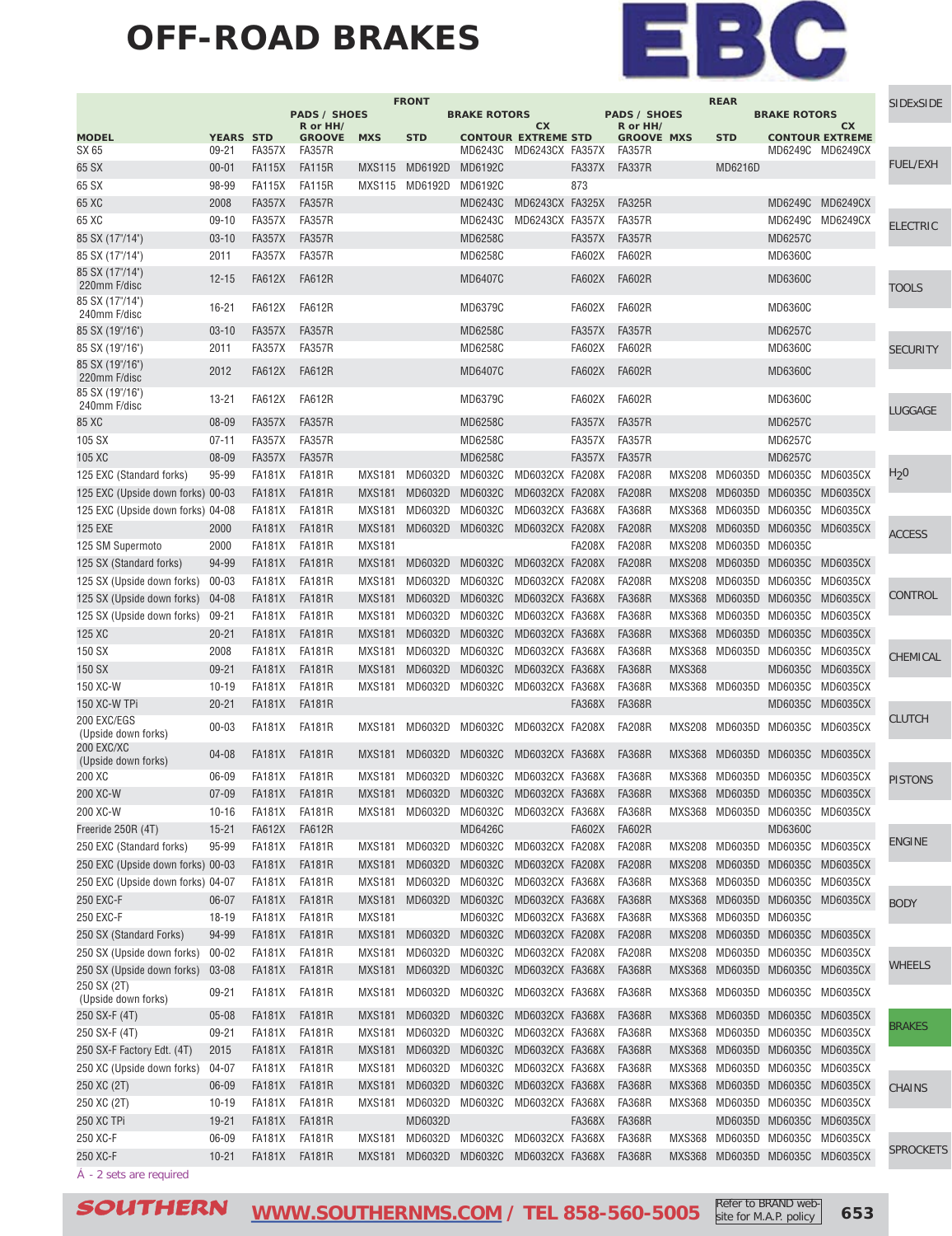# OFF-ROAD BRAKES

EBC

| | | FRONT | | | | | | | REAR | | | | | |
|---|---|---|---|---|---|---|---|---|---|---|---|---|---|---|
| | | PADS / SHOES | | | BRAKE ROTORS | | | PADS / SHOES | | | BRAKE ROTORS | | | |
| MODEL | YEARS | STD | R or HH/ GROOVE | MXS | STD | CONTOUR | CX EXTREME | STD | R or HH/ GROOVE | MXS | STD | CONTOUR | CX EXTREME |
| SX 65 | 09-21 | FA357X | FA357R | | | MD6243C | MD6243CX | FA357X | FA357R | | | MD6249C | MD6249CX |
| 65 SX | 00-01 | FA115X | FA115R | MXS115 | MD6192D | MD6192C | | FA337X | FA337R | | MD6216D | | |
| 65 SX | 98-99 | FA115X | FA115R | MXS115 | MD6192D | MD6192C | | 873 | | | | | |
| 65 XC | 2008 | FA357X | FA357R | | | MD6243C | MD6243CX | FA325X | FA325R | | | MD6249C | MD6249CX |
| 65 XC | 09-10 | FA357X | FA357R | | | MD6243C | MD6243CX | FA357X | FA357R | | | MD6249C | MD6249CX |
| 85 SX (17"/14") | 03-10 | FA357X | FA357R | | | MD6258C | | FA357X | FA357R | | | MD6257C | |
| 85 SX (17"/14") | 2011 | FA357X | FA357R | | | MD6258C | | FA602X | FA602R | | | MD6360C | |
| 85 SX (17"/14") 220mm F/disc | 12-15 | FA612X | FA612R | | | MD6407C | | FA602X | FA602R | | | MD6360C | |
| 85 SX (17"/14") 240mm F/disc | 16-21 | FA612X | FA612R | | | MD6379C | | FA602X | FA602R | | | MD6360C | |
| 85 SX (19"/16") | 03-10 | FA357X | FA357R | | | MD6258C | | FA357X | FA357R | | | MD6257C | |
| 85 SX (19"/16") | 2011 | FA357X | FA357R | | | MD6258C | | FA602X | FA602R | | | MD6360C | |
| 85 SX (19"/16") 220mm F/disc | 2012 | FA612X | FA612R | | | MD6407C | | FA602X | FA602R | | | MD6360C | |
| 85 SX (19"/16") 240mm F/disc | 13-21 | FA612X | FA612R | | | MD6379C | | FA602X | FA602R | | | MD6360C | |
| 85 XC | 08-09 | FA357X | FA357R | | | MD6258C | | FA357X | FA357R | | | MD6257C | |
| 105 SX | 07-11 | FA357X | FA357R | | | MD6258C | | FA357X | FA357R | | | MD6257C | |
| 105 XC | 08-09 | FA357X | FA357R | | | MD6258C | | FA357X | FA357R | | | MD6257C | |
| 125 EXC (Standard forks) | 95-99 | FA181X | FA181R | MXS181 | MD6032D | MD6032C | MD6032CX | FA208X | FA208R | MXS208 | MD6035D | MD6035C | MD6035CX |
| 125 EXC (Upside down forks) | 00-03 | FA181X | FA181R | MXS181 | MD6032D | MD6032C | MD6032CX | FA208X | FA208R | MXS208 | MD6035D | MD6035C | MD6035CX |
| 125 EXC (Upside down forks) | 04-08 | FA181X | FA181R | MXS181 | MD6032D | MD6032C | MD6032CX | FA368X | FA368R | MXS368 | MD6035D | MD6035C | MD6035CX |
| 125 EXE | 2000 | FA181X | FA181R | MXS181 | MD6032D | MD6032C | MD6032CX | FA208X | FA208R | MXS208 | MD6035D | MD6035C | MD6035CX |
| 125 SM Supermoto | 2000 | FA181X | FA181R | MXS181 | | | | FA208X | FA208R | MXS208 | MD6035D | MD6035C | |
| 125 SX (Standard forks) | 94-99 | FA181X | FA181R | MXS181 | MD6032D | MD6032C | MD6032CX | FA208X | FA208R | MXS208 | MD6035D | MD6035C | MD6035CX |
| 125 SX (Upside down forks) | 00-03 | FA181X | FA181R | MXS181 | MD6032D | MD6032C | MD6032CX | FA208X | FA208R | MXS208 | MD6035D | MD6035C | MD6035CX |
| 125 SX (Upside down forks) | 04-08 | FA181X | FA181R | MXS181 | MD6032D | MD6032C | MD6032CX | FA368X | FA368R | MXS368 | MD6035D | MD6035C | MD6035CX |
| 125 SX (Upside down forks) | 09-21 | FA181X | FA181R | MXS181 | MD6032D | MD6032C | MD6032CX | FA368X | FA368R | MXS368 | MD6035D | MD6035C | MD6035CX |
| 125 XC | 20-21 | FA181X | FA181R | MXS181 | MD6032D | MD6032C | MD6032CX | FA368X | FA368R | MXS368 | MD6035D | MD6035C | MD6035CX |
| 150 SX | 2008 | FA181X | FA181R | MXS181 | MD6032D | MD6032C | MD6032CX | FA368X | FA368R | MXS368 | MD6035D | MD6035C | MD6035CX |
| 150 SX | 09-21 | FA181X | FA181R | MXS181 | MD6032D | MD6032C | MD6032CX | FA368X | FA368R | MXS368 | | MD6035C | MD6035CX |
| 150 XC-W | 10-19 | FA181X | FA181R | MXS181 | MD6032D | MD6032C | MD6032CX | FA368X | FA368R | MXS368 | MD6035D | MD6035C | MD6035CX |
| 150 XC-W TPi | 20-21 | FA181X | FA181R | | | | | FA368X | FA368R | | | MD6035C | MD6035CX |
| 200 EXC/EGS (Upside down forks) | 00-03 | FA181X | FA181R | MXS181 | MD6032D | MD6032C | MD6032CX | FA208X | FA208R | MXS208 | MD6035D | MD6035C | MD6035CX |
| 200 EXC/XC (Upside down forks) | 04-08 | FA181X | FA181R | MXS181 | MD6032D | MD6032C | MD6032CX | FA368X | FA368R | MXS368 | MD6035D | MD6035C | MD6035CX |
| 200 XC | 06-09 | FA181X | FA181R | MXS181 | MD6032D | MD6032C | MD6032CX | FA368X | FA368R | MXS368 | MD6035D | MD6035C | MD6035CX |
| 200 XC-W | 07-09 | FA181X | FA181R | MXS181 | MD6032D | MD6032C | MD6032CX | FA368X | FA368R | MXS368 | MD6035D | MD6035C | MD6035CX |
| 200 XC-W | 10-16 | FA181X | FA181R | MXS181 | MD6032D | MD6032C | MD6032CX | FA368X | FA368R | MXS368 | MD6035D | MD6035C | MD6035CX |
| Freeride 250R (4T) | 15-21 | FA612X | FA612R | | | MD6426C | | FA602X | FA602R | | | MD6360C | |
| 250 EXC (Standard forks) | 95-99 | FA181X | FA181R | MXS181 | MD6032D | MD6032C | MD6032CX | FA208X | FA208R | MXS208 | MD6035D | MD6035C | MD6035CX |
| 250 EXC (Upside down forks) | 00-03 | FA181X | FA181R | MXS181 | MD6032D | MD6032C | MD6032CX | FA208X | FA208R | MXS208 | MD6035D | MD6035C | MD6035CX |
| 250 EXC (Upside down forks) | 04-07 | FA181X | FA181R | MXS181 | MD6032D | MD6032C | MD6032CX | FA368X | FA368R | MXS368 | MD6035D | MD6035C | MD6035CX |
| 250 EXC-F | 06-07 | FA181X | FA181R | MXS181 | MD6032D | MD6032C | MD6032CX | FA368X | FA368R | MXS368 | MD6035D | MD6035C | MD6035CX |
| 250 EXC-F | 18-19 | FA181X | FA181R | MXS181 | | MD6032C | MD6032CX | FA368X | FA368R | MXS368 | MD6035D | MD6035C | |
| 250 SX (Standard Forks) | 94-99 | FA181X | FA181R | MXS181 | MD6032D | MD6032C | MD6032CX | FA208X | FA208R | MXS208 | MD6035D | MD6035C | MD6035CX |
| 250 SX (Upside down forks) | 00-02 | FA181X | FA181R | MXS181 | MD6032D | MD6032C | MD6032CX | FA208X | FA208R | MXS208 | MD6035D | MD6035C | MD6035CX |
| 250 SX (Upside down forks) | 03-08 | FA181X | FA181R | MXS181 | MD6032D | MD6032C | MD6032CX | FA368X | FA368R | MXS368 | MD6035D | MD6035C | MD6035CX |
| 250 SX (2T) (Upside down forks) | 09-21 | FA181X | FA181R | MXS181 | MD6032D | MD6032C | MD6032CX | FA368X | FA368R | MXS368 | MD6035D | MD6035C | MD6035CX |
| 250 SX-F (4T) | 05-08 | FA181X | FA181R | MXS181 | MD6032D | MD6032C | MD6032CX | FA368X | FA368R | MXS368 | MD6035D | MD6035C | MD6035CX |
| 250 SX-F (4T) | 09-21 | FA181X | FA181R | MXS181 | MD6032D | MD6032C | MD6032CX | FA368X | FA368R | MXS368 | MD6035D | MD6035C | MD6035CX |
| 250 SX-F Factory Edt. (4T) | 2015 | FA181X | FA181R | MXS181 | MD6032D | MD6032C | MD6032CX | FA368X | FA368R | MXS368 | MD6035D | MD6035C | MD6035CX |
| 250 XC (Upside down forks) | 04-07 | FA181X | FA181R | MXS181 | MD6032D | MD6032C | MD6032CX | FA368X | FA368R | MXS368 | MD6035D | MD6035C | MD6035CX |
| 250 XC (2T) | 06-09 | FA181X | FA181R | MXS181 | MD6032D | MD6032C | MD6032CX | FA368X | FA368R | MXS368 | MD6035D | MD6035C | MD6035CX |
| 250 XC (2T) | 10-19 | FA181X | FA181R | MXS181 | MD6032D | MD6032C | MD6032CX | FA368X | FA368R | MXS368 | MD6035D | MD6035C | MD6035CX |
| 250 XC TPi | 19-21 | FA181X | FA181R | | MD6032D | | | FA368X | FA368R | | MD6035D | MD6035C | MD6035CX |
| 250 XC-F | 06-09 | FA181X | FA181R | MXS181 | MD6032D | MD6032C | MD6032CX | FA368X | FA368R | MXS368 | MD6035D | MD6035C | MD6035CX |
| 250 XC-F | 10-21 | FA181X | FA181R | MXS181 | MD6032D | MD6032C | MD6032CX | FA368X | FA368R | MXS368 | MD6035D | MD6035C | MD6035CX |

Â - 2 sets are required

SOUTHERN WWW.SOUTHERNMS.COM / TEL 858-560-5005 Refer to BRAND web-site for M.A.P. policy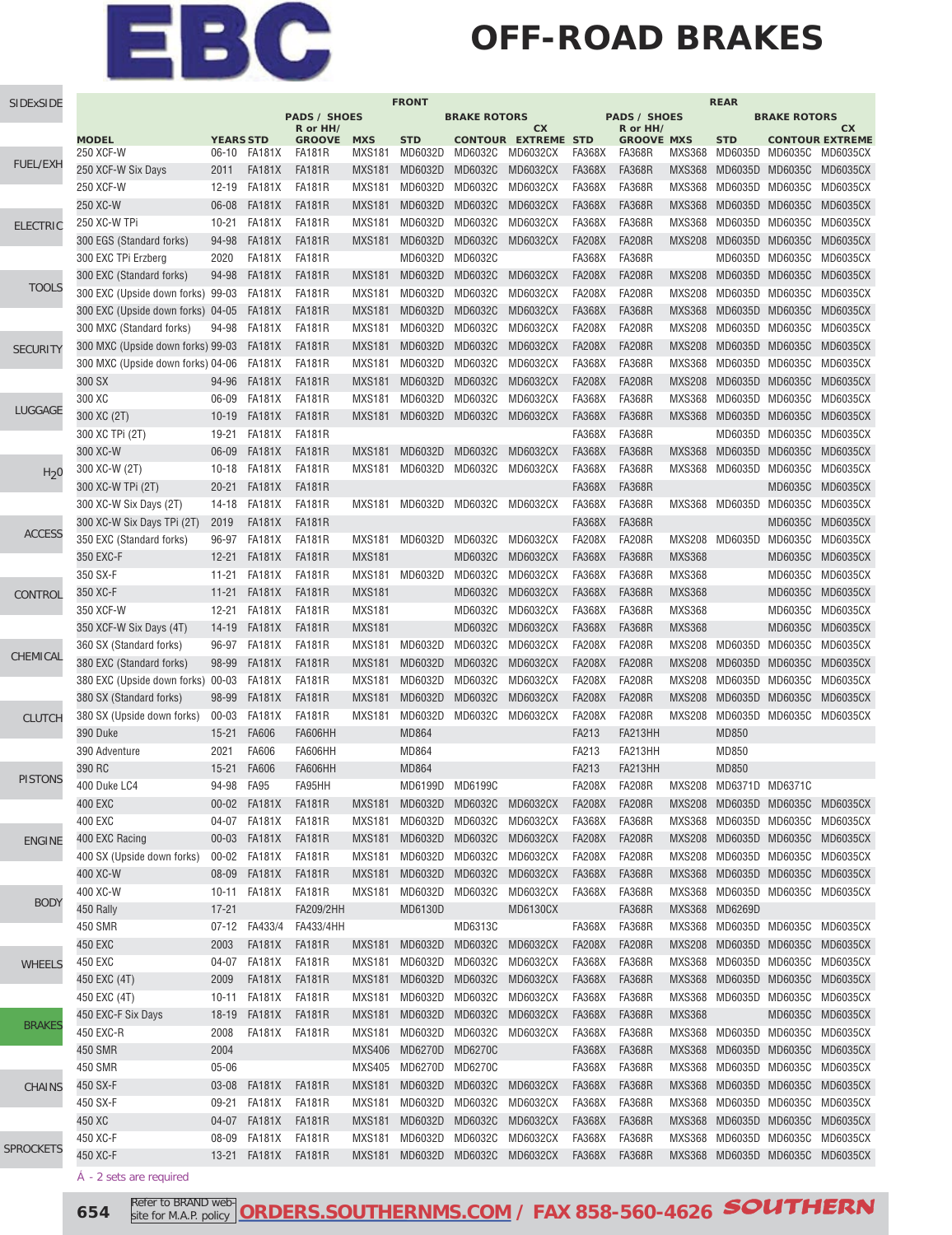# EBC

## OFF-ROAD BRAKES

| | | FRONT | | | | | | REAR | | | | | |
|---|---|---|---|---|---|---|---|---|---|---|---|---|---|
| | | PADS / SHOES | | | BRAKE ROTORS | | | PADS / SHOES | | | BRAKE ROTORS | | |
| MODEL | YEARS | STD | R or HH/ GROOVE | MXS | STD | CONTOUR | CX EXTREME | STD | R or HH/ GROOVE | MXS | STD | CONTOUR | CX EXTREME |
| 250 XCF-W | 06-10 | FA181X | FA181R | MXS181 | MD6032D | MD6032C | MD6032CX | FA368X | FA368R | MXS368 | MD6035D | MD6035C | MD6035CX |
| 250 XCF-W Six Days | 2011 | FA181X | FA181R | MXS181 | MD6032D | MD6032C | MD6032CX | FA368X | FA368R | MXS368 | MD6035D | MD6035C | MD6035CX |
| 250 XCF-W | 12-19 | FA181X | FA181R | MXS181 | MD6032D | MD6032C | MD6032CX | FA368X | FA368R | MXS368 | MD6035D | MD6035C | MD6035CX |
| 250 XC-W | 06-08 | FA181X | FA181R | MXS181 | MD6032D | MD6032C | MD6032CX | FA368X | FA368R | MXS368 | MD6035D | MD6035C | MD6035CX |
| 250 XC-W TPi | 10-21 | FA181X | FA181R | MXS181 | MD6032D | MD6032C | MD6032CX | FA368X | FA368R | MXS368 | MD6035D | MD6035C | MD6035CX |
| 300 EGS (Standard forks) | 94-98 | FA181X | FA181R | MXS181 | MD6032D | MD6032C | MD6032CX | FA208X | FA208R | MXS208 | MD6035D | MD6035C | MD6035CX |
| 300 EXC TPi Erzberg | 2020 | FA181X | FA181R | | MD6032D | MD6032C | | FA368X | FA368R | | MD6035D | MD6035C | MD6035CX |
| 300 EXC (Standard forks) | 94-98 | FA181X | FA181R | MXS181 | MD6032D | MD6032C | MD6032CX | FA208X | FA208R | MXS208 | MD6035D | MD6035C | MD6035CX |
| 300 EXC (Upside down forks) | 99-03 | FA181X | FA181R | MXS181 | MD6032D | MD6032C | MD6032CX | FA208X | FA208R | MXS208 | MD6035D | MD6035C | MD6035CX |
| 300 EXC (Upside down forks) | 04-05 | FA181X | FA181R | MXS181 | MD6032D | MD6032C | MD6032CX | FA368X | FA368R | MXS368 | MD6035D | MD6035C | MD6035CX |
| 300 MXC (Standard forks) | 94-98 | FA181X | FA181R | MXS181 | MD6032D | MD6032C | MD6032CX | FA208X | FA208R | MXS208 | MD6035D | MD6035C | MD6035CX |
| 300 MXC (Upside down forks) | 99-03 | FA181X | FA181R | MXS181 | MD6032D | MD6032C | MD6032CX | FA208X | FA208R | MXS208 | MD6035D | MD6035C | MD6035CX |
| 300 MXC (Upside down forks) | 04-06 | FA181X | FA181R | MXS181 | MD6032D | MD6032C | MD6032CX | FA368X | FA368R | MXS368 | MD6035D | MD6035C | MD6035CX |
| 300 SX | 94-96 | FA181X | FA181R | MXS181 | MD6032D | MD6032C | MD6032CX | FA208X | FA208R | MXS208 | MD6035D | MD6035C | MD6035CX |
| 300 XC | 06-09 | FA181X | FA181R | MXS181 | MD6032D | MD6032C | MD6032CX | FA368X | FA368R | MXS368 | MD6035D | MD6035C | MD6035CX |
| 300 XC (2T) | 10-19 | FA181X | FA181R | MXS181 | MD6032D | MD6032C | MD6032CX | FA368X | FA368R | MXS368 | MD6035D | MD6035C | MD6035CX |
| 300 XC TPi (2T) | 19-21 | FA181X | FA181R | | | | | FA368X | FA368R | | MD6035D | MD6035C | MD6035CX |
| 300 XC-W | 06-09 | FA181X | FA181R | MXS181 | MD6032D | MD6032C | MD6032CX | FA368X | FA368R | MXS368 | MD6035D | MD6035C | MD6035CX |
| 300 XC-W (2T) | 10-18 | FA181X | FA181R | MXS181 | MD6032D | MD6032C | MD6032CX | FA368X | FA368R | MXS368 | MD6035D | MD6035C | MD6035CX |
| 300 XC-W TPi (2T) | 20-21 | FA181X | FA181R | | | | | FA368X | FA368R | | | MD6035C | MD6035CX |
| 300 XC-W Six Days (2T) | 14-18 | FA181X | FA181R | MXS181 | MD6032D | MD6032C | MD6032CX | FA368X | FA368R | MXS368 | MD6035D | MD6035C | MD6035CX |
| 300 XC-W Six Days TPi (2T) | 2019 | FA181X | FA181R | | | | | FA368X | FA368R | | | MD6035C | MD6035CX |
| 350 EXC (Standard forks) | 96-97 | FA181X | FA181R | MXS181 | MD6032D | MD6032C | MD6032CX | FA208X | FA208R | MXS208 | MD6035D | MD6035C | MD6035CX |
| 350 EXC-F | 12-21 | FA181X | FA181R | MXS181 | | MD6032C | MD6032CX | FA368X | FA368R | MXS368 | | MD6035C | MD6035CX |
| 350 SX-F | 11-21 | FA181X | FA181R | MXS181 | MD6032D | MD6032C | MD6032CX | FA368X | FA368R | MXS368 | | MD6035C | MD6035CX |
| 350 XC-F | 11-21 | FA181X | FA181R | MXS181 | | MD6032C | MD6032CX | FA368X | FA368R | MXS368 | | MD6035C | MD6035CX |
| 350 XCF-W | 12-21 | FA181X | FA181R | MXS181 | | MD6032C | MD6032CX | FA368X | FA368R | MXS368 | | MD6035C | MD6035CX |
| 350 XCF-W Six Days (4T) | 14-19 | FA181X | FA181R | MXS181 | | MD6032C | MD6032CX | FA368X | FA368R | MXS368 | | MD6035C | MD6035CX |
| 360 SX (Standard forks) | 96-97 | FA181X | FA181R | MXS181 | MD6032D | MD6032C | MD6032CX | FA208X | FA208R | MXS208 | MD6035D | MD6035C | MD6035CX |
| 380 EXC (Standard forks) | 98-99 | FA181X | FA181R | MXS181 | MD6032D | MD6032C | MD6032CX | FA208X | FA208R | MXS208 | MD6035D | MD6035C | MD6035CX |
| 380 EXC (Upside down forks) | 00-03 | FA181X | FA181R | MXS181 | MD6032D | MD6032C | MD6032CX | FA208X | FA208R | MXS208 | MD6035D | MD6035C | MD6035CX |
| 380 SX (Standard forks) | 98-99 | FA181X | FA181R | MXS181 | MD6032D | MD6032C | MD6032CX | FA208X | FA208R | MXS208 | MD6035D | MD6035C | MD6035CX |
| 380 SX (Upside down forks) | 00-03 | FA181X | FA181R | MXS181 | MD6032D | MD6032C | MD6032CX | FA208X | FA208R | MXS208 | MD6035D | MD6035C | MD6035CX |
| 390 Duke | 15-21 | FA606 | FA606HH | | MD864 | | | FA213 | FA213HH | | MD850 | | |
| 390 Adventure | 2021 | FA606 | FA606HH | | MD864 | | | FA213 | FA213HH | | MD850 | | |
| 390 RC | 15-21 | FA606 | FA606HH | | MD864 | | | FA213 | FA213HH | | MD850 | | |
| 400 Duke LC4 | 94-98 | FA95 | FA95HH | | MD6199D | MD6199C | | FA208X | FA208R | MXS208 | MD6371D | MD6371C | |
| 400 EXC | 00-02 | FA181X | FA181R | MXS181 | MD6032D | MD6032C | MD6032CX | FA208X | FA208R | MXS208 | MD6035D | MD6035C | MD6035CX |
| 400 EXC | 04-07 | FA181X | FA181R | MXS181 | MD6032D | MD6032C | MD6032CX | FA368X | FA368R | MXS368 | MD6035D | MD6035C | MD6035CX |
| 400 EXC Racing | 00-03 | FA181X | FA181R | MXS181 | MD6032D | MD6032C | MD6032CX | FA208X | FA208R | MXS208 | MD6035D | MD6035C | MD6035CX |
| 400 SX (Upside down forks) | 00-02 | FA181X | FA181R | MXS181 | MD6032D | MD6032C | MD6032CX | FA208X | FA208R | MXS208 | MD6035D | MD6035C | MD6035CX |
| 400 XC-W | 08-09 | FA181X | FA181R | MXS181 | MD6032D | MD6032C | MD6032CX | FA368X | FA368R | MXS368 | MD6035D | MD6035C | MD6035CX |
| 400 XC-W | 10-11 | FA181X | FA181R | MXS181 | MD6032D | MD6032C | MD6032CX | FA368X | FA368R | MXS368 | MD6035D | MD6035C | MD6035CX |
| 450 Rally | 17-21 | | FA209/2HH | | MD6130D | | MD6130CX | | FA368R | MXS368 | MD6269D | | |
| 450 SMR | 07-12 | FA433/4 | FA433/4HH | | | MD6313C | | FA368X | FA368R | MXS368 | MD6035D | MD6035C | MD6035CX |
| 450 EXC | 2003 | FA181X | FA181R | MXS181 | MD6032D | MD6032C | MD6032CX | FA208X | FA208R | MXS208 | MD6035D | MD6035C | MD6035CX |
| 450 EXC | 04-07 | FA181X | FA181R | MXS181 | MD6032D | MD6032C | MD6032CX | FA368X | FA368R | MXS368 | MD6035D | MD6035C | MD6035CX |
| 450 EXC (4T) | 2009 | FA181X | FA181R | MXS181 | MD6032D | MD6032C | MD6032CX | FA368X | FA368R | MXS368 | MD6035D | MD6035C | MD6035CX |
| 450 EXC (4T) | 10-11 | FA181X | FA181R | MXS181 | MD6032D | MD6032C | MD6032CX | FA368X | FA368R | MXS368 | MD6035D | MD6035C | MD6035CX |
| 450 EXC-F Six Days | 18-19 | FA181X | FA181R | MXS181 | MD6032D | MD6032C | MD6032CX | FA368X | FA368R | MXS368 | | MD6035C | MD6035CX |
| 450 EXC-R | 2008 | FA181X | FA181R | MXS181 | MD6032D | MD6032C | MD6032CX | FA368X | FA368R | MXS368 | MD6035D | MD6035C | MD6035CX |
| 450 SMR | 2004 | | | MXS406 | MD6270D | MD6270C | | FA368X | FA368R | MXS368 | MD6035D | MD6035C | MD6035CX |
| 450 SMR | 05-06 | | | MXS405 | MD6270D | MD6270C | | FA368X | FA368R | MXS368 | MD6035D | MD6035C | MD6035CX |
| 450 SX-F | 03-08 | FA181X | FA181R | MXS181 | MD6032D | MD6032C | MD6032CX | FA368X | FA368R | MXS368 | MD6035D | MD6035C | MD6035CX |
| 450 SX-F | 09-21 | FA181X | FA181R | MXS181 | MD6032D | MD6032C | MD6032CX | FA368X | FA368R | MXS368 | MD6035D | MD6035C | MD6035CX |
| 450 XC | 04-07 | FA181X | FA181R | MXS181 | MD6032D | MD6032C | MD6032CX | FA368X | FA368R | MXS368 | MD6035D | MD6035C | MD6035CX |
| 450 XC-F | 08-09 | FA181X | FA181R | MXS181 | MD6032D | MD6032C | MD6032CX | FA368X | FA368R | MXS368 | MD6035D | MD6035C | MD6035CX |
| 450 XC-F | 13-21 | FA181X | FA181R | MXS181 | MD6032D | MD6032C | MD6032CX | FA368X | FA368R | MXS368 | MD6035D | MD6035C | MD6035CX |

Á - 2 sets are required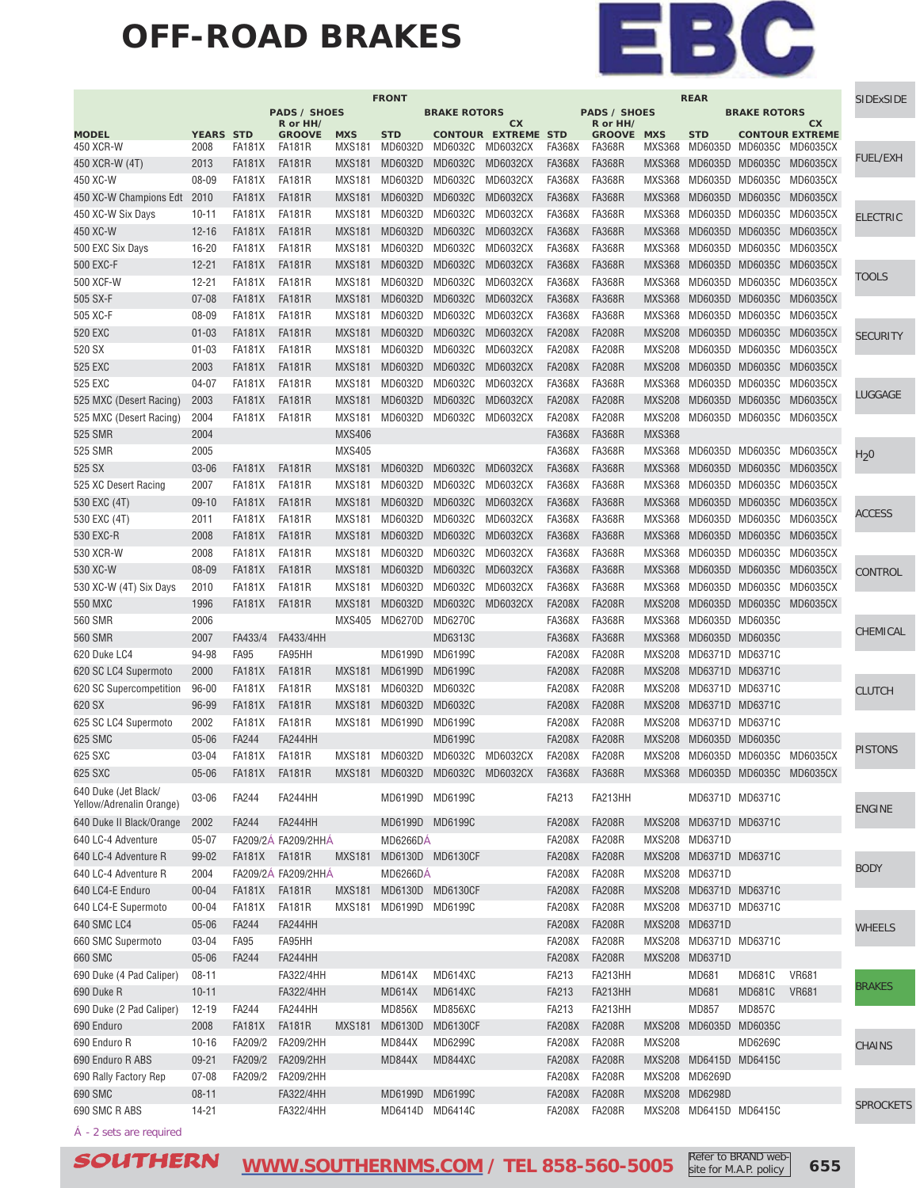# OFF-ROAD BRAKES

EBC

| | | FRONT | | | | | | REAR | | | | | |
|---|---|---|---|---|---|---|---|---|---|---|---|---|---|
| | | PADS / SHOES | | | BRAKE ROTORS | | | PADS / SHOES | | | BRAKE ROTORS | | |
| MODEL | YEARS | STD | R or HH/ GROOVE | MXS | STD | CONTOUR | CX EXTREME | STD | R or HH/ GROOVE | MXS | STD | CONTOUR | CX EXTREME |
| 450 XCR-W | 2008 | FA181X | FA181R | MXS181 | MD6032D | MD6032C | MD6032CX | FA368X | FA368R | MXS368 | MD6035D | MD6035C | MD6035CX |
| 450 XCR-W (4T) | 2013 | FA181X | FA181R | MXS181 | MD6032D | MD6032C | MD6032CX | FA368X | FA368R | MXS368 | MD6035D | MD6035C | MD6035CX |
| 450 XC-W | 08-09 | FA181X | FA181R | MXS181 | MD6032D | MD6032C | MD6032CX | FA368X | FA368R | MXS368 | MD6035D | MD6035C | MD6035CX |
| 450 XC-W Champions Edt | 2010 | FA181X | FA181R | MXS181 | MD6032D | MD6032C | MD6032CX | FA368X | FA368R | MXS368 | MD6035D | MD6035C | MD6035CX |
| 450 XC-W Six Days | 10-11 | FA181X | FA181R | MXS181 | MD6032D | MD6032C | MD6032CX | FA368X | FA368R | MXS368 | MD6035D | MD6035C | MD6035CX |
| 450 XC-W | 12-16 | FA181X | FA181R | MXS181 | MD6032D | MD6032C | MD6032CX | FA368X | FA368R | MXS368 | MD6035D | MD6035C | MD6035CX |
| 500 EXC Six Days | 16-20 | FA181X | FA181R | MXS181 | MD6032D | MD6032C | MD6032CX | FA368X | FA368R | MXS368 | MD6035D | MD6035C | MD6035CX |
| 500 EXC-F | 12-21 | FA181X | FA181R | MXS181 | MD6032D | MD6032C | MD6032CX | FA368X | FA368R | MXS368 | MD6035D | MD6035C | MD6035CX |
| 500 XCF-W | 12-21 | FA181X | FA181R | MXS181 | MD6032D | MD6032C | MD6032CX | FA368X | FA368R | MXS368 | MD6035D | MD6035C | MD6035CX |
| 505 SX-F | 07-08 | FA181X | FA181R | MXS181 | MD6032D | MD6032C | MD6032CX | FA368X | FA368R | MXS368 | MD6035D | MD6035C | MD6035CX |
| 505 XC-F | 08-09 | FA181X | FA181R | MXS181 | MD6032D | MD6032C | MD6032CX | FA368X | FA368R | MXS368 | MD6035D | MD6035C | MD6035CX |
| 520 EXC | 01-03 | FA181X | FA181R | MXS181 | MD6032D | MD6032C | MD6032CX | FA208X | FA208R | MXS208 | MD6035D | MD6035C | MD6035CX |
| 520 SX | 01-03 | FA181X | FA181R | MXS181 | MD6032D | MD6032C | MD6032CX | FA208X | FA208R | MXS208 | MD6035D | MD6035C | MD6035CX |
| 525 EXC | 2003 | FA181X | FA181R | MXS181 | MD6032D | MD6032C | MD6032CX | FA208X | FA208R | MXS208 | MD6035D | MD6035C | MD6035CX |
| 525 EXC | 04-07 | FA181X | FA181R | MXS181 | MD6032D | MD6032C | MD6032CX | FA368X | FA368R | MXS368 | MD6035D | MD6035C | MD6035CX |
| 525 MXC (Desert Racing) | 2003 | FA181X | FA181R | MXS181 | MD6032D | MD6032C | MD6032CX | FA208X | FA208R | MXS208 | MD6035D | MD6035C | MD6035CX |
| 525 MXC (Desert Racing) | 2004 | FA181X | FA181R | MXS181 | MD6032D | MD6032C | MD6032CX | FA208X | FA208R | MXS208 | MD6035D | MD6035C | MD6035CX |
| 525 SMR | 2004 | | | MXS406 | | | | FA368X | FA368R | MXS368 | | | |
| 525 SMR | 2005 | | | MXS405 | | | | FA368X | FA368R | MXS368 | MD6035D | MD6035C | MD6035CX |
| 525 SX | 03-06 | FA181X | FA181R | MXS181 | MD6032D | MD6032C | MD6032CX | FA368X | FA368R | MXS368 | MD6035D | MD6035C | MD6035CX |
| 525 XC Desert Racing | 2007 | FA181X | FA181R | MXS181 | MD6032D | MD6032C | MD6032CX | FA368X | FA368R | MXS368 | MD6035D | MD6035C | MD6035CX |
| 530 EXC (4T) | 09-10 | FA181X | FA181R | MXS181 | MD6032D | MD6032C | MD6032CX | FA368X | FA368R | MXS368 | MD6035D | MD6035C | MD6035CX |
| 530 EXC (4T) | 2011 | FA181X | FA181R | MXS181 | MD6032D | MD6032C | MD6032CX | FA368X | FA368R | MXS368 | MD6035D | MD6035C | MD6035CX |
| 530 EXC-R | 2008 | FA181X | FA181R | MXS181 | MD6032D | MD6032C | MD6032CX | FA368X | FA368R | MXS368 | MD6035D | MD6035C | MD6035CX |
| 530 XCR-W | 2008 | FA181X | FA181R | MXS181 | MD6032D | MD6032C | MD6032CX | FA368X | FA368R | MXS368 | MD6035D | MD6035C | MD6035CX |
| 530 XC-W | 08-09 | FA181X | FA181R | MXS181 | MD6032D | MD6032C | MD6032CX | FA368X | FA368R | MXS368 | MD6035D | MD6035C | MD6035CX |
| 530 XC-W (4T) Six Days | 2010 | FA181X | FA181R | MXS181 | MD6032D | MD6032C | MD6032CX | FA368X | FA368R | MXS368 | MD6035D | MD6035C | MD6035CX |
| 550 MXC | 1996 | FA181X | FA181R | MXS181 | MD6032D | MD6032C | MD6032CX | FA208X | FA208R | MXS208 | MD6035D | MD6035C | MD6035CX |
| 560 SMR | 2006 | | | MXS405 | MD6270D | MD6270C | | FA368X | FA368R | MXS368 | MD6035D | MD6035C | |
| 560 SMR | 2007 | FA433/4 | FA433/4HH | | | MD6313C | | FA368X | FA368R | MXS368 | MD6035D | MD6035C | |
| 620 Duke LC4 | 94-98 | FA95 | FA95HH | | MD6199D | MD6199C | | FA208X | FA208R | MXS208 | MD6371D | MD6371C | |
| 620 SC LC4 Supermoto | 2000 | FA181X | FA181R | MXS181 | MD6199D | MD6199C | | FA208X | FA208R | MXS208 | MD6371D | MD6371C | |
| 620 SC Supercompetition | 96-00 | FA181X | FA181R | MXS181 | MD6032D | MD6032C | | FA208X | FA208R | MXS208 | MD6371D | MD6371C | |
| 620 SX | 96-99 | FA181X | FA181R | MXS181 | MD6032D | MD6032C | | FA208X | FA208R | MXS208 | MD6371D | MD6371C | |
| 625 SC LC4 Supermoto | 2002 | FA181X | FA181R | MXS181 | MD6199D | MD6199C | | FA208X | FA208R | MXS208 | MD6371D | MD6371C | |
| 625 SMC | 05-06 | FA244 | FA244HH | | | MD6199C | | FA208X | FA208R | MXS208 | MD6035D | MD6035C | |
| 625 SXC | 03-04 | FA181X | FA181R | MXS181 | MD6032D | MD6032C | MD6032CX | FA208X | FA208R | MXS208 | MD6035D | MD6035C | MD6035CX |
| 625 SXC | 05-06 | FA181X | FA181R | MXS181 | MD6032D | MD6032C | MD6032CX | FA368X | FA368R | MXS368 | MD6035D | MD6035C | MD6035CX |
| 640 Duke (Jet Black/ Yellow/Adrenalin Orange) | 03-06 | FA244 | FA244HH | | MD6199D | MD6199C | | FA213 | FA213HH | | MD6371D | MD6371C | |
| 640 Duke II Black/Orange | 2002 | FA244 | FA244HH | | MD6199D | MD6199C | | FA208X | FA208R | MXS208 | MD6371D | MD6371C | |
| 640 LC-4 Adventure | 05-07 | FA209/2Á | FA209/2HHÁ | | MD6266DÁ | | | FA208X | FA208R | MXS208 | MD6371D | | |
| 640 LC-4 Adventure R | 99-02 | FA181X | FA181R | MXS181 | MD6130D | MD6130CF | | FA208X | FA208R | MXS208 | MD6371D | MD6371C | |
| 640 LC-4 Adventure R | 2004 | FA209/2Á | FA209/2HHÁ | | MD6266DÁ | | | FA208X | FA208R | MXS208 | MD6371D | | |
| 640 LC4-E Enduro | 00-04 | FA181X | FA181R | MXS181 | MD6130D | MD6130CF | | FA208X | FA208R | MXS208 | MD6371D | MD6371C | |
| 640 LC4-E Supermoto | 00-04 | FA181X | FA181R | MXS181 | MD6199D | MD6199C | | FA208X | FA208R | MXS208 | MD6371D | MD6371C | |
| 640 SMC LC4 | 05-06 | FA244 | FA244HH | | | | | FA208X | FA208R | MXS208 | MD6371D | | |
| 660 SMC Supermoto | 03-04 | FA95 | FA95HH | | | | | FA208X | FA208R | MXS208 | MD6371D | MD6371C | |
| 660 SMC | 05-06 | FA244 | FA244HH | | | | | FA208X | FA208R | MXS208 | MD6371D | | |
| 690 Duke (4 Pad Caliper) | 08-11 | | FA322/4HH | | MD614X | MD614XC | | FA213 | FA213HH | | MD681 | MD681C | VR681 |
| 690 Duke R | 10-11 | | FA322/4HH | | MD614X | MD614XC | | FA213 | FA213HH | | MD681 | MD681C | VR681 |
| 690 Duke (2 Pad Caliper) | 12-19 | FA244 | FA244HH | | MD856X | MD856XC | | FA213 | FA213HH | | MD857 | MD857C | |
| 690 Enduro | 2008 | FA181X | FA181R | MXS181 | MD6130D | MD6130CF | | FA208X | FA208R | MXS208 | MD6035D | MD6035C | |
| 690 Enduro R | 10-16 | FA209/2 | FA209/2HH | | MD844X | MD6299C | | FA208X | FA208R | MXS208 | | MD6269C | |
| 690 Enduro R ABS | 09-21 | FA209/2 | FA209/2HH | | MD844X | MD844XC | | FA208X | FA208R | MXS208 | MD6415D | MD6415C | |
| 690 Rally Factory Rep | 07-08 | FA209/2 | FA209/2HH | | | | | FA208X | FA208R | MXS208 | MD6269D | | |
| 690 SMC | 08-11 | | FA322/4HH | | MD6199D | MD6199C | | FA208X | FA208R | MXS208 | MD6298D | | |
| 690 SMC R ABS | 14-21 | | FA322/4HH | | MD6414D | MD6414C | | FA208X | FA208R | MXS208 | MD6415D | MD6415C | |

Á - 2 sets are required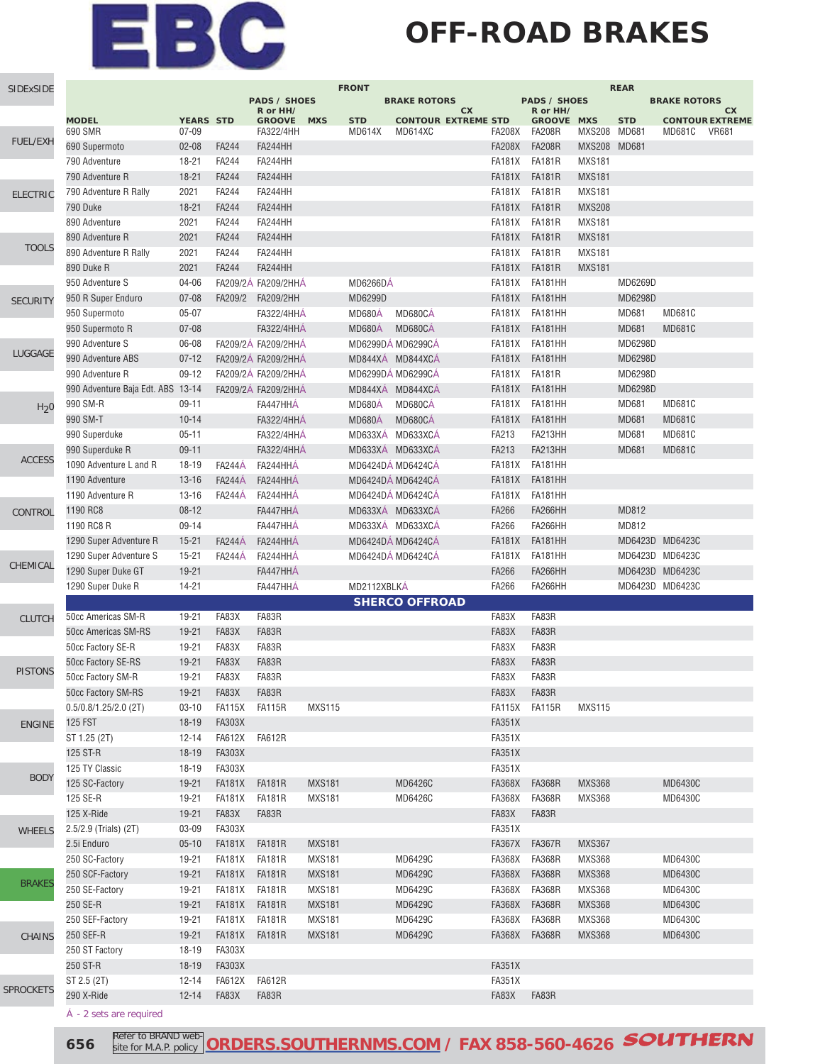# EBC

# OFF-ROAD BRAKES

| | | FRONT | | | | | | REAR | | | | | |
|---|---|---|---|---|---|---|---|---|---|---|---|---|---|
| | | PADS / SHOES | | | BRAKE ROTORS | | | PADS / SHOES | | | BRAKE ROTORS | | |
| MODEL | YEARS | STD | R or HH/ GROOVE | MXS | STD | CONTOUR | CX EXTREME | STD | R or HH/ GROOVE | MXS | STD | CONTOUR | CX EXTREME |
| 690 SMR | 07-09 | | FA322/4HH | | MD614X | MD614XC | | FA208X | FA208R | MXS208 | MD681 | MD681C | VR681 |
| 690 Supermoto | 02-08 | FA244 | FA244HH | | | | | FA208X | FA208R | MXS208 | MD681 | | |
| 790 Adventure | 18-21 | FA244 | FA244HH | | | | | FA181X | FA181R | MXS181 | | | |
| 790 Adventure R | 18-21 | FA244 | FA244HH | | | | | FA181X | FA181R | MXS181 | | | |
| 790 Adventure R Rally | 2021 | FA244 | FA244HH | | | | | FA181X | FA181R | MXS181 | | | |
| 790 Duke | 18-21 | FA244 | FA244HH | | | | | FA181X | FA181R | MXS208 | | | |
| 890 Adventure | 2021 | FA244 | FA244HH | | | | | FA181X | FA181R | MXS181 | | | |
| 890 Adventure R | 2021 | FA244 | FA244HH | | | | | FA181X | FA181R | MXS181 | | | |
| 890 Adventure R Rally | 2021 | FA244 | FA244HH | | | | | FA181X | FA181R | MXS181 | | | |
| 890 Duke R | 2021 | FA244 | FA244HH | | | | | FA181X | FA181R | MXS181 | | | |
| 950 Adventure S | 04-06 | FA209/2Á | FA209/2HHÁ | | MD6266DÁ | | | FA181X | FA181HH | | MD6269D | | |
| 950 R Super Enduro | 07-08 | FA209/2 | FA209/2HH | | MD6299D | | | FA181X | FA181HH | | MD6298D | | |
| 950 Supermoto | 05-07 | | FA322/4HHÁ | | MD680Á | MD680CÁ | | FA181X | FA181HH | | MD681 | MD681C | |
| 950 Supermoto R | 07-08 | | FA322/4HHÁ | | MD680Á | MD680CÁ | | FA181X | FA181HH | | MD681 | MD681C | |
| 990 Adventure S | 06-08 | FA209/2Á | FA209/2HHÁ | | MD6299DÁ | MD6299CÁ | | FA181X | FA181HH | | MD6298D | | |
| 990 Adventure ABS | 07-12 | FA209/2Á | FA209/2HHÁ | | MD844XÁ | MD844XCÁ | | FA181X | FA181HH | | MD6298D | | |
| 990 Adventure R | 09-12 | FA209/2Á | FA209/2HHÁ | | MD6299DÁ | MD6299CÁ | | FA181X | FA181R | | MD6298D | | |
| 990 Adventure Baja Edt. ABS | 13-14 | FA209/2Á | FA209/2HHÁ | | MD844XÁ | MD844XCÁ | | FA181X | FA181HH | | MD6298D | | |
| 990 SM-R | 09-11 | | FA447HHÁ | | MD680Á | MD680CÁ | | FA181X | FA181HH | | MD681 | MD681C | |
| 990 SM-T | 10-14 | | FA322/4HHÁ | | MD680Á | MD680CÁ | | FA181X | FA181HH | | MD681 | MD681C | |
| 990 Superduke | 05-11 | | FA322/4HHÁ | | MD633XÁ | MD633XCÁ | | FA213 | FA213HH | | MD681 | MD681C | |
| 990 Superduke R | 09-11 | | FA322/4HHÁ | | MD633XÁ | MD633XCÁ | | FA213 | FA213HH | | MD681 | MD681C | |
| 1090 Adventure L and R | 18-19 | FA244Á | FA244HHÁ | | MD6424DÁ | MD6424CÁ | | FA181X | FA181HH | | | | |
| 1190 Adventure | 13-16 | FA244Á | FA244HHÁ | | MD6424DÁ | MD6424CÁ | | FA181X | FA181HH | | | | |
| 1190 Adventure R | 13-16 | FA244Á | FA244HHÁ | | MD6424DÁ | MD6424CÁ | | FA181X | FA181HH | | | | |
| 1190 RC8 | 08-12 | | FA447HHÁ | | MD633XÁ | MD633XCÁ | | FA266 | FA266HH | | MD812 | | |
| 1190 RC8 R | 09-14 | | FA447HHÁ | | MD633XÁ | MD633XCÁ | | FA266 | FA266HH | | MD812 | | |
| 1290 Super Adventure R | 15-21 | FA244Á | FA244HHÁ | | MD6424DÁ | MD6424CÁ | | FA181X | FA181HH | | MD6423D | MD6423C | |
| 1290 Super Adventure S | 15-21 | FA244Á | FA244HHÁ | | MD6424DÁ | MD6424CÁ | | FA181X | FA181HH | | MD6423D | MD6423C | |
| 1290 Super Duke GT | 19-21 | | FA447HHÁ | | | | | FA266 | FA266HH | | MD6423D | MD6423C | |
| 1290 Super Duke R | 14-21 | | FA447HHÁ | | MD2112XBLKÁ | | | FA266 | FA266HH | | MD6423D | MD6423C | |
| **SHERCO OFFROAD** | | | | | | | | | | | | | |
| 50cc Americas SM-R | 19-21 | FA83X | FA83R | | | | | FA83X | FA83R | | | | |
| 50cc Americas SM-RS | 19-21 | FA83X | FA83R | | | | | FA83X | FA83R | | | | |
| 50cc Factory SE-R | 19-21 | FA83X | FA83R | | | | | FA83X | FA83R | | | | |
| 50cc Factory SE-RS | 19-21 | FA83X | FA83R | | | | | FA83X | FA83R | | | | |
| 50cc Factory SM-R | 19-21 | FA83X | FA83R | | | | | FA83X | FA83R | | | | |
| 50cc Factory SM-RS | 19-21 | FA83X | FA83R | | | | | FA83X | FA83R | | | | |
| 0.5/0.8/1.25/2.0 (2T) | 03-10 | FA115X | FA115R | MXS115 | | | | FA115X | FA115R | MXS115 | | | |
| 125 FST | 18-19 | FA303X | | | | | | FA351X | | | | | |
| ST 1.25 (2T) | 12-14 | FA612X | FA612R | | | | | FA351X | | | | | |
| 125 ST-R | 18-19 | FA303X | | | | | | FA351X | | | | | |
| 125 TY Classic | 18-19 | FA303X | | | | | | FA351X | | | | | |
| 125 SC-Factory | 19-21 | FA181X | FA181R | MXS181 | | MD6426C | | FA368X | FA368R | MXS368 | | MD6430C | |
| 125 SE-R | 19-21 | FA181X | FA181R | MXS181 | | MD6426C | | FA368X | FA368R | MXS368 | | MD6430C | |
| 125 X-Ride | 19-21 | FA83X | FA83R | | | | | FA83X | FA83R | | | | |
| 2.5/2.9 (Trials) (2T) | 03-09 | FA303X | | | | | | FA351X | | | | | |
| 2.5i Enduro | 05-10 | FA181X | FA181R | MXS181 | | | | FA367X | FA367R | MXS367 | | | |
| 250 SC-Factory | 19-21 | FA181X | FA181R | MXS181 | | MD6429C | | FA368X | FA368R | MXS368 | | MD6430C | |
| 250 SCF-Factory | 19-21 | FA181X | FA181R | MXS181 | | MD6429C | | FA368X | FA368R | MXS368 | | MD6430C | |
| 250 SE-Factory | 19-21 | FA181X | FA181R | MXS181 | | MD6429C | | FA368X | FA368R | MXS368 | | MD6430C | |
| 250 SE-R | 19-21 | FA181X | FA181R | MXS181 | | MD6429C | | FA368X | FA368R | MXS368 | | MD6430C | |
| 250 SEF-Factory | 19-21 | FA181X | FA181R | MXS181 | | MD6429C | | FA368X | FA368R | MXS368 | | MD6430C | |
| 250 SEF-R | 19-21 | FA181X | FA181R | MXS181 | | MD6429C | | FA368X | FA368R | MXS368 | | MD6430C | |
| 250 ST Factory | 18-19 | FA303X | | | | | | | | | | | |
| 250 ST-R | 18-19 | FA303X | | | | | | FA351X | | | | | |
| ST 2.5 (2T) | 12-14 | FA612X | FA612R | | | | | FA351X | | | | | |
| 290 X-Ride | 12-14 | FA83X | FA83R | | | | | FA83X | FA83R | | | | |

Á - 2 sets are required

Refer to BRAND web-site for M.A.P. policy **ORDERS.SOUTHERNMS.COM / FAX 858-560-4626** SOUTHERN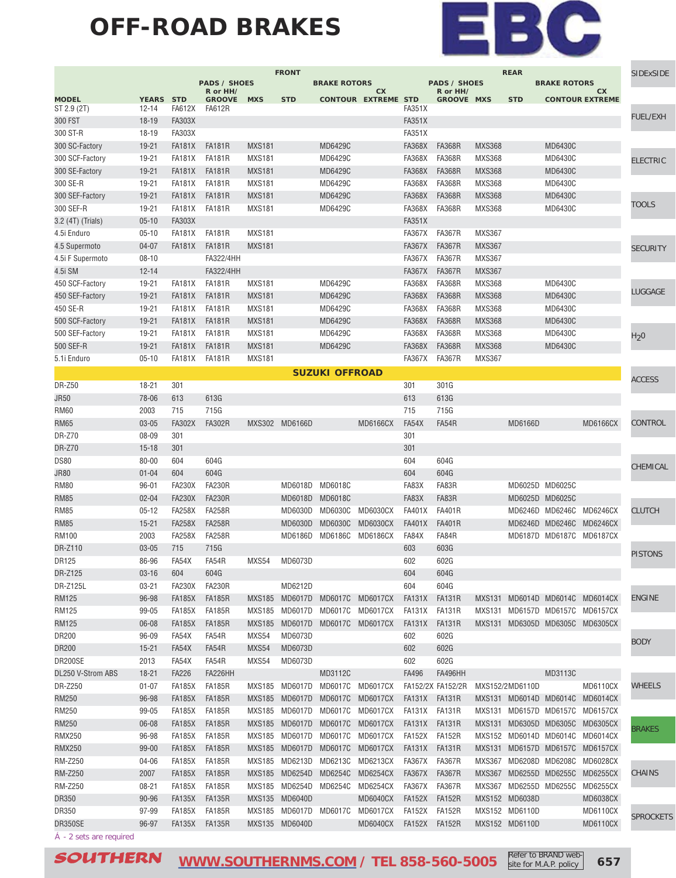# OFF-ROAD BRAKES

EBC

| MODEL | YEARS | FRONT PADS / SHOES STD | FRONT PADS / SHOES R or HH/ GROOVE | FRONT PADS / SHOES MXS | FRONT BRAKE ROTORS STD | FRONT BRAKE ROTORS CONTOUR | FRONT BRAKE ROTORS CX EXTREME | REAR PADS / SHOES STD | REAR PADS / SHOES R or HH/ GROOVE | REAR PADS / SHOES MXS | REAR BRAKE ROTORS STD | REAR BRAKE ROTORS CONTOUR | REAR BRAKE ROTORS CX EXTREME |
|---|---|---|---|---|---|---|---|---|---|---|---|---|---|
| ST 2.9 (2T) | 12-14 | FA612X | FA612R | | | | | FA351X | | | | | |
| 300 FST | 18-19 | FA303X | | | | | | FA351X | | | | | |
| 300 ST-R | 18-19 | FA303X | | | | | | FA351X | | | | | |
| 300 SC-Factory | 19-21 | FA181X | FA181R | MXS181 | | MD6429C | | FA368X | FA368R | MXS368 | | MD6430C | |
| 300 SCF-Factory | 19-21 | FA181X | FA181R | MXS181 | | MD6429C | | FA368X | FA368R | MXS368 | | MD6430C | |
| 300 SE-Factory | 19-21 | FA181X | FA181R | MXS181 | | MD6429C | | FA368X | FA368R | MXS368 | | MD6430C | |
| 300 SE-R | 19-21 | FA181X | FA181R | MXS181 | | MD6429C | | FA368X | FA368R | MXS368 | | MD6430C | |
| 300 SEF-Factory | 19-21 | FA181X | FA181R | MXS181 | | MD6429C | | FA368X | FA368R | MXS368 | | MD6430C | |
| 300 SEF-R | 19-21 | FA181X | FA181R | MXS181 | | MD6429C | | FA368X | FA368R | MXS368 | | MD6430C | |
| 3.2 (4T) (Trials) | 05-10 | FA303X | | | | | | FA351X | | | | | |
| 4.5i Enduro | 05-10 | FA181X | FA181R | MXS181 | | | | FA367X | FA367R | MXS367 | | | |
| 4.5 Supermoto | 04-07 | FA181X | FA181R | MXS181 | | | | FA367X | FA367R | MXS367 | | | |
| 4.5i F Supermoto | 08-10 | | FA322/4HH | | | | | FA367X | FA367R | MXS367 | | | |
| 4.5i SM | 12-14 | | FA322/4HH | | | | | FA367X | FA367R | MXS367 | | | |
| 450 SCF-Factory | 19-21 | FA181X | FA181R | MXS181 | | MD6429C | | FA368X | FA368R | MXS368 | | MD6430C | |
| 450 SEF-Factory | 19-21 | FA181X | FA181R | MXS181 | | MD6429C | | FA368X | FA368R | MXS368 | | MD6430C | |
| 450 SE-R | 19-21 | FA181X | FA181R | MXS181 | | MD6429C | | FA368X | FA368R | MXS368 | | MD6430C | |
| 500 SCF-Factory | 19-21 | FA181X | FA181R | MXS181 | | MD6429C | | FA368X | FA368R | MXS368 | | MD6430C | |
| 500 SEF-Factory | 19-21 | FA181X | FA181R | MXS181 | | MD6429C | | FA368X | FA368R | MXS368 | | MD6430C | |
| 500 SEF-R | 19-21 | FA181X | FA181R | MXS181 | | MD6429C | | FA368X | FA368R | MXS368 | | MD6430C | |
| 5.1i Enduro | 05-10 | FA181X | FA181R | MXS181 | | | | FA367X | FA367R | MXS367 | | | |
| **SUZUKI OFFROAD** | | | | | | | | | | | | | |
| DR-Z50 | 18-21 | 301 | | | | | | 301 | 301G | | | | |
| JR50 | 78-06 | 613 | 613G | | | | | 613 | 613G | | | | |
| RM60 | 2003 | 715 | 715G | | | | | 715 | 715G | | | | |
| RM65 | 03-05 | FA302X | FA302R | MXS302 | MD6166D | | MD6166CX | FA54X | FA54R | | MD6166D | | MD6166CX |
| DR-Z70 | 08-09 | 301 | | | | | | 301 | | | | | |
| DR-Z70 | 15-18 | 301 | | | | | | 301 | | | | | |
| DS80 | 80-00 | 604 | 604G | | | | | 604 | 604G | | | | |
| JR80 | 01-04 | 604 | 604G | | | | | 604 | 604G | | | | |
| RM80 | 96-01 | FA230X | FA230R | | MD6018D | MD6018C | | FA83X | FA83R | | MD6025D | MD6025C | |
| RM85 | 02-04 | FA230X | FA230R | | MD6018D | MD6018C | | FA83X | FA83R | | MD6025D | MD6025C | |
| RM85 | 05-12 | FA258X | FA258R | | MD6030D | MD6030C | MD6030CX | FA401X | FA401R | | MD6246D | MD6246C | MD6246CX |
| RM85 | 15-21 | FA258X | FA258R | | MD6030D | MD6030C | MD6030CX | FA401X | FA401R | | MD6246D | MD6246C | MD6246CX |
| RM100 | 2003 | FA258X | FA258R | | MD6186D | MD6186C | MD6186CX | FA84X | FA84R | | MD6187D | MD6187C | MD6187CX |
| DR-Z110 | 03-05 | 715 | 715G | | | | | 603 | 603G | | | | |
| DR125 | 86-96 | FA54X | FA54R | MXS54 | MD6073D | | | 602 | 602G | | | | |
| DR-Z125 | 03-16 | 604 | 604G | | | | | 604 | 604G | | | | |
| DR-Z125L | 03-21 | FA230X | FA230R | | MD6212D | | | 604 | 604G | | | | |
| RM125 | 96-98 | FA185X | FA185R | MXS185 | MD6017D | MD6017C | MD6017CX | FA131X | FA131R | MXS131 | MD6014D | MD6014C | MD6014CX |
| RM125 | 99-05 | FA185X | FA185R | MXS185 | MD6017D | MD6017C | MD6017CX | FA131X | FA131R | MXS131 | MD6157D | MD6157C | MD6157CX |
| RM125 | 06-08 | FA185X | FA185R | MXS185 | MD6017D | MD6017C | MD6017CX | FA131X | FA131R | MXS131 | MD6305D | MD6305C | MD6305CX |
| DR200 | 96-09 | FA54X | FA54R | MXS54 | MD6073D | | | 602 | 602G | | | | |
| DR200 | 15-21 | FA54X | FA54R | MXS54 | MD6073D | | | 602 | 602G | | | | |
| DR200SE | 2013 | FA54X | FA54R | MXS54 | MD6073D | | | 602 | 602G | | | | |
| DL250 V-Strom ABS | 18-21 | FA226 | FA226HH | | | MD3112C | | FA496 | FA496HH | | | MD3113C | |
| DR-Z250 | 01-07 | FA185X | FA185R | MXS185 | MD6017D | MD6017C | MD6017CX | FA152/2X | FA152/2R | MXS152/2 | MD6110D | | MD6110CX |
| RM250 | 96-98 | FA185X | FA185R | MXS185 | MD6017D | MD6017C | MD6017CX | FA131X | FA131R | MXS131 | MD6014D | MD6014C | MD6014CX |
| RM250 | 99-05 | FA185X | FA185R | MXS185 | MD6017D | MD6017C | MD6017CX | FA131X | FA131R | MXS131 | MD6157D | MD6157C | MD6157CX |
| RM250 | 06-08 | FA185X | FA185R | MXS185 | MD6017D | MD6017C | MD6017CX | FA131X | FA131R | MXS131 | MD6305D | MD6305C | MD6305CX |
| RMX250 | 96-98 | FA185X | FA185R | MXS185 | MD6017D | MD6017C | MD6017CX | FA152X | FA152R | MXS152 | MD6014D | MD6014C | MD6014CX |
| RMX250 | 99-00 | FA185X | FA185R | MXS185 | MD6017D | MD6017C | MD6017CX | FA131X | FA131R | MXS131 | MD6157D | MD6157C | MD6157CX |
| RM-Z250 | 04-06 | FA185X | FA185R | MXS185 | MD6213D | MD6213C | MD6213CX | FA367X | FA367R | MXS367 | MD6208D | MD6208C | MD6028CX |
| RM-Z250 | 2007 | FA185X | FA185R | MXS185 | MD6254D | MD6254C | MD6254CX | FA367X | FA367R | MXS367 | MD6255D | MD6255C | MD6255CX |
| RM-Z250 | 08-21 | FA185X | FA185R | MXS185 | MD6254D | MD6254C | MD6254CX | FA367X | FA367R | MXS367 | MD6255D | MD6255C | MD6255CX |
| DR350 | 90-96 | FA135X | FA135R | MXS135 | MD6040D | | MD6040CX | FA152X | FA152R | MXS152 | MD6038D | | MD6038CX |
| DR350 | 97-99 | FA185X | FA185R | MXS185 | MD6017D | MD6017C | MD6017CX | FA152X | FA152R | MXS152 | MD6110D | | MD6110CX |
| DR350SE | 96-97 | FA135X | FA135R | MXS135 | MD6040D | | MD6040CX | FA152X | FA152R | MXS152 | MD6110D | | MD6110CX |

Â - 2 sets are required

SOUTHERN WWW.SOUTHERNMS.COM / TEL 858-560-5005 Refer to BRAND web-site for M.A.P. policy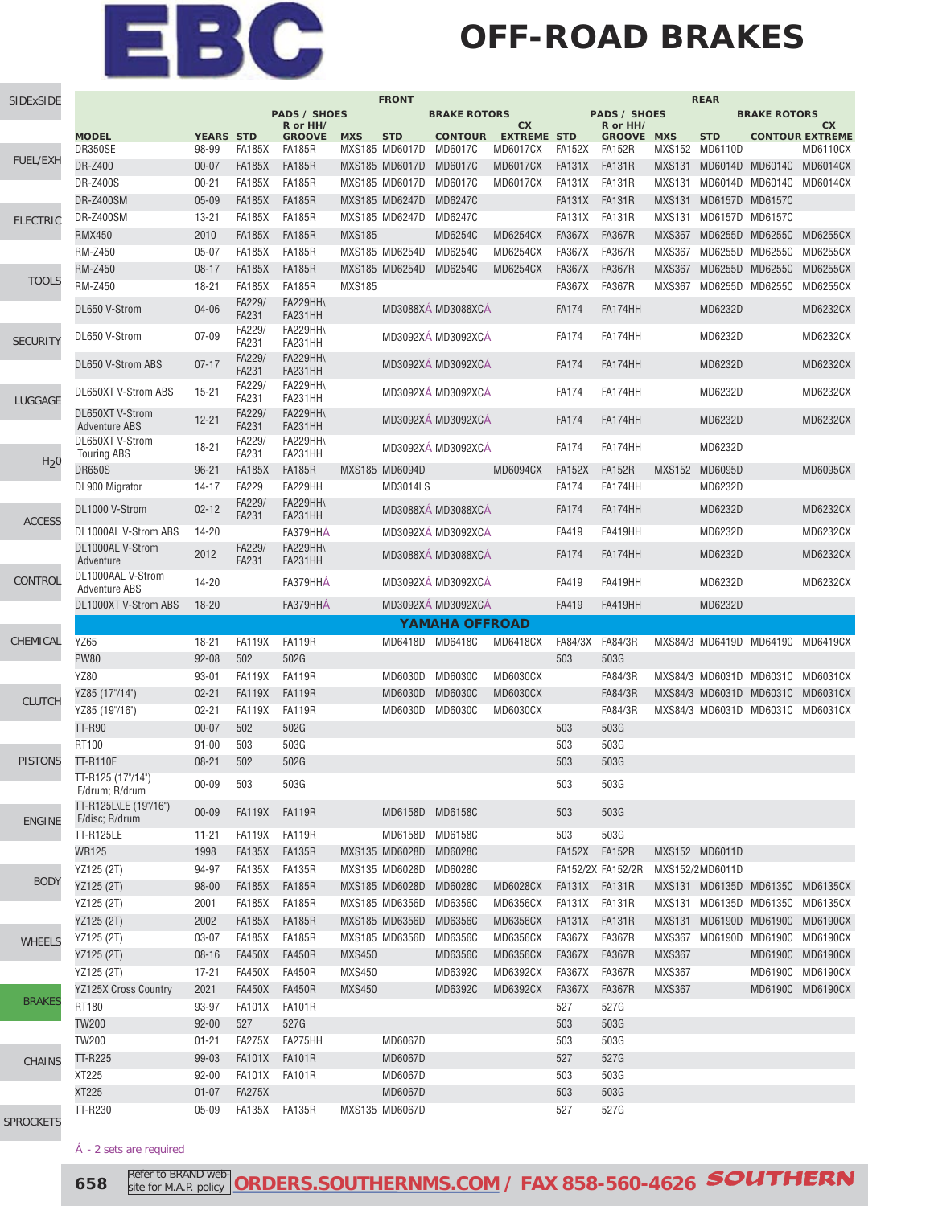# EBC OFF-ROAD BRAKES

| | | FRONT | | | | | | | REAR | | | | | |
|---|---|---|---|---|---|---|---|---|---|---|---|---|---|---|
| | | PADS / SHOES | | | BRAKE ROTORS | | | PADS / SHOES | | | BRAKE ROTORS | | | |
| MODEL | YEARS | STD | R or HH/ GROOVE | MXS | STD | CONTOUR | CX EXTREME | STD | R or HH/ GROOVE | MXS | STD | CONTOUR | CX EXTREME |
| DR350SE | 98-99 | FA185X | FA185R | MXS185 | MD6017D | MD6017C | MD6017CX | FA152X | FA152R | MXS152 | MD6110D | | MD6110CX |
| DR-Z400 | 00-07 | FA185X | FA185R | MXS185 | MD6017D | MD6017C | MD6017CX | FA131X | FA131R | MXS131 | MD6014D | MD6014C | MD6014CX |
| DR-Z400S | 00-21 | FA185X | FA185R | MXS185 | MD6017D | MD6017C | MD6017CX | FA131X | FA131R | MXS131 | MD6014D | MD6014C | MD6014CX |
| DR-Z400SM | 05-09 | FA185X | FA185R | MXS185 | MD6247D | MD6247C | | FA131X | FA131R | MXS131 | MD6157D | MD6157C | |
| DR-Z400SM | 13-21 | FA185X | FA185R | MXS185 | MD6247D | MD6247C | | FA131X | FA131R | MXS131 | MD6157D | MD6157C | |
| RMX450 | 2010 | FA185X | FA185R | MXS185 | | MD6254C | MD6254CX | FA367X | FA367R | MXS367 | MD6255D | MD6255C | MD6255CX |
| RM-Z450 | 05-07 | FA185X | FA185R | MXS185 | MD6254D | MD6254C | MD6254CX | FA367X | FA367R | MXS367 | MD6255D | MD6255C | MD6255CX |
| RM-Z450 | 08-17 | FA185X | FA185R | MXS185 | MD6254D | MD6254C | MD6254CX | FA367X | FA367R | MXS367 | MD6255D | MD6255C | MD6255CX |
| RM-Z450 | 18-21 | FA185X | FA185R | MXS185 | | | | FA367X | FA367R | MXS367 | MD6255D | MD6255C | MD6255CX |
| DL650 V-Strom | 04-06 | FA229/ FA231 | FA229HH\ FA231HH | | MD3088XÂ | MD3088XCÂ | | FA174 | FA174HH | | MD6232D | | MD6232CX |
| DL650 V-Strom | 07-09 | FA229/ FA231 | FA229HH\ FA231HH | | MD3092XÂ | MD3092XCÂ | | FA174 | FA174HH | | MD6232D | | MD6232CX |
| DL650 V-Strom ABS | 07-17 | FA229/ FA231 | FA229HH\ FA231HH | | MD3092XÂ | MD3092XCÂ | | FA174 | FA174HH | | MD6232D | | MD6232CX |
| DL650XT V-Strom ABS | 15-21 | FA229/ FA231 | FA229HH\ FA231HH | | MD3092XÂ | MD3092XCÂ | | FA174 | FA174HH | | MD6232D | | MD6232CX |
| DL650XT V-Strom Adventure ABS | 12-21 | FA229/ FA231 | FA229HH\ FA231HH | | MD3092XÂ | MD3092XCÂ | | FA174 | FA174HH | | MD6232D | | MD6232CX |
| DL650XT V-Strom Touring ABS | 18-21 | FA229/ FA231 | FA229HH\ FA231HH | | MD3092XÂ | MD3092XCÂ | | FA174 | FA174HH | | MD6232D | | |
| DR650S | 96-21 | FA185X | FA185R | MXS185 | MD6094D | | MD6094CX | FA152X | FA152R | MXS152 | MD6095D | | MD6095CX |
| DL900 Migrator | 14-17 | FA229 | FA229HH | | MD3014LS | | | FA174 | FA174HH | | MD6232D | | |
| DL1000 V-Strom | 02-12 | FA229/ FA231 | FA229HH\ FA231HH | | MD3088XÂ | MD3088XCÂ | | FA174 | FA174HH | | MD6232D | | MD6232CX |
| DL1000AL V-Strom ABS | 14-20 | | FA379HHÂ | | MD3092XÂ | MD3092XCÂ | | FA419 | FA419HH | | MD6232D | | MD6232CX |
| DL1000AL V-Strom Adventure | 2012 | FA229/ FA231 | FA229HH\ FA231HH | | MD3088XÂ | MD3088XCÂ | | FA174 | FA174HH | | MD6232D | | MD6232CX |
| DL1000AAL V-Strom Adventure ABS | 14-20 | | FA379HHÂ | | MD3092XÂ | MD3092XCÂ | | FA419 | FA419HH | | MD6232D | | MD6232CX |
| DL1000XT V-Strom ABS | 18-20 | | FA379HHÂ | | MD3092XÂ | MD3092XCÂ | | FA419 | FA419HH | | MD6232D | | |
| **YAMAHA OFFROAD** | | | | | | | | | | | | | |
| YZ65 | 18-21 | FA119X | FA119R | | MD6418D | MD6418C | MD6418CX | FA84/3X | FA84/3R | MXS84/3 | MD6419D | MD6419C | MD6419CX |
| PW80 | 92-08 | 502 | 502G | | | | | 503 | 503G | | | | |
| YZ80 | 93-01 | FA119X | FA119R | | MD6030D | MD6030C | MD6030CX | | FA84/3R | MXS84/3 | MD6031D | MD6031C | MD6031CX |
| YZ85 (17"/14") | 02-21 | FA119X | FA119R | | MD6030D | MD6030C | MD6030CX | | FA84/3R | MXS84/3 | MD6031D | MD6031C | MD6031CX |
| YZ85 (19"/16") | 02-21 | FA119X | FA119R | | MD6030D | MD6030C | MD6030CX | | FA84/3R | MXS84/3 | MD6031D | MD6031C | MD6031CX |
| TT-R90 | 00-07 | 502 | 502G | | | | | 503 | 503G | | | | |
| RT100 | 91-00 | 503 | 503G | | | | | 503 | 503G | | | | |
| TT-R110E | 08-21 | 502 | 502G | | | | | 503 | 503G | | | | |
| TT-R125 (17"/14") F/drum; R/drum | 00-09 | 503 | 503G | | | | | 503 | 503G | | | | |
| TT-R125L\LE (19"/16") F/disc; R/drum | 00-09 | FA119X | FA119R | | MD6158D | MD6158C | | 503 | 503G | | | | |
| TT-R125LE | 11-21 | FA119X | FA119R | | MD6158D | MD6158C | | 503 | 503G | | | | |
| WR125 | 1998 | FA135X | FA135R | MXS135 | MD6028D | MD6028C | | FA152X | FA152R | MXS152 | MD6011D | | |
| YZ125 (2T) | 94-97 | FA135X | FA135R | MXS135 | MD6028D | MD6028C | | FA152/2X | FA152/2R | MXS152/2 | MD6011D | | |
| YZ125 (2T) | 98-00 | FA185X | FA185R | MXS185 | MD6028D | MD6028C | MD6028CX | FA131X | FA131R | MXS131 | MD6135D | MD6135C | MD6135CX |
| YZ125 (2T) | 2001 | FA185X | FA185R | MXS185 | MD6356D | MD6356C | MD6356CX | FA131X | FA131R | MXS131 | MD6135D | MD6135C | MD6135CX |
| YZ125 (2T) | 2002 | FA185X | FA185R | MXS185 | MD6356D | MD6356C | MD6356CX | FA131X | FA131R | MXS131 | MD6190D | MD6190C | MD6190CX |
| YZ125 (2T) | 03-07 | FA185X | FA185R | MXS185 | MD6356D | MD6356C | MD6356CX | FA367X | FA367R | MXS367 | MD6190D | MD6190C | MD6190CX |
| YZ125 (2T) | 08-16 | FA450X | FA450R | MXS450 | | MD6356C | MD6356CX | FA367X | FA367R | MXS367 | | MD6190C | MD6190CX |
| YZ125 (2T) | 17-21 | FA450X | FA450R | MXS450 | | MD6392C | MD6392CX | FA367X | FA367R | MXS367 | | MD6190C | MD6190CX |
| YZ125X Cross Country | 2021 | FA450X | FA450R | MXS450 | | MD6392C | MD6392CX | FA367X | FA367R | MXS367 | | MD6190C | MD6190CX |
| RT180 | 93-97 | FA101X | FA101R | | | | | 527 | 527G | | | | |
| TW200 | 92-00 | 527 | 527G | | | | | 503 | 503G | | | | |
| TW200 | 01-21 | FA275X | FA275HH | | MD6067D | | | 503 | 503G | | | | |
| TT-R225 | 99-03 | FA101X | FA101R | | MD6067D | | | 527 | 527G | | | | |
| XT225 | 92-00 | FA101X | FA101R | | MD6067D | | | 503 | 503G | | | | |
| XT225 | 01-07 | FA275X | | | MD6067D | | | 503 | 503G | | | | |
| TT-R230 | 05-09 | FA135X | FA135R | MXS135 | MD6067D | | | 527 | 527G | | | | |

Â - 2 sets are required

Refer to BRAND web-site for M.A.P. policy **ORDERS.SOUTHERNMS.COM / FAX 858-560-4626** **SOUTHERN**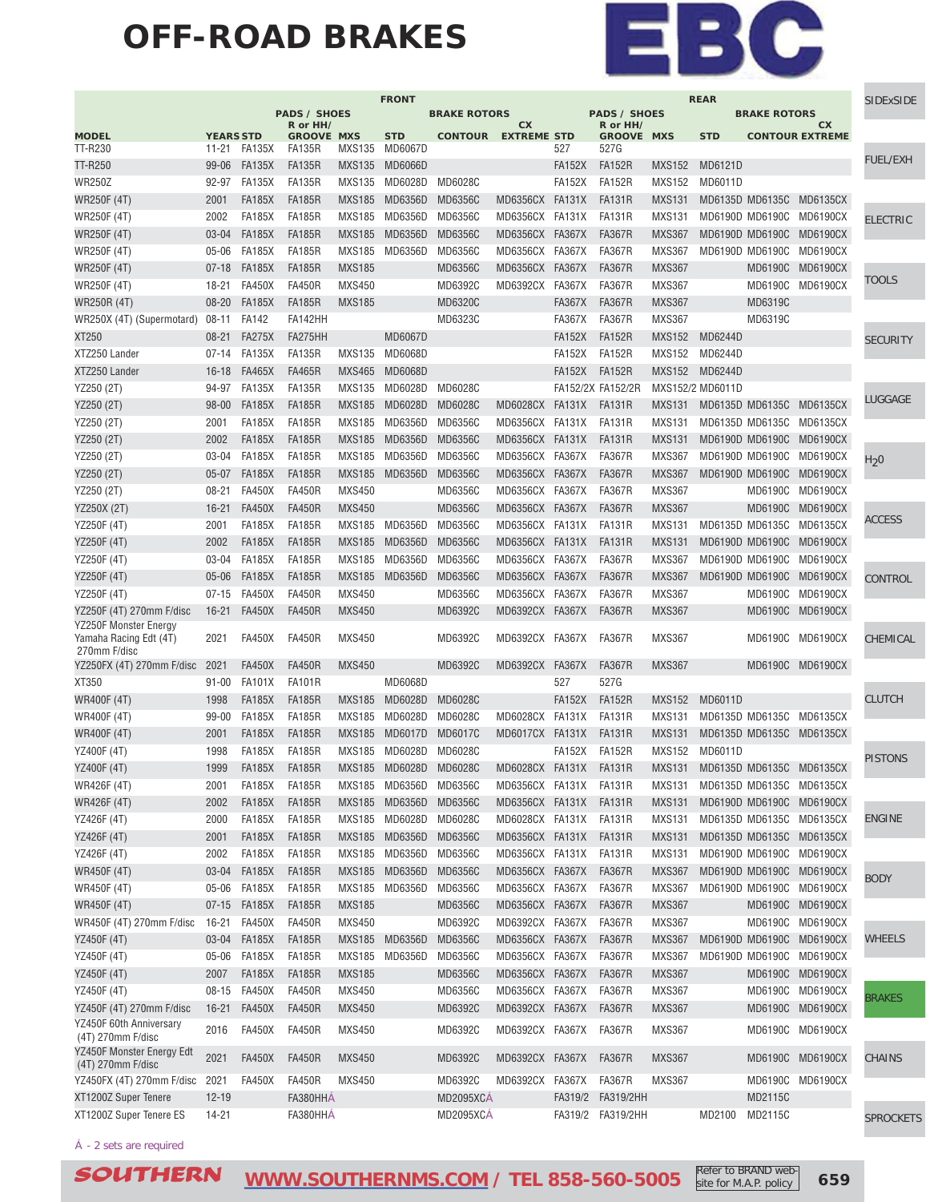# OFF-ROAD BRAKES

EBC

| | | FRONT | | | | | | | REAR | | | | | |
|---|---|---|---|---|---|---|---|---|---|---|---|---|---|---|
| | | PADS / SHOES | | | BRAKE ROTORS | | | | PADS / SHOES | | | BRAKE ROTORS | | |
| MODEL | YEARS | STD | R or HH/ GROOVE | MXS | STD | CONTOUR | CX EXTREME | STD | R or HH/ GROOVE | MXS | STD | CONTOUR | CX EXTREME |
| TT-R230 | 11-21 | FA135X | FA135R | MXS135 | MD6067D | | | 527 | 527G | | | | |
| TT-R250 | 99-06 | FA135X | FA135R | MXS135 | MD6066D | | | FA152X | FA152R | MXS152 | MD6121D | | |
| WR250Z | 92-97 | FA135X | FA135R | MXS135 | MD6028D | MD6028C | | FA152X | FA152R | MXS152 | MD6011D | | |
| WR250F (4T) | 2001 | FA185X | FA185R | MXS185 | MD6356D | MD6356C | MD6356CX | FA131X | FA131R | MXS131 | MD6135D | MD6135C | MD6135CX |
| WR250F (4T) | 2002 | FA185X | FA185R | MXS185 | MD6356D | MD6356C | MD6356CX | FA131X | FA131R | MXS131 | MD6190D | MD6190C | MD6190CX |
| WR250F (4T) | 03-04 | FA185X | FA185R | MXS185 | MD6356D | MD6356C | MD6356CX | FA367X | FA367R | MXS367 | MD6190D | MD6190C | MD6190CX |
| WR250F (4T) | 05-06 | FA185X | FA185R | MXS185 | MD6356D | MD6356C | MD6356CX | FA367X | FA367R | MXS367 | MD6190D | MD6190C | MD6190CX |
| WR250F (4T) | 07-18 | FA185X | FA185R | MXS185 | | MD6356C | MD6356CX | FA367X | FA367R | MXS367 | | MD6190C | MD6190CX |
| WR250F (4T) | 18-21 | FA450X | FA450R | MXS450 | | MD6392C | MD6392CX | FA367X | FA367R | MXS367 | | MD6190C | MD6190CX |
| WR250R (4T) | 08-20 | FA185X | FA185R | MXS185 | | MD6320C | | FA367X | FA367R | MXS367 | | MD6319C | |
| WR250X (4T) (Supermotard) | 08-11 | FA142 | FA142HH | | | MD6323C | | FA367X | FA367R | MXS367 | | MD6319C | |
| XT250 | 08-21 | FA275X | FA275HH | | MD6067D | | | FA152X | FA152R | MXS152 | MD6244D | | |
| XTZ250 Lander | 07-14 | FA135X | FA135R | MXS135 | MD6068D | | | FA152X | FA152R | MXS152 | MD6244D | | |
| XTZ250 Lander | 16-18 | FA465X | FA465R | MXS465 | MD6068D | | | FA152X | FA152R | MXS152 | MD6244D | | |
| YZ250 (2T) | 94-97 | FA135X | FA135R | MXS135 | MD6028D | MD6028C | | FA152/2X | FA152/2R | MXS152/2 | MD6011D | | |
| YZ250 (2T) | 98-00 | FA185X | FA185R | MXS185 | MD6028D | MD6028C | MD6028CX | FA131X | FA131R | MXS131 | MD6135D | MD6135C | MD6135CX |
| YZ250 (2T) | 2001 | FA185X | FA185R | MXS185 | MD6356D | MD6356C | MD6356CX | FA131X | FA131R | MXS131 | MD6135D | MD6135C | MD6135CX |
| YZ250 (2T) | 2002 | FA185X | FA185R | MXS185 | MD6356D | MD6356C | MD6356CX | FA131X | FA131R | MXS131 | MD6190D | MD6190C | MD6190CX |
| YZ250 (2T) | 03-04 | FA185X | FA185R | MXS185 | MD6356D | MD6356C | MD6356CX | FA367X | FA367R | MXS367 | MD6190D | MD6190C | MD6190CX |
| YZ250 (2T) | 05-07 | FA185X | FA185R | MXS185 | MD6356D | MD6356C | MD6356CX | FA367X | FA367R | MXS367 | MD6190D | MD6190C | MD6190CX |
| YZ250 (2T) | 08-21 | FA450X | FA450R | MXS450 | | MD6356C | MD6356CX | FA367X | FA367R | MXS367 | | MD6190C | MD6190CX |
| YZ250X (2T) | 16-21 | FA450X | FA450R | MXS450 | | MD6356C | MD6356CX | FA367X | FA367R | MXS367 | | MD6190C | MD6190CX |
| YZ250F (4T) | 2001 | FA185X | FA185R | MXS185 | MD6356D | MD6356C | MD6356CX | FA131X | FA131R | MXS131 | MD6135D | MD6135C | MD6135CX |
| YZ250F (4T) | 2002 | FA185X | FA185R | MXS185 | MD6356D | MD6356C | MD6356CX | FA131X | FA131R | MXS131 | MD6190D | MD6190C | MD6190CX |
| YZ250F (4T) | 03-04 | FA185X | FA185R | MXS185 | MD6356D | MD6356C | MD6356CX | FA367X | FA367R | MXS367 | MD6190D | MD6190C | MD6190CX |
| YZ250F (4T) | 05-06 | FA185X | FA185R | MXS185 | MD6356D | MD6356C | MD6356CX | FA367X | FA367R | MXS367 | MD6190D | MD6190C | MD6190CX |
| YZ250F (4T) | 07-15 | FA450X | FA450R | MXS450 | | MD6356C | MD6356CX | FA367X | FA367R | MXS367 | | MD6190C | MD6190CX |
| YZ250F (4T) 270mm F/disc | 16-21 | FA450X | FA450R | MXS450 | | MD6392C | MD6392CX | FA367X | FA367R | MXS367 | | MD6190C | MD6190CX |
| YZ250F Monster Energy Yamaha Racing Edt (4T) 270mm F/disc | 2021 | FA450X | FA450R | MXS450 | | MD6392C | MD6392CX | FA367X | FA367R | MXS367 | | MD6190C | MD6190CX |
| YZ250FX (4T) 270mm F/disc | 2021 | FA450X | FA450R | MXS450 | | MD6392C | MD6392CX | FA367X | FA367R | MXS367 | | MD6190C | MD6190CX |
| XT350 | 91-00 | FA101X | FA101R | | MD6068D | | | 527 | 527G | | | | |
| WR400F (4T) | 1998 | FA185X | FA185R | MXS185 | MD6028D | MD6028C | | FA152X | FA152R | MXS152 | MD6011D | | |
| WR400F (4T) | 99-00 | FA185X | FA185R | MXS185 | MD6028D | MD6028C | MD6028CX | FA131X | FA131R | MXS131 | MD6135D | MD6135C | MD6135CX |
| WR400F (4T) | 2001 | FA185X | FA185R | MXS185 | MD6017D | MD6017C | MD6017CX | FA131X | FA131R | MXS131 | MD6135D | MD6135C | MD6135CX |
| YZ400F (4T) | 1998 | FA185X | FA185R | MXS185 | MD6028D | MD6028C | | FA152X | FA152R | MXS152 | MD6011D | | |
| YZ400F (4T) | 1999 | FA185X | FA185R | MXS185 | MD6028D | MD6028C | MD6028CX | FA131X | FA131R | MXS131 | MD6135D | MD6135C | MD6135CX |
| WR426F (4T) | 2001 | FA185X | FA185R | MXS185 | MD6356D | MD6356C | MD6356CX | FA131X | FA131R | MXS131 | MD6135D | MD6135C | MD6135CX |
| WR426F (4T) | 2002 | FA185X | FA185R | MXS185 | MD6356D | MD6356C | MD6356CX | FA131X | FA131R | MXS131 | MD6190D | MD6190C | MD6190CX |
| YZ426F (4T) | 2000 | FA185X | FA185R | MXS185 | MD6028D | MD6028C | MD6028CX | FA131X | FA131R | MXS131 | MD6135D | MD6135C | MD6135CX |
| YZ426F (4T) | 2001 | FA185X | FA185R | MXS185 | MD6356D | MD6356C | MD6356CX | FA131X | FA131R | MXS131 | MD6135D | MD6135C | MD6135CX |
| YZ426F (4T) | 2002 | FA185X | FA185R | MXS185 | MD6356D | MD6356C | MD6356CX | FA131X | FA131R | MXS131 | MD6190D | MD6190C | MD6190CX |
| WR450F (4T) | 03-04 | FA185X | FA185R | MXS185 | MD6356D | MD6356C | MD6356CX | FA367X | FA367R | MXS367 | MD6190D | MD6190C | MD6190CX |
| WR450F (4T) | 05-06 | FA185X | FA185R | MXS185 | MD6356D | MD6356C | MD6356CX | FA367X | FA367R | MXS367 | MD6190D | MD6190C | MD6190CX |
| WR450F (4T) | 07-15 | FA185X | FA185R | MXS185 | | MD6356C | MD6356CX | FA367X | FA367R | MXS367 | | MD6190C | MD6190CX |
| WR450F (4T) 270mm F/disc | 16-21 | FA450X | FA450R | MXS450 | | MD6392C | MD6392CX | FA367X | FA367R | MXS367 | | MD6190C | MD6190CX |
| YZ450F (4T) | 03-04 | FA185X | FA185R | MXS185 | MD6356D | MD6356C | MD6356CX | FA367X | FA367R | MXS367 | MD6190D | MD6190C | MD6190CX |
| YZ450F (4T) | 05-06 | FA185X | FA185R | MXS185 | MD6356D | MD6356C | MD6356CX | FA367X | FA367R | MXS367 | MD6190D | MD6190C | MD6190CX |
| YZ450F (4T) | 2007 | FA185X | FA185R | MXS185 | | MD6356C | MD6356CX | FA367X | FA367R | MXS367 | | MD6190C | MD6190CX |
| YZ450F (4T) | 08-15 | FA450X | FA450R | MXS450 | | MD6356C | MD6356CX | FA367X | FA367R | MXS367 | | MD6190C | MD6190CX |
| YZ450F (4T) 270mm F/disc | 16-21 | FA450X | FA450R | MXS450 | | MD6392C | MD6392CX | FA367X | FA367R | MXS367 | | MD6190C | MD6190CX |
| YZ450F 60th Anniversary (4T) 270mm F/disc | 2016 | FA450X | FA450R | MXS450 | | MD6392C | MD6392CX | FA367X | FA367R | MXS367 | | MD6190C | MD6190CX |
| YZ450F Monster Energy Edt (4T) 270mm F/disc | 2021 | FA450X | FA450R | MXS450 | | MD6392C | MD6392CX | FA367X | FA367R | MXS367 | | MD6190C | MD6190CX |
| YZ450FX (4T) 270mm F/disc | 2021 | FA450X | FA450R | MXS450 | | MD6392C | MD6392CX | FA367X | FA367R | MXS367 | | MD6190C | MD6190CX |
| XT1200Z Super Tenere | 12-19 | | FA380HHÂ | | | MD2095XCÂ | | FA319/2 | FA319/2HH | | | MD2115C | |
| XT1200Z Super Tenere ES | 14-21 | | FA380HHÂ | | | MD2095XCÂ | | FA319/2 | FA319/2HH | | MD2100 | MD2115C | |

Â - 2 sets are required

SOUTHERN WWW.SOUTHERNMS.COM / TEL 858-560-5005 Refer to BRAND website for M.A.P. policy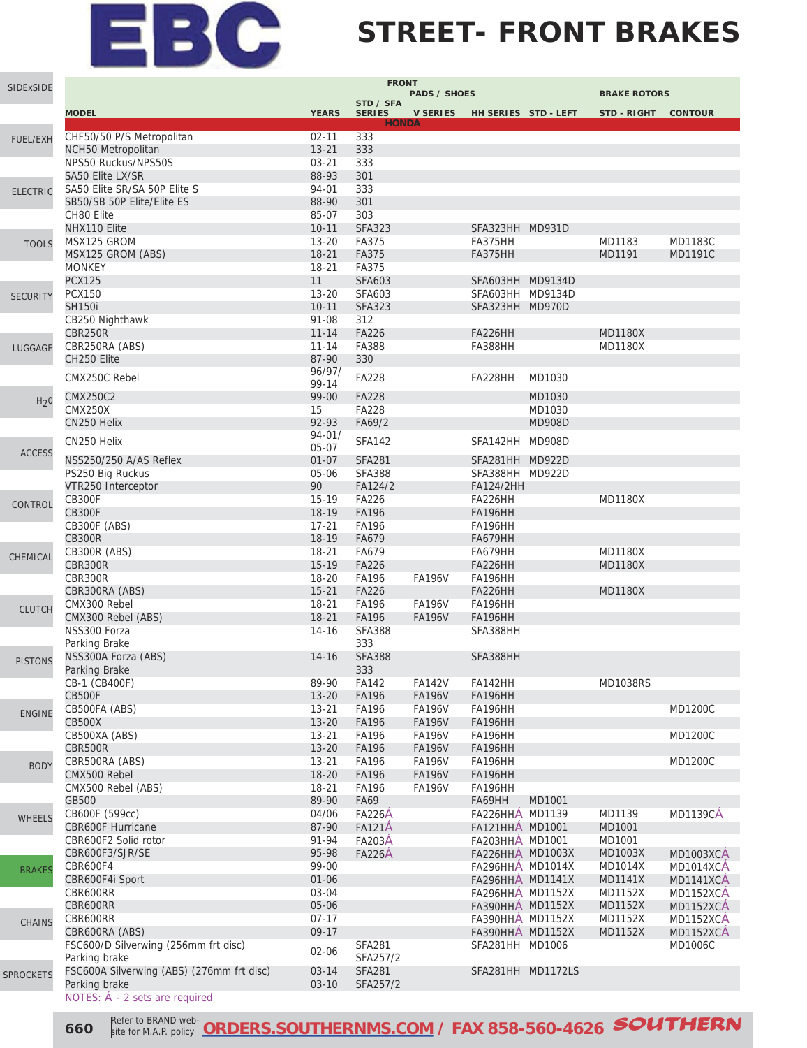# EBC

# STREET- FRONT BRAKES

| MODEL | YEARS | FRONT PADS / SHOES STD / SFA SERIES | V SERIES | HH SERIES | STD - LEFT | BRAKE ROTORS STD - RIGHT | CONTOUR |
|---|---|---|---|---|---|---|---|
| **HONDA** | | | | | | | |
| CHF50/50 P/S Metropolitan | 02-11 | 333 | | | | | |
| NCH50 Metropolitan | 13-21 | 333 | | | | | |
| NPS50 Ruckus/NPS50S | 03-21 | 333 | | | | | |
| SA50 Elite LX/SR | 88-93 | 301 | | | | | |
| SA50 Elite SR/SA 50P Elite S | 94-01 | 333 | | | | | |
| SB50/SB 50P Elite/Elite ES | 88-90 | 301 | | | | | |
| CH80 Elite | 85-07 | 303 | | | | | |
| NHX110 Elite | 10-11 | SFA323 | | SFA323HH | MD931D | | |
| MSX125 GROM | 13-20 | FA375 | | FA375HH | | MD1183 | MD1183C |
| MSX125 GROM (ABS) | 18-21 | FA375 | | FA375HH | | MD1191 | MD1191C |
| MONKEY | 18-21 | FA375 | | | | | |
| PCX125 | 11 | SFA603 | | SFA603HH | MD9134D | | |
| PCX150 | 13-20 | SFA603 | | SFA603HH | MD9134D | | |
| SH150i | 10-11 | SFA323 | | SFA323HH | MD970D | | |
| CB250 Nighthawk | 91-08 | 312 | | | | | |
| CBR250R | 11-14 | FA226 | | FA226HH | | MD1180X | |
| CBR250RA (ABS) | 11-14 | FA388 | | FA388HH | | MD1180X | |
| CH250 Elite | 87-90 | 330 | | | | | |
| CMX250C Rebel | 96/97/ 99-14 | FA228 | | FA228HH | MD1030 | | |
| CMX250C2 | 99-00 | FA228 | | | MD1030 | | |
| CMX250X | 15 | FA228 | | | MD1030 | | |
| CN250 Helix | 92-93 | FA69/2 | | | MD908D | | |
| CN250 Helix | 94-01/ 05-07 | SFA142 | | SFA142HH | MD908D | | |
| NSS250/250 A/AS Reflex | 01-07 | SFA281 | | SFA281HH | MD922D | | |
| PS250 Big Ruckus | 05-06 | SFA388 | | SFA388HH | MD922D | | |
| VTR250 Interceptor | 90 | FA124/2 | | FA124/2HH | | | |
| CB300F | 15-19 | FA226 | | FA226HH | | MD1180X | |
| CB300F | 18-19 | FA196 | | FA196HH | | | |
| CB300F (ABS) | 17-21 | FA196 | | FA196HH | | | |
| CB300R | 18-19 | FA679 | | FA679HH | | | |
| CB300R (ABS) | 18-21 | FA679 | | FA679HH | | MD1180X | |
| CBR300R | 15-19 | FA226 | | FA226HH | | MD1180X | |
| CBR300R | 18-20 | FA196 | FA196V | FA196HH | | | |
| CBR300RA (ABS) | 15-21 | FA226 | | FA226HH | | MD1180X | |
| CMX300 Rebel | 18-21 | FA196 | FA196V | FA196HH | | | |
| CMX300 Rebel (ABS) | 18-21 | FA196 | FA196V | FA196HH | | | |
| NSS300 Forza | 14-16 | SFA388 | | SFA388HH | | | |
| Parking Brake | | 333 | | | | | |
| NSS300A Forza (ABS) | 14-16 | SFA388 | | SFA388HH | | | |
| Parking Brake | | 333 | | | | | |
| CB-1 (CB400F) | 89-90 | FA142 | FA142V | FA142HH | | MD1038RS | |
| CB500F | 13-20 | FA196 | FA196V | FA196HH | | | |
| CB500FA (ABS) | 13-21 | FA196 | FA196V | FA196HH | | | MD1200C |
| CB500X | 13-20 | FA196 | FA196V | FA196HH | | | |
| CB500XA (ABS) | 13-21 | FA196 | FA196V | FA196HH | | | MD1200C |
| CBR500R | 13-20 | FA196 | FA196V | FA196HH | | | |
| CBR500RA (ABS) | 13-21 | FA196 | FA196V | FA196HH | | | MD1200C |
| CMX500 Rebel | 18-20 | FA196 | FA196V | FA196HH | | | |
| CMX500 Rebel (ABS) | 18-21 | FA196 | FA196V | FA196HH | | | |
| GB500 | 89-90 | FA69 | | FA69HH | MD1001 | | |
| CB600F (599cc) | 04/06 | FA226Á | | FA226HHÁ | MD1139 | MD1139 | MD1139CÁ |
| CBR600F Hurricane | 87-90 | FA121Á | | FA121HHÁ | MD1001 | MD1001 | |
| CBR600F2 Solid rotor | 91-94 | FA203Á | | FA203HHÁ | MD1001 | MD1001 | |
| CBR600F3/SJR/SE | 95-98 | FA226Á | | FA226HHÁ | MD1003X | MD1003X | MD1003XCÁ |
| CBR600F4 | 99-00 | | | FA296HHÁ | MD1014X | MD1014X | MD1014XCÁ |
| CBR600F4i Sport | 01-06 | | | FA296HHÁ | MD1141X | MD1141X | MD1141XCÁ |
| CBR600RR | 03-04 | | | FA296HHÁ | MD1152X | MD1152X | MD1152XCÁ |
| CBR600RR | 05-06 | | | FA390HHÁ | MD1152X | MD1152X | MD1152XCÁ |
| CBR600RR | 07-17 | | | FA390HHÁ | MD1152X | MD1152X | MD1152XCÁ |
| CBR600RA (ABS) | 09-17 | | | FA390HHÁ | MD1152X | MD1152X | MD1152XCÁ |
| FSC600/D Silverwing (256mm frt disc) | 02-06 | SFA281 | | SFA281HH | MD1006 | | MD1006C |
| Parking brake | | SFA257/2 | | | | | |
| FSC600A Silverwing (ABS) (276mm frt disc) | 03-14 | SFA281 | | SFA281HH | MD1172LS | | |
| Parking brake | 03-10 | SFA257/2 | | | | | |

NOTES: Á - 2 sets are required

Refer to BRAND web-site for M.A.P. policy | ORDERS.SOUTHERNMS.COM / FAX 858-560-4626 SOUTHERN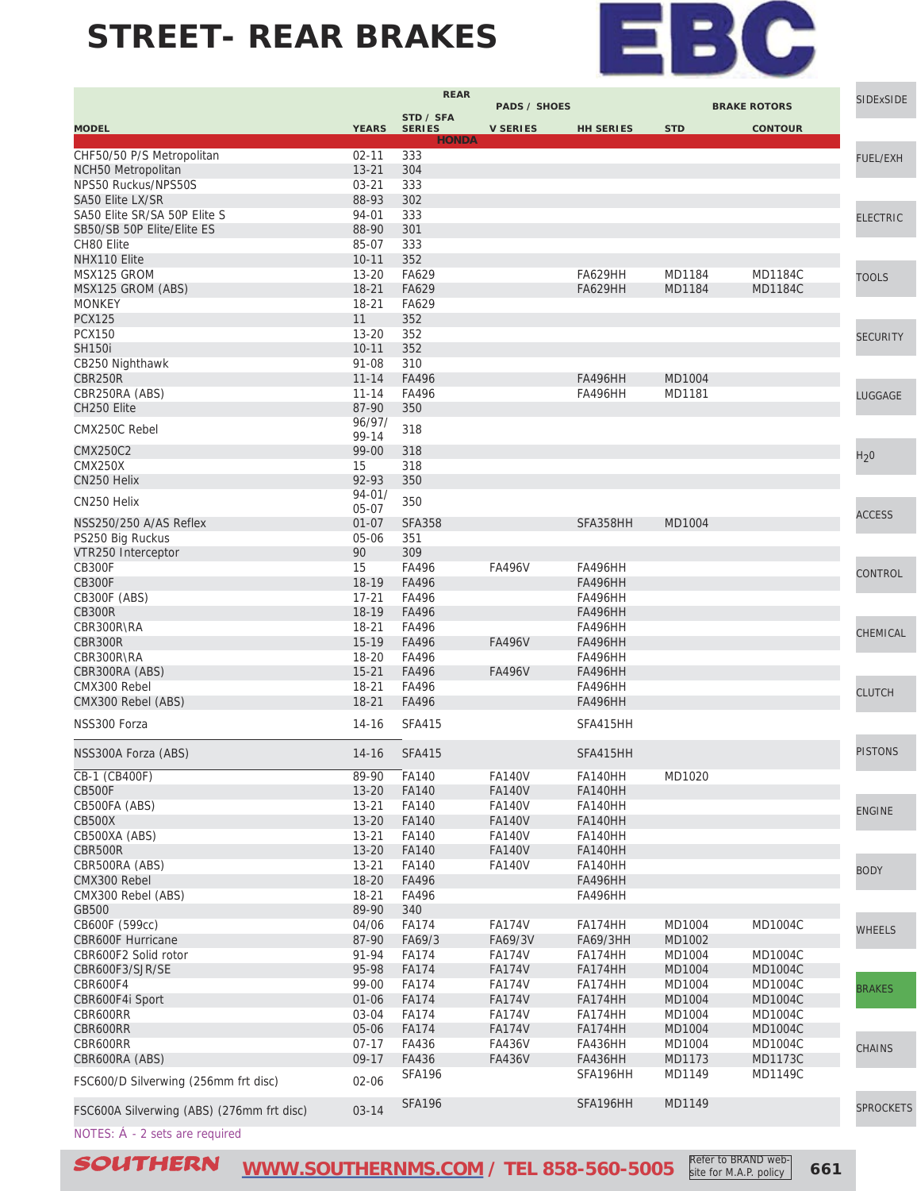# STREET- REAR BRAKES

| MODEL | YEARS | REAR STD / SFA SERIES | PADS / SHOES V SERIES | HH SERIES | BRAKE ROTORS STD | CONTOUR |
|---|---|---|---|---|---|---|
| **HONDA** | | | | | | |
| CHF50/50 P/S Metropolitan | 02-11 | 333 | | | | |
| NCH50 Metropolitan | 13-21 | 304 | | | | |
| NPS50 Ruckus/NPS50S | 03-21 | 333 | | | | |
| SA50 Elite LX/SR | 88-93 | 302 | | | | |
| SA50 Elite SR/SA 50P Elite S | 94-01 | 333 | | | | |
| SB50/SB 50P Elite/Elite ES | 88-90 | 301 | | | | |
| CH80 Elite | 85-07 | 333 | | | | |
| NHX110 Elite | 10-11 | 352 | | | | |
| MSX125 GROM | 13-20 | FA629 | | FA629HH | MD1184 | MD1184C |
| MSX125 GROM (ABS) | 18-21 | FA629 | | FA629HH | MD1184 | MD1184C |
| MONKEY | 18-21 | FA629 | | | | |
| PCX125 | 11 | 352 | | | | |
| PCX150 | 13-20 | 352 | | | | |
| SH150i | 10-11 | 352 | | | | |
| CB250 Nighthawk | 91-08 | 310 | | | | |
| CBR250R | 11-14 | FA496 | | FA496HH | MD1004 | |
| CBR250RA (ABS) | 11-14 | FA496 | | FA496HH | MD1181 | |
| CH250 Elite | 87-90 | 350 | | | | |
| CMX250C Rebel | 96/97/ 99-14 | 318 | | | | |
| CMX250C2 | 99-00 | 318 | | | | |
| CMX250X | 15 | 318 | | | | |
| CN250 Helix | 92-93 | 350 | | | | |
| CN250 Helix | 94-01/ 05-07 | 350 | | | | |
| NSS250/250 A/AS Reflex | 01-07 | SFA358 | | SFA358HH | MD1004 | |
| PS250 Big Ruckus | 05-06 | 351 | | | | |
| VTR250 Interceptor | 90 | 309 | | | | |
| CB300F | 15 | FA496 | FA496V | FA496HH | | |
| CB300F | 18-19 | FA496 | | FA496HH | | |
| CB300F (ABS) | 17-21 | FA496 | | FA496HH | | |
| CB300R | 18-19 | FA496 | | FA496HH | | |
| CBR300R\RA | 18-21 | FA496 | | FA496HH | | |
| CBR300R | 15-19 | FA496 | FA496V | FA496HH | | |
| CBR300R\RA | 18-20 | FA496 | | FA496HH | | |
| CBR300RA (ABS) | 15-21 | FA496 | FA496V | FA496HH | | |
| CMX300 Rebel | 18-21 | FA496 | | FA496HH | | |
| CMX300 Rebel (ABS) | 18-21 | FA496 | | FA496HH | | |
| NSS300 Forza | 14-16 | SFA415 | | SFA415HH | | |
| NSS300A Forza (ABS) | 14-16 | SFA415 | | SFA415HH | | |
| CB-1 (CB400F) | 89-90 | FA140 | FA140V | FA140HH | MD1020 | |
| CB500F | 13-20 | FA140 | FA140V | FA140HH | | |
| CB500FA (ABS) | 13-21 | FA140 | FA140V | FA140HH | | |
| CB500X | 13-20 | FA140 | FA140V | FA140HH | | |
| CB500XA (ABS) | 13-21 | FA140 | FA140V | FA140HH | | |
| CBR500R | 13-20 | FA140 | FA140V | FA140HH | | |
| CBR500RA (ABS) | 13-21 | FA140 | FA140V | FA140HH | | |
| CMX300 Rebel | 18-20 | FA496 | | FA496HH | | |
| CMX300 Rebel (ABS) | 18-21 | FA496 | | FA496HH | | |
| GB500 | 89-90 | 340 | | | | |
| CB600F (599cc) | 04/06 | FA174 | FA174V | FA174HH | MD1004 | MD1004C |
| CBR600F Hurricane | 87-90 | FA69/3 | FA69/3V | FA69/3HH | MD1002 | |
| CBR600F2 Solid rotor | 91-94 | FA174 | FA174V | FA174HH | MD1004 | MD1004C |
| CBR600F3/SJR/SE | 95-98 | FA174 | FA174V | FA174HH | MD1004 | MD1004C |
| CBR600F4 | 99-00 | FA174 | FA174V | FA174HH | MD1004 | MD1004C |
| CBR600F4i Sport | 01-06 | FA174 | FA174V | FA174HH | MD1004 | MD1004C |
| CBR600RR | 03-04 | FA174 | FA174V | FA174HH | MD1004 | MD1004C |
| CBR600RR | 05-06 | FA174 | FA174V | FA174HH | MD1004 | MD1004C |
| CBR600RR | 07-17 | FA436 | FA436V | FA436HH | MD1004 | MD1004C |
| CBR600RA (ABS) | 09-17 | FA436 | FA436V | FA436HH | MD1173 | MD1173C |
| FSC600/D Silverwing (256mm frt disc) | 02-06 | SFA196 | | SFA196HH | MD1149 | MD1149C |
| FSC600A Silverwing (ABS) (276mm frt disc) | 03-14 | SFA196 | | SFA196HH | MD1149 | |

NOTES: Á - 2 sets are required

SOUTHERN WWW.SOUTHERNMS.COM / TEL 858-560-5005 Refer to BRAND website for M.A.P. policy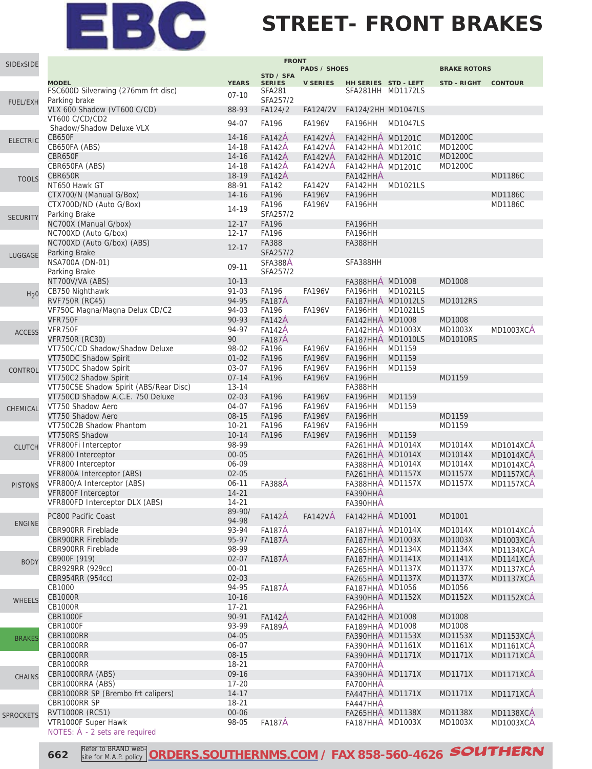# EBC

# STREET- FRONT BRAKES

| MODEL | YEARS | FRONT PADS / SHOES STD / SFA SERIES | V SERIES | HH SERIES | STD - LEFT | BRAKE ROTORS STD - RIGHT | CONTOUR |
|---|---|---|---|---|---|---|---|
| FSC600D Silverwing (276mm frt disc) | 07-10 | SFA281 | | SFA281HH | MD1172LS | | |
| Parking brake | | SFA257/2 | | | | | |
| VLX 600 Shadow (VT600 C/CD) | 88-93 | FA124/2 | FA124/2V | FA124/2HH | MD1047LS | | |
| VT600 C/CD/CD2 Shadow/Shadow Deluxe VLX | 94-07 | FA196 | FA196V | FA196HH | MD1047LS | | |
| CB650F | 14-16 | FA142Á | FA142VÁ | FA142HHÁ | MD1201C | MD1200C | |
| CB650FA (ABS) | 14-18 | FA142Á | FA142VÁ | FA142HHÁ | MD1201C | MD1200C | |
| CBR650F | 14-16 | FA142Á | FA142VÁ | FA142HHÁ | MD1201C | MD1200C | |
| CBR650FA (ABS) | 14-18 | FA142Á | FA142VÁ | FA142HHÁ | MD1201C | MD1200C | |
| CBR650R | 18-19 | FA142Á | | FA142HHÁ | | | MD1186C |
| NT650 Hawk GT | 88-91 | FA142 | FA142V | FA142HH | MD1021LS | | |
| CTX700/N (Manual G/Box) | 14-16 | FA196 | FA196V | FA196HH | | | MD1186C |
| CTX700D/ND (Auto G/Box) | 14-19 | FA196 | FA196V | FA196HH | | | MD1186C |
| Parking Brake | | SFA257/2 | | | | | |
| NC700X (Manual G/box) | 12-17 | FA196 | | FA196HH | | | |
| NC700XD (Auto G/box) | 12-17 | FA196 | | FA196HH | | | |
| NC700XD (Auto G/box) (ABS) | 12-17 | FA388 | | FA388HH | | | |
| Parking Brake | | SFA257/2 | | | | | |
| NSA700A (DN-01) | 09-11 | SFA388Á | | SFA388HH | | | |
| Parking Brake | | SFA257/2 | | | | | |
| NT700V/VA (ABS) | 10-13 | | | FA388HHÁ | MD1008 | MD1008 | |
| CB750 Nighthawk | 91-03 | FA196 | FA196V | FA196HH | MD1021LS | | |
| RVF750R (RC45) | 94-95 | FA187Á | | FA187HHÁ | MD1012LS | MD1012RS | |
| VF750C Magna/Magna Delux CD/C2 | 94-03 | FA196 | FA196V | FA196HH | MD1021LS | | |
| VFR750F | 90-93 | FA142Á | | FA142HHÁ | MD1008 | MD1008 | |
| VFR750F | 94-97 | FA142Á | | FA142HHÁ | MD1003X | MD1003X | MD1003XCÁ |
| VFR750R (RC30) | 90 | FA187Á | | FA187HHÁ | MD1010LS | MD1010RS | |
| VT750C/CD Shadow/Shadow Deluxe | 98-02 | FA196 | FA196V | FA196HH | MD1159 | | |
| VT750DC Shadow Spirit | 01-02 | FA196 | FA196V | FA196HH | MD1159 | | |
| VT750DC Shadow Spirit | 03-07 | FA196 | FA196V | FA196HH | MD1159 | | |
| VT750C2 Shadow Spirit | 07-14 | FA196 | FA196V | FA196HH | | MD1159 | |
| VT750CSE Shadow Spirit (ABS/Rear Disc) | 13-14 | | | FA388HH | | | |
| VT750CD Shadow A.C.E. 750 Deluxe | 02-03 | FA196 | FA196V | FA196HH | MD1159 | | |
| VT750 Shadow Aero | 04-07 | FA196 | FA196V | FA196HH | MD1159 | | |
| VT750 Shadow Aero | 08-15 | FA196 | FA196V | FA196HH | | MD1159 | |
| VT750C2B Shadow Phantom | 10-21 | FA196 | FA196V | FA196HH | | MD1159 | |
| VT750RS Shadow | 10-14 | FA196 | FA196V | FA196HH | MD1159 | | |
| VFR800Fi Interceptor | 98-99 | | | FA261HHÁ | MD1014X | MD1014X | MD1014XCÁ |
| VFR800 Interceptor | 00-05 | | | FA261HHÁ | MD1014X | MD1014X | MD1014XCÁ |
| VFR800 Interceptor | 06-09 | | | FA388HHÁ | MD1014X | MD1014X | MD1014XCÁ |
| VFR800A Interceptor (ABS) | 02-05 | | | FA261HHÁ | MD1157X | MD1157X | MD1157XCÁ |
| VFR800/A Interceptor (ABS) | 06-11 | FA388Á | | FA388HHÁ | MD1157X | MD1157X | MD1157XCÁ |
| VFR800F Interceptor | 14-21 | | | FA390HHÁ | | | |
| VFR800FD Interceptor DLX (ABS) | 14-21 | | | FA390HHÁ | | | |
| PC800 Pacific Coast | 89-90/ 94-98 | FA142Á | FA142VÁ | FA142HHÁ | MD1001 | MD1001 | |
| CBR900RR Fireblade | 93-94 | FA187Á | | FA187HHÁ | MD1014X | MD1014X | MD1014XCÁ |
| CBR900RR Fireblade | 95-97 | FA187Á | | FA187HHÁ | MD1003X | MD1003X | MD1003XCÁ |
| CBR900RR Fireblade | 98-99 | | | FA265HHÁ | MD1134X | MD1134X | MD1134XCÁ |
| CB900F (919) | 02-07 | FA187Á | | FA187HHÁ | MD1141X | MD1141X | MD1141XCÁ |
| CBR929RR (929cc) | 00-01 | | | FA265HHÁ | MD1137X | MD1137X | MD1137XCÁ |
| CBR954RR (954cc) | 02-03 | | | FA265HHÁ | MD1137X | MD1137X | MD1137XCÁ |
| CB1000 | 94-95 | FA187Á | | FA187HHÁ | MD1056 | MD1056 | |
| CB1000R | 10-16 | | | FA390HHÁ | MD1152X | MD1152X | MD1152XCÁ |
| CB1000R | 17-21 | | | FA296HHÁ | | | |
| CBR1000F | 90-91 | FA142Á | | FA142HHÁ | MD1008 | MD1008 | |
| CBR1000F | 93-99 | FA189Á | | FA189HHÁ | MD1008 | MD1008 | |
| CBR1000RR | 04-05 | | | FA390HHÁ | MD1153X | MD1153X | MD1153XCÁ |
| CBR1000RR | 06-07 | | | FA390HHÁ | MD1161X | MD1161X | MD1161XCÁ |
| CBR1000RR | 08-15 | | | FA390HHÁ | MD1171X | MD1171X | MD1171XCÁ |
| CBR1000RR | 18-21 | | | FA700HHÁ | | | |
| CBR1000RRA (ABS) | 09-16 | | | FA390HHÁ | MD1171X | MD1171X | MD1171XCÁ |
| CBR1000RRA (ABS) | 17-20 | | | FA700HHÁ | | | |
| CBR1000RR SP (Brembo frt calipers) | 14-17 | | | FA447HHÁ | MD1171X | MD1171X | MD1171XCÁ |
| CBR1000RR SP | 18-21 | | | FA447HHÁ | | | |
| RVT1000R (RC51) | 00-06 | | | FA265HHÁ | MD1138X | MD1138X | MD1138XCÁ |
| VTR1000F Super Hawk | 98-05 | FA187Á | | FA187HHÁ | MD1003X | MD1003X | MD1003XCÁ |

NOTES: Á - 2 sets are required

Refer to BRAND web-site for M.A.P. policy **ORDERS.SOUTHERNMS.COM / FAX 858-560-4626** SOUTHERN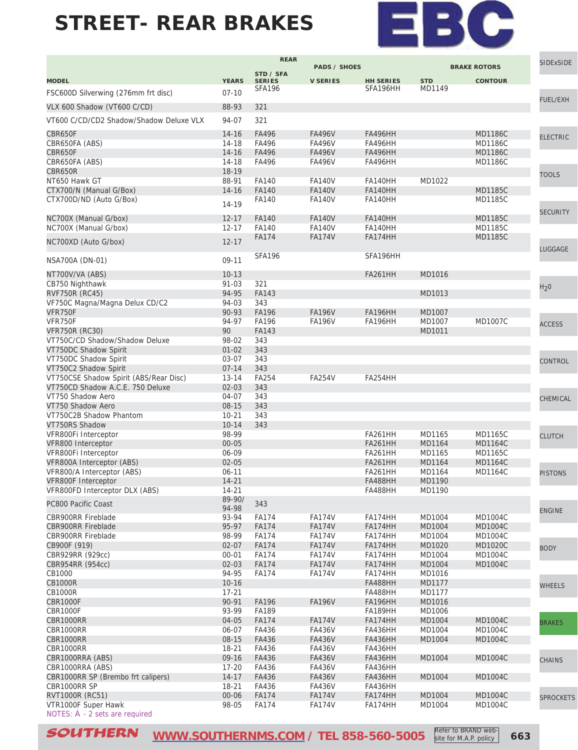# STREET- REAR BRAKES

EBC

| MODEL | YEARS | REAR PADS / SHOES STD / SFA SERIES | V SERIES | HH SERIES | BRAKE ROTORS STD | CONTOUR |
|---|---|---|---|---|---|---|
| FSC600D Silverwing (276mm frt disc) | 07-10 | SFA196 | | SFA196HH | MD1149 | |
| VLX 600 Shadow (VT600 C/CD) | 88-93 | 321 | | | | |
| VT600 C/CD/CD2 Shadow/Shadow Deluxe VLX | 94-07 | 321 | | | | |
| CBR650F | 14-16 | FA496 | FA496V | FA496HH | | MD1186C |
| CBR650FA (ABS) | 14-18 | FA496 | FA496V | FA496HH | | MD1186C |
| CBR650F | 14-16 | FA496 | FA496V | FA496HH | | MD1186C |
| CBR650FA (ABS) | 14-18 | FA496 | FA496V | FA496HH | | MD1186C |
| CBR650R | 18-19 | | | | | |
| NT650 Hawk GT | 88-91 | FA140 | FA140V | FA140HH | MD1022 | |
| CTX700/N (Manual G/Box) | 14-16 | FA140 | FA140V | FA140HH | | MD1185C |
| CTX700D/ND (Auto G/Box) | 14-19 | FA140 | FA140V | FA140HH | | MD1185C |
| NC700X (Manual G/box) | 12-17 | FA140 | FA140V | FA140HH | | MD1185C |
| NC700X (Manual G/box) | 12-17 | FA140 | FA140V | FA140HH | | MD1185C |
| NC700XD (Auto G/box) | 12-17 | FA174 | FA174V | FA174HH | | MD1185C |
| NSA700A (DN-01) | 09-11 | SFA196 | | SFA196HH | | |
| NT700V/VA (ABS) | 10-13 | | | FA261HH | MD1016 | |
| CB750 Nighthawk | 91-03 | 321 | | | | |
| RVF750R (RC45) | 94-95 | FA143 | | | MD1013 | |
| VF750C Magna/Magna Delux CD/C2 | 94-03 | 343 | | | | |
| VFR750F | 90-93 | FA196 | FA196V | FA196HH | MD1007 | |
| VFR750F | 94-97 | FA196 | FA196V | FA196HH | MD1007 | MD1007C |
| VFR750R (RC30) | 90 | FA143 | | | MD1011 | |
| VT750C/CD Shadow/Shadow Deluxe | 98-02 | 343 | | | | |
| VT750DC Shadow Spirit | 01-02 | 343 | | | | |
| VT750DC Shadow Spirit | 03-07 | 343 | | | | |
| VT750C2 Shadow Spirit | 07-14 | 343 | | | | |
| VT750CSE Shadow Spirit (ABS/Rear Disc) | 13-14 | FA254 | FA254V | FA254HH | | |
| VT750CD Shadow A.C.E. 750 Deluxe | 02-03 | 343 | | | | |
| VT750 Shadow Aero | 04-07 | 343 | | | | |
| VT750 Shadow Aero | 08-15 | 343 | | | | |
| VT750C2B Shadow Phantom | 10-21 | 343 | | | | |
| VT750RS Shadow | 10-14 | 343 | | | | |
| VFR800Fi Interceptor | 98-99 | | | FA261HH | MD1165 | MD1165C |
| VFR800 Interceptor | 00-05 | | | FA261HH | MD1164 | MD1164C |
| VFR800Fi Interceptor | 06-09 | | | FA261HH | MD1165 | MD1165C |
| VFR800A Interceptor (ABS) | 02-05 | | | FA261HH | MD1164 | MD1164C |
| VFR800/A Interceptor (ABS) | 06-11 | | | FA261HH | MD1164 | MD1164C |
| VFR800F Interceptor | 14-21 | | | FA488HH | MD1190 | |
| VFR800FD Interceptor DLX (ABS) | 14-21 | | | FA488HH | MD1190 | |
| PC800 Pacific Coast | 89-90/ 94-98 | 343 | | | | |
| CBR900RR Fireblade | 93-94 | FA174 | FA174V | FA174HH | MD1004 | MD1004C |
| CBR900RR Fireblade | 95-97 | FA174 | FA174V | FA174HH | MD1004 | MD1004C |
| CBR900RR Fireblade | 98-99 | FA174 | FA174V | FA174HH | MD1004 | MD1004C |
| CB900F (919) | 02-07 | FA174 | FA174V | FA174HH | MD1020 | MD1020C |
| CBR929RR (929cc) | 00-01 | FA174 | FA174V | FA174HH | MD1004 | MD1004C |
| CBR954RR (954cc) | 02-03 | FA174 | FA174V | FA174HH | MD1004 | MD1004C |
| CB1000 | 94-95 | FA174 | FA174V | FA174HH | MD1016 | |
| CB1000R | 10-16 | | | FA488HH | MD1177 | |
| CB1000R | 17-21 | | | FA488HH | MD1177 | |
| CBR1000F | 90-91 | FA196 | FA196V | FA196HH | MD1016 | |
| CBR1000F | 93-99 | FA189 | | FA189HH | MD1006 | |
| CBR1000RR | 04-05 | FA174 | FA174V | FA174HH | MD1004 | MD1004C |
| CBR1000RR | 06-07 | FA436 | FA436V | FA436HH | MD1004 | MD1004C |
| CBR1000RR | 08-15 | FA436 | FA436V | FA436HH | MD1004 | MD1004C |
| CBR1000RR | 18-21 | FA436 | FA436V | FA436HH | | |
| CBR1000RRA (ABS) | 09-16 | FA436 | FA436V | FA436HH | MD1004 | MD1004C |
| CBR1000RRA (ABS) | 17-20 | FA436 | FA436V | FA436HH | | |
| CBR1000RR SP (Brembo frt calipers) | 14-17 | FA436 | FA436V | FA436HH | MD1004 | MD1004C |
| CBR1000RR SP | 18-21 | FA436 | FA436V | FA436HH | | |
| RVT1000R (RC51) | 00-06 | FA174 | FA174V | FA174HH | MD1004 | MD1004C |
| VTR1000F Super Hawk | 98-05 | FA174 | FA174V | FA174HH | MD1004 | MD1004C |

NOTES: Â - 2 sets are required

SOUTHERN WWW.SOUTHERNMS.COM / TEL 858-560-5005 Refer to BRAND web-site for M.A.P. policy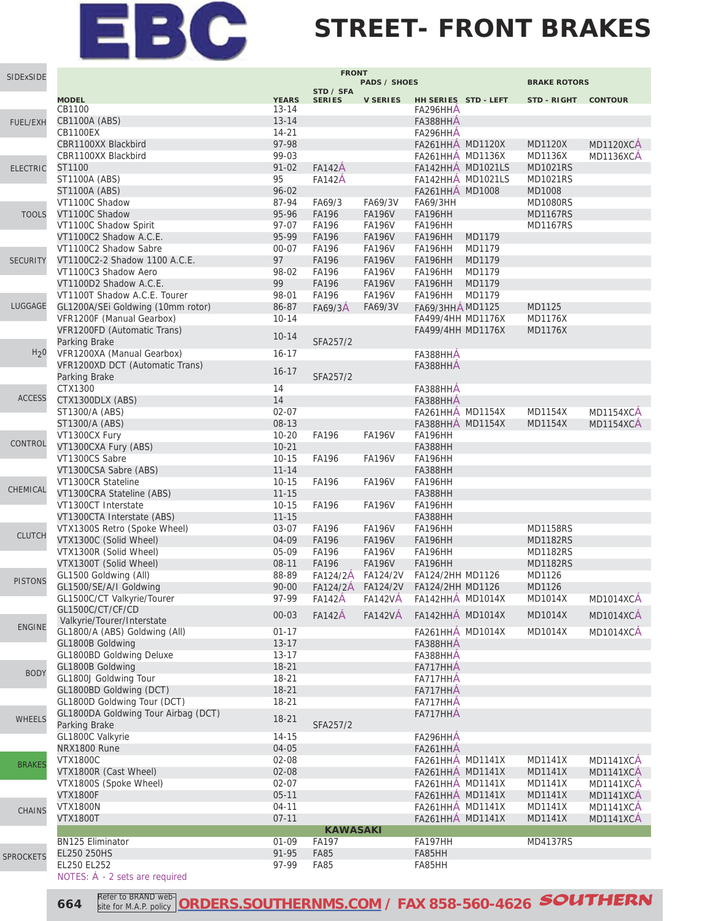# EBC

# STREET- FRONT BRAKES

| MODEL | YEARS | FRONT PADS / SHOES STD / SFA SERIES | V SERIES | HH SERIES | BRAKE ROTORS STD - LEFT | STD - RIGHT | CONTOUR |
|---|---|---|---|---|---|---|---|
| CB1100 | 13-14 | | | FA296HHÁ | | | |
| CB1100A (ABS) | 13-14 | | | FA388HHÁ | | | |
| CB1100EX | 14-21 | | | FA296HHÁ | | | |
| CBR1100XX Blackbird | 97-98 | | | FA261HHÁ | MD1120X | MD1120X | MD1120XCÁ |
| CBR1100XX Blackbird | 99-03 | | | FA261HHÁ | MD1136X | MD1136X | MD1136XCÁ |
| ST1100 | 91-02 | FA142Á | | FA142HHÁ | MD1021LS | MD1021RS | |
| ST1100A (ABS) | 95 | FA142Á | | FA142HHÁ | MD1021LS | MD1021RS | |
| ST1100A (ABS) | 96-02 | | | FA261HHÁ | MD1008 | MD1008 | |
| VT1100C Shadow | 87-94 | FA69/3 | FA69/3V | FA69/3HH | | MD1080RS | |
| VT1100C Shadow | 95-96 | FA196 | FA196V | FA196HH | | MD1167RS | |
| VT1100C Shadow Spirit | 97-07 | FA196 | FA196V | FA196HH | | MD1167RS | |
| VT1100C2 Shadow A.C.E. | 95-99 | FA196 | FA196V | FA196HH | MD1179 | | |
| VT1100C2 Shadow Sabre | 00-07 | FA196 | FA196V | FA196HH | MD1179 | | |
| VT1100C2-2 Shadow 1100 A.C.E. | 97 | FA196 | FA196V | FA196HH | MD1179 | | |
| VT1100C3 Shadow Aero | 98-02 | FA196 | FA196V | FA196HH | MD1179 | | |
| VT1100D2 Shadow A.C.E. | 99 | FA196 | FA196V | FA196HH | MD1179 | | |
| VT1100T Shadow A.C.E. Tourer | 98-01 | FA196 | FA196V | FA196HH | MD1179 | | |
| GL1200A/SEi Goldwing (10mm rotor) | 86-87 | FA69/3Á | FA69/3V | FA69/3HHÁ | MD1125 | MD1125 | |
| VFR1200F (Manual Gearbox) | 10-14 | | | FA499/4HH | MD1176X | MD1176X | |
| VFR1200FD (Automatic Trans) Parking Brake | 10-14 | SFA257/2 | | FA499/4HH | MD1176X | MD1176X | |
| VFR1200XA (Manual Gearbox) | 16-17 | | | FA388HHÁ | | | |
| VFR1200XD DCT (Automatic Trans) Parking Brake | 16-17 | SFA257/2 | | FA388HHÁ | | | |
| CTX1300 | 14 | | | FA388HHÁ | | | |
| CTX1300DLX (ABS) | 14 | | | FA388HHÁ | | | |
| ST1300/A (ABS) | 02-07 | | | FA261HHÁ | MD1154X | MD1154X | MD1154XCÁ |
| ST1300/A (ABS) | 08-13 | | | FA388HHÁ | MD1154X | MD1154X | MD1154XCÁ |
| VT1300CX Fury | 10-20 | FA196 | FA196V | FA196HH | | | |
| VT1300CXA Fury (ABS) | 10-21 | | | FA388HH | | | |
| VT1300CS Sabre | 10-15 | FA196 | FA196V | FA196HH | | | |
| VT1300CSA Sabre (ABS) | 11-14 | | | FA388HH | | | |
| VT1300CR Stateline | 10-15 | FA196 | FA196V | FA196HH | | | |
| VT1300CRA Stateline (ABS) | 11-15 | | | FA388HH | | | |
| VT1300CT Interstate | 10-15 | FA196 | FA196V | FA196HH | | | |
| VT1300CTA Interstate (ABS) | 11-15 | | | FA388HH | | | |
| VTX1300S Retro (Spoke Wheel) | 03-07 | FA196 | FA196V | FA196HH | | MD1158RS | |
| VTX1300C (Solid Wheel) | 04-09 | FA196 | FA196V | FA196HH | | MD1182RS | |
| VTX1300R (Solid Wheel) | 05-09 | FA196 | FA196V | FA196HH | | MD1182RS | |
| VTX1300T (Solid Wheel) | 08-11 | FA196 | FA196V | FA196HH | | MD1182RS | |
| GL1500 Goldwing (All) | 88-89 | FA124/2Á | FA124/2V | FA124/2HH | MD1126 | MD1126 | |
| GL1500/SE/A/I Goldwing | 90-00 | FA124/2Á | FA124/2V | FA124/2HH | MD1126 | MD1126 | |
| GL1500C/CT Valkyrie/Tourer | 97-99 | FA142Á | FA142VÁ | FA142HHÁ | MD1014X | MD1014X | MD1014XCÁ |
| GL1500C/CT/CF/CD Valkyrie/Tourer/Interstate | 00-03 | FA142Á | FA142VÁ | FA142HHÁ | MD1014X | MD1014X | MD1014XCÁ |
| GL1800/A (ABS) Goldwing (All) | 01-17 | | | FA261HHÁ | MD1014X | MD1014X | MD1014XCÁ |
| GL1800B Goldwing | 13-17 | | | FA388HHÁ | | | |
| GL1800BD Goldwing Deluxe | 13-17 | | | FA388HHÁ | | | |
| GL1800B Goldwing | 18-21 | | | FA717HHÁ | | | |
| GL1800J Goldwing Tour | 18-21 | | | FA717HHÁ | | | |
| GL1800BD Goldwing (DCT) | 18-21 | | | FA717HHÁ | | | |
| GL1800D Goldwing Tour (DCT) | 18-21 | | | FA717HHÁ | | | |
| GL1800DA Goldwing Tour Airbag (DCT) Parking Brake | 18-21 | SFA257/2 | | FA717HHÁ | | | |
| GL1800C Valkyrie | 14-15 | | | FA296HHÁ | | | |
| NRX1800 Rune | 04-05 | | | FA261HHÁ | | | |
| VTX1800C | 02-08 | | | FA261HHÁ | MD1141X | MD1141X | MD1141XCÁ |
| VTX1800R (Cast Wheel) | 02-08 | | | FA261HHÁ | MD1141X | MD1141X | MD1141XCÁ |
| VTX1800S (Spoke Wheel) | 02-07 | | | FA261HHÁ | MD1141X | MD1141X | MD1141XCÁ |
| VTX1800F | 05-11 | | | FA261HHÁ | MD1141X | MD1141X | MD1141XCÁ |
| VTX1800N | 04-11 | | | FA261HHÁ | MD1141X | MD1141X | MD1141XCÁ |
| VTX1800T | 07-11 | | | FA261HHÁ | MD1141X | MD1141X | MD1141XCÁ |
| **KAWASAKI** | | | | | | | |
| BN125 Eliminator | 01-09 | FA197 | | FA197HH | | MD4137RS | |
| EL250 250HS | 91-95 | FA85 | | FA85HH | | | |
| EL250 EL252 | 97-99 | FA85 | | FA85HH | | | |

NOTES: Á - 2 sets are required

Refer to BRAND website for M.A.P. policy ORDERS.SOUTHERNMS.COM / FAX 858-560-4626 SOUTHERN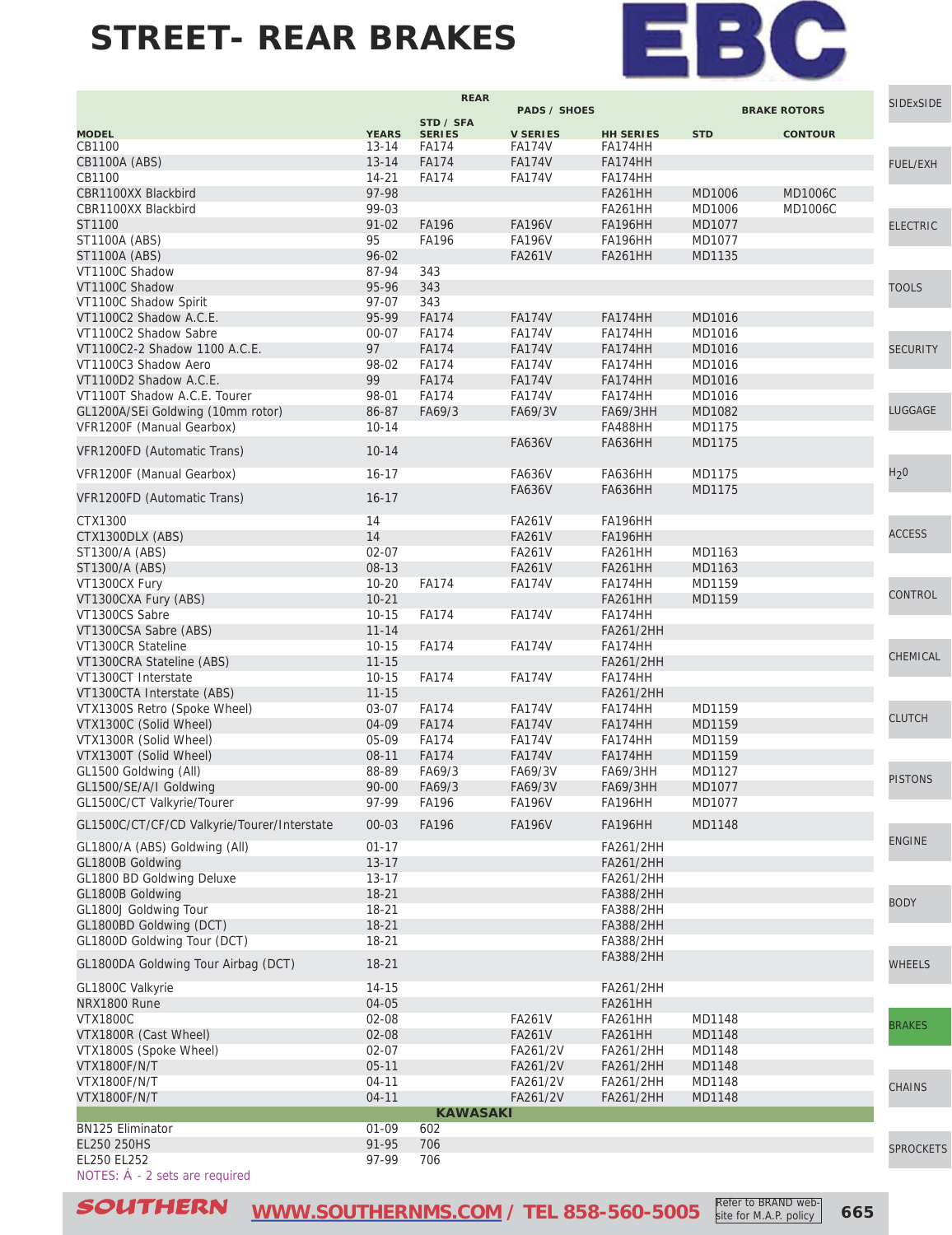# STREET- REAR BRAKES

EBC

| MODEL | YEARS | REAR STD / SFA SERIES | PADS / SHOES V SERIES | HH SERIES | BRAKE ROTORS STD | CONTOUR |
|---|---|---|---|---|---|---|
| CB1100 | 13-14 | FA174 | FA174V | FA174HH | | |
| CB1100A (ABS) | 13-14 | FA174 | FA174V | FA174HH | | |
| CB1100 | 14-21 | FA174 | FA174V | FA174HH | | |
| CBR1100XX Blackbird | 97-98 | | | FA261HH | MD1006 | MD1006C |
| CBR1100XX Blackbird | 99-03 | | | FA261HH | MD1006 | MD1006C |
| ST1100 | 91-02 | FA196 | FA196V | FA196HH | MD1077 | |
| ST1100A (ABS) | 95 | FA196 | FA196V | FA196HH | MD1077 | |
| ST1100A (ABS) | 96-02 | | FA261V | FA261HH | MD1135 | |
| VT1100C Shadow | 87-94 | 343 | | | | |
| VT1100C Shadow | 95-96 | 343 | | | | |
| VT1100C Shadow Spirit | 97-07 | 343 | | | | |
| VT1100C2 Shadow A.C.E. | 95-99 | FA174 | FA174V | FA174HH | MD1016 | |
| VT1100C2 Shadow Sabre | 00-07 | FA174 | FA174V | FA174HH | MD1016 | |
| VT1100C2-2 Shadow 1100 A.C.E. | 97 | FA174 | FA174V | FA174HH | MD1016 | |
| VT1100C3 Shadow Aero | 98-02 | FA174 | FA174V | FA174HH | MD1016 | |
| VT1100D2 Shadow A.C.E. | 99 | FA174 | FA174V | FA174HH | MD1016 | |
| VT1100T Shadow A.C.E. Tourer | 98-01 | FA174 | FA174V | FA174HH | MD1016 | |
| GL1200A/SEi Goldwing (10mm rotor) | 86-87 | FA69/3 | FA69/3V | FA69/3HH | MD1082 | |
| VFR1200F (Manual Gearbox) | 10-14 | | | FA488HH | MD1175 | |
| VFR1200FD (Automatic Trans) | 10-14 | | FA636V | FA636HH | MD1175 | |
| VFR1200F (Manual Gearbox) | 16-17 | | FA636V | FA636HH | MD1175 | |
| VFR1200FD (Automatic Trans) | 16-17 | | FA636V | FA636HH | MD1175 | |
| CTX1300 | 14 | | FA261V | FA196HH | | |
| CTX1300DLX (ABS) | 14 | | FA261V | FA196HH | | |
| ST1300/A (ABS) | 02-07 | | FA261V | FA261HH | MD1163 | |
| ST1300/A (ABS) | 08-13 | | FA261V | FA261HH | MD1163 | |
| VT1300CX Fury | 10-20 | FA174 | FA174V | FA174HH | MD1159 | |
| VT1300CXA Fury (ABS) | 10-21 | | | FA261HH | MD1159 | |
| VT1300CS Sabre | 10-15 | FA174 | FA174V | FA174HH | | |
| VT1300CSA Sabre (ABS) | 11-14 | | | FA261/2HH | | |
| VT1300CR Stateline | 10-15 | FA174 | FA174V | FA174HH | | |
| VT1300CRA Stateline (ABS) | 11-15 | | | FA261/2HH | | |
| VT1300CT Interstate | 10-15 | FA174 | FA174V | FA174HH | | |
| VT1300CTA Interstate (ABS) | 11-15 | | | FA261/2HH | | |
| VTX1300S Retro (Spoke Wheel) | 03-07 | FA174 | FA174V | FA174HH | MD1159 | |
| VTX1300C (Solid Wheel) | 04-09 | FA174 | FA174V | FA174HH | MD1159 | |
| VTX1300R (Solid Wheel) | 05-09 | FA174 | FA174V | FA174HH | MD1159 | |
| VTX1300T (Solid Wheel) | 08-11 | FA174 | FA174V | FA174HH | MD1159 | |
| GL1500 Goldwing (All) | 88-89 | FA69/3 | FA69/3V | FA69/3HH | MD1127 | |
| GL1500/SE/A/I Goldwing | 90-00 | FA69/3 | FA69/3V | FA69/3HH | MD1077 | |
| GL1500C/CT Valkyrie/Tourer | 97-99 | FA196 | FA196V | FA196HH | MD1077 | |
| GL1500C/CT/CF/CD Valkyrie/Tourer/Interstate | 00-03 | FA196 | FA196V | FA196HH | MD1148 | |
| GL1800/A (ABS) Goldwing (All) | 01-17 | | | FA261/2HH | | |
| GL1800B Goldwing | 13-17 | | | FA261/2HH | | |
| GL1800 BD Goldwing Deluxe | 13-17 | | | FA261/2HH | | |
| GL1800B Goldwing | 18-21 | | | FA388/2HH | | |
| GL1800J Goldwing Tour | 18-21 | | | FA388/2HH | | |
| GL1800BD Goldwing (DCT) | 18-21 | | | FA388/2HH | | |
| GL1800D Goldwing Tour (DCT) | 18-21 | | | FA388/2HH | | |
| GL1800DA Goldwing Tour Airbag (DCT) | 18-21 | | | FA388/2HH | | |
| GL1800C Valkyrie | 14-15 | | | FA261/2HH | | |
| NRX1800 Rune | 04-05 | | | FA261HH | | |
| VTX1800C | 02-08 | | FA261V | FA261HH | MD1148 | |
| VTX1800R (Cast Wheel) | 02-08 | | FA261V | FA261HH | MD1148 | |
| VTX1800S (Spoke Wheel) | 02-07 | | FA261/2V | FA261/2HH | MD1148 | |
| VTX1800F/N/T | 05-11 | | FA261/2V | FA261/2HH | MD1148 | |
| VTX1800F/N/T | 04-11 | | FA261/2V | FA261/2HH | MD1148 | |
| VTX1800F/N/T | 04-11 | | FA261/2V | FA261/2HH | MD1148 | |
| **KAWASAKI** | | | | | | |
| BN125 Eliminator | 01-09 | 602 | | | | |
| EL250 250HS | 91-95 | 706 | | | | |
| EL250 EL252 | 97-99 | 706 | | | | |

NOTES: Á - 2 sets are required

SIDExSIDE | FUEL/EXH | ELECTRIC | TOOLS | SECURITY | LUGGAGE | $H_2O$ | ACCESS | CONTROL | CHEMICAL | CLUTCH | PISTONS | ENGINE | BODY | WHEELS | BRAKES | CHAINS | SPROCKETS

SOUTHERN WWW.SOUTHERNMS.COM / TEL 858-560-5005 Refer to BRAND web-site for M.A.P. policy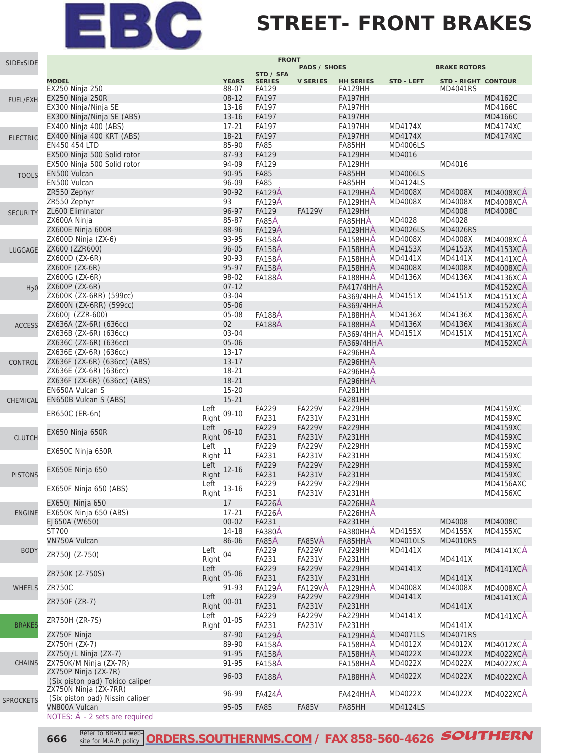# EBC

## STREET- FRONT BRAKES

| MODEL | | YEARS | FRONT PADS / SHOES STD / SFA SERIES | V SERIES | HH SERIES | BRAKE ROTORS STD - LEFT | STD - RIGHT | CONTOUR |
|---|---|---|---|---|---|---|---|---|
| EX250 Ninja 250 | | 88-07 | FA129 | | FA129HH | | MD4041RS | |
| EX250 Ninja 250R | | 08-12 | FA197 | | FA197HH | | | MD4162C |
| EX300 Ninja/Ninja SE | | 13-16 | FA197 | | FA197HH | | | MD4166C |
| EX300 Ninja/Ninja SE (ABS) | | 13-16 | FA197 | | FA197HH | | | MD4166C |
| EX400 Ninja 400 (ABS) | | 17-21 | FA197 | | FA197HH | MD4174X | | MD4174XC |
| EX400 Ninja 400 KRT (ABS) | | 18-21 | FA197 | | FA197HH | MD4174X | | MD4174XC |
| EN450 454 LTD | | 85-90 | FA85 | | FA85HH | MD4006LS | | |
| EX500 Ninja 500 Solid rotor | | 87-93 | FA129 | | FA129HH | MD4016 | | |
| EX500 Ninja 500 Solid rotor | | 94-09 | FA129 | | FA129HH | | MD4016 | |
| EN500 Vulcan | | 90-95 | FA85 | | FA85HH | MD4006LS | | |
| EN500 Vulcan | | 96-09 | FA85 | | FA85HH | MD4124LS | | |
| ZR550 Zephyr | | 90-92 | FA129Á | | FA129HHÁ | MD4008X | MD4008X | MD4008XCÁ |
| ZR550 Zephyr | | 93 | FA129Á | | FA129HHÁ | MD4008X | MD4008X | MD4008XCÁ |
| ZL600 Eliminator | | 96-97 | FA129 | FA129V | FA129HH | MD4008 | MD4008 | MD4008C |
| ZX600A Ninja | | 85-87 | FA85Á | | FA85HHÁ | MD4028 | MD4028 | |
| ZX600E Ninja 600R | | 88-96 | FA129Á | | FA129HHÁ | MD4026LS | MD4026RS | |
| ZX600D Ninja (ZX-6) | | 93-95 | FA158Á | | FA158HHÁ | MD4008X | MD4008X | MD4008XCÁ |
| ZX600 (ZZR600) | | 96-05 | FA158Á | | FA158HHÁ | MD4153X | MD4153X | MD4153XCÁ |
| ZX600D (ZX-6R) | | 90-93 | FA158Á | | FA158HHÁ | MD4141X | MD4141X | MD4141XCÁ |
| ZX600F (ZX-6R) | | 95-97 | FA158Á | | FA158HHÁ | MD4008X | MD4008X | MD4008XCÁ |
| ZX600G (ZX-6R) | | 98-02 | FA188Á | | FA188HHÁ | MD4136X | MD4136X | MD4136XCÁ |
| ZX600P (ZX-6R) | | 07-12 | | | FA417/4HHÁ | | | MD4152XCÁ |
| ZX600K (ZX-6RR) (599cc) | | 03-04 | | | FA369/4HHÁ | MD4151X | MD4151X | MD4151XCÁ |
| ZX600N (ZX-6RR) (599cc) | | 05-06 | | | FA369/4HHÁ | | | MD4152XCÁ |
| ZX600J (ZZR-600) | | 05-08 | FA188Á | | FA188HHÁ | MD4136X | MD4136X | MD4136XCÁ |
| ZX636A (ZX-6R) (636cc) | | 02 | FA188Á | | FA188HHÁ | MD4136X | MD4136X | MD4136XCÁ |
| ZX636B (ZX-6R) (636cc) | | 03-04 | | | FA369/4HHÁ | MD4151X | MD4151X | MD4151XCÁ |
| ZX636C (ZX-6R) (636cc) | | 05-06 | | | FA369/4HHÁ | | | MD4152XCÁ |
| ZX636E (ZX-6R) (636cc) | | 13-17 | | | FA296HHÁ | | | |
| ZX636F (ZX-6R) (636cc) (ABS) | | 13-17 | | | FA296HHÁ | | | |
| ZX636E (ZX-6R) (636cc) | | 18-21 | | | FA296HHÁ | | | |
| ZX636F (ZX-6R) (636cc) (ABS) | | 18-21 | | | FA296HHÁ | | | |
| EN650A Vulcan S | | 15-20 | | | FA281HH | | | |
| EN650B Vulcan S (ABS) | | 15-21 | | | FA281HH | | | |
| ER650C (ER-6n) | Left | 09-10 | FA229 | FA229V | FA229HH | | | MD4159XC |
| | Right | | FA231 | FA231V | FA231HH | | | MD4159XC |
| EX650 Ninja 650R | Left | 06-10 | FA229 | FA229V | FA229HH | | | MD4159XC |
| | Right | | FA231 | FA231V | FA231HH | | | MD4159XC |
| EX650C Ninja 650R | Left | 11 | FA229 | FA229V | FA229HH | | | MD4159XC |
| | Right | | FA231 | FA231V | FA231HH | | | MD4159XC |
| EX650E Ninja 650 | Left | 12-16 | FA229 | FA229V | FA229HH | | | MD4159XC |
| | Right | | FA231 | FA231V | FA231HH | | | MD4159XC |
| EX650F Ninja 650 (ABS) | Left | 13-16 | FA229 | FA229V | FA229HH | | | MD4156AXC |
| | Right | | FA231 | FA231V | FA231HH | | | MD4156XC |
| EX650J Ninja 650 | | 17 | FA226Á | | FA226HHÁ | | | |
| EX650K Ninja 650 (ABS) | | 17-21 | FA226Á | | FA226HHÁ | | | |
| EJ650A (W650) | | 00-02 | FA231 | | FA231HH | | MD4008 | MD4008C |
| ST700 | | 14-18 | FA380Á | | FA380HHÁ | MD4155X | MD4155X | MD4155XC |
| VN750A Vulcan | | 86-06 | FA85Á | FA85VÁ | FA85HHÁ | MD4010LS | MD4010RS | |
| ZR750J (Z-750) | Left | 04 | FA229 | FA229V | FA229HH | MD4141X | | MD4141XCÁ |
| | Right | | FA231 | FA231V | FA231HH | | MD4141X | |
| ZR750K (Z-750S) | Left | 05-06 | FA229 | FA229V | FA229HH | MD4141X | | MD4141XCÁ |
| | Right | | FA231 | FA231V | FA231HH | | MD4141X | |
| ZR750C | | 91-93 | FA129Á | FA129VÁ | FA129HHÁ | MD4008X | MD4008X | MD4008XCÁ |
| ZR750F (ZR-7) | Left | 00-01 | FA229 | FA229V | FA229HH | MD4141X | | MD4141XCÁ |
| | Right | | FA231 | FA231V | FA231HH | | MD4141X | |
| ZR750H (ZR-7S) | Left | 01-05 | FA229 | FA229V | FA229HH | MD4141X | | MD4141XCÁ |
| | Right | | FA231 | FA231V | FA231HH | | MD4141X | |
| ZX750F Ninja | | 87-90 | FA129Á | | FA129HHÁ | MD4071LS | MD4071RS | |
| ZX750H (ZX-7) | | 89-90 | FA158Á | | FA158HHÁ | MD4012X | MD4012X | MD4012XCÁ |
| ZX750J/L Ninja (ZX-7) | | 91-95 | FA158Á | | FA158HHÁ | MD4022X | MD4022X | MD4022XCÁ |
| ZX750K/M Ninja (ZX-7R) | | 91-95 | FA158Á | | FA158HHÁ | MD4022X | MD4022X | MD4022XCÁ |
| ZX750P Ninja (ZX-7R) (Six piston pad) Tokico caliper | | 96-03 | FA188Á | | FA188HHÁ | MD4022X | MD4022X | MD4022XCÁ |
| ZX750N Ninja (ZX-7RR) (Six piston pad) Nissin caliper | | 96-99 | FA424Á | | FA424HHÁ | MD4022X | MD4022X | MD4022XCÁ |
| VN800A Vulcan | | 95-05 | FA85 | FA85V | FA85HH | MD4124LS | | |

NOTES: Á - 2 sets are required

Refer to BRAND web-site for M.A.P. policy | ORDERS.SOUTHERNMS.COM / FAX 858-560-4626 SOUTHERN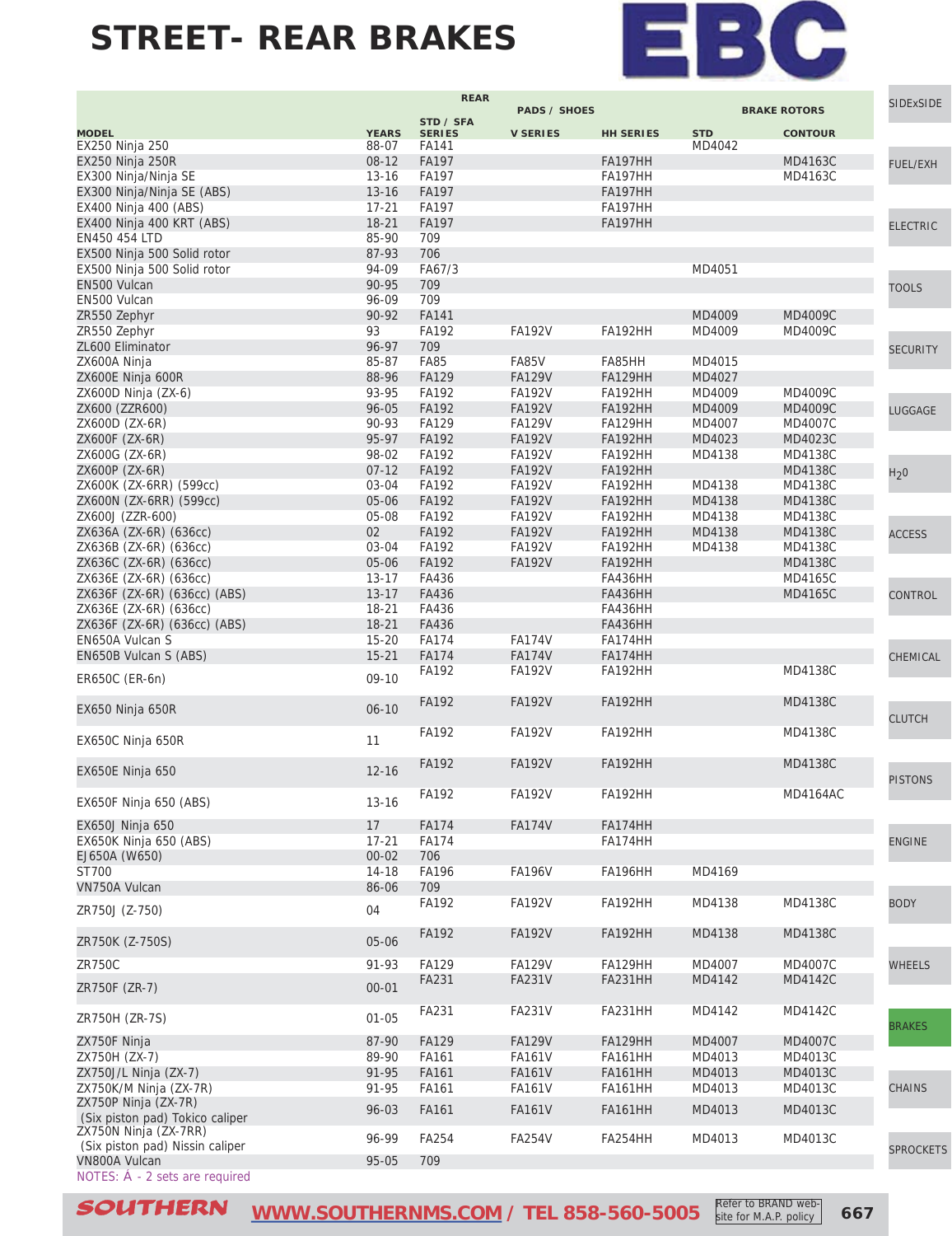# STREET- REAR BRAKES

EBC

| MODEL | YEARS | REAR PADS / SHOES STD / SFA SERIES | V SERIES | HH SERIES | BRAKE ROTORS STD | CONTOUR |
|---|---|---|---|---|---|---|
| EX250 Ninja 250 | 88-07 | FA141 | | | MD4042 | |
| EX250 Ninja 250R | 08-12 | FA197 | | FA197HH | | MD4163C |
| EX300 Ninja/Ninja SE | 13-16 | FA197 | | FA197HH | | MD4163C |
| EX300 Ninja/Ninja SE (ABS) | 13-16 | FA197 | | FA197HH | | |
| EX400 Ninja 400 (ABS) | 17-21 | FA197 | | FA197HH | | |
| EX400 Ninja 400 KRT (ABS) | 18-21 | FA197 | | FA197HH | | |
| EN450 454 LTD | 85-90 | 709 | | | | |
| EX500 Ninja 500 Solid rotor | 87-93 | 706 | | | | |
| EX500 Ninja 500 Solid rotor | 94-09 | FA67/3 | | | MD4051 | |
| EN500 Vulcan | 90-95 | 709 | | | | |
| EN500 Vulcan | 96-09 | 709 | | | | |
| ZR550 Zephyr | 90-92 | FA141 | | | MD4009 | MD4009C |
| ZR550 Zephyr | 93 | FA192 | FA192V | FA192HH | MD4009 | MD4009C |
| ZL600 Eliminator | 96-97 | 709 | | | | |
| ZX600A Ninja | 85-87 | FA85 | FA85V | FA85HH | MD4015 | |
| ZX600E Ninja 600R | 88-96 | FA129 | FA129V | FA129HH | MD4027 | |
| ZX600D Ninja (ZX-6) | 93-95 | FA192 | FA192V | FA192HH | MD4009 | MD4009C |
| ZX600 (ZZR600) | 96-05 | FA192 | FA192V | FA192HH | MD4009 | MD4009C |
| ZX600D (ZX-6R) | 90-93 | FA129 | FA129V | FA129HH | MD4007 | MD4007C |
| ZX600F (ZX-6R) | 95-97 | FA192 | FA192V | FA192HH | MD4023 | MD4023C |
| ZX600G (ZX-6R) | 98-02 | FA192 | FA192V | FA192HH | MD4138 | MD4138C |
| ZX600P (ZX-6R) | 07-12 | FA192 | FA192V | FA192HH | | MD4138C |
| ZX600K (ZX-6RR) (599cc) | 03-04 | FA192 | FA192V | FA192HH | MD4138 | MD4138C |
| ZX600N (ZX-6RR) (599cc) | 05-06 | FA192 | FA192V | FA192HH | MD4138 | MD4138C |
| ZX600J (ZZR-600) | 05-08 | FA192 | FA192V | FA192HH | MD4138 | MD4138C |
| ZX636A (ZX-6R) (636cc) | 02 | FA192 | FA192V | FA192HH | MD4138 | MD4138C |
| ZX636B (ZX-6R) (636cc) | 03-04 | FA192 | FA192V | FA192HH | MD4138 | MD4138C |
| ZX636C (ZX-6R) (636cc) | 05-06 | FA192 | FA192V | FA192HH | | MD4138C |
| ZX636E (ZX-6R) (636cc) | 13-17 | FA436 | | FA436HH | | MD4165C |
| ZX636F (ZX-6R) (636cc) (ABS) | 13-17 | FA436 | | FA436HH | | MD4165C |
| ZX636E (ZX-6R) (636cc) | 18-21 | FA436 | | FA436HH | | |
| ZX636F (ZX-6R) (636cc) (ABS) | 18-21 | FA436 | | FA436HH | | |
| EN650A Vulcan S | 15-20 | FA174 | FA174V | FA174HH | | |
| EN650B Vulcan S (ABS) | 15-21 | FA174 | FA174V | FA174HH | | |
| ER650C (ER-6n) | 09-10 | FA192 | FA192V | FA192HH | | MD4138C |
| EX650 Ninja 650R | 06-10 | FA192 | FA192V | FA192HH | | MD4138C |
| EX650C Ninja 650R | 11 | FA192 | FA192V | FA192HH | | MD4138C |
| EX650E Ninja 650 | 12-16 | FA192 | FA192V | FA192HH | | MD4138C |
| EX650F Ninja 650 (ABS) | 13-16 | FA192 | FA192V | FA192HH | | MD4164AC |
| EX650J Ninja 650 | 17 | FA174 | FA174V | FA174HH | | |
| EX650K Ninja 650 (ABS) | 17-21 | FA174 | | FA174HH | | |
| EJ650A (W650) | 00-02 | 706 | | | | |
| ST700 | 14-18 | FA196 | FA196V | FA196HH | MD4169 | |
| VN750A Vulcan | 86-06 | 709 | | | | |
| ZR750J (Z-750) | 04 | FA192 | FA192V | FA192HH | MD4138 | MD4138C |
| ZR750K (Z-750S) | 05-06 | FA192 | FA192V | FA192HH | MD4138 | MD4138C |
| ZR750C | 91-93 | FA129 | FA129V | FA129HH | MD4007 | MD4007C |
| ZR750F (ZR-7) | 00-01 | FA231 | FA231V | FA231HH | MD4142 | MD4142C |
| ZR750H (ZR-7S) | 01-05 | FA231 | FA231V | FA231HH | MD4142 | MD4142C |
| ZX750F Ninja | 87-90 | FA129 | FA129V | FA129HH | MD4007 | MD4007C |
| ZX750H (ZX-7) | 89-90 | FA161 | FA161V | FA161HH | MD4013 | MD4013C |
| ZX750J/L Ninja (ZX-7) | 91-95 | FA161 | FA161V | FA161HH | MD4013 | MD4013C |
| ZX750K/M Ninja (ZX-7R) | 91-95 | FA161 | FA161V | FA161HH | MD4013 | MD4013C |
| ZX750P Ninja (ZX-7R) (Six piston pad) Tokico caliper | 96-03 | FA161 | FA161V | FA161HH | MD4013 | MD4013C |
| ZX750N Ninja (ZX-7RR) (Six piston pad) Nissin caliper | 96-99 | FA254 | FA254V | FA254HH | MD4013 | MD4013C |
| VN800A Vulcan | 95-05 | 709 | | | | |

NOTES: Á - 2 sets are required

SOUTHERN WWW.SOUTHERNMS.COM / TEL 858-560-5005 Refer to BRAND website for M.A.P. policy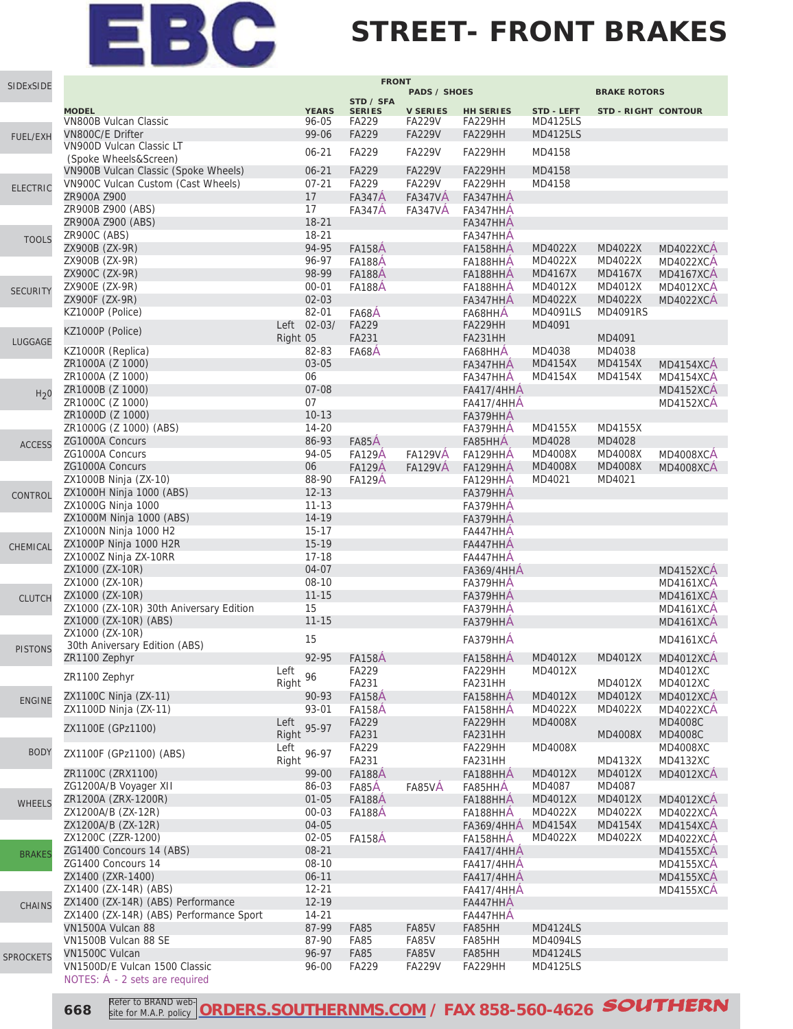# EBC

## STREET- FRONT BRAKES

| MODEL | | YEARS | FRONT PADS / SHOES STD / SFA SERIES | V SERIES | HH SERIES | BRAKE ROTORS STD - LEFT | STD - RIGHT | CONTOUR |
|---|---|---|---|---|---|---|---|---|
| VN800B Vulcan Classic | | 96-05 | FA229 | FA229V | FA229HH | MD4125LS | | |
| VN800C/E Drifter | | 99-06 | FA229 | FA229V | FA229HH | MD4125LS | | |
| VN900D Vulcan Classic LT (Spoke Wheels&Screen) | | 06-21 | FA229 | FA229V | FA229HH | MD4158 | | |
| VN900B Vulcan Classic (Spoke Wheels) | | 06-21 | FA229 | FA229V | FA229HH | MD4158 | | |
| VN900C Vulcan Custom (Cast Wheels) | | 07-21 | FA229 | FA229V | FA229HH | MD4158 | | |
| ZR900A Z900 | | 17 | FA347Á | FA347VÁ | FA347HHÁ | | | |
| ZR900B Z900 (ABS) | | 17 | FA347Á | FA347VÁ | FA347HHÁ | | | |
| ZR900A Z900 (ABS) | | 18-21 | | | FA347HHÁ | | | |
| ZR900C (ABS) | | 18-21 | | | FA347HHÁ | | | |
| ZX900B (ZX-9R) | | 94-95 | FA158Á | | FA158HHÁ | MD4022X | MD4022X | MD4022XCÁ |
| ZX900B (ZX-9R) | | 96-97 | FA188Á | | FA188HHÁ | MD4022X | MD4022X | MD4022XCÁ |
| ZX900C (ZX-9R) | | 98-99 | FA188Á | | FA188HHÁ | MD4167X | MD4167X | MD4167XCÁ |
| ZX900E (ZX-9R) | | 00-01 | FA188Á | | FA188HHÁ | MD4012X | MD4012X | MD4012XCÁ |
| ZX900F (ZX-9R) | | 02-03 | | | FA347HHÁ | MD4022X | MD4022X | MD4022XCÁ |
| KZ1000P (Police) | | 82-01 | FA68Á | | FA68HHÁ | MD4091LS | MD4091RS | |
| KZ1000P (Police) | Left | 02-03/ | FA229 | | FA229HH | MD4091 | | |
| | Right | 05 | FA231 | | FA231HH | | MD4091 | |
| KZ1000R (Replica) | | 82-83 | FA68Á | | FA68HHÁ | MD4038 | MD4038 | |
| ZR1000A (Z 1000) | | 03-05 | | | FA347HHÁ | MD4154X | MD4154X | MD4154XCÁ |
| ZR1000A (Z 1000) | | 06 | | | FA347HHÁ | MD4154X | MD4154X | MD4154XCÁ |
| ZR1000B (Z 1000) | | 07-08 | | | FA417/4HHÁ | | | MD4152XCÁ |
| ZR1000C (Z 1000) | | 07 | | | FA417/4HHÁ | | | MD4152XCÁ |
| ZR1000D (Z 1000) | | 10-13 | | | FA379HHÁ | | | |
| ZR1000G (Z 1000) (ABS) | | 14-20 | | | FA379HHÁ | MD4155X | MD4155X | |
| ZG1000A Concurs | | 86-93 | FA85Á | | FA85HHÁ | MD4028 | MD4028 | |
| ZG1000A Concurs | | 94-05 | FA129Á | FA129VÁ | FA129HHÁ | MD4008X | MD4008X | MD4008XCÁ |
| ZG1000A Concurs | | 06 | FA129Á | FA129VÁ | FA129HHÁ | MD4008X | MD4008X | MD4008XCÁ |
| ZX1000B Ninja (ZX-10) | | 88-90 | FA129Á | | FA129HHÁ | MD4021 | MD4021 | |
| ZX1000H Ninja 1000 (ABS) | | 12-13 | | | FA379HHÁ | | | |
| ZX1000G Ninja 1000 | | 11-13 | | | FA379HHÁ | | | |
| ZX1000M Ninja 1000 (ABS) | | 14-19 | | | FA379HHÁ | | | |
| ZX1000N Ninja 1000 H2 | | 15-17 | | | FA447HHÁ | | | |
| ZX1000P Ninja 1000 H2R | | 15-19 | | | FA447HHÁ | | | |
| ZX1000Z Ninja ZX-10RR | | 17-18 | | | FA447HHÁ | | | |
| ZX1000 (ZX-10R) | | 04-07 | | | FA369/4HHÁ | | | MD4152XCÁ |
| ZX1000 (ZX-10R) | | 08-10 | | | FA379HHÁ | | | MD4161XCÁ |
| ZX1000 (ZX-10R) | | 11-15 | | | FA379HHÁ | | | MD4161XCÁ |
| ZX1000 (ZX-10R) 30th Aniversary Edition | | 15 | | | FA379HHÁ | | | MD4161XCÁ |
| ZX1000 (ZX-10R) (ABS) | | 11-15 | | | FA379HHÁ | | | MD4161XCÁ |
| ZX1000 (ZX-10R) 30th Aniversary Edition (ABS) | | 15 | | | FA379HHÁ | | | MD4161XCÁ |
| ZR1100 Zephyr | | 92-95 | FA158Á | | FA158HHÁ | MD4012X | MD4012X | MD4012XCÁ |
| ZR1100 Zephyr | Left | 96 | FA229 | | FA229HH | MD4012X | | MD4012XC |
| | Right | | FA231 | | FA231HH | | MD4012X | MD4012XC |
| ZX1100C Ninja (ZX-11) | | 90-93 | FA158Á | | FA158HHÁ | MD4012X | MD4012X | MD4012XCÁ |
| ZX1100D Ninja (ZX-11) | | 93-01 | FA158Á | | FA158HHÁ | MD4022X | MD4022X | MD4022XCÁ |
| ZX1100E (GPz1100) | Left | 95-97 | FA229 | | FA229HH | MD4008X | | MD4008C |
| | Right | | FA231 | | FA231HH | | MD4008X | MD4008C |
| ZX1100F (GPz1100) (ABS) | Left | 96-97 | FA229 | | FA229HH | MD4008X | | MD4008XC |
| | Right | | FA231 | | FA231HH | | MD4132X | MD4132XC |
| ZR1100C (ZRX1100) | | 99-00 | FA188Á | | FA188HHÁ | MD4012X | MD4012X | MD4012XCÁ |
| ZG1200A/B Voyager XII | | 86-03 | FA85Á | FA85VÁ | FA85HHÁ | MD4087 | MD4087 | |
| ZR1200A (ZRX-1200R) | | 01-05 | FA188Á | | FA188HHÁ | MD4012X | MD4012X | MD4012XCÁ |
| ZX1200A/B (ZX-12R) | | 00-03 | FA188Á | | FA188HHÁ | MD4022X | MD4022X | MD4022XCÁ |
| ZX1200A/B (ZX-12R) | | 04-05 | | | FA369/4HHÁ | MD4154X | MD4154X | MD4154XCÁ |
| ZX1200C (ZZR-1200) | | 02-05 | FA158Á | | FA158HHÁ | MD4022X | MD4022X | MD4022XCÁ |
| ZG1400 Concours 14 (ABS) | | 08-21 | | | FA417/4HHÁ | | | MD4155XCÁ |
| ZG1400 Concours 14 | | 08-10 | | | FA417/4HHÁ | | | MD4155XCÁ |
| ZX1400 (ZXR-1400) | | 06-11 | | | FA417/4HHÁ | | | MD4155XCÁ |
| ZX1400 (ZX-14R) (ABS) | | 12-21 | | | FA417/4HHÁ | | | MD4155XCÁ |
| ZX1400 (ZX-14R) (ABS) Performance | | 12-19 | | | FA447HHÁ | | | |
| ZX1400 (ZX-14R) (ABS) Performance Sport | | 14-21 | | | FA447HHÁ | | | |
| VN1500A Vulcan 88 | | 87-99 | FA85 | FA85V | FA85HH | MD4124LS | | |
| VN1500B Vulcan 88 SE | | 87-90 | FA85 | FA85V | FA85HH | MD4094LS | | |
| VN1500C Vulcan | | 96-97 | FA85 | FA85V | FA85HH | MD4124LS | | |
| VN1500D/E Vulcan 1500 Classic | | 96-00 | FA229 | FA229V | FA229HH | MD4125LS | | |

NOTES: Á - 2 sets are required

Refer to BRAND web-site for M.A.P. policy ORDERS.SOUTHERNMS.COM / FAX 858-560-4626 SOUTHERN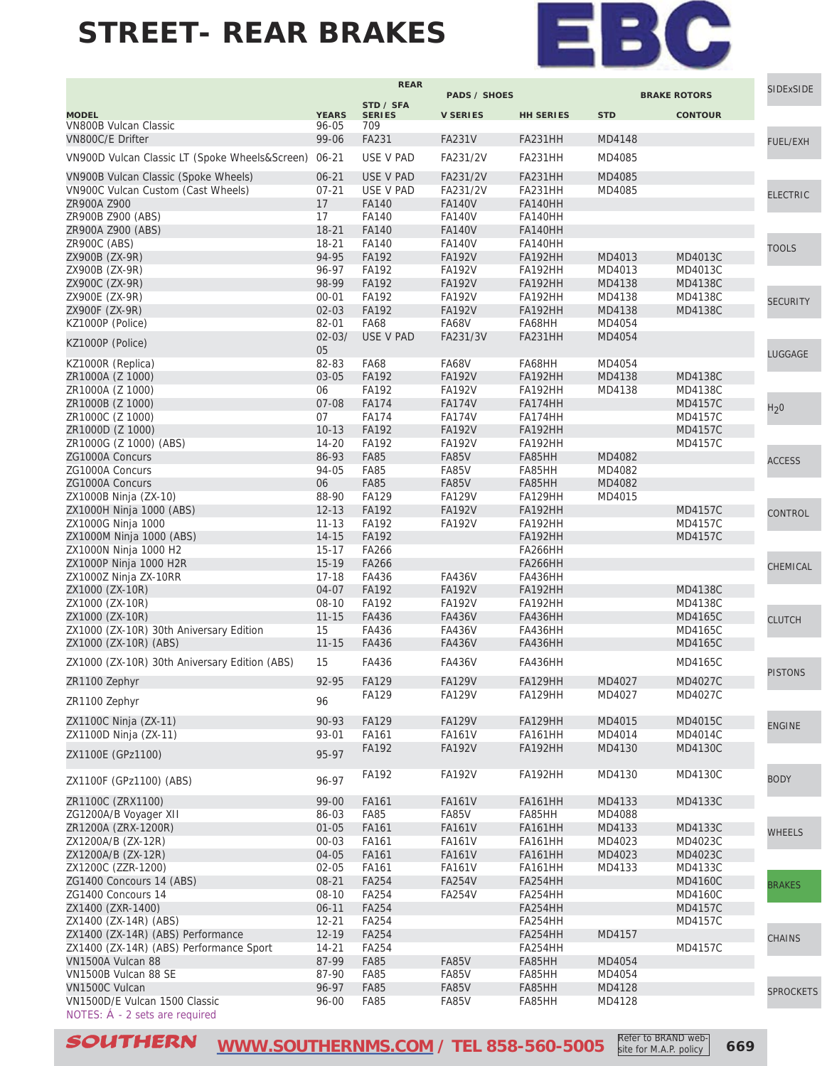# STREET- REAR BRAKES

EBC

| MODEL | YEARS | REAR STD / SFA SERIES | PADS / SHOES V SERIES | HH SERIES | BRAKE ROTORS STD | CONTOUR |
|---|---|---|---|---|---|---|
| VN800B Vulcan Classic | 96-05 | 709 | | | | |
| VN800C/E Drifter | 99-06 | FA231 | FA231V | FA231HH | MD4148 | |
| VN900D Vulcan Classic LT (Spoke Wheels&Screen) | 06-21 | USE V PAD | FA231/2V | FA231HH | MD4085 | |
| VN900B Vulcan Classic (Spoke Wheels) | 06-21 | USE V PAD | FA231/2V | FA231HH | MD4085 | |
| VN900C Vulcan Custom (Cast Wheels) | 07-21 | USE V PAD | FA231/2V | FA231HH | MD4085 | |
| ZR900A Z900 | 17 | FA140 | FA140V | FA140HH | | |
| ZR900B Z900 (ABS) | 17 | FA140 | FA140V | FA140HH | | |
| ZR900A Z900 (ABS) | 18-21 | FA140 | FA140V | FA140HH | | |
| ZR900C (ABS) | 18-21 | FA140 | FA140V | FA140HH | | |
| ZX900B (ZX-9R) | 94-95 | FA192 | FA192V | FA192HH | MD4013 | MD4013C |
| ZX900B (ZX-9R) | 96-97 | FA192 | FA192V | FA192HH | MD4013 | MD4013C |
| ZX900C (ZX-9R) | 98-99 | FA192 | FA192V | FA192HH | MD4138 | MD4138C |
| ZX900E (ZX-9R) | 00-01 | FA192 | FA192V | FA192HH | MD4138 | MD4138C |
| ZX900F (ZX-9R) | 02-03 | FA192 | FA192V | FA192HH | MD4138 | MD4138C |
| KZ1000P (Police) | 82-01 | FA68 | FA68V | FA68HH | MD4054 | |
| KZ1000P (Police) | 02-03/ 05 | USE V PAD | FA231/3V | FA231HH | MD4054 | |
| KZ1000R (Replica) | 82-83 | FA68 | FA68V | FA68HH | MD4054 | |
| ZR1000A (Z 1000) | 03-05 | FA192 | FA192V | FA192HH | MD4138 | MD4138C |
| ZR1000A (Z 1000) | 06 | FA192 | FA192V | FA192HH | MD4138 | MD4138C |
| ZR1000B (Z 1000) | 07-08 | FA174 | FA174V | FA174HH | | MD4157C |
| ZR1000C (Z 1000) | 07 | FA174 | FA174V | FA174HH | | MD4157C |
| ZR1000D (Z 1000) | 10-13 | FA192 | FA192V | FA192HH | | MD4157C |
| ZR1000G (Z 1000) (ABS) | 14-20 | FA192 | FA192V | FA192HH | | MD4157C |
| ZG1000A Concurs | 86-93 | FA85 | FA85V | FA85HH | MD4082 | |
| ZG1000A Concurs | 94-05 | FA85 | FA85V | FA85HH | MD4082 | |
| ZG1000A Concurs | 06 | FA85 | FA85V | FA85HH | MD4082 | |
| ZX1000B Ninja (ZX-10) | 88-90 | FA129 | FA129V | FA129HH | MD4015 | |
| ZX1000H Ninja 1000 (ABS) | 12-13 | FA192 | FA192V | FA192HH | | MD4157C |
| ZX1000G Ninja 1000 | 11-13 | FA192 | FA192V | FA192HH | | MD4157C |
| ZX1000M Ninja 1000 (ABS) | 14-15 | FA192 | | FA192HH | | MD4157C |
| ZX1000N Ninja 1000 H2 | 15-17 | FA266 | | FA266HH | | |
| ZX1000P Ninja 1000 H2R | 15-19 | FA266 | | FA266HH | | |
| ZX1000Z Ninja ZX-10RR | 17-18 | FA436 | FA436V | FA436HH | | |
| ZX1000 (ZX-10R) | 04-07 | FA192 | FA192V | FA192HH | | MD4138C |
| ZX1000 (ZX-10R) | 08-10 | FA192 | FA192V | FA192HH | | MD4138C |
| ZX1000 (ZX-10R) | 11-15 | FA436 | FA436V | FA436HH | | MD4165C |
| ZX1000 (ZX-10R) 30th Aniversary Edition | 15 | FA436 | FA436V | FA436HH | | MD4165C |
| ZX1000 (ZX-10R) (ABS) | 11-15 | FA436 | FA436V | FA436HH | | MD4165C |
| ZX1000 (ZX-10R) 30th Aniversary Edition (ABS) | 15 | FA436 | FA436V | FA436HH | | MD4165C |
| ZR1100 Zephyr | 92-95 | FA129 | FA129V | FA129HH | MD4027 | MD4027C |
| ZR1100 Zephyr | 96 | FA129 | FA129V | FA129HH | MD4027 | MD4027C |
| ZX1100C Ninja (ZX-11) | 90-93 | FA129 | FA129V | FA129HH | MD4015 | MD4015C |
| ZX1100D Ninja (ZX-11) | 93-01 | FA161 | FA161V | FA161HH | MD4014 | MD4014C |
| ZX1100E (GPz1100) | 95-97 | FA192 | FA192V | FA192HH | MD4130 | MD4130C |
| ZX1100F (GPz1100) (ABS) | 96-97 | FA192 | FA192V | FA192HH | MD4130 | MD4130C |
| ZR1100C (ZRX1100) | 99-00 | FA161 | FA161V | FA161HH | MD4133 | MD4133C |
| ZG1200A/B Voyager XII | 86-03 | FA85 | FA85V | FA85HH | MD4088 | |
| ZR1200A (ZRX-1200R) | 01-05 | FA161 | FA161V | FA161HH | MD4133 | MD4133C |
| ZX1200A/B (ZX-12R) | 00-03 | FA161 | FA161V | FA161HH | MD4023 | MD4023C |
| ZX1200A/B (ZX-12R) | 04-05 | FA161 | FA161V | FA161HH | MD4023 | MD4023C |
| ZX1200C (ZZR-1200) | 02-05 | FA161 | FA161V | FA161HH | MD4133 | MD4133C |
| ZG1400 Concours 14 (ABS) | 08-21 | FA254 | FA254V | FA254HH | | MD4160C |
| ZG1400 Concours 14 | 08-10 | FA254 | FA254V | FA254HH | | MD4160C |
| ZX1400 (ZXR-1400) | 06-11 | FA254 | | FA254HH | | MD4157C |
| ZX1400 (ZX-14R) (ABS) | 12-21 | FA254 | | FA254HH | | MD4157C |
| ZX1400 (ZX-14R) (ABS) Performance | 12-19 | FA254 | | FA254HH | MD4157 | |
| ZX1400 (ZX-14R) (ABS) Performance Sport | 14-21 | FA254 | | FA254HH | | MD4157C |
| VN1500A Vulcan 88 | 87-99 | FA85 | FA85V | FA85HH | MD4054 | |
| VN1500B Vulcan 88 SE | 87-90 | FA85 | FA85V | FA85HH | MD4054 | |
| VN1500C Vulcan | 96-97 | FA85 | FA85V | FA85HH | MD4128 | |
| VN1500D/E Vulcan 1500 Classic | 96-00 | FA85 | FA85V | FA85HH | MD4128 | |

NOTES: Á - 2 sets are required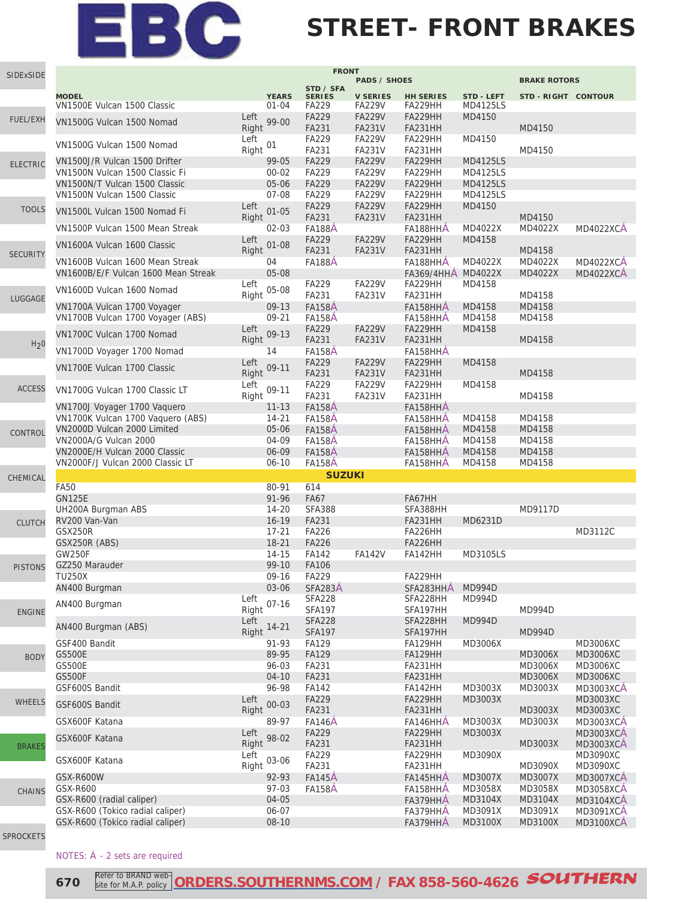# STREET- FRONT BRAKES

| MODEL | | YEARS | FRONT PADS / SHOES STD / SFA SERIES | V SERIES | HH SERIES | BRAKE ROTORS STD - LEFT | STD - RIGHT | CONTOUR |
|---|---|---|---|---|---|---|---|---|
| VN1500E Vulcan 1500 Classic | | 01-04 | FA229 | FA229V | FA229HH | MD4125LS | | |
| VN1500G Vulcan 1500 Nomad | Left | 99-00 | FA229 | FA229V | FA229HH | MD4150 | | |
| | Right | | FA231 | FA231V | FA231HH | | MD4150 | |
| VN1500G Vulcan 1500 Nomad | Left | 01 | FA229 | FA229V | FA229HH | MD4150 | | |
| | Right | | FA231 | FA231V | FA231HH | | MD4150 | |
| VN1500J/R Vulcan 1500 Drifter | | 99-05 | FA229 | FA229V | FA229HH | MD4125LS | | |
| VN1500N Vulcan 1500 Classic Fi | | 00-02 | FA229 | FA229V | FA229HH | MD4125LS | | |
| VN1500N/T Vulcan 1500 Classic | | 05-06 | FA229 | FA229V | FA229HH | MD4125LS | | |
| VN1500N Vulcan 1500 Classic | | 07-08 | FA229 | FA229V | FA229HH | MD4125LS | | |
| VN1500L Vulcan 1500 Nomad Fi | Left | 01-05 | FA229 | FA229V | FA229HH | MD4150 | | |
| | Right | | FA231 | FA231V | FA231HH | | MD4150 | |
| VN1500P Vulcan 1500 Mean Streak | | 02-03 | FA188Á | | FA188HHÁ | MD4022X | MD4022X | MD4022XCÁ |
| VN1600A Vulcan 1600 Classic | Left | 01-08 | FA229 | FA229V | FA229HH | MD4158 | | |
| | Right | | FA231 | FA231V | FA231HH | | MD4158 | |
| VN1600B Vulcan 1600 Mean Streak | | 04 | FA188Á | | FA188HHÁ | MD4022X | MD4022X | MD4022XCÁ |
| VN1600B/E/F Vulcan 1600 Mean Streak | | 05-08 | | | FA369/4HHÁ | MD4022X | MD4022X | MD4022XCÁ |
| VN1600D Vulcan 1600 Nomad | Left | 05-08 | FA229 | FA229V | FA229HH | MD4158 | | |
| | Right | | FA231 | FA231V | FA231HH | | MD4158 | |
| VN1700A Vulcan 1700 Voyager | | 09-13 | FA158Á | | FA158HHÁ | MD4158 | MD4158 | |
| VN1700B Vulcan 1700 Voyager (ABS) | | 09-21 | FA158Á | | FA158HHÁ | MD4158 | MD4158 | |
| VN1700C Vulcan 1700 Nomad | Left | 09-13 | FA229 | FA229V | FA229HH | MD4158 | | |
| | Right | | FA231 | FA231V | FA231HH | | MD4158 | |
| VN1700D Voyager 1700 Nomad | | 14 | FA158Á | | FA158HHÁ | | | |
| VN1700E Vulcan 1700 Classic | Left | 09-11 | FA229 | FA229V | FA229HH | MD4158 | | |
| | Right | | FA231 | FA231V | FA231HH | | MD4158 | |
| VN1700G Vulcan 1700 Classic LT | Left | 09-11 | FA229 | FA229V | FA229HH | MD4158 | | |
| | Right | | FA231 | FA231V | FA231HH | | MD4158 | |
| VN1700J Voyager 1700 Vaquero | | 11-13 | FA158Á | | FA158HHÁ | | | |
| VN1700K Vulcan 1700 Vaquero (ABS) | | 14-21 | FA158Á | | FA158HHÁ | MD4158 | MD4158 | |
| VN2000D Vulcan 2000 Limited | | 05-06 | FA158Á | | FA158HHÁ | MD4158 | MD4158 | |
| VN2000A/G Vulcan 2000 | | 04-09 | FA158Á | | FA158HHÁ | MD4158 | MD4158 | |
| VN2000E/H Vulcan 2000 Classic | | 06-09 | FA158Á | | FA158HHÁ | MD4158 | MD4158 | |
| VN2000F/J Vulcan 2000 Classic LT | | 06-10 | FA158Á | | FA158HHÁ | MD4158 | MD4158 | |
| **SUZUKI** | | | | | | | | |
| FA50 | | 80-91 | 614 | | | | | |
| GN125E | | 91-96 | FA67 | | FA67HH | | | |
| UH200A Burgman ABS | | 14-20 | SFA388 | | SFA388HH | | MD9117D | |
| RV200 Van-Van | | 16-19 | FA231 | | FA231HH | MD6231D | | |
| GSX250R | | 17-21 | FA226 | | FA226HH | | | MD3112C |
| GSX250R (ABS) | | 18-21 | FA226 | | FA226HH | | | |
| GW250F | | 14-15 | FA142 | FA142V | FA142HH | MD3105LS | | |
| GZ250 Marauder | | 99-10 | FA106 | | | | | |
| TU250X | | 09-16 | FA229 | | FA229HH | | | |
| AN400 Burgman | | 03-06 | SFA283Á | | SFA283HHÁ | MD994D | | |
| AN400 Burgman | Left | 07-16 | SFA228 | | SFA228HH | MD994D | | |
| | Right | | SFA197 | | SFA197HH | | MD994D | |
| AN400 Burgman (ABS) | Left | 14-21 | SFA228 | | SFA228HH | MD994D | | |
| | Right | | SFA197 | | SFA197HH | | MD994D | |
| GSF400 Bandit | | 91-93 | FA129 | | FA129HH | MD3006X | | MD3006XC |
| GS500E | | 89-95 | FA129 | | FA129HH | | MD3006X | MD3006XC |
| GS500E | | 96-03 | FA231 | | FA231HH | | MD3006X | MD3006XC |
| GS500F | | 04-10 | FA231 | | FA231HH | | MD3006X | MD3006XC |
| GSF600S Bandit | | 96-98 | FA142 | | FA142HH | MD3003X | MD3003X | MD3003XCÁ |
| GSF600S Bandit | Left | 00-03 | FA229 | | FA229HH | MD3003X | | MD3003XC |
| | Right | | FA231 | | FA231HH | | MD3003X | MD3003XC |
| GSX600F Katana | | 89-97 | FA146Á | | FA146HHÁ | MD3003X | MD3003X | MD3003XCÁ |
| GSX600F Katana | Left | 98-02 | FA229 | | FA229HH | MD3003X | | MD3003XCÁ |
| | Right | | FA231 | | FA231HH | | MD3003X | MD3003XCÁ |
| GSX600F Katana | Left | 03-06 | FA229 | | FA229HH | MD3090X | | MD3090XC |
| | Right | | FA231 | | FA231HH | | MD3090X | MD3090XC |
| GSX-R600W | | 92-93 | FA145Á | | FA145HHÁ | MD3007X | MD3007X | MD3007XCÁ |
| GSX-R600 | | 97-03 | FA158Á | | FA158HHÁ | MD3058X | MD3058X | MD3058XCÁ |
| GSX-R600 (radial caliper) | | 04-05 | | | FA379HHÁ | MD3104X | MD3104X | MD3104XCÁ |
| GSX-R600 (Tokico radial caliper) | | 06-07 | | | FA379HHÁ | MD3091X | MD3091X | MD3091XCÁ |
| GSX-R600 (Tokico radial caliper) | | 08-10 | | | FA379HHÁ | MD3100X | MD3100X | MD3100XCÁ |

NOTES: Á - 2 sets are required

Refer to BRAND website for M.A.P. policy ORDERS.SOUTHERNMS.COM / FAX 858-560-4626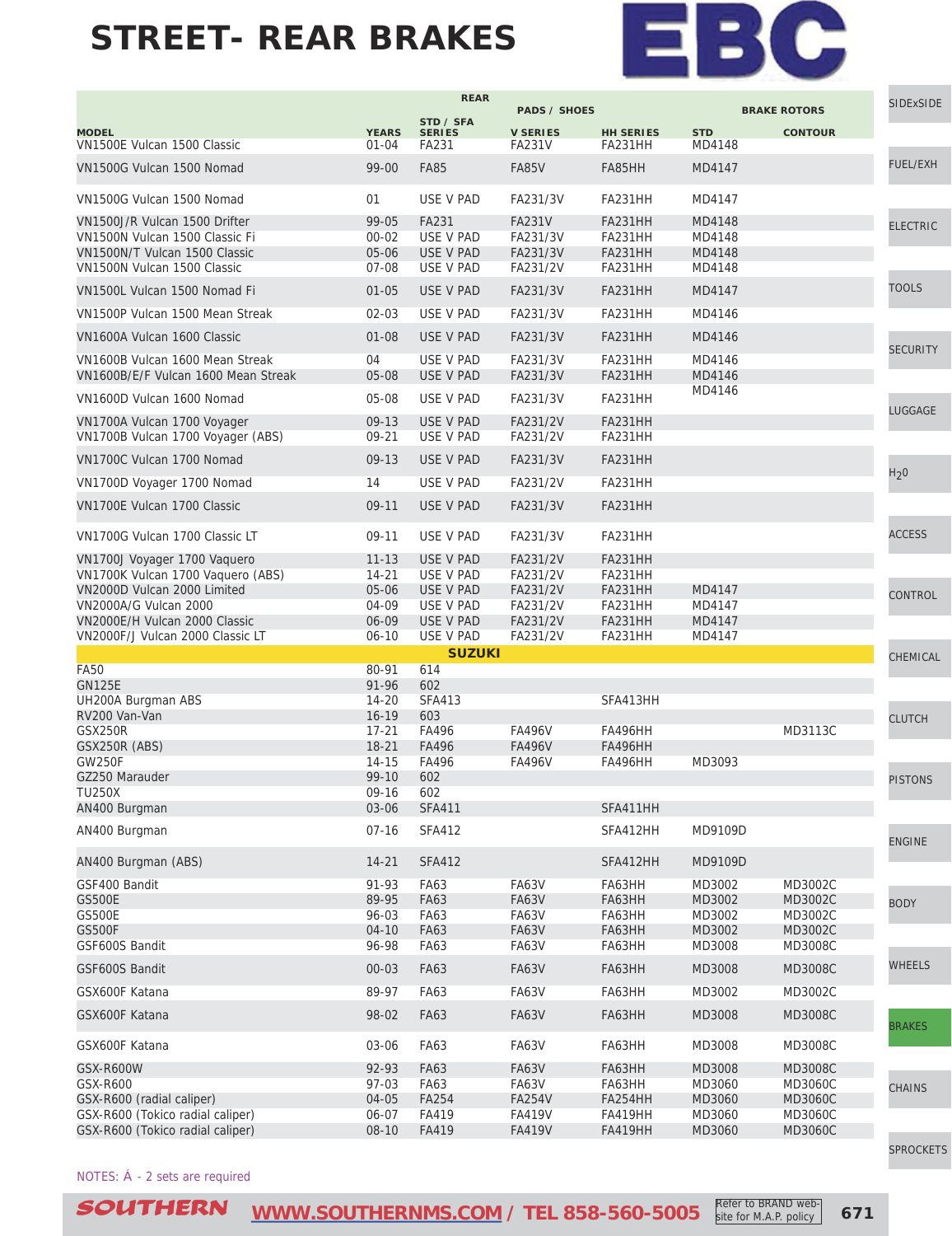# STREET- REAR BRAKES

EBC

| MODEL | YEARS | REAR PADS / SHOES STD / SFA SERIES | V SERIES | HH SERIES | BRAKE ROTORS STD | CONTOUR |
|---|---|---|---|---|---|---|
| VN1500E Vulcan 1500 Classic | 01-04 | FA231 | FA231V | FA231HH | MD4148 | |
| VN1500G Vulcan 1500 Nomad | 99-00 | FA85 | FA85V | FA85HH | MD4147 | |
| VN1500G Vulcan 1500 Nomad | 01 | USE V PAD | FA231/3V | FA231HH | MD4147 | |
| VN1500J/R Vulcan 1500 Drifter | 99-05 | FA231 | FA231V | FA231HH | MD4148 | |
| VN1500N Vulcan 1500 Classic Fi | 00-02 | USE V PAD | FA231/3V | FA231HH | MD4148 | |
| VN1500N/T Vulcan 1500 Classic | 05-06 | USE V PAD | FA231/3V | FA231HH | MD4148 | |
| VN1500N Vulcan 1500 Classic | 07-08 | USE V PAD | FA231/2V | FA231HH | MD4148 | |
| VN1500L Vulcan 1500 Nomad Fi | 01-05 | USE V PAD | FA231/3V | FA231HH | MD4147 | |
| VN1500P Vulcan 1500 Mean Streak | 02-03 | USE V PAD | FA231/3V | FA231HH | MD4146 | |
| VN1600A Vulcan 1600 Classic | 01-08 | USE V PAD | FA231/3V | FA231HH | MD4146 | |
| VN1600B Vulcan 1600 Mean Streak | 04 | USE V PAD | FA231/3V | FA231HH | MD4146 | |
| VN1600B/E/F Vulcan 1600 Mean Streak | 05-08 | USE V PAD | FA231/3V | FA231HH | MD4146 | |
| VN1600D Vulcan 1600 Nomad | 05-08 | USE V PAD | FA231/3V | FA231HH | MD4146 | |
| VN1700A Vulcan 1700 Voyager | 09-13 | USE V PAD | FA231/2V | FA231HH | | |
| VN1700B Vulcan 1700 Voyager (ABS) | 09-21 | USE V PAD | FA231/2V | FA231HH | | |
| VN1700C Vulcan 1700 Nomad | 09-13 | USE V PAD | FA231/3V | FA231HH | | |
| VN1700D Voyager 1700 Nomad | 14 | USE V PAD | FA231/2V | FA231HH | | |
| VN1700E Vulcan 1700 Classic | 09-11 | USE V PAD | FA231/3V | FA231HH | | |
| VN1700G Vulcan 1700 Classic LT | 09-11 | USE V PAD | FA231/3V | FA231HH | | |
| VN1700J Voyager 1700 Vaquero | 11-13 | USE V PAD | FA231/2V | FA231HH | | |
| VN1700K Vulcan 1700 Vaquero (ABS) | 14-21 | USE V PAD | FA231/2V | FA231HH | | |
| VN2000D Vulcan 2000 Limited | 05-06 | USE V PAD | FA231/2V | FA231HH | MD4147 | |
| VN2000A/G Vulcan 2000 | 04-09 | USE V PAD | FA231/2V | FA231HH | MD4147 | |
| VN2000E/H Vulcan 2000 Classic | 06-09 | USE V PAD | FA231/2V | FA231HH | MD4147 | |
| VN2000F/J Vulcan 2000 Classic LT | 06-10 | USE V PAD | FA231/2V | FA231HH | MD4147 | |
| **SUZUKI** | | | | | | |
| FA50 | 80-91 | 614 | | | | |
| GN125E | 91-96 | 602 | | | | |
| UH200A Burgman ABS | 14-20 | SFA413 | | SFA413HH | | |
| RV200 Van-Van | 16-19 | 603 | | | | |
| GSX250R | 17-21 | FA496 | FA496V | FA496HH | | MD3113C |
| GSX250R (ABS) | 18-21 | FA496 | FA496V | FA496HH | | |
| GW250F | 14-15 | FA496 | FA496V | FA496HH | MD3093 | |
| GZ250 Marauder | 99-10 | 602 | | | | |
| TU250X | 09-16 | 602 | | | | |
| AN400 Burgman | 03-06 | SFA411 | | SFA411HH | | |
| AN400 Burgman | 07-16 | SFA412 | | SFA412HH | MD9109D | |
| AN400 Burgman (ABS) | 14-21 | SFA412 | | SFA412HH | MD9109D | |
| GSF400 Bandit | 91-93 | FA63 | FA63V | FA63HH | MD3002 | MD3002C |
| GS500E | 89-95 | FA63 | FA63V | FA63HH | MD3002 | MD3002C |
| GS500E | 96-03 | FA63 | FA63V | FA63HH | MD3002 | MD3002C |
| GS500F | 04-10 | FA63 | FA63V | FA63HH | MD3002 | MD3002C |
| GSF600S Bandit | 96-98 | FA63 | FA63V | FA63HH | MD3008 | MD3008C |
| GSF600S Bandit | 00-03 | FA63 | FA63V | FA63HH | MD3008 | MD3008C |
| GSX600F Katana | 89-97 | FA63 | FA63V | FA63HH | MD3002 | MD3002C |
| GSX600F Katana | 98-02 | FA63 | FA63V | FA63HH | MD3008 | MD3008C |
| GSX600F Katana | 03-06 | FA63 | FA63V | FA63HH | MD3008 | MD3008C |
| GSX-R600W | 92-93 | FA63 | FA63V | FA63HH | MD3008 | MD3008C |
| GSX-R600 | 97-03 | FA63 | FA63V | FA63HH | MD3060 | MD3060C |
| GSX-R600 (radial caliper) | 04-05 | FA254 | FA254V | FA254HH | MD3060 | MD3060C |
| GSX-R600 (Tokico radial caliper) | 06-07 | FA419 | FA419V | FA419HH | MD3060 | MD3060C |
| GSX-R600 (Tokico radial caliper) | 08-10 | FA419 | FA419V | FA419HH | MD3060 | MD3060C |

NOTES: Á - 2 sets are required

SOUTHERN WWW.SOUTHERNMS.COM / TEL 858-560-5005 Refer to BRAND website for M.A.P. policy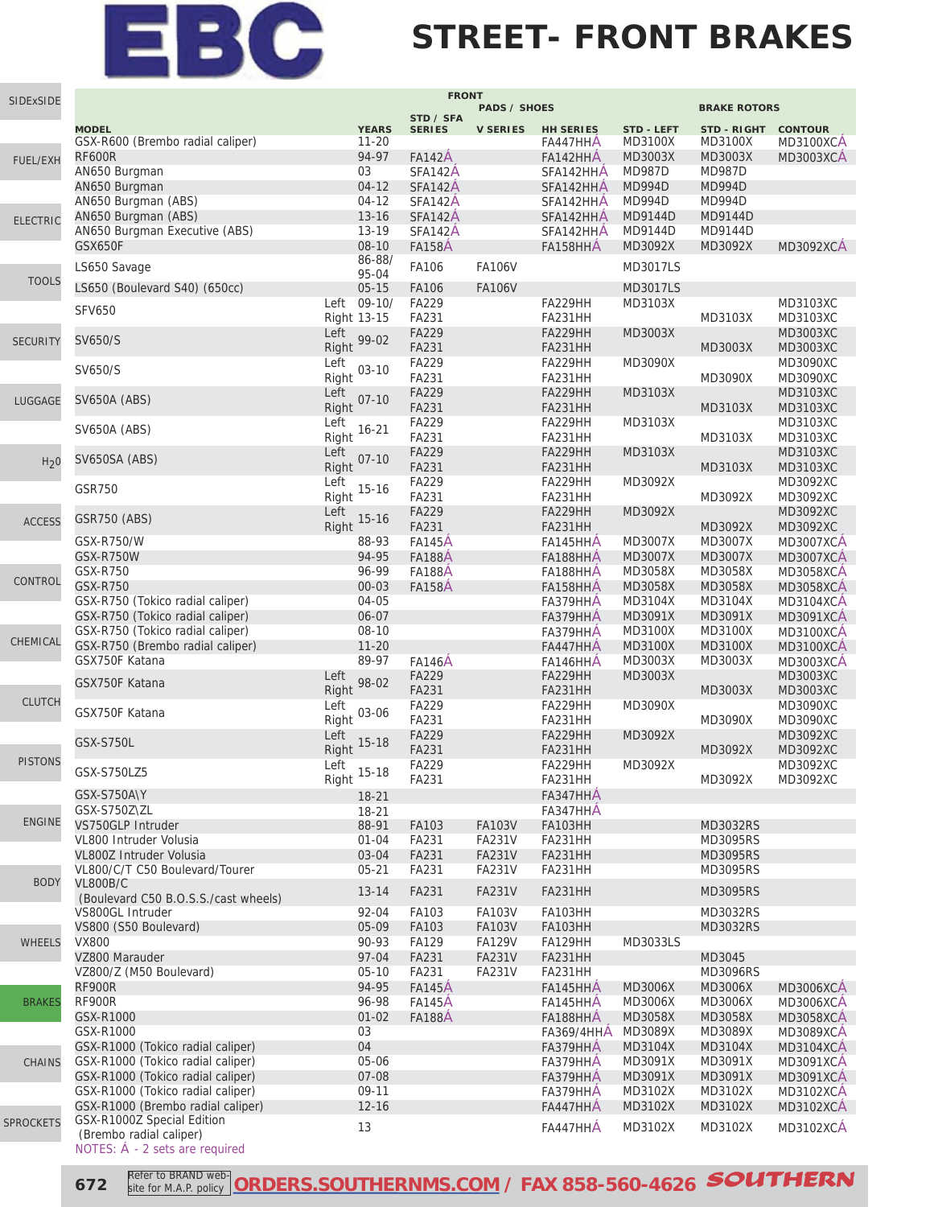# EBC

# STREET- FRONT BRAKES

| MODEL | | YEARS | FRONT PADS / SHOES STD / SFA SERIES | V SERIES | HH SERIES | BRAKE ROTORS STD - LEFT | STD - RIGHT | CONTOUR |
|---|---|---|---|---|---|---|---|---|
| GSX-R600 (Brembo radial caliper) | | 11-20 | | | FA447HHÁ | MD3100X | MD3100X | MD3100XCÁ |
| RF600R | | 94-97 | FA142Á | | FA142HHÁ | MD3003X | MD3003X | MD3003XCÁ |
| AN650 Burgman | | 03 | SFA142Á | | SFA142HHÁ | MD987D | MD987D | |
| AN650 Burgman | | 04-12 | SFA142Á | | SFA142HHÁ | MD994D | MD994D | |
| AN650 Burgman (ABS) | | 04-12 | SFA142Á | | SFA142HHÁ | MD994D | MD994D | |
| AN650 Burgman (ABS) | | 13-16 | SFA142Á | | SFA142HHÁ | MD9144D | MD9144D | |
| AN650 Burgman Executive (ABS) | | 13-19 | SFA142Á | | SFA142HHÁ | MD9144D | MD9144D | |
| GSX650F | | 08-10 | FA158Á | | FA158HHÁ | MD3092X | MD3092X | MD3092XCÁ |
| LS650 Savage | | 86-88/ 95-04 | FA106 | FA106V | | MD3017LS | | |
| LS650 (Boulevard S40) (650cc) | | 05-15 | FA106 | FA106V | | MD3017LS | | |
| SFV650 | Left | 09-10/ | FA229 | | FA229HH | MD3103X | | MD3103XC |
| | Right | 13-15 | FA231 | | FA231HH | | MD3103X | MD3103XC |
| SV650/S | Left | 99-02 | FA229 | | FA229HH | MD3003X | | MD3003XC |
| | Right | | FA231 | | FA231HH | | MD3003X | MD3003XC |
| SV650/S | Left | 03-10 | FA229 | | FA229HH | MD3090X | | MD3090XC |
| | Right | | FA231 | | FA231HH | | MD3090X | MD3090XC |
| SV650A (ABS) | Left | 07-10 | FA229 | | FA229HH | MD3103X | | MD3103XC |
| | Right | | FA231 | | FA231HH | | MD3103X | MD3103XC |
| SV650A (ABS) | Left | 16-21 | FA229 | | FA229HH | MD3103X | | MD3103XC |
| | Right | | FA231 | | FA231HH | | MD3103X | MD3103XC |
| SV650SA (ABS) | Left | 07-10 | FA229 | | FA229HH | MD3103X | | MD3103XC |
| | Right | | FA231 | | FA231HH | | MD3103X | MD3103XC |
| GSR750 | Left | 15-16 | FA229 | | FA229HH | MD3092X | | MD3092XC |
| | Right | | FA231 | | FA231HH | | MD3092X | MD3092XC |
| GSR750 (ABS) | Left | 15-16 | FA229 | | FA229HH | MD3092X | | MD3092XC |
| | Right | | FA231 | | FA231HH | | MD3092X | MD3092XC |
| GSX-R750/W | | 88-93 | FA145Á | | FA145HHÁ | MD3007X | MD3007X | MD3007XCÁ |
| GSX-R750W | | 94-95 | FA188Á | | FA188HHÁ | MD3007X | MD3007X | MD3007XCÁ |
| GSX-R750 | | 96-99 | FA188Á | | FA188HHÁ | MD3058X | MD3058X | MD3058XCÁ |
| GSX-R750 | | 00-03 | FA158Á | | FA158HHÁ | MD3058X | MD3058X | MD3058XCÁ |
| GSX-R750 (Tokico radial caliper) | | 04-05 | | | FA379HHÁ | MD3104X | MD3104X | MD3104XCÁ |
| GSX-R750 (Tokico radial caliper) | | 06-07 | | | FA379HHÁ | MD3091X | MD3091X | MD3091XCÁ |
| GSX-R750 (Tokico radial caliper) | | 08-10 | | | FA379HHÁ | MD3100X | MD3100X | MD3100XCÁ |
| GSX-R750 (Brembo radial caliper) | | 11-20 | | | FA447HHÁ | MD3100X | MD3100X | MD3100XCÁ |
| GSX750F Katana | | 89-97 | FA146Á | | FA146HHÁ | MD3003X | MD3003X | MD3003XCÁ |
| GSX750F Katana | Left | 98-02 | FA229 | | FA229HH | MD3003X | | MD3003XC |
| | Right | | FA231 | | FA231HH | | MD3003X | MD3003XC |
| GSX750F Katana | Left | 03-06 | FA229 | | FA229HH | MD3090X | | MD3090XC |
| | Right | | FA231 | | FA231HH | | MD3090X | MD3090XC |
| GSX-S750L | Left | 15-18 | FA229 | | FA229HH | MD3092X | | MD3092XC |
| | Right | | FA231 | | FA231HH | | MD3092X | MD3092XC |
| GSX-S750LZ5 | Left | 15-18 | FA229 | | FA229HH | MD3092X | | MD3092XC |
| | Right | | FA231 | | FA231HH | | MD3092X | MD3092XC |
| GSX-S750A\Y | | 18-21 | | | FA347HHÁ | | | |
| GSX-S750Z\ZL | | 18-21 | | | FA347HHÁ | | | |
| VS750GLP Intruder | | 88-91 | FA103 | FA103V | FA103HH | | MD3032RS | |
| VL800 Intruder Volusia | | 01-04 | FA231 | FA231V | FA231HH | | MD3095RS | |
| VL800Z Intruder Volusia | | 03-04 | FA231 | FA231V | FA231HH | | MD3095RS | |
| VL800/C/T C50 Boulevard/Tourer | | 05-21 | FA231 | FA231V | FA231HH | | MD3095RS | |
| VL800B/C (Boulevard C50 B.O.S.S./cast wheels) | | 13-14 | FA231 | FA231V | FA231HH | | MD3095RS | |
| VS800GL Intruder | | 92-04 | FA103 | FA103V | FA103HH | | MD3032RS | |
| VS800 (S50 Boulevard) | | 05-09 | FA103 | FA103V | FA103HH | | MD3032RS | |
| VX800 | | 90-93 | FA129 | FA129V | FA129HH | MD3033LS | | |
| VZ800 Marauder | | 97-04 | FA231 | FA231V | FA231HH | | MD3045 | |
| VZ800/Z (M50 Boulevard) | | 05-10 | FA231 | FA231V | FA231HH | | MD3096RS | |
| RF900R | | 94-95 | FA145Á | | FA145HHÁ | MD3006X | MD3006X | MD3006XCÁ |
| RF900R | | 96-98 | FA145Á | | FA145HHÁ | MD3006X | MD3006X | MD3006XCÁ |
| GSX-R1000 | | 01-02 | FA188Á | | FA188HHÁ | MD3058X | MD3058X | MD3058XCÁ |
| GSX-R1000 | | 03 | | | FA369/4HHÁ | MD3089X | MD3089X | MD3089XCÁ |
| GSX-R1000 (Tokico radial caliper) | | 04 | | | FA379HHÁ | MD3104X | MD3104X | MD3104XCÁ |
| GSX-R1000 (Tokico radial caliper) | | 05-06 | | | FA379HHÁ | MD3091X | MD3091X | MD3091XCÁ |
| GSX-R1000 (Tokico radial caliper) | | 07-08 | | | FA379HHÁ | MD3091X | MD3091X | MD3091XCÁ |
| GSX-R1000 (Tokico radial caliper) | | 09-11 | | | FA379HHÁ | MD3102X | MD3102X | MD3102XCÁ |
| GSX-R1000 (Brembo radial caliper) | | 12-16 | | | FA447HHÁ | MD3102X | MD3102X | MD3102XCÁ |
| GSX-R1000Z Special Edition (Brembo radial caliper) | | 13 | | | FA447HHÁ | MD3102X | MD3102X | MD3102XCÁ |

NOTES: Á - 2 sets are required

Refer to BRAND website for M.A.P. policy **ORDERS.SOUTHERNMS.COM / FAX 858-560-4626** SOUTHERN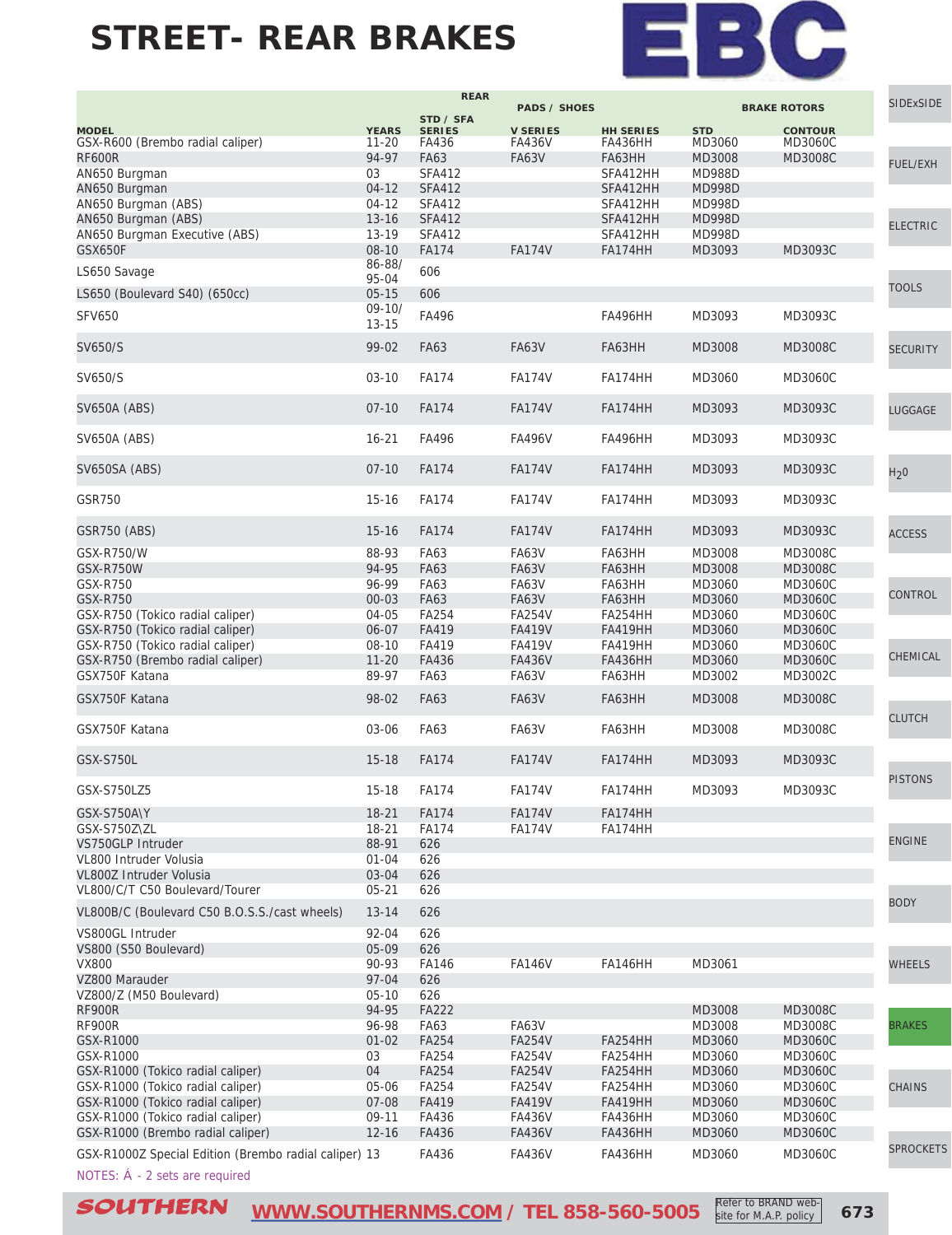# STREET- REAR BRAKES

| MODEL | YEARS | REAR PADS / SHOES STD / SFA SERIES | V SERIES | HH SERIES | BRAKE ROTORS STD | CONTOUR |
|---|---|---|---|---|---|---|
| GSX-R600 (Brembo radial caliper) | 11-20 | FA436 | FA436V | FA436HH | MD3060 | MD3060C |
| RF600R | 94-97 | FA63 | FA63V | FA63HH | MD3008 | MD3008C |
| AN650 Burgman | 03 | SFA412 | | SFA412HH | MD988D | |
| AN650 Burgman | 04-12 | SFA412 | | SFA412HH | MD998D | |
| AN650 Burgman (ABS) | 04-12 | SFA412 | | SFA412HH | MD998D | |
| AN650 Burgman (ABS) | 13-16 | SFA412 | | SFA412HH | MD998D | |
| AN650 Burgman Executive (ABS) | 13-19 | SFA412 | | SFA412HH | MD998D | |
| GSX650F | 08-10 | FA174 | FA174V | FA174HH | MD3093 | MD3093C |
| LS650 Savage | 86-88/ 95-04 | 606 | | | | |
| LS650 (Boulevard S40) (650cc) | 05-15 | 606 | | | | |
| SFV650 | 09-10/ 13-15 | FA496 | | FA496HH | MD3093 | MD3093C |
| SV650/S | 99-02 | FA63 | FA63V | FA63HH | MD3008 | MD3008C |
| SV650/S | 03-10 | FA174 | FA174V | FA174HH | MD3060 | MD3060C |
| SV650A (ABS) | 07-10 | FA174 | FA174V | FA174HH | MD3093 | MD3093C |
| SV650A (ABS) | 16-21 | FA496 | FA496V | FA496HH | MD3093 | MD3093C |
| SV650SA (ABS) | 07-10 | FA174 | FA174V | FA174HH | MD3093 | MD3093C |
| GSR750 | 15-16 | FA174 | FA174V | FA174HH | MD3093 | MD3093C |
| GSR750 (ABS) | 15-16 | FA174 | FA174V | FA174HH | MD3093 | MD3093C |
| GSX-R750/W | 88-93 | FA63 | FA63V | FA63HH | MD3008 | MD3008C |
| GSX-R750W | 94-95 | FA63 | FA63V | FA63HH | MD3008 | MD3008C |
| GSX-R750 | 96-99 | FA63 | FA63V | FA63HH | MD3060 | MD3060C |
| GSX-R750 | 00-03 | FA63 | FA63V | FA63HH | MD3060 | MD3060C |
| GSX-R750 (Tokico radial caliper) | 04-05 | FA254 | FA254V | FA254HH | MD3060 | MD3060C |
| GSX-R750 (Tokico radial caliper) | 06-07 | FA419 | FA419V | FA419HH | MD3060 | MD3060C |
| GSX-R750 (Tokico radial caliper) | 08-10 | FA419 | FA419V | FA419HH | MD3060 | MD3060C |
| GSX-R750 (Brembo radial caliper) | 11-20 | FA436 | FA436V | FA436HH | MD3060 | MD3060C |
| GSX750F Katana | 89-97 | FA63 | FA63V | FA63HH | MD3002 | MD3002C |
| GSX750F Katana | 98-02 | FA63 | FA63V | FA63HH | MD3008 | MD3008C |
| GSX750F Katana | 03-06 | FA63 | FA63V | FA63HH | MD3008 | MD3008C |
| GSX-S750L | 15-18 | FA174 | FA174V | FA174HH | MD3093 | MD3093C |
| GSX-S750LZ5 | 15-18 | FA174 | FA174V | FA174HH | MD3093 | MD3093C |
| GSX-S750A\Y | 18-21 | FA174 | FA174V | FA174HH | | |
| GSX-S750Z\ZL | 18-21 | FA174 | FA174V | FA174HH | | |
| VS750GLP Intruder | 88-91 | 626 | | | | |
| VL800 Intruder Volusia | 01-04 | 626 | | | | |
| VL800Z Intruder Volusia | 03-04 | 626 | | | | |
| VL800/C/T C50 Boulevard/Tourer | 05-21 | 626 | | | | |
| VL800B/C (Boulevard C50 B.O.S.S./cast wheels) | 13-14 | 626 | | | | |
| VS800GL Intruder | 92-04 | 626 | | | | |
| VS800 (S50 Boulevard) | 05-09 | 626 | | | | |
| VX800 | 90-93 | FA146 | FA146V | FA146HH | MD3061 | |
| VZ800 Marauder | 97-04 | 626 | | | | |
| VZ800/Z (M50 Boulevard) | 05-10 | 626 | | | | |
| RF900R | 94-95 | FA222 | | | MD3008 | MD3008C |
| RF900R | 96-98 | FA63 | FA63V | | MD3008 | MD3008C |
| GSX-R1000 | 01-02 | FA254 | FA254V | FA254HH | MD3060 | MD3060C |
| GSX-R1000 | 03 | FA254 | FA254V | FA254HH | MD3060 | MD3060C |
| GSX-R1000 (Tokico radial caliper) | 04 | FA254 | FA254V | FA254HH | MD3060 | MD3060C |
| GSX-R1000 (Tokico radial caliper) | 05-06 | FA254 | FA254V | FA254HH | MD3060 | MD3060C |
| GSX-R1000 (Tokico radial caliper) | 07-08 | FA419 | FA419V | FA419HH | MD3060 | MD3060C |
| GSX-R1000 (Tokico radial caliper) | 09-11 | FA436 | FA436V | FA436HH | MD3060 | MD3060C |
| GSX-R1000 (Brembo radial caliper) | 12-16 | FA436 | FA436V | FA436HH | MD3060 | MD3060C |
| GSX-R1000Z Special Edition (Brembo radial caliper) | 13 | FA436 | FA436V | FA436HH | MD3060 | MD3060C |

NOTES: Á - 2 sets are required

SOUTHERN WWW.SOUTHERNMS.COM / TEL 858-560-5005 Refer to BRAND website for M.A.P. policy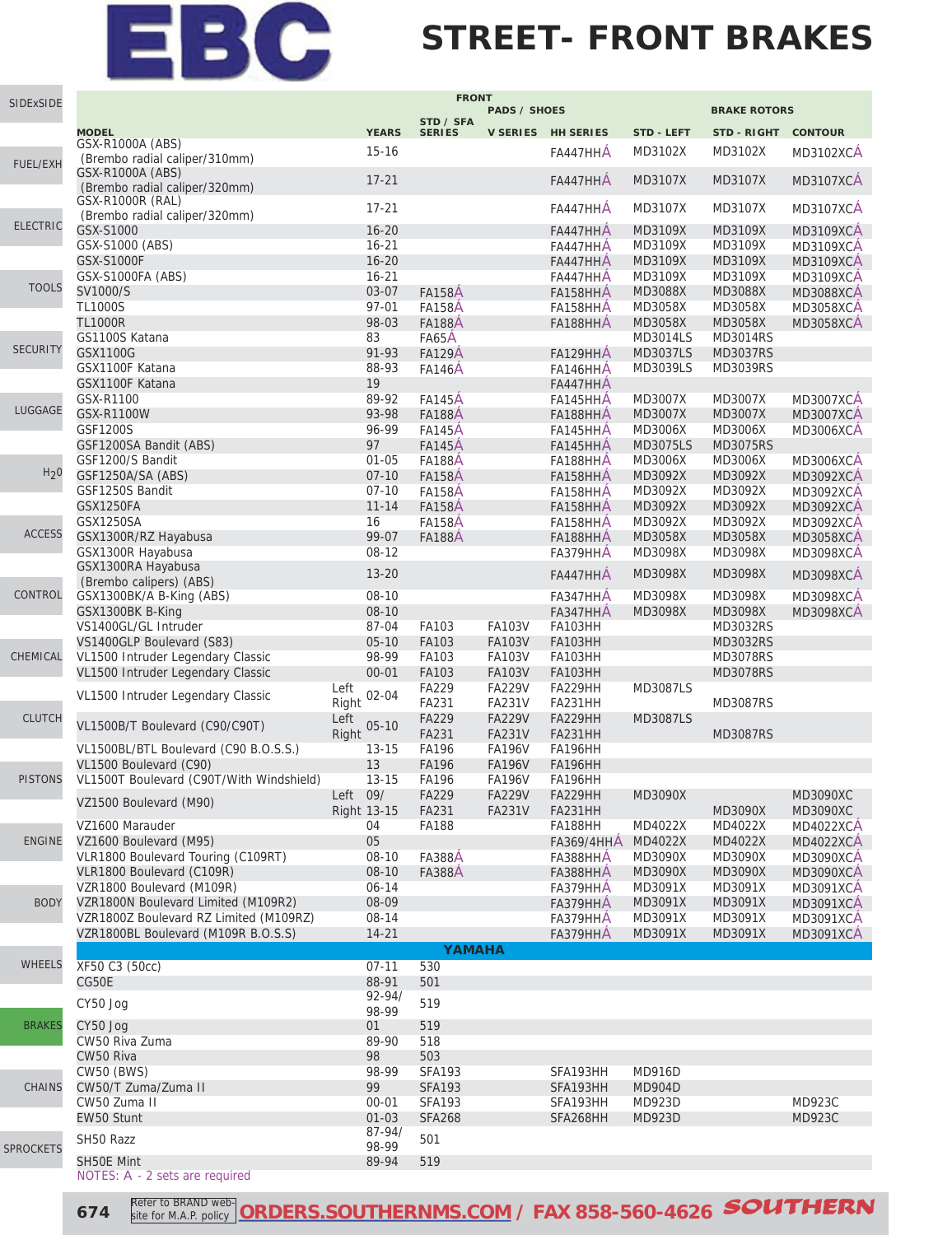# EBC

## STREET- FRONT BRAKES

| MODEL | | YEARS | FRONT PADS / SHOES STD / SFA SERIES | V SERIES | HH SERIES | BRAKE ROTORS STD - LEFT | STD - RIGHT | CONTOUR |
|---|---|---|---|---|---|---|---|---|
| GSX-R1000A (ABS) (Brembo radial caliper/310mm) | | 15-16 | | | FA447HHA | MD3102X | MD3102X | MD3102XCA |
| GSX-R1000A (ABS) (Brembo radial caliper/320mm) | | 17-21 | | | FA447HHA | MD3107X | MD3107X | MD3107XCA |
| GSX-R1000R (RAL) (Brembo radial caliper/320mm) | | 17-21 | | | FA447HHA | MD3107X | MD3107X | MD3107XCA |
| GSX-S1000 | | 16-20 | | | FA447HHA | MD3109X | MD3109X | MD3109XCA |
| GSX-S1000 (ABS) | | 16-21 | | | FA447HHA | MD3109X | MD3109X | MD3109XCA |
| GSX-S1000F | | 16-20 | | | FA447HHA | MD3109X | MD3109X | MD3109XCA |
| GSX-S1000FA (ABS) | | 16-21 | | | FA447HHA | MD3109X | MD3109X | MD3109XCA |
| SV1000/S | | 03-07 | FA158A | | FA158HHA | MD3088X | MD3088X | MD3088XCA |
| TL1000S | | 97-01 | FA158A | | FA158HHA | MD3058X | MD3058X | MD3058XCA |
| TL1000R | | 98-03 | FA188A | | FA188HHA | MD3058X | MD3058X | MD3058XCA |
| GS1100S Katana | | 83 | FA65A | | | MD3014LS | MD3014RS | |
| GSX1100G | | 91-93 | FA129A | | FA129HHA | MD3037LS | MD3037RS | |
| GSX1100F Katana | | 88-93 | FA146A | | FA146HHA | MD3039LS | MD3039RS | |
| GSX1100F Katana | | 19 | | | FA447HHA | | | |
| GSX-R1100 | | 89-92 | FA145A | | FA145HHA | MD3007X | MD3007X | MD3007XCA |
| GSX-R1100W | | 93-98 | FA188A | | FA188HHA | MD3007X | MD3007X | MD3007XCA |
| GSF1200S | | 96-99 | FA145A | | FA145HHA | MD3006X | MD3006X | MD3006XCA |
| GSF1200SA Bandit (ABS) | | 97 | FA145A | | FA145HHA | MD3075LS | MD3075RS | |
| GSF1200/S Bandit | | 01-05 | FA188A | | FA188HHA | MD3006X | MD3006X | MD3006XCA |
| GSF1250A/SA (ABS) | | 07-10 | FA158A | | FA158HHA | MD3092X | MD3092X | MD3092XCA |
| GSF1250S Bandit | | 07-10 | FA158A | | FA158HHA | MD3092X | MD3092X | MD3092XCA |
| GSX1250FA | | 11-14 | FA158A | | FA158HHA | MD3092X | MD3092X | MD3092XCA |
| GSX1250SA | | 16 | FA158A | | FA158HHA | MD3092X | MD3092X | MD3092XCA |
| GSX1300R/RZ Hayabusa | | 99-07 | FA188A | | FA188HHA | MD3058X | MD3058X | MD3058XCA |
| GSX1300R Hayabusa | | 08-12 | | | FA379HHA | MD3098X | MD3098X | MD3098XCA |
| GSX1300RA Hayabusa (Brembo calipers) (ABS) | | 13-20 | | | FA447HHA | MD3098X | MD3098X | MD3098XCA |
| GSX1300BK/A B-King (ABS) | | 08-10 | | | FA347HHA | MD3098X | MD3098X | MD3098XCA |
| GSX1300BK B-King | | 08-10 | | | FA347HHA | MD3098X | MD3098X | MD3098XCA |
| VS1400GLF/GL Intruder | | 87-04 | FA103 | FA103V | FA103HH | | MD3032RS | |
| VS1400GLP Boulevard (S83) | | 05-10 | FA103 | FA103V | FA103HH | | MD3032RS | |
| VL1500 Intruder Legendary Classic | | 98-99 | FA103 | FA103V | FA103HH | | MD3078RS | |
| VL1500 Intruder Legendary Classic | | 00-01 | FA103 | FA103V | FA103HH | | MD3078RS | |
| VL1500 Intruder Legendary Classic | Left | 02-04 | FA229 | FA229V | FA229HH | MD3087LS | | |
| | Right | | FA231 | FA231V | FA231HH | | MD3087RS | |
| VL1500B/T Boulevard (C90/C90T) | Left | 05-10 | FA229 | FA229V | FA229HH | MD3087LS | | |
| | Right | | FA231 | FA231V | FA231HH | | MD3087RS | |
| VL1500BL/BTL Boulevard (C90 B.O.S.S.) | | 13-15 | FA196 | FA196V | FA196HH | | | |
| VL1500 Boulevard (C90) | | 13 | FA196 | FA196V | FA196HH | | | |
| VL1500T Boulevard (C90T/With Windshield) | | 13-15 | FA196 | FA196V | FA196HH | | | |
| VZ1500 Boulevard (M90) | Left | 09/ | FA229 | FA229V | FA229HH | MD3090X | | MD3090XC |
| | Right | 13-15 | FA231 | FA231V | FA231HH | | MD3090X | MD3090XC |
| VZ1600 Marauder | | 04 | FA188 | | FA188HH | MD4022X | MD4022X | MD4022XCA |
| VZ1600 Boulevard (M95) | | 05 | | | FA369/4HHA | MD4022X | MD4022X | MD4022XCA |
| VLR1800 Boulevard Touring (C109RT) | | 08-10 | FA388A | | FA388HHA | MD3090X | MD3090X | MD3090XCA |
| VLR1800 Boulevard (C109R) | | 08-10 | FA388A | | FA388HHA | MD3090X | MD3090X | MD3090XCA |
| VZR1800 Boulevard (M109R) | | 06-14 | | | FA379HHA | MD3091X | MD3091X | MD3091XCA |
| VZR1800N Boulevard Limited (M109R2) | | 08-09 | | | FA379HHA | MD3091X | MD3091X | MD3091XCA |
| VZR1800Z Boulevard RZ Limited (M109RZ) | | 08-14 | | | FA379HHA | MD3091X | MD3091X | MD3091XCA |
| VZR1800BL Boulevard (M109R B.O.S.S) | | 14-21 | | | FA379HHA | MD3091X | MD3091X | MD3091XCA |
| **YAMAHA** | | | | | | | | |
| XF50 C3 (50cc) | | 07-11 | 530 | | | | | |
| CG50E | | 88-91 | 501 | | | | | |
| CY50 Jog | | 92-94/ 98-99 | 519 | | | | | |
| CY50 Jog | | 01 | 519 | | | | | |
| CW50 Riva Zuma | | 89-90 | 518 | | | | | |
| CW50 Riva | | 98 | 503 | | | | | |
| CW50 (BWS) | | 98-99 | SFA193 | | SFA193HH | MD916D | | |
| CW50/T Zuma/Zuma II | | 99 | SFA193 | | SFA193HH | MD904D | | |
| CW50 Zuma II | | 00-01 | SFA193 | | SFA193HH | MD923D | | MD923C |
| EW50 Stunt | | 01-03 | SFA268 | | SFA268HH | MD923D | | MD923C |
| SH50 Razz | | 87-94/ 98-99 | 501 | | | | | |
| SH50E Mint | | 89-94 | 519 | | | | | |

NOTES: A - 2 sets are required

Refer to BRAND website for M.A.P. policy **ORDERS.SOUTHERNMS.COM / FAX 858-560-4626** SOUTHERN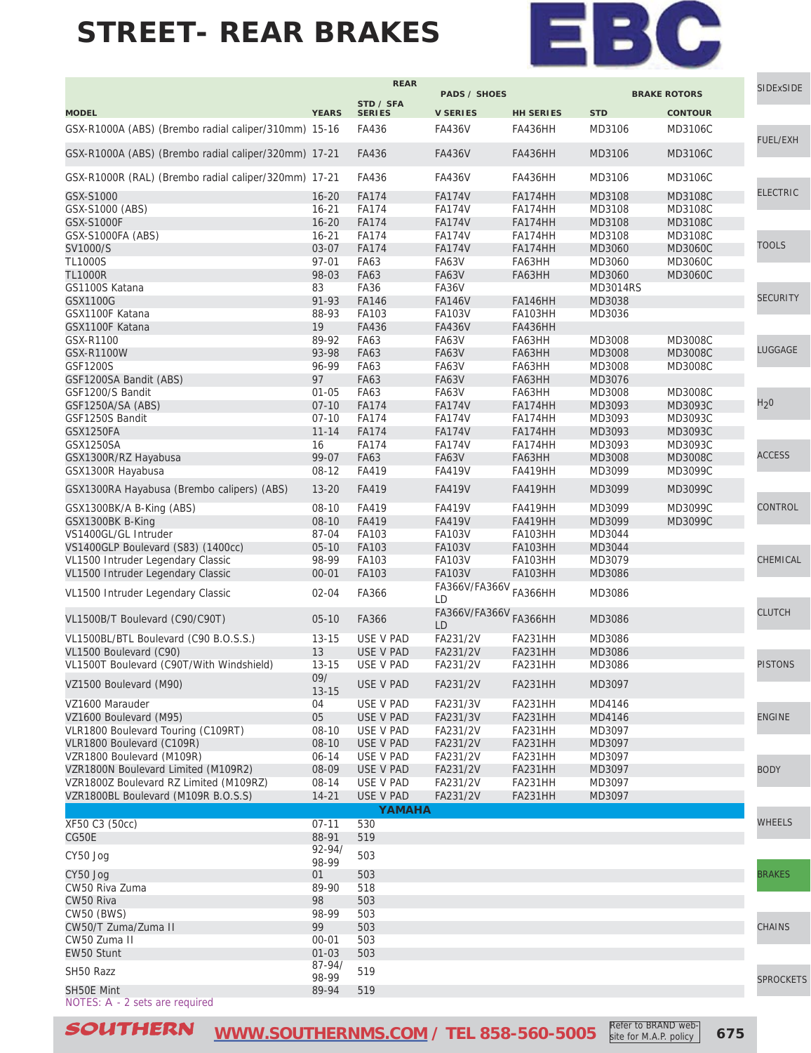# STREET- REAR BRAKES

EBC

| MODEL | YEARS | REAR STD / SFA SERIES | PADS / SHOES V SERIES | HH SERIES | BRAKE ROTORS STD | CONTOUR |
|---|---|---|---|---|---|---|
| GSX-R1000A (ABS) (Brembo radial caliper/310mm) | 15-16 | FA436 | FA436V | FA436HH | MD3106 | MD3106C |
| GSX-R1000A (ABS) (Brembo radial caliper/320mm) | 17-21 | FA436 | FA436V | FA436HH | MD3106 | MD3106C |
| GSX-R1000R (RAL) (Brembo radial caliper/320mm) | 17-21 | FA436 | FA436V | FA436HH | MD3106 | MD3106C |
| GSX-S1000 | 16-20 | FA174 | FA174V | FA174HH | MD3108 | MD3108C |
| GSX-S1000 (ABS) | 16-21 | FA174 | FA174V | FA174HH | MD3108 | MD3108C |
| GSX-S1000F | 16-20 | FA174 | FA174V | FA174HH | MD3108 | MD3108C |
| GSX-S1000FA (ABS) | 16-21 | FA174 | FA174V | FA174HH | MD3108 | MD3108C |
| SV1000/S | 03-07 | FA174 | FA174V | FA174HH | MD3060 | MD3060C |
| TL1000S | 97-01 | FA63 | FA63V | FA63HH | MD3060 | MD3060C |
| TL1000R | 98-03 | FA63 | FA63V | FA63HH | MD3060 | MD3060C |
| GS1100S Katana | 83 | FA36 | FA36V | | MD3014RS | |
| GSX1100G | 91-93 | FA146 | FA146V | FA146HH | MD3038 | |
| GSX1100F Katana | 88-93 | FA103 | FA103V | FA103HH | MD3036 | |
| GSX1100F Katana | 19 | FA436 | FA436V | FA436HH | | |
| GSX-R1100 | 89-92 | FA63 | FA63V | FA63HH | MD3008 | MD3008C |
| GSX-R1100W | 93-98 | FA63 | FA63V | FA63HH | MD3008 | MD3008C |
| GSF1200S | 96-99 | FA63 | FA63V | FA63HH | MD3008 | MD3008C |
| GSF1200SA Bandit (ABS) | 97 | FA63 | FA63V | FA63HH | MD3076 | |
| GSF1200/S Bandit | 01-05 | FA63 | FA63V | FA63HH | MD3008 | MD3008C |
| GSF1250A/SA (ABS) | 07-10 | FA174 | FA174V | FA174HH | MD3093 | MD3093C |
| GSF1250S Bandit | 07-10 | FA174 | FA174V | FA174HH | MD3093 | MD3093C |
| GSX1250FA | 11-14 | FA174 | FA174V | FA174HH | MD3093 | MD3093C |
| GSX1250SA | 16 | FA174 | FA174V | FA174HH | MD3093 | MD3093C |
| GSX1300R/RZ Hayabusa | 99-07 | FA63 | FA63V | FA63HH | MD3008 | MD3008C |
| GSX1300R Hayabusa | 08-12 | FA419 | FA419V | FA419HH | MD3099 | MD3099C |
| GSX1300RA Hayabusa (Brembo calipers) (ABS) | 13-20 | FA419 | FA419V | FA419HH | MD3099 | MD3099C |
| GSX1300BK/A B-King (ABS) | 08-10 | FA419 | FA419V | FA419HH | MD3099 | MD3099C |
| GSX1300BK B-King | 08-10 | FA419 | FA419V | FA419HH | MD3099 | MD3099C |
| VS1400GL/GL Intruder | 87-04 | FA103 | FA103V | FA103HH | MD3044 | |
| VS1400GLP Boulevard (S83) (1400cc) | 05-10 | FA103 | FA103V | FA103HH | MD3044 | |
| VL1500 Intruder Legendary Classic | 98-99 | FA103 | FA103V | FA103HH | MD3079 | |
| VL1500 Intruder Legendary Classic | 00-01 | FA103 | FA103V | FA103HH | MD3086 | |
| VL1500 Intruder Legendary Classic | 02-04 | FA366 | FA366V/FA366V LD | FA366HH | MD3086 | |
| VL1500B/T Boulevard (C90/C90T) | 05-10 | FA366 | FA366V/FA366V LD | FA366HH | MD3086 | |
| VL1500BL/BTL Boulevard (C90 B.O.S.S.) | 13-15 | USE V PAD | FA231/2V | FA231HH | MD3086 | |
| VL1500 Boulevard (C90) | 13 | USE V PAD | FA231/2V | FA231HH | MD3086 | |
| VL1500T Boulevard (C90T/With Windshield) | 13-15 | USE V PAD | FA231/2V | FA231HH | MD3086 | |
| VZ1500 Boulevard (M90) | 09/ 13-15 | USE V PAD | FA231/2V | FA231HH | MD3097 | |
| VZ1600 Marauder | 04 | USE V PAD | FA231/3V | FA231HH | MD4146 | |
| VZ1600 Boulevard (M95) | 05 | USE V PAD | FA231/3V | FA231HH | MD4146 | |
| VLR1800 Boulevard Touring (C109RT) | 08-10 | USE V PAD | FA231/2V | FA231HH | MD3097 | |
| VLR1800 Boulevard (C109R) | 08-10 | USE V PAD | FA231/2V | FA231HH | MD3097 | |
| VZR1800 Boulevard (M109R) | 06-14 | USE V PAD | FA231/2V | FA231HH | MD3097 | |
| VZR1800N Boulevard Limited (M109R2) | 08-09 | USE V PAD | FA231/2V | FA231HH | MD3097 | |
| VZR1800Z Boulevard RZ Limited (M109RZ) | 08-14 | USE V PAD | FA231/2V | FA231HH | MD3097 | |
| VZR1800BL Boulevard (M109R B.O.S.S) | 14-21 | USE V PAD | FA231/2V | FA231HH | MD3097 | |
| **YAMAHA** | | | | | | |
| XF50 C3 (50cc) | 07-11 | 530 | | | | |
| CG50E | 88-91 | 519 | | | | |
| CY50 Jog | 92-94/ 98-99 | 503 | | | | |
| CY50 Jog | 01 | 503 | | | | |
| CW50 Riva Zuma | 89-90 | 518 | | | | |
| CW50 Riva | 98 | 503 | | | | |
| CW50 (BWS) | 98-99 | 503 | | | | |
| CW50/T Zuma/Zuma II | 99 | 503 | | | | |
| CW50 Zuma II | 00-01 | 503 | | | | |
| EW50 Stunt | 01-03 | 503 | | | | |
| SH50 Razz | 87-94/ 98-99 | 519 | | | | |
| SH50E Mint | 89-94 | 519 | | | | |

NOTES: A - 2 sets are required

SOUTHERN WWW.SOUTHERNMS.COM / TEL 858-560-5005 Refer to BRAND website for M.A.P. policy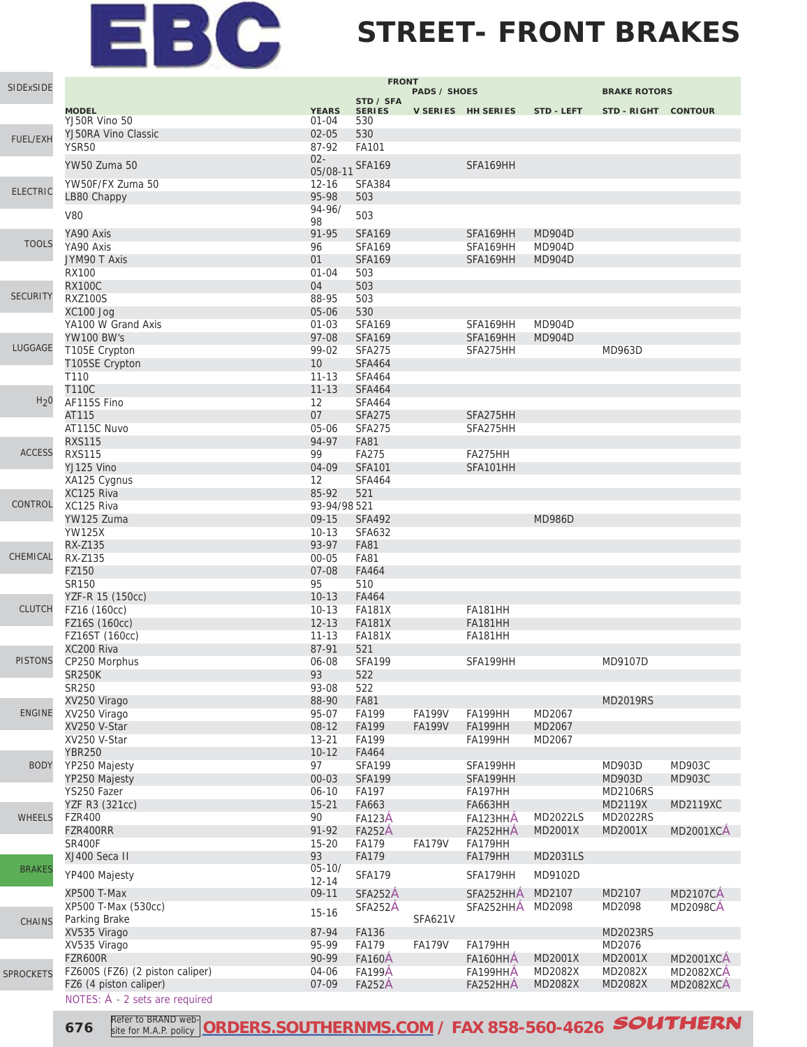# STREET- FRONT BRAKES

| | | FRONT | | | | | |
|---|---|---|---|---|---|---|---|
| | | PADS / SHOES | | | BRAKE ROTORS | | |
| MODEL | YEARS | STD / SFA SERIES | V SERIES | HH SERIES | STD - LEFT | STD - RIGHT | CONTOUR |
| YJ50R Vino 50 | 01-04 | 530 | | | | | |
| YJ50RA Vino Classic | 02-05 | 530 | | | | | |
| YSR50 | 87-92 | FA101 | | | | | |
| YW50 Zuma 50 | 02-05/08-11 | SFA169 | | SFA169HH | | | |
| YW50F/FX Zuma 50 | 12-16 | SFA384 | | | | | |
| LB80 Chappy | 95-98 | 503 | | | | | |
| V80 | 94-96/98 | 503 | | | | | |
| YA90 Axis | 91-95 | SFA169 | | SFA169HH | MD904D | | |
| YA90 Axis | 96 | SFA169 | | SFA169HH | MD904D | | |
| JYM90 T Axis | 01 | SFA169 | | SFA169HH | MD904D | | |
| RX100 | 01-04 | 503 | | | | | |
| RX100C | 04 | 503 | | | | | |
| RXZ100S | 88-95 | 503 | | | | | |
| XC100 Jog | 05-06 | 530 | | | | | |
| YA100 W Grand Axis | 01-03 | SFA169 | | SFA169HH | MD904D | | |
| YW100 BW's | 97-08 | SFA169 | | SFA169HH | MD904D | | |
| T105E Crypton | 99-02 | SFA275 | | SFA275HH | | MD963D | |
| T105SE Crypton | 10 | SFA464 | | | | | |
| T110 | 11-13 | SFA464 | | | | | |
| T110C | 11-13 | SFA464 | | | | | |
| AF115S Fino | 12 | SFA464 | | | | | |
| AT115 | 07 | SFA275 | | SFA275HH | | | |
| AT115C Nuvo | 05-06 | SFA275 | | SFA275HH | | | |
| RXS115 | 94-97 | FA81 | | | | | |
| RXS115 | 99 | FA275 | | FA275HH | | | |
| YJ125 Vino | 04-09 | SFA101 | | SFA101HH | | | |
| XA125 Cygnus | 12 | SFA464 | | | | | |
| XC125 Riva | 85-92 | 521 | | | | | |
| XC125 Riva | 93-94/98 | 521 | | | | | |
| YW125 Zuma | 09-15 | SFA492 | | | MD986D | | |
| YW125X | 10-13 | SFA632 | | | | | |
| RX-Z135 | 93-97 | FA81 | | | | | |
| RX-Z135 | 00-05 | FA81 | | | | | |
| FZ150 | 07-08 | FA464 | | | | | |
| SR150 | 95 | 510 | | | | | |
| YZF-R 15 (150cc) | 10-13 | FA464 | | | | | |
| FZ16 (160cc) | 10-13 | FA181X | | FA181HH | | | |
| FZ16S (160cc) | 12-13 | FA181X | | FA181HH | | | |
| FZ16ST (160cc) | 11-13 | FA181X | | FA181HH | | | |
| XC200 Riva | 87-91 | 521 | | | | | |
| CP250 Morphus | 06-08 | SFA199 | | SFA199HH | | MD9107D | |
| SR250K | 93 | 522 | | | | | |
| SR250 | 93-08 | 522 | | | | | |
| XV250 Virago | 88-90 | FA81 | | | | MD2019RS | |
| XV250 Virago | 95-07 | FA199 | FA199V | FA199HH | MD2067 | | |
| XV250 V-Star | 08-12 | FA199 | FA199V | FA199HH | MD2067 | | |
| XV250 V-Star | 13-21 | FA199 | | FA199HH | MD2067 | | |
| YBR250 | 10-12 | FA464 | | | | | |
| YP250 Majesty | 97 | SFA199 | | SFA199HH | | MD903D | MD903C |
| YP250 Majesty | 00-03 | SFA199 | | SFA199HH | | MD903D | MD903C |
| YS250 Fazer | 06-10 | FA197 | | FA197HH | | MD2106RS | |
| YZF R3 (321cc) | 15-21 | FA663 | | FA663HH | | MD2119X | MD2119XC |
| FZR400 | 90 | FA123Á | | FA123HHÁ | MD2022LS | MD2022RS | |
| FZR400RR | 91-92 | FA252Á | | FA252HHÁ | MD2001X | MD2001X | MD2001XCÁ |
| SR400F | 15-20 | FA179 | FA179V | FA179HH | | | |
| XJ400 Seca II | 93 | FA179 | | FA179HH | MD2031LS | | |
| YP400 Majesty | 05-10/12-14 | SFA179 | | SFA179HH | MD9102D | | |
| XP500 T-Max | 09-11 | SFA252Á | | SFA252HHÁ | MD2107 | MD2107 | MD2107CÁ |
| XP500 T-Max (530cc) Parking Brake | 15-16 | SFA252Á | SFA621V | SFA252HHÁ | MD2098 | MD2098 | MD2098CÁ |
| XV535 Virago | 87-94 | FA136 | | | | MD2023RS | |
| XV535 Virago | 95-99 | FA179 | FA179V | FA179HH | | MD2076 | |
| FZR600R | 90-99 | FA160Á | | FA160HHÁ | MD2001X | MD2001X | MD2001XCÁ |
| FZ600S (FZ6) (2 piston caliper) | 04-06 | FA199Á | | FA199HHÁ | MD2082X | MD2082X | MD2082XCÁ |
| FZ6 (4 piston caliper) | 07-09 | FA252Á | | FA252HHÁ | MD2082X | MD2082X | MD2082XCÁ |

NOTES: Á - 2 sets are required

Refer to BRAND web-site for M.A.P. policy ORDERS.SOUTHERNMS.COM / FAX 858-560-4626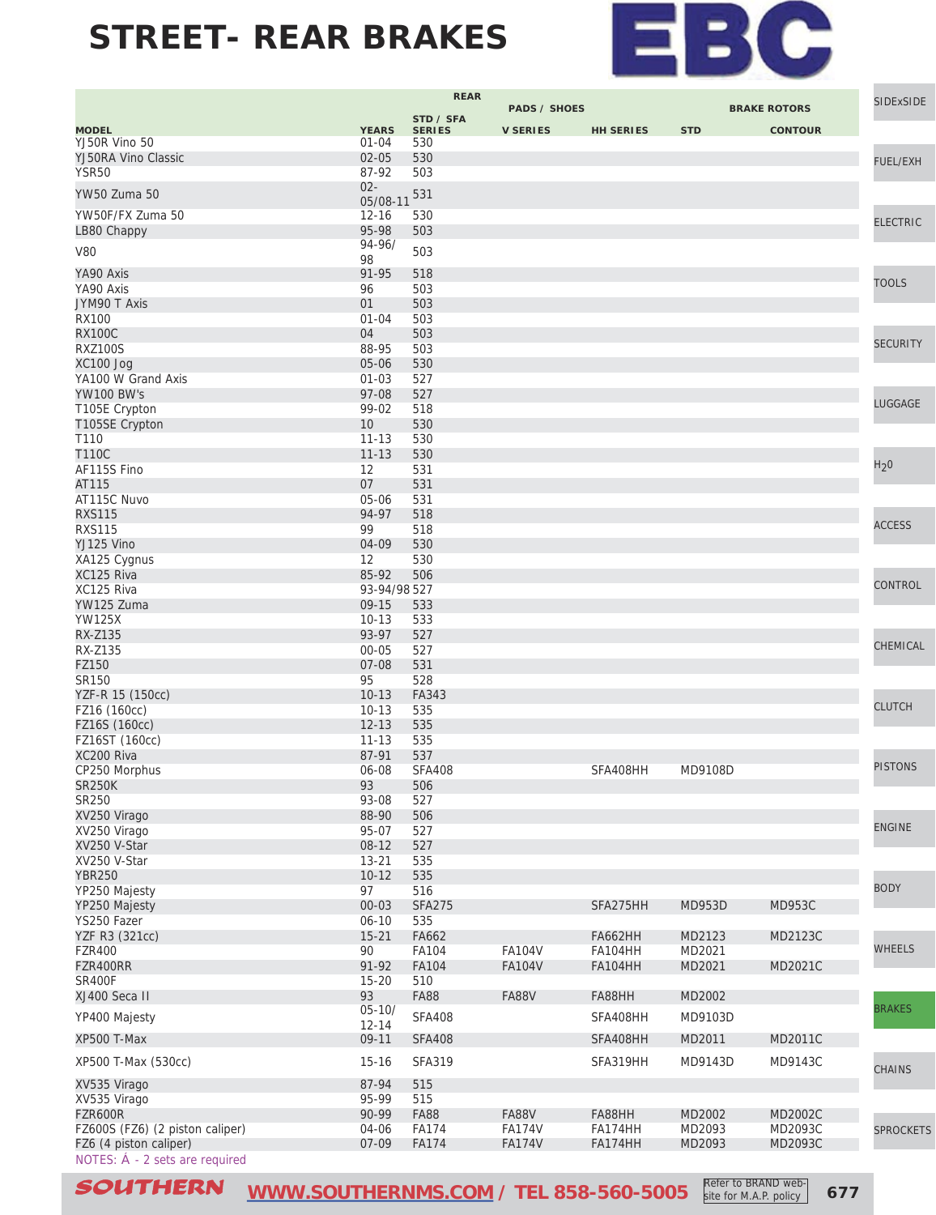# STREET- REAR BRAKES

EBC

| MODEL | YEARS | REAR STD / SFA SERIES | PADS / SHOES V SERIES | HH SERIES | BRAKE ROTORS STD | CONTOUR |
|---|---|---|---|---|---|---|
| YJ50R Vino 50 | 01-04 | 530 | | | | |
| YJ50RA Vino Classic | 02-05 | 530 | | | | |
| YSR50 | 87-92 | 503 | | | | |
| YW50 Zuma 50 | 02-05/08-11 | 531 | | | | |
| YW50F/FX Zuma 50 | 12-16 | 530 | | | | |
| LB80 Chappy | 95-98 | 503 | | | | |
| V80 | 94-96/98 | 503 | | | | |
| YA90 Axis | 91-95 | 518 | | | | |
| YA90 Axis | 96 | 503 | | | | |
| JYM90 T Axis | 01 | 503 | | | | |
| RX100 | 01-04 | 503 | | | | |
| RX100C | 04 | 503 | | | | |
| RXZ100S | 88-95 | 503 | | | | |
| XC100 Jog | 05-06 | 530 | | | | |
| YA100 W Grand Axis | 01-03 | 527 | | | | |
| YW100 BW's | 97-08 | 527 | | | | |
| T105E Crypton | 99-02 | 518 | | | | |
| T105SE Crypton | 10 | 530 | | | | |
| T110 | 11-13 | 530 | | | | |
| T110C | 11-13 | 530 | | | | |
| AF115S Fino | 12 | 531 | | | | |
| AT115 | 07 | 531 | | | | |
| AT115C Nuvo | 05-06 | 531 | | | | |
| RXS115 | 94-97 | 518 | | | | |
| RXS115 | 99 | 518 | | | | |
| YJ125 Vino | 04-09 | 530 | | | | |
| XA125 Cygnus | 12 | 530 | | | | |
| XC125 Riva | 85-92 | 506 | | | | |
| XC125 Riva | 93-94/98 | 527 | | | | |
| YW125 Zuma | 09-15 | 533 | | | | |
| YW125X | 10-13 | 533 | | | | |
| RX-Z135 | 93-97 | 527 | | | | |
| RX-Z135 | 00-05 | 527 | | | | |
| FZ150 | 07-08 | 531 | | | | |
| SR150 | 95 | 528 | | | | |
| YZF-R 15 (150cc) | 10-13 | FA343 | | | | |
| FZ16 (160cc) | 10-13 | 535 | | | | |
| FZ16S (160cc) | 12-13 | 535 | | | | |
| FZ16ST (160cc) | 11-13 | 535 | | | | |
| XC200 Riva | 87-91 | 537 | | | | |
| CP250 Morphus | 06-08 | SFA408 | | SFA408HH | MD9108D | |
| SR250K | 93 | 506 | | | | |
| SR250 | 93-08 | 527 | | | | |
| XV250 Virago | 88-90 | 506 | | | | |
| XV250 Virago | 95-07 | 527 | | | | |
| XV250 V-Star | 08-12 | 527 | | | | |
| XV250 V-Star | 13-21 | 535 | | | | |
| YBR250 | 10-12 | 535 | | | | |
| YP250 Majesty | 97 | 516 | | | | |
| YP250 Majesty | 00-03 | SFA275 | | SFA275HH | MD953D | MD953C |
| YS250 Fazer | 06-10 | 535 | | | | |
| YZF R3 (321cc) | 15-21 | FA662 | | FA662HH | MD2123 | MD2123C |
| FZR400 | 90 | FA104 | FA104V | FA104HH | MD2021 | |
| FZR400RR | 91-92 | FA104 | FA104V | FA104HH | MD2021 | MD2021C |
| SR400F | 15-20 | 510 | | | | |
| XJ400 Seca II | 93 | FA88 | FA88V | FA88HH | MD2002 | |
| YP400 Majesty | 05-10/12-14 | SFA408 | | SFA408HH | MD9103D | |
| XP500 T-Max | 09-11 | SFA408 | | SFA408HH | MD2011 | MD2011C |
| XP500 T-Max (530cc) | 15-16 | SFA319 | | SFA319HH | MD9143D | MD9143C |
| XV535 Virago | 87-94 | 515 | | | | |
| XV535 Virago | 95-99 | 515 | | | | |
| FZR600R | 90-99 | FA88 | FA88V | FA88HH | MD2002 | MD2002C |
| FZ600S (FZ6) (2 piston caliper) | 04-06 | FA174 | FA174V | FA174HH | MD2093 | MD2093C |
| FZ6 (4 piston caliper) | 07-09 | FA174 | FA174V | FA174HH | MD2093 | MD2093C |

NOTES: Á - 2 sets are required

SOUTHERN WWW.SOUTHERNMS.COM / TEL 858-560-5005 Refer to BRAND website for M.A.P. policy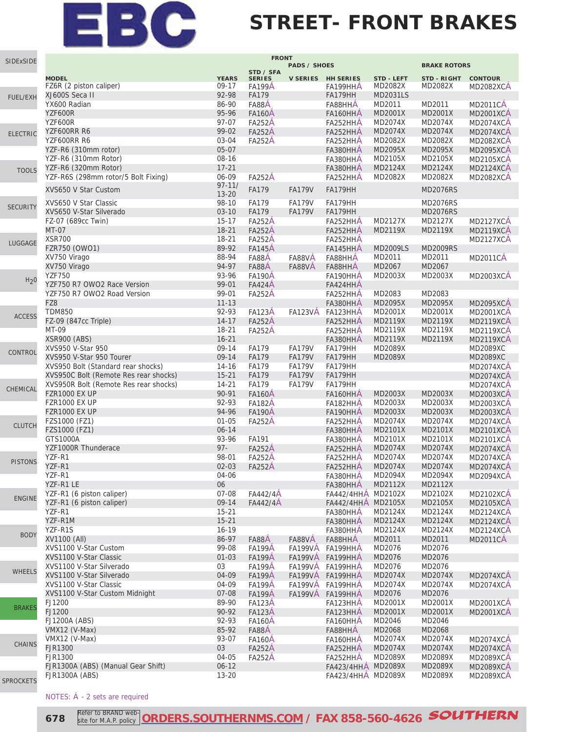# EBC

# STREET- FRONT BRAKES

| | | FRONT | | | | | |
|---|---|---|---|---|---|---|---|
| | | PADS / SHOES | | | BRAKE ROTORS | | |
| MODEL | YEARS | STD / SFA SERIES | V SERIES | HH SERIES | STD - LEFT | STD - RIGHT | CONTOUR |
| FZ6R (2 piston caliper) | 09-17 | FA199Á | | FA199HHÁ | MD2082X | MD2082X | MD2082XCÁ |
| XJ600S Seca II | 92-98 | FA179 | | FA179HH | MD2031LS | | |
| YX600 Radian | 86-90 | FA88Á | | FA88HHÁ | MD2011 | MD2011 | MD2011CÁ |
| YZF600R | 95-96 | FA160Á | | FA160HHÁ | MD2001X | MD2001X | MD2001XCÁ |
| YZF600R | 97-07 | FA252Á | | FA252HHÁ | MD2074X | MD2074X | MD2074XCÁ |
| YZF600RR R6 | 99-02 | FA252Á | | FA252HHÁ | MD2074X | MD2074X | MD2074XCÁ |
| YZF600RR R6 | 03-04 | FA252Á | | FA252HHÁ | MD2082X | MD2082X | MD2082XCÁ |
| YZF-R6 (310mm rotor) | 05-07 | | | FA380HHÁ | MD2095X | MD2095X | MD2095XCÁ |
| YZF-R6 (310mm Rotor) | 08-16 | | | FA380HHÁ | MD2105X | MD2105X | MD2105XCÁ |
| YZF-R6 (320mm Rotor) | 17-21 | | | FA380HHÁ | MD2124X | MD2124X | MD2124XCÁ |
| YZF-R6S (298mm rotor/5 Bolt Fixing) | 06-09 | FA252Á | | FA252HHÁ | MD2082X | MD2082X | MD2082XCÁ |
| XVS650 V Star Custom | 97-11/ 13-20 | FA179 | FA179V | FA179HH | | MD2076RS | |
| XVS650 V Star Classic | 98-10 | FA179 | FA179V | FA179HH | | MD2076RS | |
| XVS650 V-Star Silverado | 03-10 | FA179 | FA179V | FA179HH | | MD2076RS | |
| FZ-07 (689cc Twin) | 15-17 | FA252Á | | FA252HHÁ | MD2127X | MD2127X | MD2127XCÁ |
| MT-07 | 18-21 | FA252Á | | FA252HHÁ | MD2119X | MD2119X | MD2119XCÁ |
| XSR700 | 18-21 | FA252Á | | FA252HHÁ | | | MD2127XCÁ |
| FZR750 (OWO1) | 89-92 | FA145Á | | FA145HHÁ | MD2009LS | MD2009RS | |
| XV750 Virago | 88-94 | FA88Á | FA88VÁ | FA88HHÁ | MD2011 | MD2011 | MD2011CÁ |
| XV750 Virago | 94-97 | FA88Á | FA88VÁ | FA88HHÁ | MD2067 | MD2067 | |
| YZF750 | 93-96 | FA190Á | | FA190HHÁ | MD2003X | MD2003X | MD2003XCÁ |
| YZF750 R7 OWO2 Race Version | 99-01 | FA424Á | | FA424HHÁ | | | |
| YZF750 R7 OWO2 Road Version | 99-01 | FA252Á | | FA252HHÁ | MD2083 | MD2083 | |
| FZ8 | 11-13 | | | FA380HHÁ | MD2095X | MD2095X | MD2095XCÁ |
| TDM850 | 92-93 | FA123Á | FA123VÁ | FA123HHÁ | MD2001X | MD2001X | MD2001XCÁ |
| FZ-09 (847cc Triple) | 14-17 | FA252Á | | FA252HHÁ | MD2119X | MD2119X | MD2119XCÁ |
| MT-09 | 18-21 | FA252Á | | FA252HHÁ | MD2119X | MD2119X | MD2119XCÁ |
| XSR900 (ABS) | 16-21 | | | FA380HHÁ | MD2119X | MD2119X | MD2119XCÁ |
| XVS950 V-Star 950 | 09-14 | FA179 | FA179V | FA179HH | MD2089X | | MD2089XC |
| XVS950 V-Star 950 Tourer | 09-14 | FA179 | FA179V | FA179HH | MD2089X | | MD2089XC |
| XVS950 Bolt (Standard rear shocks) | 14-16 | FA179 | FA179V | FA179HH | | | MD2074XCÁ |
| XVS950C Bolt (Remote Res rear shocks) | 15-21 | FA179 | FA179V | FA179HH | | | MD2074XCÁ |
| XVS950R Bolt (Remote Res rear shocks) | 14-21 | FA179 | FA179V | FA179HH | | | MD2074XCÁ |
| FZR1000 EX UP | 90-91 | FA160Á | | FA160HHÁ | MD2003X | MD2003X | MD2003XCÁ |
| FZR1000 EX UP | 92-93 | FA182Á | | FA182HHÁ | MD2003X | MD2003X | MD2003XCÁ |
| FZR1000 EX UP | 94-96 | FA190Á | | FA190HHÁ | MD2003X | MD2003X | MD2003XCÁ |
| FZS1000 (FZ1) | 01-05 | FA252Á | | FA252HHÁ | MD2074X | MD2074X | MD2074XCÁ |
| FZS1000 (FZ1) | 06-14 | | | FA380HHÁ | MD2101X | MD2101X | MD2101XCÁ |
| GTS1000A | 93-96 | FA191 | | FA380HHÁ | MD2101X | MD2101X | MD2101XCÁ |
| YZF1000R Thunderace | 97- | FA252Á | | FA252HHÁ | MD2074X | MD2074X | MD2074XCÁ |
| YZF-R1 | 98-01 | FA252Á | | FA252HHÁ | MD2074X | MD2074X | MD2074XCÁ |
| YZF-R1 | 02-03 | FA252Á | | FA252HHÁ | MD2074X | MD2074X | MD2074XCÁ |
| YZF-R1 | 04-06 | | | FA380HHÁ | MD2094X | MD2094X | MD2094XCÁ |
| YZF-R1 LE | 06 | | | FA380HHÁ | MD2112X | MD2112X | |
| YZF-R1 (6 piston caliper) | 07-08 | FA442/4Á | | FA442/4HHÁ | MD2102X | MD2102X | MD2102XCÁ |
| YZF-R1 (6 piston caliper) | 09-14 | FA442/4Á | | FA442/4HHÁ | MD2105X | MD2105X | MD2105XCÁ |
| YZF-R1 | 15-21 | | | FA380HHÁ | MD2124X | MD2124X | MD2124XCÁ |
| YZF-R1M | 15-21 | | | FA380HHÁ | MD2124X | MD2124X | MD2124XCÁ |
| YZF-R1S | 16-19 | | | FA380HHÁ | MD2124X | MD2124X | MD2124XCÁ |
| XV1100 (All) | 86-97 | FA88Á | FA88VÁ | FA88HHÁ | MD2011 | MD2011 | MD2011CÁ |
| XVS1100 V-Star Custom | 99-08 | FA199Á | FA199VÁ | FA199HHÁ | MD2076 | MD2076 | |
| XVS1100 V-Star Classic | 01-03 | FA199Á | FA199VÁ | FA199HHÁ | MD2076 | MD2076 | |
| XVS1100 V-Star Silverado | 03 | FA199Á | FA199VÁ | FA199HHÁ | MD2076 | MD2076 | |
| XVS1100 V-Star Silverado | 04-09 | FA199Á | FA199VÁ | FA199HHÁ | MD2074X | MD2074X | MD2074XCÁ |
| XVS1100 V-Star Classic | 04-09 | FA199Á | FA199VÁ | FA199HHÁ | MD2074X | MD2074X | MD2074XCÁ |
| XVS1100 V-Star Custom Midnight | 07-08 | FA199Á | FA199VÁ | FA199HHÁ | MD2076 | MD2076 | |
| FJ1200 | 89-90 | FA123Á | | FA123HHÁ | MD2001X | MD2001X | MD2001XCÁ |
| FJ1200 | 90-92 | FA123Á | | FA123HHÁ | MD2001X | MD2001X | MD2001XCÁ |
| FJ1200A (ABS) | 92-93 | FA160Á | | FA160HHÁ | MD2046 | MD2046 | |
| VMX12 (V-Max) | 85-92 | FA88Á | | FA88HHÁ | MD2068 | MD2068 | |
| VMX12 (V-Max) | 93-07 | FA160Á | | FA160HHÁ | MD2074X | MD2074X | MD2074XCÁ |
| FJR1300 | 03 | FA252Á | | FA252HHÁ | MD2074X | MD2074X | MD2074XCÁ |
| FJR1300 | 04-05 | FA252Á | | FA252HHÁ | MD2089X | MD2089X | MD2089XCÁ |
| FJR1300A (ABS) (Manual Gear Shift) | 06-12 | | | FA423/4HHÁ | MD2089X | MD2089X | MD2089XCÁ |
| FJR1300A (ABS) | 13-20 | | | FA423/4HHÁ | MD2089X | MD2089X | MD2089XCÁ |

NOTES: Á - 2 sets are required

Refer to BRAND web-site for M.A.P. policy **ORDERS.SOUTHERNMS.COM / FAX 858-560-4626** SOUTHERN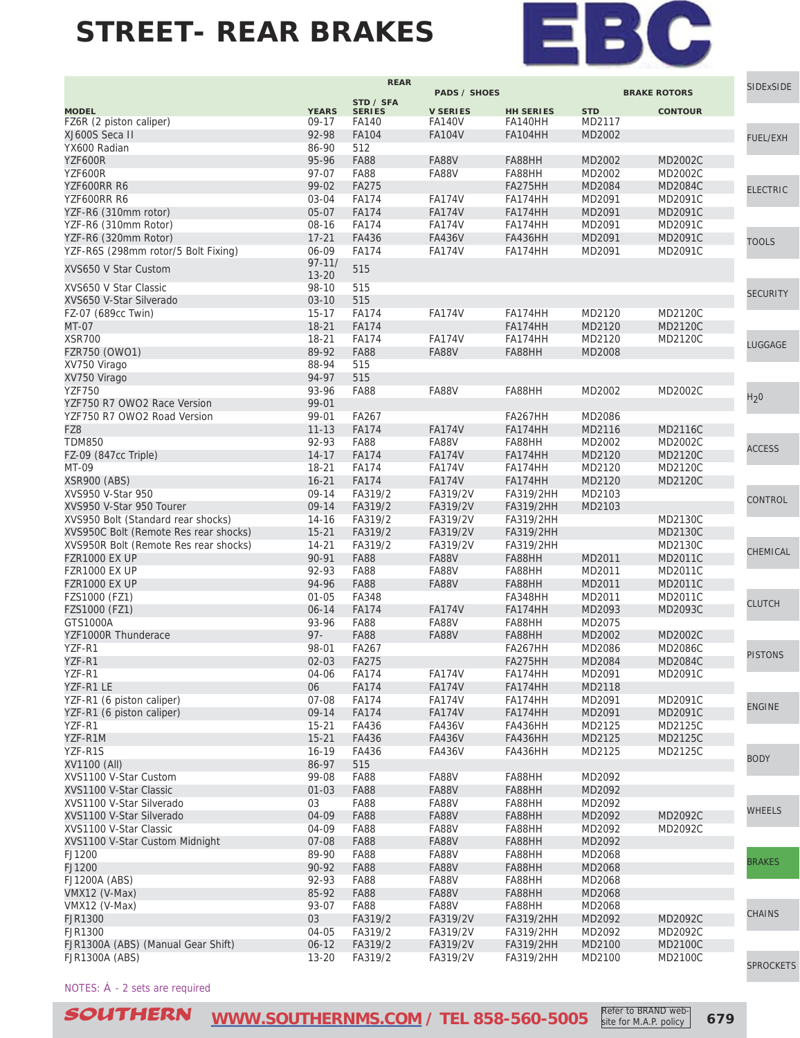# STREET- REAR BRAKES

| MODEL | YEARS | REAR STD / SFA SERIES | PADS / SHOES V SERIES | HH SERIES | BRAKE ROTORS STD | CONTOUR |
|---|---|---|---|---|---|---|
| FZ6R (2 piston caliper) | 09-17 | FA140 | FA140V | FA140HH | MD2117 | |
| XJ600S Seca II | 92-98 | FA104 | FA104V | FA104HH | MD2002 | |
| YX600 Radian | 86-90 | 512 | | | | |
| YZF600R | 95-96 | FA88 | FA88V | FA88HH | MD2002 | MD2002C |
| YZF600R | 97-07 | FA88 | FA88V | FA88HH | MD2002 | MD2002C |
| YZF600RR R6 | 99-02 | FA275 | | FA275HH | MD2084 | MD2084C |
| YZF600RR R6 | 03-04 | FA174 | FA174V | FA174HH | MD2091 | MD2091C |
| YZF-R6 (310mm rotor) | 05-07 | FA174 | FA174V | FA174HH | MD2091 | MD2091C |
| YZF-R6 (310mm Rotor) | 08-16 | FA174 | FA174V | FA174HH | MD2091 | MD2091C |
| YZF-R6 (320mm Rotor) | 17-21 | FA436 | FA436V | FA436HH | MD2091 | MD2091C |
| YZF-R6S (298mm rotor/5 Bolt Fixing) | 06-09 | FA174 | FA174V | FA174HH | MD2091 | MD2091C |
| XVS650 V Star Custom | 97-11/ 13-20 | 515 | | | | |
| XVS650 V Star Classic | 98-10 | 515 | | | | |
| XVS650 V-Star Silverado | 03-10 | 515 | | | | |
| FZ-07 (689cc Twin) | 15-17 | FA174 | FA174V | FA174HH | MD2120 | MD2120C |
| MT-07 | 18-21 | FA174 | | FA174HH | MD2120 | MD2120C |
| XSR700 | 18-21 | FA174 | FA174V | FA174HH | MD2120 | MD2120C |
| FZR750 (OWO1) | 89-92 | FA88 | FA88V | FA88HH | MD2008 | |
| XV750 Virago | 88-94 | 515 | | | | |
| XV750 Virago | 94-97 | 515 | | | | |
| YZF750 | 93-96 | FA88 | FA88V | FA88HH | MD2002 | MD2002C |
| YZF750 R7 OWO2 Race Version | 99-01 | | | | | |
| YZF750 R7 OWO2 Road Version | 99-01 | FA267 | | FA267HH | MD2086 | |
| FZ8 | 11-13 | FA174 | FA174V | FA174HH | MD2116 | MD2116C |
| TDM850 | 92-93 | FA88 | FA88V | FA88HH | MD2002 | MD2002C |
| FZ-09 (847cc Triple) | 14-17 | FA174 | FA174V | FA174HH | MD2120 | MD2120C |
| MT-09 | 18-21 | FA174 | FA174V | FA174HH | MD2120 | MD2120C |
| XSR900 (ABS) | 16-21 | FA174 | FA174V | FA174HH | MD2120 | MD2120C |
| XVS950 V-Star 950 | 09-14 | FA319/2 | FA319/2V | FA319/2HH | MD2103 | |
| XVS950 V-Star 950 Tourer | 09-14 | FA319/2 | FA319/2V | FA319/2HH | MD2103 | |
| XVS950 Bolt (Standard rear shocks) | 14-16 | FA319/2 | FA319/2V | FA319/2HH | | MD2130C |
| XVS950C Bolt (Remote Res rear shocks) | 15-21 | FA319/2 | FA319/2V | FA319/2HH | | MD2130C |
| XVS950R Bolt (Remote Res rear shocks) | 14-21 | FA319/2 | FA319/2V | FA319/2HH | | MD2130C |
| FZR1000 EX UP | 90-91 | FA88 | FA88V | FA88HH | MD2011 | MD2011C |
| FZR1000 EX UP | 92-93 | FA88 | FA88V | FA88HH | MD2011 | MD2011C |
| FZR1000 EX UP | 94-96 | FA88 | FA88V | FA88HH | MD2011 | MD2011C |
| FZS1000 (FZ1) | 01-05 | FA348 | | FA348HH | MD2011 | MD2011C |
| FZS1000 (FZ1) | 06-14 | FA174 | FA174V | FA174HH | MD2093 | MD2093C |
| GTS1000A | 93-96 | FA88 | FA88V | FA88HH | MD2075 | |
| YZF1000R Thunderace | 97- | FA88 | FA88V | FA88HH | MD2002 | MD2002C |
| YZF-R1 | 98-01 | FA267 | | FA267HH | MD2086 | MD2086C |
| YZF-R1 | 02-03 | FA275 | | FA275HH | MD2084 | MD2084C |
| YZF-R1 | 04-06 | FA174 | FA174V | FA174HH | MD2091 | MD2091C |
| YZF-R1 LE | 06 | FA174 | FA174V | FA174HH | MD2118 | |
| YZF-R1 (6 piston caliper) | 07-08 | FA174 | FA174V | FA174HH | MD2091 | MD2091C |
| YZF-R1 (6 piston caliper) | 09-14 | FA174 | FA174V | FA174HH | MD2091 | MD2091C |
| YZF-R1 | 15-21 | FA436 | FA436V | FA436HH | MD2125 | MD2125C |
| YZF-R1M | 15-21 | FA436 | FA436V | FA436HH | MD2125 | MD2125C |
| YZF-R1S | 16-19 | FA436 | FA436V | FA436HH | MD2125 | MD2125C |
| XV1100 (All) | 86-97 | 515 | | | | |
| XVS1100 V-Star Custom | 99-08 | FA88 | FA88V | FA88HH | MD2092 | |
| XVS1100 V-Star Classic | 01-03 | FA88 | FA88V | FA88HH | MD2092 | |
| XVS1100 V-Star Silverado | 03 | FA88 | FA88V | FA88HH | MD2092 | |
| XVS1100 V-Star Silverado | 04-09 | FA88 | FA88V | FA88HH | MD2092 | MD2092C |
| XVS1100 V-Star Classic | 04-09 | FA88 | FA88V | FA88HH | MD2092 | MD2092C |
| XVS1100 V-Star Custom Midnight | 07-08 | FA88 | FA88V | FA88HH | MD2092 | |
| FJ1200 | 89-90 | FA88 | FA88V | FA88HH | MD2068 | |
| FJ1200 | 90-92 | FA88 | FA88V | FA88HH | MD2068 | |
| FJ1200A (ABS) | 92-93 | FA88 | FA88V | FA88HH | MD2068 | |
| VMX12 (V-Max) | 85-92 | FA88 | FA88V | FA88HH | MD2068 | |
| VMX12 (V-Max) | 93-07 | FA88 | FA88V | FA88HH | MD2068 | |
| FJR1300 | 03 | FA319/2 | FA319/2V | FA319/2HH | MD2092 | MD2092C |
| FJR1300 | 04-05 | FA319/2 | FA319/2V | FA319/2HH | MD2092 | MD2092C |
| FJR1300A (ABS) (Manual Gear Shift) | 06-12 | FA319/2 | FA319/2V | FA319/2HH | MD2100 | MD2100C |
| FJR1300A (ABS) | 13-20 | FA319/2 | FA319/2V | FA319/2HH | MD2100 | MD2100C |

NOTES: Á - 2 sets are required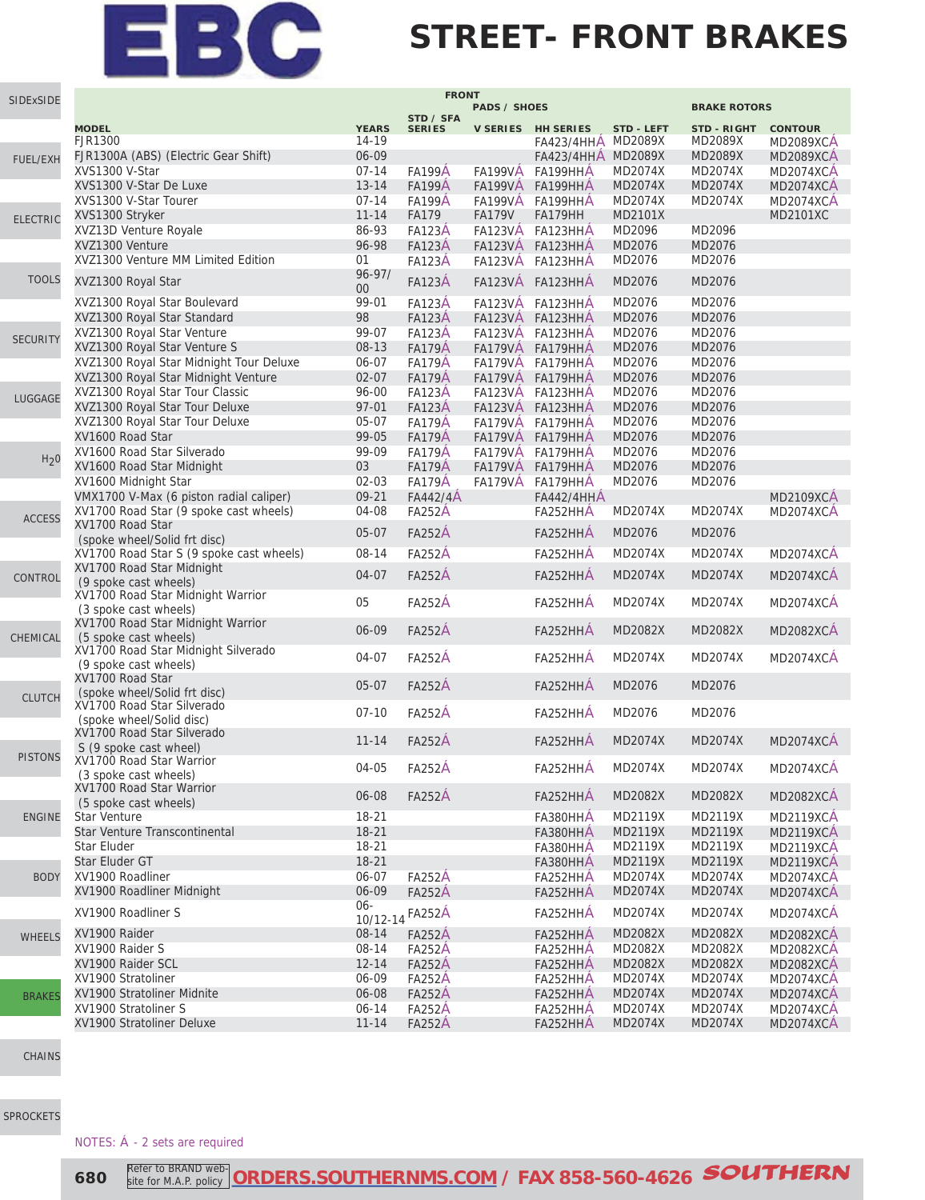# EBC

## STREET- FRONT BRAKES

| | | FRONT | | | | | | |
|---|---|---|---|---|---|---|---|---|
| | | PADS / SHOES | | | | BRAKE ROTORS | | |
| MODEL | YEARS | STD / SFA SERIES | V SERIES | HH SERIES | STD - LEFT | STD - RIGHT | CONTOUR |
| FJR1300 | 14-19 | | | FA423/4HHÁ | MD2089X | MD2089X | MD2089XCÁ |
| FJR1300A (ABS) (Electric Gear Shift) | 06-09 | | | FA423/4HHÁ | MD2089X | MD2089X | MD2089XCÁ |
| XVS1300 V-Star | 07-14 | FA199Á | FA199VÁ | FA199HHÁ | MD2074X | MD2074X | MD2074XCÁ |
| XVS1300 V-Star De Luxe | 13-14 | FA199Á | FA199VÁ | FA199HHÁ | MD2074X | MD2074X | MD2074XCÁ |
| XVS1300 V-Star Tourer | 07-14 | FA199Á | FA199VÁ | FA199HHÁ | MD2074X | MD2074X | MD2074XCÁ |
| XVS1300 Stryker | 11-14 | FA179 | FA179V | FA179HH | MD2101X | | MD2101XC |
| XVZ13D Venture Royale | 86-93 | FA123Á | FA123VÁ | FA123HHÁ | MD2096 | MD2096 | |
| XVZ1300 Venture | 96-98 | FA123Á | FA123VÁ | FA123HHÁ | MD2076 | MD2076 | |
| XVZ1300 Venture MM Limited Edition | 01 | FA123Á | FA123VÁ | FA123HHÁ | MD2076 | MD2076 | |
| XVZ1300 Royal Star | 96-97/00 | FA123Á | FA123VÁ | FA123HHÁ | MD2076 | MD2076 | |
| XVZ1300 Royal Star Boulevard | 99-01 | FA123Á | FA123VÁ | FA123HHÁ | MD2076 | MD2076 | |
| XVZ1300 Royal Star Standard | 98 | FA123Á | FA123VÁ | FA123HHÁ | MD2076 | MD2076 | |
| XVZ1300 Royal Star Venture | 99-07 | FA123Á | FA123VÁ | FA123HHÁ | MD2076 | MD2076 | |
| XVZ1300 Royal Star Venture S | 08-13 | FA179Á | FA179VÁ | FA179HHÁ | MD2076 | MD2076 | |
| XVZ1300 Royal Star Midnight Tour Deluxe | 06-07 | FA179Á | FA179VÁ | FA179HHÁ | MD2076 | MD2076 | |
| XVZ1300 Royal Star Midnight Venture | 02-07 | FA179Á | FA179VÁ | FA179HHÁ | MD2076 | MD2076 | |
| XVZ1300 Royal Star Tour Classic | 96-00 | FA123Á | FA123VÁ | FA123HHÁ | MD2076 | MD2076 | |
| XVZ1300 Royal Star Tour Deluxe | 97-01 | FA123Á | FA123VÁ | FA123HHÁ | MD2076 | MD2076 | |
| XVZ1300 Royal Star Tour Deluxe | 05-07 | FA179Á | FA179VÁ | FA179HHÁ | MD2076 | MD2076 | |
| XV1600 Road Star | 99-05 | FA179Á | FA179VÁ | FA179HHÁ | MD2076 | MD2076 | |
| XV1600 Road Star Silverado | 99-09 | FA179Á | FA179VÁ | FA179HHÁ | MD2076 | MD2076 | |
| XV1600 Road Star Midnight | 03 | FA179Á | FA179VÁ | FA179HHÁ | MD2076 | MD2076 | |
| XV1600 Midnight Star | 02-03 | FA179Á | FA179VÁ | FA179HHÁ | MD2076 | MD2076 | |
| VMX1700 V-Max (6 piston radial caliper) | 09-21 | FA442/4Á | | FA442/4HHÁ | | | MD2109XCÁ |
| XV1700 Road Star (9 spoke cast wheels) | 04-08 | FA252Á | | FA252HHÁ | MD2074X | MD2074X | MD2074XCÁ |
| XV1700 Road Star (spoke wheel/Solid frt disc) | 05-07 | FA252Á | | FA252HHÁ | MD2076 | MD2076 | |
| XV1700 Road Star S (9 spoke cast wheels) | 08-14 | FA252Á | | FA252HHÁ | MD2074X | MD2074X | MD2074XCÁ |
| XV1700 Road Star Midnight (9 spoke cast wheels) | 04-07 | FA252Á | | FA252HHÁ | MD2074X | MD2074X | MD2074XCÁ |
| XV1700 Road Star Midnight Warrior (3 spoke cast wheels) | 05 | FA252Á | | FA252HHÁ | MD2074X | MD2074X | MD2074XCÁ |
| XV1700 Road Star Midnight Warrior (5 spoke cast wheels) | 06-09 | FA252Á | | FA252HHÁ | MD2082X | MD2082X | MD2082XCÁ |
| XV1700 Road Star Midnight Silverado (9 spoke cast wheels) | 04-07 | FA252Á | | FA252HHÁ | MD2074X | MD2074X | MD2074XCÁ |
| XV1700 Road Star (spoke wheel/Solid frt disc) | 05-07 | FA252Á | | FA252HHÁ | MD2076 | MD2076 | |
| XV1700 Road Star Silverado (spoke wheel/Solid disc) | 07-10 | FA252Á | | FA252HHÁ | MD2076 | MD2076 | |
| XV1700 Road Star Silverado S (9 spoke cast wheel) | 11-14 | FA252Á | | FA252HHÁ | MD2074X | MD2074X | MD2074XCÁ |
| XV1700 Road Star Warrior (3 spoke cast wheels) | 04-05 | FA252Á | | FA252HHÁ | MD2074X | MD2074X | MD2074XCÁ |
| XV1700 Road Star Warrior (5 spoke cast wheels) | 06-08 | FA252Á | | FA252HHÁ | MD2082X | MD2082X | MD2082XCÁ |
| Star Venture | 18-21 | | | FA380HHÁ | MD2119X | MD2119X | MD2119XCÁ |
| Star Venture Transcontinental | 18-21 | | | FA380HHÁ | MD2119X | MD2119X | MD2119XCÁ |
| Star Eluder | 18-21 | | | FA380HHÁ | MD2119X | MD2119X | MD2119XCÁ |
| Star Eluder GT | 18-21 | | | FA380HHÁ | MD2119X | MD2119X | MD2119XCÁ |
| XV1900 Roadliner | 06-07 | FA252Á | | FA252HHÁ | MD2074X | MD2074X | MD2074XCÁ |
| XV1900 Roadliner Midnight | 06-09 | FA252Á | | FA252HHÁ | MD2074X | MD2074X | MD2074XCÁ |
| XV1900 Roadliner S | 06-10/12-14 | FA252Á | | FA252HHÁ | MD2074X | MD2074X | MD2074XCÁ |
| XV1900 Raider | 08-14 | FA252Á | | FA252HHÁ | MD2082X | MD2082X | MD2082XCÁ |
| XV1900 Raider S | 08-14 | FA252Á | | FA252HHÁ | MD2082X | MD2082X | MD2082XCÁ |
| XV1900 Raider SCL | 12-14 | FA252Á | | FA252HHÁ | MD2082X | MD2082X | MD2082XCÁ |
| XV1900 Stratoliner | 06-09 | FA252Á | | FA252HHÁ | MD2074X | MD2074X | MD2074XCÁ |
| XV1900 Stratoliner Midnite | 06-08 | FA252Á | | FA252HHÁ | MD2074X | MD2074X | MD2074XCÁ |
| XV1900 Stratoliner S | 06-14 | FA252Á | | FA252HHÁ | MD2074X | MD2074X | MD2074XCÁ |
| XV1900 Stratoliner Deluxe | 11-14 | FA252Á | | FA252HHÁ | MD2074X | MD2074X | MD2074XCÁ |

NOTES: Á - 2 sets are required

Refer to BRAND web-site for M.A.P. policy **ORDERS.SOUTHERNMS.COM / FAX 858-560-4626 SOUTHERN**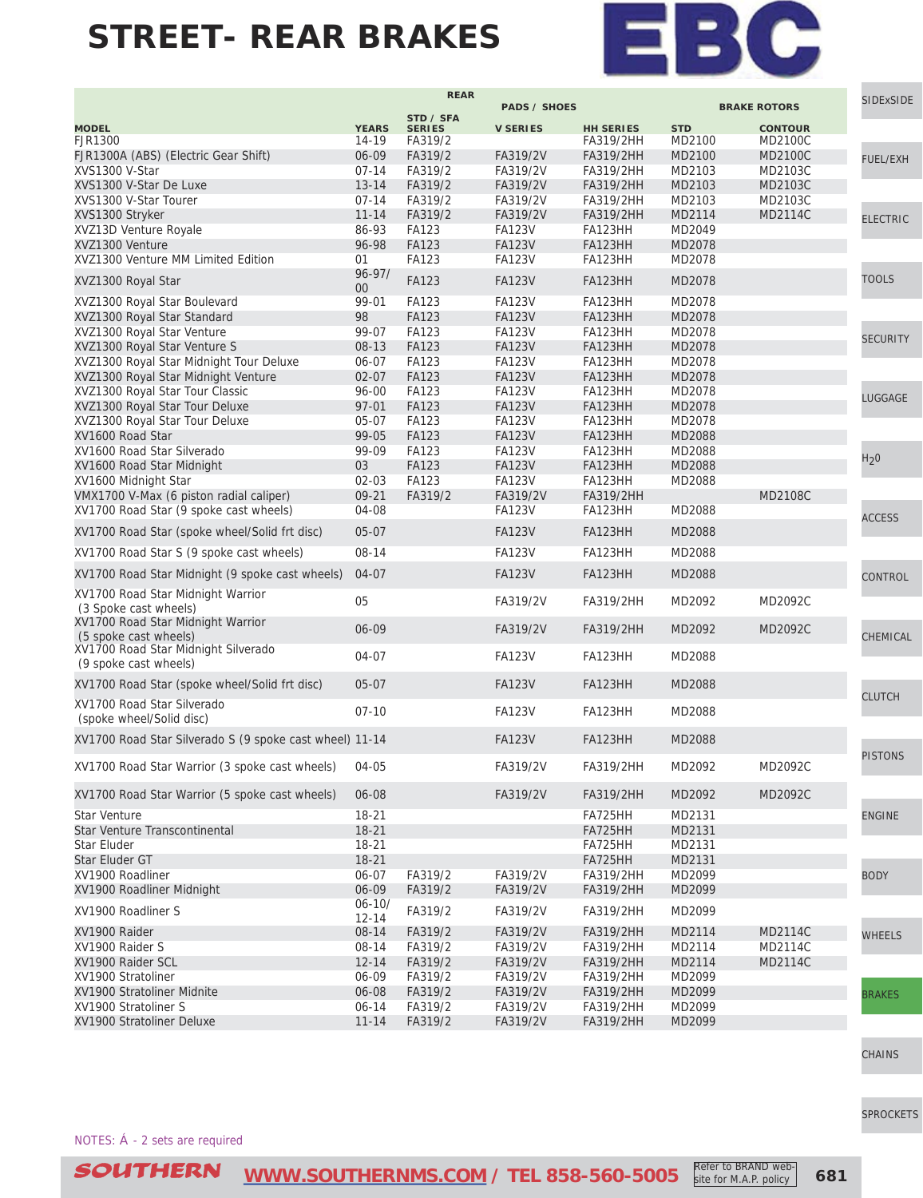# STREET- REAR BRAKES

| MODEL | YEARS | REAR STD / SFA SERIES | PADS / SHOES V SERIES | HH SERIES | BRAKE ROTORS STD | CONTOUR |
|---|---|---|---|---|---|---|
| FJR1300 | 14-19 | FA319/2 | | FA319/2HH | MD2100 | MD2100C |
| FJR1300A (ABS) (Electric Gear Shift) | 06-09 | FA319/2 | FA319/2V | FA319/2HH | MD2100 | MD2100C |
| XVS1300 V-Star | 07-14 | FA319/2 | FA319/2V | FA319/2HH | MD2103 | MD2103C |
| XVS1300 V-Star De Luxe | 13-14 | FA319/2 | FA319/2V | FA319/2HH | MD2103 | MD2103C |
| XVS1300 V-Star Tourer | 07-14 | FA319/2 | FA319/2V | FA319/2HH | MD2103 | MD2103C |
| XVS1300 Stryker | 11-14 | FA319/2 | FA319/2V | FA319/2HH | MD2114 | MD2114C |
| XVZ13D Venture Royale | 86-93 | FA123 | FA123V | FA123HH | MD2049 | |
| XVZ1300 Venture | 96-98 | FA123 | FA123V | FA123HH | MD2078 | |
| XVZ1300 Venture MM Limited Edition | 01 | FA123 | FA123V | FA123HH | MD2078 | |
| XVZ1300 Royal Star | 96-97/ 00 | FA123 | FA123V | FA123HH | MD2078 | |
| XVZ1300 Royal Star Boulevard | 99-01 | FA123 | FA123V | FA123HH | MD2078 | |
| XVZ1300 Royal Star Standard | 98 | FA123 | FA123V | FA123HH | MD2078 | |
| XVZ1300 Royal Star Venture | 99-07 | FA123 | FA123V | FA123HH | MD2078 | |
| XVZ1300 Royal Star Venture S | 08-13 | FA123 | FA123V | FA123HH | MD2078 | |
| XVZ1300 Royal Star Midnight Tour Deluxe | 06-07 | FA123 | FA123V | FA123HH | MD2078 | |
| XVZ1300 Royal Star Midnight Venture | 02-07 | FA123 | FA123V | FA123HH | MD2078 | |
| XVZ1300 Royal Star Tour Classic | 96-00 | FA123 | FA123V | FA123HH | MD2078 | |
| XVZ1300 Royal Star Tour Deluxe | 97-01 | FA123 | FA123V | FA123HH | MD2078 | |
| XVZ1300 Royal Star Tour Deluxe | 05-07 | FA123 | FA123V | FA123HH | MD2078 | |
| XV1600 Road Star | 99-05 | FA123 | FA123V | FA123HH | MD2088 | |
| XV1600 Road Star Silverado | 99-09 | FA123 | FA123V | FA123HH | MD2088 | |
| XV1600 Road Star Midnight | 03 | FA123 | FA123V | FA123HH | MD2088 | |
| XV1600 Midnight Star | 02-03 | FA123 | FA123V | FA123HH | MD2088 | |
| VMX1700 V-Max (6 piston radial caliper) | 09-21 | FA319/2 | FA319/2V | FA319/2HH | | MD2108C |
| XV1700 Road Star (9 spoke cast wheels) | 04-08 | | FA123V | FA123HH | MD2088 | |
| XV1700 Road Star (spoke wheel/Solid frt disc) | 05-07 | | FA123V | FA123HH | MD2088 | |
| XV1700 Road Star S (9 spoke cast wheels) | 08-14 | | FA123V | FA123HH | MD2088 | |
| XV1700 Road Star Midnight (9 spoke cast wheels) | 04-07 | | FA123V | FA123HH | MD2088 | |
| XV1700 Road Star Midnight Warrior (3 Spoke cast wheels) | 05 | | FA319/2V | FA319/2HH | MD2092 | MD2092C |
| XV1700 Road Star Midnight Warrior (5 spoke cast wheels) | 06-09 | | FA319/2V | FA319/2HH | MD2092 | MD2092C |
| XV1700 Road Star Midnight Silverado (9 spoke cast wheels) | 04-07 | | FA123V | FA123HH | MD2088 | |
| XV1700 Road Star (spoke wheel/Solid frt disc) | 05-07 | | FA123V | FA123HH | MD2088 | |
| XV1700 Road Star Silverado (spoke wheel/Solid disc) | 07-10 | | FA123V | FA123HH | MD2088 | |
| XV1700 Road Star Silverado S (9 spoke cast wheel) | 11-14 | | FA123V | FA123HH | MD2088 | |
| XV1700 Road Star Warrior (3 spoke cast wheels) | 04-05 | | FA319/2V | FA319/2HH | MD2092 | MD2092C |
| XV1700 Road Star Warrior (5 spoke cast wheels) | 06-08 | | FA319/2V | FA319/2HH | MD2092 | MD2092C |
| Star Venture | 18-21 | | | FA725HH | MD2131 | |
| Star Venture Transcontinental | 18-21 | | | FA725HH | MD2131 | |
| Star Eluder | 18-21 | | | FA725HH | MD2131 | |
| Star Eluder GT | 18-21 | | | FA725HH | MD2131 | |
| XV1900 Roadliner | 06-07 | FA319/2 | FA319/2V | FA319/2HH | MD2099 | |
| XV1900 Roadliner Midnight | 06-09 | FA319/2 | FA319/2V | FA319/2HH | MD2099 | |
| XV1900 Roadliner S | 06-10/ 12-14 | FA319/2 | FA319/2V | FA319/2HH | MD2099 | |
| XV1900 Raider | 08-14 | FA319/2 | FA319/2V | FA319/2HH | MD2114 | MD2114C |
| XV1900 Raider S | 08-14 | FA319/2 | FA319/2V | FA319/2HH | MD2114 | MD2114C |
| XV1900 Raider SCL | 12-14 | FA319/2 | FA319/2V | FA319/2HH | MD2114 | MD2114C |
| XV1900 Stratoliner | 06-09 | FA319/2 | FA319/2V | FA319/2HH | MD2099 | |
| XV1900 Stratoliner Midnite | 06-08 | FA319/2 | FA319/2V | FA319/2HH | MD2099 | |
| XV1900 Stratoliner S | 06-14 | FA319/2 | FA319/2V | FA319/2HH | MD2099 | |
| XV1900 Stratoliner Deluxe | 11-14 | FA319/2 | FA319/2V | FA319/2HH | MD2099 | |

NOTES: Á - 2 sets are required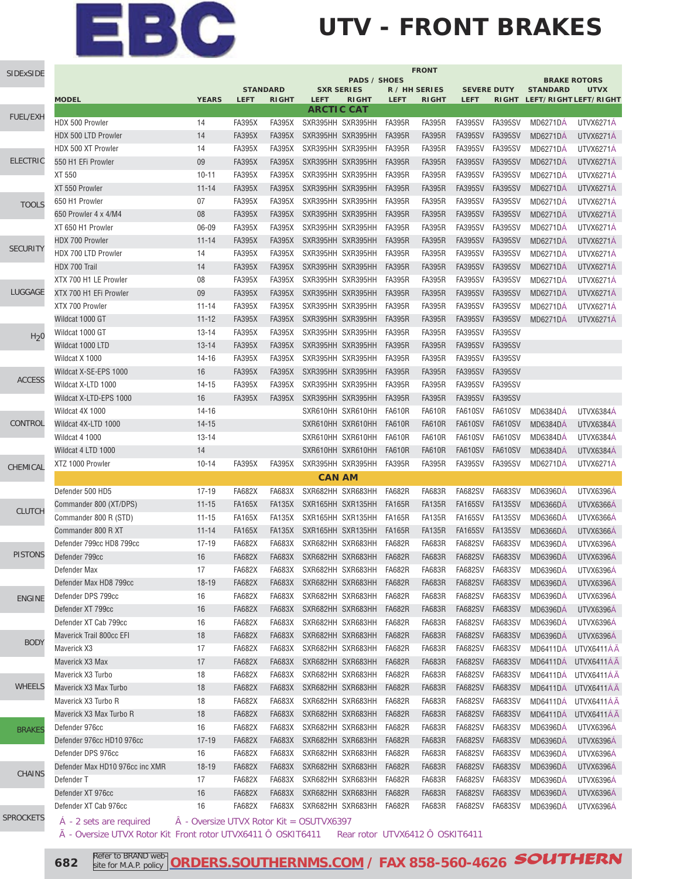# EBC

# UTV - FRONT BRAKES

| MODEL | YEARS | FRONT PADS / SHOES STANDARD LEFT | RIGHT | SXR SERIES LEFT | RIGHT | R / HH SERIES LEFT | RIGHT | SEVERE DUTY LEFT | RIGHT | BRAKE ROTORS STANDARD LEFT/RIGHT | UTVX LEFT/RIGHT |
|---|---|---|---|---|---|---|---|---|---|---|---|
| **ARCTIC CAT** | | | | | | | | | | | |
| HDX 500 Prowler | 14 | FA395X | FA395X | SXR395HH | SXR395HH | FA395R | FA395R | FA395SV | FA395SV | MD6271DÁ | UTVX6271Á |
| HDX 500 LTD Prowler | 14 | FA395X | FA395X | SXR395HH | SXR395HH | FA395R | FA395R | FA395SV | FA395SV | MD6271DÁ | UTVX6271Á |
| HDX 500 XT Prowler | 14 | FA395X | FA395X | SXR395HH | SXR395HH | FA395R | FA395R | FA395SV | FA395SV | MD6271DÁ | UTVX6271Á |
| 550 H1 EFi Prowler | 09 | FA395X | FA395X | SXR395HH | SXR395HH | FA395R | FA395R | FA395SV | FA395SV | MD6271DÁ | UTVX6271Á |
| XT 550 | 10-11 | FA395X | FA395X | SXR395HH | SXR395HH | FA395R | FA395R | FA395SV | FA395SV | MD6271DÁ | UTVX6271Á |
| XT 550 Prowler | 11-14 | FA395X | FA395X | SXR395HH | SXR395HH | FA395R | FA395R | FA395SV | FA395SV | MD6271DÁ | UTVX6271Á |
| 650 H1 Prowler | 07 | FA395X | FA395X | SXR395HH | SXR395HH | FA395R | FA395R | FA395SV | FA395SV | MD6271DÁ | UTVX6271Á |
| 650 Prowler 4 x 4/M4 | 08 | FA395X | FA395X | SXR395HH | SXR395HH | FA395R | FA395R | FA395SV | FA395SV | MD6271DÁ | UTVX6271Á |
| XT 650 H1 Prowler | 06-09 | FA395X | FA395X | SXR395HH | SXR395HH | FA395R | FA395R | FA395SV | FA395SV | MD6271DÁ | UTVX6271Á |
| HDX 700 Prowler | 11-14 | FA395X | FA395X | SXR395HH | SXR395HH | FA395R | FA395R | FA395SV | FA395SV | MD6271DÁ | UTVX6271Á |
| HDX 700 LTD Prowler | 14 | FA395X | FA395X | SXR395HH | SXR395HH | FA395R | FA395R | FA395SV | FA395SV | MD6271DÁ | UTVX6271Á |
| HDX 700 Trail | 14 | FA395X | FA395X | SXR395HH | SXR395HH | FA395R | FA395R | FA395SV | FA395SV | MD6271DÁ | UTVX6271Á |
| XTX 700 H1 LE Prowler | 08 | FA395X | FA395X | SXR395HH | SXR395HH | FA395R | FA395R | FA395SV | FA395SV | MD6271DÁ | UTVX6271Á |
| XTX 700 H1 EFi Prowler | 09 | FA395X | FA395X | SXR395HH | SXR395HH | FA395R | FA395R | FA395SV | FA395SV | MD6271DÁ | UTVX6271Á |
| XTX 700 Prowler | 11-14 | FA395X | FA395X | SXR395HH | SXR395HH | FA395R | FA395R | FA395SV | FA395SV | MD6271DÁ | UTVX6271Á |
| Wildcat 1000 GT | 11-12 | FA395X | FA395X | SXR395HH | SXR395HH | FA395R | FA395R | FA395SV | FA395SV | MD6271DÁ | UTVX6271Á |
| Wildcat 1000 GT | 13-14 | FA395X | FA395X | SXR395HH | SXR395HH | FA395R | FA395R | FA395SV | FA395SV | | |
| Wildcat 1000 LTD | 13-14 | FA395X | FA395X | SXR395HH | SXR395HH | FA395R | FA395R | FA395SV | FA395SV | | |
| Wildcat X 1000 | 14-16 | FA395X | FA395X | SXR395HH | SXR395HH | FA395R | FA395R | FA395SV | FA395SV | | |
| Wildcat X-SE-EPS 1000 | 16 | FA395X | FA395X | SXR395HH | SXR395HH | FA395R | FA395R | FA395SV | FA395SV | | |
| Wildcat X-LTD 1000 | 14-15 | FA395X | FA395X | SXR395HH | SXR395HH | FA395R | FA395R | FA395SV | FA395SV | | |
| Wildcat X-LTD-EPS 1000 | 16 | FA395X | FA395X | SXR395HH | SXR395HH | FA395R | FA395R | FA395SV | FA395SV | | |
| Wildcat 4X 1000 | 14-16 | | | SXR610HH | SXR610HH | FA610R | FA610R | FA610SV | FA610SV | MD6384DÁ | UTVX6384Á |
| Wildcat 4X-LTD 1000 | 14-15 | | | SXR610HH | SXR610HH | FA610R | FA610R | FA610SV | FA610SV | MD6384DÁ | UTVX6384Á |
| Wildcat 4 1000 | 13-14 | | | SXR610HH | SXR610HH | FA610R | FA610R | FA610SV | FA610SV | MD6384DÁ | UTVX6384Á |
| Wildcat 4 LTD 1000 | 14 | | | SXR610HH | SXR610HH | FA610R | FA610R | FA610SV | FA610SV | MD6384DÁ | UTVX6384Á |
| XTZ 1000 Prowler | 10-14 | FA395X | FA395X | SXR395HH | SXR395HH | FA395R | FA395R | FA395SV | FA395SV | MD6271DÁ | UTVX6271Á |
| **CAN AM** | | | | | | | | | | | |
| Defender 500 HD5 | 17-19 | FA682X | FA683X | SXR682HH | SXR683HH | FA682R | FA683R | FA682SV | FA683SV | MD6396DÁ | UTVX6396Á |
| Commander 800 (XT/DPS) | 11-15 | FA165X | FA135X | SXR165HH | SXR135HH | FA165R | FA135R | FA165SV | FA135SV | MD6366DÁ | UTVX6366Á |
| Commander 800 R (STD) | 11-15 | FA165X | FA135X | SXR165HH | SXR135HH | FA165R | FA135R | FA165SV | FA135SV | MD6366DÁ | UTVX6366Á |
| Commander 800 R XT | 11-14 | FA165X | FA135X | SXR165HH | SXR135HH | FA165R | FA135R | FA165SV | FA135SV | MD6366DÁ | UTVX6366Á |
| Defender 799cc HD8 799cc | 17-19 | FA682X | FA683X | SXR682HH | SXR683HH | FA682R | FA683R | FA682SV | FA683SV | MD6396DÁ | UTVX6396Á |
| Defender 799cc | 16 | FA682X | FA683X | SXR682HH | SXR683HH | FA682R | FA683R | FA682SV | FA683SV | MD6396DÁ | UTVX6396Á |
| Defender Max | 17 | FA682X | FA683X | SXR682HH | SXR683HH | FA682R | FA683R | FA682SV | FA683SV | MD6396DÁ | UTVX6396Á |
| Defender Max HD8 799cc | 18-19 | FA682X | FA683X | SXR682HH | SXR683HH | FA682R | FA683R | FA682SV | FA683SV | MD6396DÁ | UTVX6396Á |
| Defender DPS 799cc | 16 | FA682X | FA683X | SXR682HH | SXR683HH | FA682R | FA683R | FA682SV | FA683SV | MD6396DÁ | UTVX6396Á |
| Defender XT 799cc | 16 | FA682X | FA683X | SXR682HH | SXR683HH | FA682R | FA683R | FA682SV | FA683SV | MD6396DÁ | UTVX6396Á |
| Defender XT Cab 799cc | 16 | FA682X | FA683X | SXR682HH | SXR683HH | FA682R | FA683R | FA682SV | FA683SV | MD6396DÁ | UTVX6396Á |
| Maverick Trail 800cc EFI | 18 | FA682X | FA683X | SXR682HH | SXR683HH | FA682R | FA683R | FA682SV | FA683SV | MD6396DÁ | UTVX6396Á |
| Maverick X3 | 17 | FA682X | FA683X | SXR682HH | SXR683HH | FA682R | FA683R | FA682SV | FA683SV | MD6411DÁ | UTVX6411ÁÃ |
| Maverick X3 Max | 17 | FA682X | FA683X | SXR682HH | SXR683HH | FA682R | FA683R | FA682SV | FA683SV | MD6411DÁ | UTVX6411ÁÃ |
| Maverick X3 Turbo | 18 | FA682X | FA683X | SXR682HH | SXR683HH | FA682R | FA683R | FA682SV | FA683SV | MD6411DÁ | UTVX6411ÁÃ |
| Maverick X3 Max Turbo | 18 | FA682X | FA683X | SXR682HH | SXR683HH | FA682R | FA683R | FA682SV | FA683SV | MD6411DÁ | UTVX6411ÁÃ |
| Maverick X3 Turbo R | 18 | FA682X | FA683X | SXR682HH | SXR683HH | FA682R | FA683R | FA682SV | FA683SV | MD6411DÁ | UTVX6411ÁÃ |
| Maverick X3 Max Turbo R | 18 | FA682X | FA683X | SXR682HH | SXR683HH | FA682R | FA683R | FA682SV | FA683SV | MD6411DÁ | UTVX6411ÁÃ |
| Defender 976cc | 16 | FA682X | FA683X | SXR682HH | SXR683HH | FA682R | FA683R | FA682SV | FA683SV | MD6396DÁ | UTVX6396Á |
| Defender 976cc HD10 976cc | 17-19 | FA682X | FA683X | SXR682HH | SXR683HH | FA682R | FA683R | FA682SV | FA683SV | MD6396DÁ | UTVX6396Á |
| Defender DPS 976cc | 16 | FA682X | FA683X | SXR682HH | SXR683HH | FA682R | FA683R | FA682SV | FA683SV | MD6396DÁ | UTVX6396Á |
| Defender Max HD10 976cc inc XMR | 18-19 | FA682X | FA683X | SXR682HH | SXR683HH | FA682R | FA683R | FA682SV | FA683SV | MD6396DÁ | UTVX6396Á |
| Defender T | 17 | FA682X | FA683X | SXR682HH | SXR683HH | FA682R | FA683R | FA682SV | FA683SV | MD6396DÁ | UTVX6396Á |
| Defender XT 976cc | 16 | FA682X | FA683X | SXR682HH | SXR683HH | FA682R | FA683R | FA682SV | FA683SV | MD6396DÁ | UTVX6396Á |
| Defender XT Cab 976cc | 16 | FA682X | FA683X | SXR682HH | SXR683HH | FA682R | FA683R | FA682SV | FA683SV | MD6396DÁ | UTVX6396Á |

Á - 2 sets are required    Â - Oversize UTVX Rotor Kit = OSUTVX6397

Ã - Oversize UTVX Rotor Kit Front rotor UTVX6411 Ô OSKIT6411    Rear rotor UTVX6412 Ô OSKIT6411

Refer to BRAND web-site for M.A.P. policy **ORDERS.SOUTHERNMS.COM / FAX 858-560-4626** SOUTHERN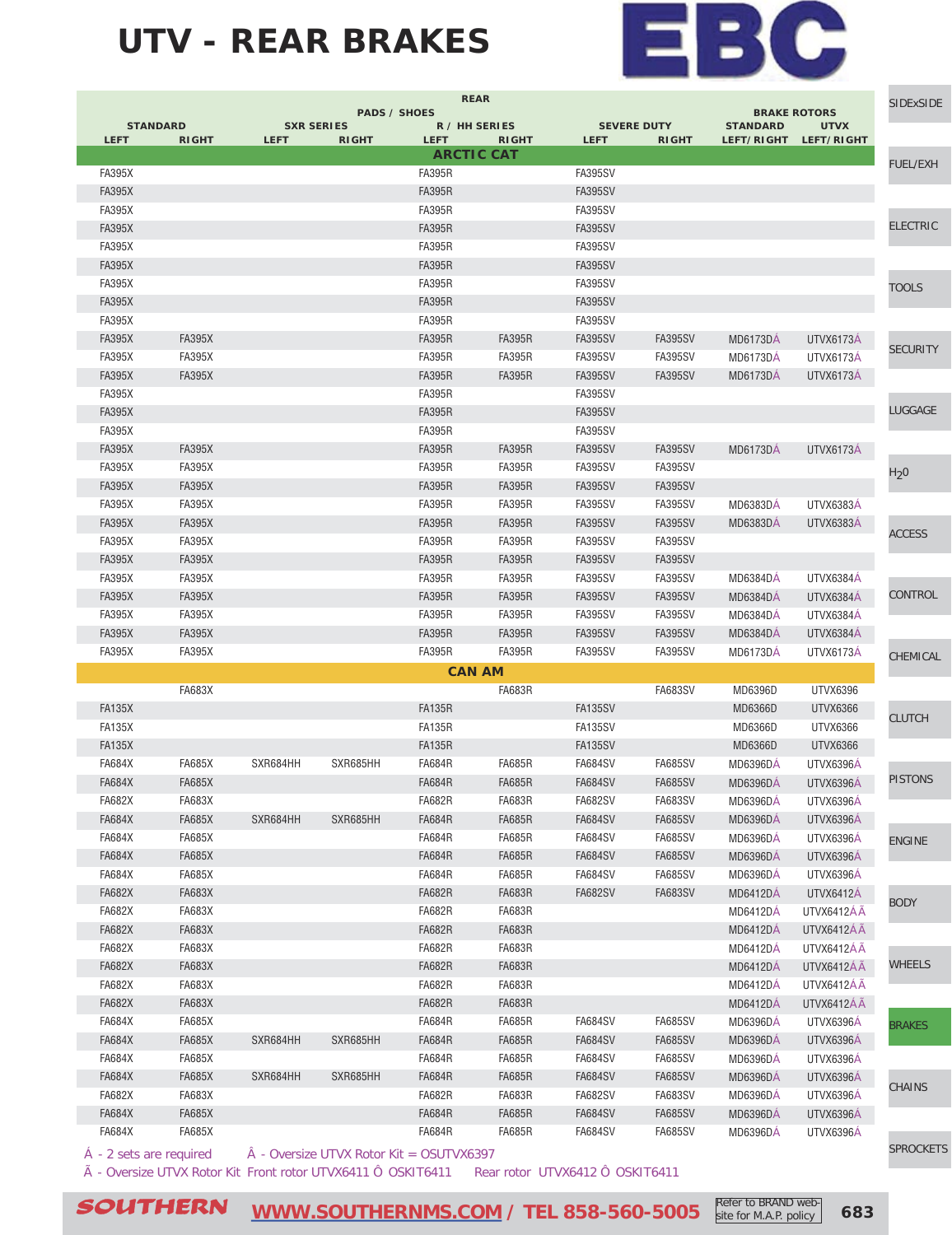# UTV - REAR BRAKES

EBC

| REAR | | | | | | | | | |
|---|---|---|---|---|---|---|---|---|---|
| PADS / SHOES | | | | | | | | BRAKE ROTORS | |
| STANDARD | | SXR SERIES | | R / HH SERIES | | SEVERE DUTY | | STANDARD | UTVX |
| LEFT | RIGHT | LEFT | RIGHT | LEFT | RIGHT | LEFT | RIGHT | LEFT/RIGHT | LEFT/RIGHT |
| **ARCTIC CAT** | | | | | | | | | |
| FA395X | | | | FA395R | | FA395SV | | | |
| FA395X | | | | FA395R | | FA395SV | | | |
| FA395X | | | | FA395R | | FA395SV | | | |
| FA395X | | | | FA395R | | FA395SV | | | |
| FA395X | | | | FA395R | | FA395SV | | | |
| FA395X | | | | FA395R | | FA395SV | | | |
| FA395X | | | | FA395R | | FA395SV | | | |
| FA395X | | | | FA395R | | FA395SV | | | |
| FA395X | | | | FA395R | | FA395SV | | | |
| FA395X | FA395X | | | FA395R | FA395R | FA395SV | FA395SV | MD6173DÁ | UTVX6173Á |
| FA395X | FA395X | | | FA395R | FA395R | FA395SV | FA395SV | MD6173DÁ | UTVX6173Á |
| FA395X | FA395X | | | FA395R | FA395R | FA395SV | FA395SV | MD6173DÁ | UTVX6173Á |
| FA395X | | | | FA395R | | FA395SV | | | |
| FA395X | | | | FA395R | | FA395SV | | | |
| FA395X | | | | FA395R | | FA395SV | | | |
| FA395X | FA395X | | | FA395R | FA395R | FA395SV | FA395SV | MD6173DÁ | UTVX6173Á |
| FA395X | FA395X | | | FA395R | FA395R | FA395SV | FA395SV | | |
| FA395X | FA395X | | | FA395R | FA395R | FA395SV | FA395SV | | |
| FA395X | FA395X | | | FA395R | FA395R | FA395SV | FA395SV | MD6383DÁ | UTVX6383Á |
| FA395X | FA395X | | | FA395R | FA395R | FA395SV | FA395SV | MD6383DÁ | UTVX6383Á |
| FA395X | FA395X | | | FA395R | FA395R | FA395SV | FA395SV | | |
| FA395X | FA395X | | | FA395R | FA395R | FA395SV | FA395SV | | |
| FA395X | FA395X | | | FA395R | FA395R | FA395SV | FA395SV | MD6384DÁ | UTVX6384Á |
| FA395X | FA395X | | | FA395R | FA395R | FA395SV | FA395SV | MD6384DÁ | UTVX6384Á |
| FA395X | FA395X | | | FA395R | FA395R | FA395SV | FA395SV | MD6384DÁ | UTVX6384Á |
| FA395X | FA395X | | | FA395R | FA395R | FA395SV | FA395SV | MD6384DÁ | UTVX6384Á |
| FA395X | FA395X | | | FA395R | FA395R | FA395SV | FA395SV | MD6173DÁ | UTVX6173Á |
| **CAN AM** | | | | | | | | | |
| | FA683X | | | | FA683R | | FA683SV | MD6396D | UTVX6396 |
| FA135X | | | | FA135R | | FA135SV | | MD6366D | UTVX6366 |
| FA135X | | | | FA135R | | FA135SV | | MD6366D | UTVX6366 |
| FA135X | | | | FA135R | | FA135SV | | MD6366D | UTVX6366 |
| FA684X | FA685X | SXR684HH | SXR685HH | FA684R | FA685R | FA684SV | FA685SV | MD6396DÁ | UTVX6396Á |
| FA684X | FA685X | | | FA684R | FA685R | FA684SV | FA685SV | MD6396DÁ | UTVX6396Á |
| FA682X | FA683X | | | FA682R | FA683R | FA682SV | FA683SV | MD6396DÁ | UTVX6396Á |
| FA684X | FA685X | SXR684HH | SXR685HH | FA684R | FA685R | FA684SV | FA685SV | MD6396DÁ | UTVX6396Á |
| FA684X | FA685X | | | FA684R | FA685R | FA684SV | FA685SV | MD6396DÁ | UTVX6396Á |
| FA684X | FA685X | | | FA684R | FA685R | FA684SV | FA685SV | MD6396DÁ | UTVX6396Á |
| FA684X | FA685X | | | FA684R | FA685R | FA684SV | FA685SV | MD6396DÁ | UTVX6396Á |
| FA682X | FA683X | | | FA682R | FA683R | FA682SV | FA683SV | MD6412DÁ | UTVX6412Á |
| FA682X | FA683X | | | FA682R | FA683R | | | MD6412DÁ | UTVX6412ÁÃ |
| FA682X | FA683X | | | FA682R | FA683R | | | MD6412DÁ | UTVX6412ÁÃ |
| FA682X | FA683X | | | FA682R | FA683R | | | MD6412DÁ | UTVX6412ÁÃ |
| FA682X | FA683X | | | FA682R | FA683R | | | MD6412DÁ | UTVX6412ÁÃ |
| FA682X | FA683X | | | FA682R | FA683R | | | MD6412DÁ | UTVX6412ÁÃ |
| FA682X | FA683X | | | FA682R | FA683R | | | MD6412DÁ | UTVX6412ÁÃ |
| FA684X | FA685X | | | FA684R | FA685R | FA684SV | FA685SV | MD6396DÁ | UTVX6396Á |
| FA684X | FA685X | SXR684HH | SXR685HH | FA684R | FA685R | FA684SV | FA685SV | MD6396DÁ | UTVX6396Á |
| FA684X | FA685X | | | FA684R | FA685R | FA684SV | FA685SV | MD6396DÁ | UTVX6396Á |
| FA684X | FA685X | SXR684HH | SXR685HH | FA684R | FA685R | FA684SV | FA685SV | MD6396DÁ | UTVX6396Á |
| FA682X | FA683X | | | FA682R | FA683R | FA682SV | FA683SV | MD6396DÁ | UTVX6396Á |
| FA684X | FA685X | | | FA684R | FA685R | FA684SV | FA685SV | MD6396DÁ | UTVX6396Á |
| FA684X | FA685X | | | FA684R | FA685R | FA684SV | FA685SV | MD6396DÁ | UTVX6396Á |

Á - 2 sets are required  Â - Oversize UTVX Rotor Kit = OSUTVX6397

Ã - Oversize UTVX Rotor Kit Front rotor UTVX6411 Ô OSKIT6411  Rear rotor UTVX6412 Ô OSKIT6411

SOUTHERN WWW.SOUTHERNMS.COM / TEL 858-560-5005 Refer to BRAND web-site for M.A.P. policy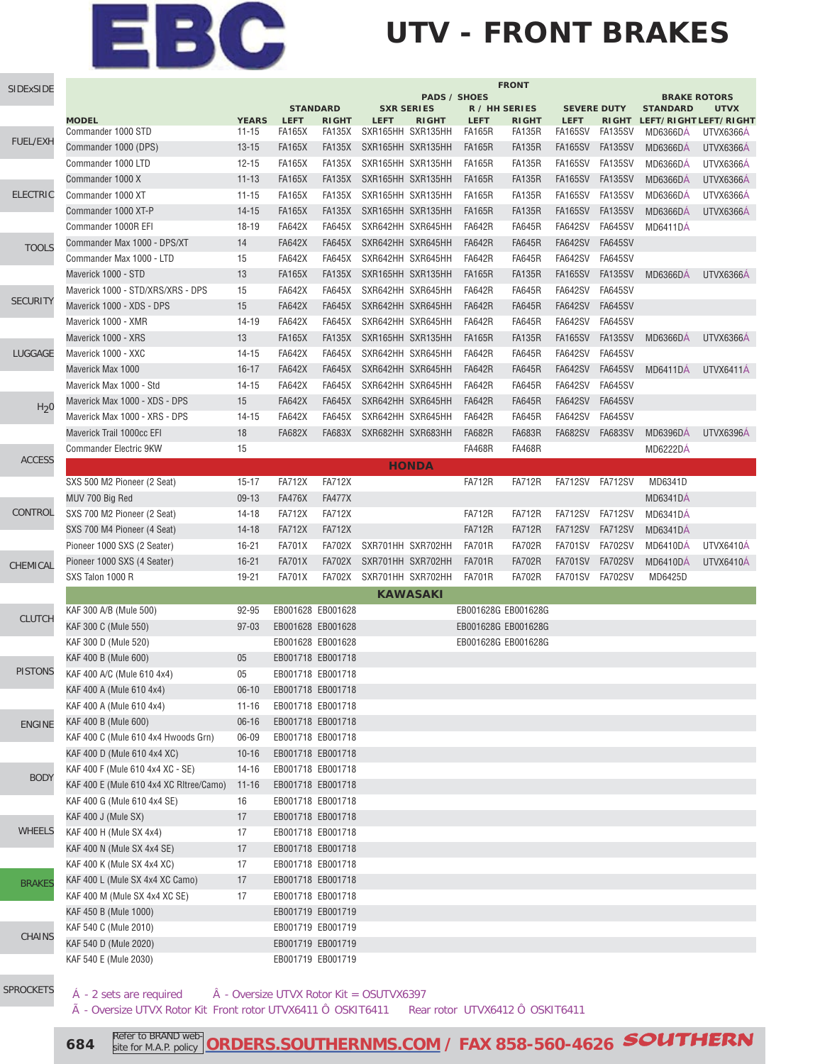# EBC

# UTV - FRONT BRAKES

| MODEL | YEARS | PADS / SHOES STANDARD LEFT | RIGHT | SXR SERIES LEFT | RIGHT | R / HH SERIES LEFT | RIGHT | SEVERE DUTY LEFT | RIGHT | BRAKE ROTORS STANDARD LEFT/RIGHT | UTVX LEFT/RIGHT |
|---|---|---|---|---|---|---|---|---|---|---|---|
| Commander 1000 STD | 11-15 | FA165X | FA135X | SXR165HH | SXR135HH | FA165R | FA135R | FA165SV | FA135SV | MD6366DÁ | UTVX6366Á |
| Commander 1000 (DPS) | 13-15 | FA165X | FA135X | SXR165HH | SXR135HH | FA165R | FA135R | FA165SV | FA135SV | MD6366DÁ | UTVX6366Á |
| Commander 1000 LTD | 12-15 | FA165X | FA135X | SXR165HH | SXR135HH | FA165R | FA135R | FA165SV | FA135SV | MD6366DÁ | UTVX6366Á |
| Commander 1000 X | 11-13 | FA165X | FA135X | SXR165HH | SXR135HH | FA165R | FA135R | FA165SV | FA135SV | MD6366DÁ | UTVX6366Á |
| Commander 1000 XT | 11-15 | FA165X | FA135X | SXR165HH | SXR135HH | FA165R | FA135R | FA165SV | FA135SV | MD6366DÁ | UTVX6366Á |
| Commander 1000 XT-P | 14-15 | FA165X | FA135X | SXR165HH | SXR135HH | FA165R | FA135R | FA165SV | FA135SV | MD6366DÁ | UTVX6366Á |
| Commander 1000R EFI | 18-19 | FA642X | FA645X | SXR642HH | SXR645HH | FA642R | FA645R | FA642SV | FA645SV | MD6411DÁ | |
| Commander Max 1000 - DPS/XT | 14 | FA642X | FA645X | SXR642HH | SXR645HH | FA642R | FA645R | FA642SV | FA645SV | | |
| Commander Max 1000 - LTD | 15 | FA642X | FA645X | SXR642HH | SXR645HH | FA642R | FA645R | FA642SV | FA645SV | | |
| Maverick 1000 - STD | 13 | FA165X | FA135X | SXR165HH | SXR135HH | FA165R | FA135R | FA165SV | FA135SV | MD6366DÁ | UTVX6366Á |
| Maverick 1000 - STD/XRS/XRS - DPS | 15 | FA642X | FA645X | SXR642HH | SXR645HH | FA642R | FA645R | FA642SV | FA645SV | | |
| Maverick 1000 - XDS - DPS | 15 | FA642X | FA645X | SXR642HH | SXR645HH | FA642R | FA645R | FA642SV | FA645SV | | |
| Maverick 1000 - XMR | 14-19 | FA642X | FA645X | SXR642HH | SXR645HH | FA642R | FA645R | FA642SV | FA645SV | | |
| Maverick 1000 - XRS | 13 | FA165X | FA135X | SXR165HH | SXR135HH | FA165R | FA135R | FA165SV | FA135SV | MD6366DÁ | UTVX6366Á |
| Maverick 1000 - XXC | 14-15 | FA642X | FA645X | SXR642HH | SXR645HH | FA642R | FA645R | FA642SV | FA645SV | | |
| Maverick Max 1000 | 16-17 | FA642X | FA645X | SXR642HH | SXR645HH | FA642R | FA645R | FA642SV | FA645SV | MD6411DÁ | UTVX6411Á |
| Maverick Max 1000 - Std | 14-15 | FA642X | FA645X | SXR642HH | SXR645HH | FA642R | FA645R | FA642SV | FA645SV | | |
| Maverick Max 1000 - XDS - DPS | 15 | FA642X | FA645X | SXR642HH | SXR645HH | FA642R | FA645R | FA642SV | FA645SV | | |
| Maverick Max 1000 - XRS - DPS | 14-15 | FA642X | FA645X | SXR642HH | SXR645HH | FA642R | FA645R | FA642SV | FA645SV | | |
| Maverick Trail 1000cc EFI | 18 | FA682X | FA683X | SXR682HH | SXR683HH | FA682R | FA683R | FA682SV | FA683SV | MD6396DÁ | UTVX6396Á |
| Commander Electric 9KW | 15 | | | | | FA468R | FA468R | | | MD6222DÁ | |
| **HONDA** | | | | | | | | | | | |
| SXS 500 M2 Pioneer (2 Seat) | 15-17 | FA712X | FA712X | | | FA712R | FA712R | FA712SV | FA712SV | MD6341D | |
| MUV 700 Big Red | 09-13 | FA476X | FA477X | | | | | | | MD6341DÁ | |
| SXS 700 M2 Pioneer (2 Seat) | 14-18 | FA712X | FA712X | | | FA712R | FA712R | FA712SV | FA712SV | MD6341DÁ | |
| SXS 700 M4 Pioneer (4 Seat) | 14-18 | FA712X | FA712X | | | FA712R | FA712R | FA712SV | FA712SV | MD6341DÁ | |
| Pioneer 1000 SXS (2 Seater) | 16-21 | FA701X | FA702X | SXR701HH | SXR702HH | FA701R | FA702R | FA701SV | FA702SV | MD6410DÁ | UTVX6410Á |
| Pioneer 1000 SXS (4 Seater) | 16-21 | FA701X | FA702X | SXR701HH | SXR702HH | FA701R | FA702R | FA701SV | FA702SV | MD6410DÁ | UTVX6410Á |
| SXS Talon 1000 R | 19-21 | FA701X | FA702X | SXR701HH | SXR702HH | FA701R | FA702R | FA701SV | FA702SV | MD6425D | |
| **KAWASAKI** | | | | | | | | | | | |
| KAF 300 A/B (Mule 500) | 92-95 | EB001628 | EB001628 | | | EB001628G | EB001628G | | | | |
| KAF 300 C (Mule 550) | 97-03 | EB001628 | EB001628 | | | EB001628G | EB001628G | | | | |
| KAF 300 D (Mule 520) | | EB001628 | EB001628 | | | EB001628G | EB001628G | | | | |
| KAF 400 B (Mule 600) | 05 | EB001718 | EB001718 | | | | | | | | |
| KAF 400 A/C (Mule 610 4x4) | 05 | EB001718 | EB001718 | | | | | | | | |
| KAF 400 A (Mule 610 4x4) | 06-10 | EB001718 | EB001718 | | | | | | | | |
| KAF 400 A (Mule 610 4x4) | 11-16 | EB001718 | EB001718 | | | | | | | | |
| KAF 400 B (Mule 600) | 06-16 | EB001718 | EB001718 | | | | | | | | |
| KAF 400 C (Mule 610 4x4 Hwoods Grn) | 06-09 | EB001718 | EB001718 | | | | | | | | |
| KAF 400 D (Mule 610 4x4 XC) | 10-16 | EB001718 | EB001718 | | | | | | | | |
| KAF 400 F (Mule 610 4x4 XC - SE) | 14-16 | EB001718 | EB001718 | | | | | | | | |
| KAF 400 E (Mule 610 4x4 XC Rltree/Camo) | 11-16 | EB001718 | EB001718 | | | | | | | | |
| KAF 400 G (Mule 610 4x4 SE) | 16 | EB001718 | EB001718 | | | | | | | | |
| KAF 400 J (Mule SX) | 17 | EB001718 | EB001718 | | | | | | | | |
| KAF 400 H (Mule SX 4x4) | 17 | EB001718 | EB001718 | | | | | | | | |
| KAF 400 N (Mule SX 4x4 SE) | 17 | EB001718 | EB001718 | | | | | | | | |
| KAF 400 K (Mule SX 4x4 XC) | 17 | EB001718 | EB001718 | | | | | | | | |
| KAF 400 L (Mule SX 4x4 XC Camo) | 17 | EB001718 | EB001718 | | | | | | | | |
| KAF 400 M (Mule SX 4x4 XC SE) | 17 | EB001718 | EB001718 | | | | | | | | |
| KAF 450 B (Mule 1000) | | EB001719 | EB001719 | | | | | | | | |
| KAF 540 C (Mule 2010) | | EB001719 | EB001719 | | | | | | | | |
| KAF 540 D (Mule 2020) | | EB001719 | EB001719 | | | | | | | | |
| KAF 540 E (Mule 2030) | | EB001719 | EB001719 | | | | | | | | |

Á - 2 sets are required  Â - Oversize UTVX Rotor Kit = OSUTVX6397

Ã - Oversize UTVX Rotor Kit Front rotor UTVX6411 Ô OSKIT6411  Rear rotor UTVX6412 Ô OSKIT6411

Refer to BRAND web-site for M.A.P. policy  ORDERS.SOUTHERNMS.COM / FAX 858-560-4626  SOUTHERN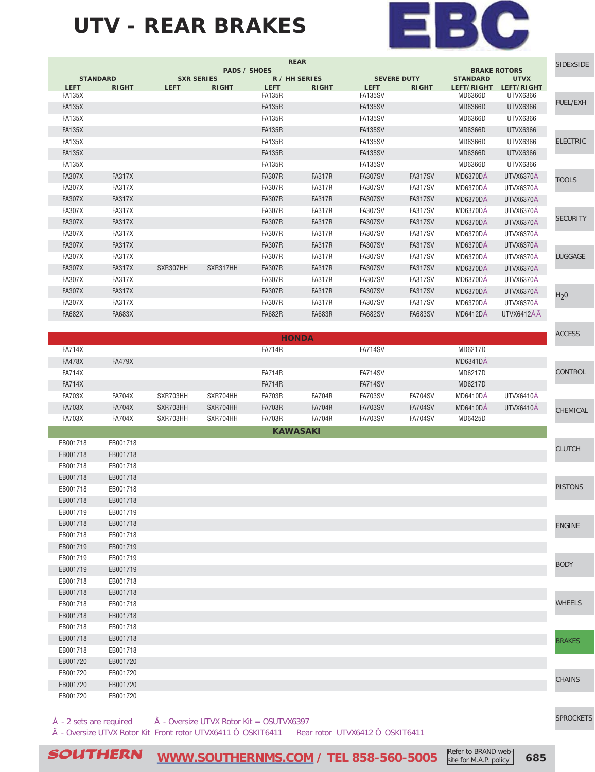# UTV - REAR BRAKES

EBC

| REAR | | | | | | | | | |
|---|---|---|---|---|---|---|---|---|---|
| PADS / SHOES | | | | | | | | BRAKE ROTORS | |
| STANDARD | | SXR SERIES | | R / HH SERIES | | SEVERE DUTY | | STANDARD | UTVX |
| LEFT | RIGHT | LEFT | RIGHT | LEFT | RIGHT | LEFT | RIGHT | LEFT/RIGHT | LEFT/RIGHT |
| FA135X | | | | FA135R | | FA135SV | | MD6366D | UTVX6366 |
| FA135X | | | | FA135R | | FA135SV | | MD6366D | UTVX6366 |
| FA135X | | | | FA135R | | FA135SV | | MD6366D | UTVX6366 |
| FA135X | | | | FA135R | | FA135SV | | MD6366D | UTVX6366 |
| FA135X | | | | FA135R | | FA135SV | | MD6366D | UTVX6366 |
| FA135X | | | | FA135R | | FA135SV | | MD6366D | UTVX6366 |
| FA135X | | | | FA135R | | FA135SV | | MD6366D | UTVX6366 |
| FA307X | FA317X | | | FA307R | FA317R | FA307SV | FA317SV | MD6370DÁ | UTVX6370Á |
| FA307X | FA317X | | | FA307R | FA317R | FA307SV | FA317SV | MD6370DÁ | UTVX6370Á |
| FA307X | FA317X | | | FA307R | FA317R | FA307SV | FA317SV | MD6370DÁ | UTVX6370Á |
| FA307X | FA317X | | | FA307R | FA317R | FA307SV | FA317SV | MD6370DÁ | UTVX6370Á |
| FA307X | FA317X | | | FA307R | FA317R | FA307SV | FA317SV | MD6370DÁ | UTVX6370Á |
| FA307X | FA317X | | | FA307R | FA317R | FA307SV | FA317SV | MD6370DÁ | UTVX6370Á |
| FA307X | FA317X | | | FA307R | FA317R | FA307SV | FA317SV | MD6370DÁ | UTVX6370Á |
| FA307X | FA317X | | | FA307R | FA317R | FA307SV | FA317SV | MD6370DÁ | UTVX6370Á |
| FA307X | FA317X | SXR307HH | SXR317HH | FA307R | FA317R | FA307SV | FA317SV | MD6370DÁ | UTVX6370Á |
| FA307X | FA317X | | | FA307R | FA317R | FA307SV | FA317SV | MD6370DÁ | UTVX6370Á |
| FA307X | FA317X | | | FA307R | FA317R | FA307SV | FA317SV | MD6370DÁ | UTVX6370Á |
| FA307X | FA317X | | | FA307R | FA317R | FA307SV | FA317SV | MD6370DÁ | UTVX6370Á |
| FA682X | FA683X | | | FA682R | FA683R | FA682SV | FA683SV | MD6412DÁ | UTVX6412ÂÃ |
| **HONDA** | | | | | | | | | |
| FA714X | | | | FA714R | | FA714SV | | MD6217D | |
| FA478X | FA479X | | | | | | | MD6341DÁ | |
| FA714X | | | | FA714R | | FA714SV | | MD6217D | |
| FA714X | | | | FA714R | | FA714SV | | MD6217D | |
| FA703X | FA704X | SXR703HH | SXR704HH | FA703R | FA704R | FA703SV | FA704SV | MD6410DÁ | UTVX6410Á |
| FA703X | FA704X | SXR703HH | SXR704HH | FA703R | FA704R | FA703SV | FA704SV | MD6410DÁ | UTVX6410Á |
| FA703X | FA704X | SXR703HH | SXR704HH | FA703R | FA704R | FA703SV | FA704SV | MD6425D | |
| **KAWASAKI** | | | | | | | | | |
| EB001718 | EB001718 | | | | | | | | |
| EB001718 | EB001718 | | | | | | | | |
| EB001718 | EB001718 | | | | | | | | |
| EB001718 | EB001718 | | | | | | | | |
| EB001718 | EB001718 | | | | | | | | |
| EB001718 | EB001718 | | | | | | | | |
| EB001719 | EB001719 | | | | | | | | |
| EB001718 | EB001718 | | | | | | | | |
| EB001718 | EB001718 | | | | | | | | |
| EB001719 | EB001719 | | | | | | | | |
| EB001719 | EB001719 | | | | | | | | |
| EB001719 | EB001719 | | | | | | | | |
| EB001718 | EB001718 | | | | | | | | |
| EB001718 | EB001718 | | | | | | | | |
| EB001718 | EB001718 | | | | | | | | |
| EB001718 | EB001718 | | | | | | | | |
| EB001718 | EB001718 | | | | | | | | |
| EB001718 | EB001718 | | | | | | | | |
| EB001718 | EB001718 | | | | | | | | |
| EB001720 | EB001720 | | | | | | | | |
| EB001720 | EB001720 | | | | | | | | |
| EB001720 | EB001720 | | | | | | | | |
| EB001720 | EB001720 | | | | | | | | |

Á - 2 sets are required    Â - Oversize UTVX Rotor Kit = OSUTVX6397

Ã - Oversize UTVX Rotor Kit  Front rotor UTVX6411 Ô OSKIT6411    Rear rotor UTVX6412 Ô OSKIT6411

SOUTHERN  WWW.SOUTHERNMS.COM / TEL 858-560-5005  Refer to BRAND web-site for M.A.P. policy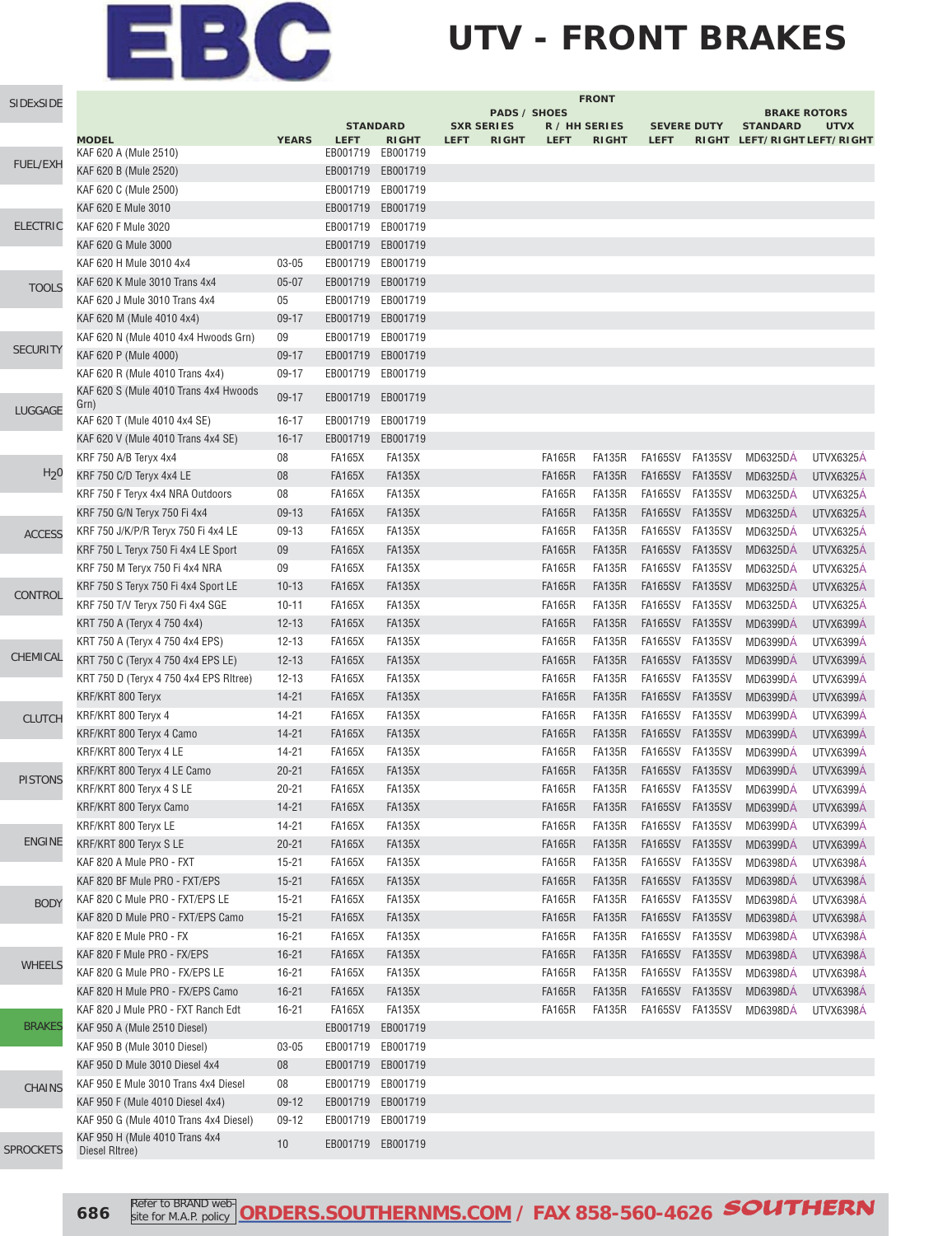# UTV - FRONT BRAKES

| MODEL | YEARS | PADS / SHOES STANDARD LEFT | RIGHT | SXR SERIES LEFT | RIGHT | R / HH SERIES LEFT | RIGHT | SEVERE DUTY LEFT | RIGHT | BRAKE ROTORS STANDARD LEFT/RIGHT | UTVX LEFT/RIGHT |
|---|---|---|---|---|---|---|---|---|---|---|---|
| KAF 620 A (Mule 2510) | | EB001719 | EB001719 | | | | | | | | |
| KAF 620 B (Mule 2520) | | EB001719 | EB001719 | | | | | | | | |
| KAF 620 C (Mule 2500) | | EB001719 | EB001719 | | | | | | | | |
| KAF 620 E Mule 3010 | | EB001719 | EB001719 | | | | | | | | |
| KAF 620 F Mule 3020 | | EB001719 | EB001719 | | | | | | | | |
| KAF 620 G Mule 3000 | | EB001719 | EB001719 | | | | | | | | |
| KAF 620 H Mule 3010 4x4 | 03-05 | EB001719 | EB001719 | | | | | | | | |
| KAF 620 K Mule 3010 Trans 4x4 | 05-07 | EB001719 | EB001719 | | | | | | | | |
| KAF 620 J Mule 3010 Trans 4x4 | 05 | EB001719 | EB001719 | | | | | | | | |
| KAF 620 M (Mule 4010 4x4) | 09-17 | EB001719 | EB001719 | | | | | | | | |
| KAF 620 N (Mule 4010 4x4 Hwoods Grn) | 09 | EB001719 | EB001719 | | | | | | | | |
| KAF 620 P (Mule 4000) | 09-17 | EB001719 | EB001719 | | | | | | | | |
| KAF 620 R (Mule 4010 Trans 4x4) | 09-17 | EB001719 | EB001719 | | | | | | | | |
| KAF 620 S (Mule 4010 Trans 4x4 Hwoods Grn) | 09-17 | EB001719 | EB001719 | | | | | | | | |
| KAF 620 T (Mule 4010 4x4 SE) | 16-17 | EB001719 | EB001719 | | | | | | | | |
| KAF 620 V (Mule 4010 Trans 4x4 SE) | 16-17 | EB001719 | EB001719 | | | | | | | | |
| KRF 750 A/B Teryx 4x4 | 08 | FA165X | FA135X | | | FA165R | FA135R | FA165SV | FA135SV | MD6325DÂ | UTVX6325Â |
| KRF 750 C/D Teryx 4x4 LE | 08 | FA165X | FA135X | | | FA165R | FA135R | FA165SV | FA135SV | MD6325DÂ | UTVX6325Â |
| KRF 750 F Teryx 4x4 NRA Outdoors | 08 | FA165X | FA135X | | | FA165R | FA135R | FA165SV | FA135SV | MD6325DÂ | UTVX6325Â |
| KRF 750 G/N Teryx 750 Fi 4x4 | 09-13 | FA165X | FA135X | | | FA165R | FA135R | FA165SV | FA135SV | MD6325DÂ | UTVX6325Â |
| KRF 750 J/K/P/R Teryx 750 Fi 4x4 LE | 09-13 | FA165X | FA135X | | | FA165R | FA135R | FA165SV | FA135SV | MD6325DÂ | UTVX6325Â |
| KRF 750 L Teryx 750 Fi 4x4 LE Sport | 09 | FA165X | FA135X | | | FA165R | FA135R | FA165SV | FA135SV | MD6325DÂ | UTVX6325Â |
| KRF 750 M Teryx 750 Fi 4x4 NRA | 09 | FA165X | FA135X | | | FA165R | FA135R | FA165SV | FA135SV | MD6325DÂ | UTVX6325Â |
| KRF 750 S Teryx 750 Fi 4x4 Sport LE | 10-13 | FA165X | FA135X | | | FA165R | FA135R | FA165SV | FA135SV | MD6325DÂ | UTVX6325Â |
| KRF 750 T/V Teryx 750 Fi 4x4 SGE | 10-11 | FA165X | FA135X | | | FA165R | FA135R | FA165SV | FA135SV | MD6325DÂ | UTVX6325Â |
| KRT 750 A (Teryx 4 750 4x4) | 12-13 | FA165X | FA135X | | | FA165R | FA135R | FA165SV | FA135SV | MD6399DÂ | UTVX6399Â |
| KRT 750 A (Teryx 4 750 4x4 EPS) | 12-13 | FA165X | FA135X | | | FA165R | FA135R | FA165SV | FA135SV | MD6399DÂ | UTVX6399Â |
| KRT 750 C (Teryx 4 750 4x4 EPS LE) | 12-13 | FA165X | FA135X | | | FA165R | FA135R | FA165SV | FA135SV | MD6399DÂ | UTVX6399Â |
| KRT 750 D (Teryx 4 750 4x4 EPS Rltree) | 12-13 | FA165X | FA135X | | | FA165R | FA135R | FA165SV | FA135SV | MD6399DÂ | UTVX6399Â |
| KRF/KRT 800 Teryx | 14-21 | FA165X | FA135X | | | FA165R | FA135R | FA165SV | FA135SV | MD6399DÂ | UTVX6399Â |
| KRF/KRT 800 Teryx 4 | 14-21 | FA165X | FA135X | | | FA165R | FA135R | FA165SV | FA135SV | MD6399DÂ | UTVX6399Â |
| KRF/KRT 800 Teryx 4 Camo | 14-21 | FA165X | FA135X | | | FA165R | FA135R | FA165SV | FA135SV | MD6399DÂ | UTVX6399Â |
| KRF/KRT 800 Teryx 4 LE | 14-21 | FA165X | FA135X | | | FA165R | FA135R | FA165SV | FA135SV | MD6399DÂ | UTVX6399Â |
| KRF/KRT 800 Teryx 4 LE Camo | 20-21 | FA165X | FA135X | | | FA165R | FA135R | FA165SV | FA135SV | MD6399DÂ | UTVX6399Â |
| KRF/KRT 800 Teryx 4 S LE | 20-21 | FA165X | FA135X | | | FA165R | FA135R | FA165SV | FA135SV | MD6399DÂ | UTVX6399Â |
| KRF/KRT 800 Teryx Camo | 14-21 | FA165X | FA135X | | | FA165R | FA135R | FA165SV | FA135SV | MD6399DÂ | UTVX6399Â |
| KRF/KRT 800 Teryx LE | 14-21 | FA165X | FA135X | | | FA165R | FA135R | FA165SV | FA135SV | MD6399DÂ | UTVX6399Â |
| KRF/KRT 800 Teryx S LE | 20-21 | FA165X | FA135X | | | FA165R | FA135R | FA165SV | FA135SV | MD6399DÂ | UTVX6399Â |
| KAF 820 A Mule PRO - FXT | 15-21 | FA165X | FA135X | | | FA165R | FA135R | FA165SV | FA135SV | MD6398DÂ | UTVX6398Â |
| KAF 820 BF Mule PRO - FXT/EPS | 15-21 | FA165X | FA135X | | | FA165R | FA135R | FA165SV | FA135SV | MD6398DÂ | UTVX6398Â |
| KAF 820 C Mule PRO - FXT/EPS LE | 15-21 | FA165X | FA135X | | | FA165R | FA135R | FA165SV | FA135SV | MD6398DÂ | UTVX6398Â |
| KAF 820 D Mule PRO - FXT/EPS Camo | 15-21 | FA165X | FA135X | | | FA165R | FA135R | FA165SV | FA135SV | MD6398DÂ | UTVX6398Â |
| KAF 820 E Mule PRO - FX | 16-21 | FA165X | FA135X | | | FA165R | FA135R | FA165SV | FA135SV | MD6398DÂ | UTVX6398Â |
| KAF 820 F Mule PRO - FX/EPS | 16-21 | FA165X | FA135X | | | FA165R | FA135R | FA165SV | FA135SV | MD6398DÂ | UTVX6398Â |
| KAF 820 G Mule PRO - FX/EPS LE | 16-21 | FA165X | FA135X | | | FA165R | FA135R | FA165SV | FA135SV | MD6398DÂ | UTVX6398Â |
| KAF 820 H Mule PRO - FX/EPS Camo | 16-21 | FA165X | FA135X | | | FA165R | FA135R | FA165SV | FA135SV | MD6398DÂ | UTVX6398Â |
| KAF 820 J Mule PRO - FXT Ranch Edt | 16-21 | FA165X | FA135X | | | FA165R | FA135R | FA165SV | FA135SV | MD6398DÂ | UTVX6398Â |
| KAF 950 A (Mule 2510 Diesel) | | EB001719 | EB001719 | | | | | | | | |
| KAF 950 B (Mule 3010 Diesel) | 03-05 | EB001719 | EB001719 | | | | | | | | |
| KAF 950 D Mule 3010 Diesel 4x4 | 08 | EB001719 | EB001719 | | | | | | | | |
| KAF 950 E Mule 3010 Trans 4x4 Diesel | 08 | EB001719 | EB001719 | | | | | | | | |
| KAF 950 F (Mule 4010 Diesel 4x4) | 09-12 | EB001719 | EB001719 | | | | | | | | |
| KAF 950 G (Mule 4010 Trans 4x4 Diesel) | 09-12 | EB001719 | EB001719 | | | | | | | | |
| KAF 950 H (Mule 4010 Trans 4x4 Diesel Rltree) | 10 | EB001719 | EB001719 | | | | | | | | |

Refer to BRAND website for M.A.P. policy **ORDERS.SOUTHERNMS.COM / FAX 858-560-4626**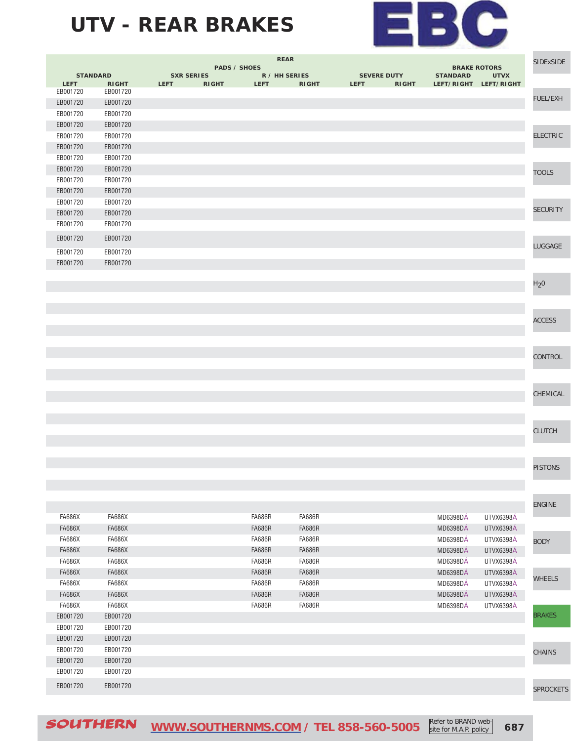# UTV - REAR BRAKES

EBC

| REAR | | | | | | | | | |
|---|---|---|---|---|---|---|---|---|---|
| PADS / SHOES | | | | | | | | BRAKE ROTORS | |
| STANDARD | | SXR SERIES | | R / HH SERIES | | SEVERE DUTY | | STANDARD | UTVX |
| LEFT | RIGHT | LEFT | RIGHT | LEFT | RIGHT | LEFT | RIGHT | LEFT/RIGHT | LEFT/RIGHT |
| EB001720 | EB001720 | | | | | | | | |
| EB001720 | EB001720 | | | | | | | | |
| EB001720 | EB001720 | | | | | | | | |
| EB001720 | EB001720 | | | | | | | | |
| EB001720 | EB001720 | | | | | | | | |
| EB001720 | EB001720 | | | | | | | | |
| EB001720 | EB001720 | | | | | | | | |
| EB001720 | EB001720 | | | | | | | | |
| EB001720 | EB001720 | | | | | | | | |
| EB001720 | EB001720 | | | | | | | | |
| EB001720 | EB001720 | | | | | | | | |
| EB001720 | EB001720 | | | | | | | | |
| EB001720 | EB001720 | | | | | | | | |
| EB001720 | EB001720 | | | | | | | | |
| EB001720 | EB001720 | | | | | | | | |
| EB001720 | EB001720 | | | | | | | | |
| | | | | | | | | | |
| | | | | | | | | | |
| | | | | | | | | | |
| | | | | | | | | | |
| | | | | | | | | | |
| | | | | | | | | | |
| | | | | | | | | | |
| | | | | | | | | | |
| | | | | | | | | | |
| | | | | | | | | | |
| | | | | | | | | | |
| | | | | | | | | | |
| | | | | | | | | | |
| | | | | | | | | | |
| | | | | | | | | | |
| | | | | | | | | | |
| | | | | | | | | | |
| | | | | | | | | | |
| | | | | | | | | | |
| | | | | | | | | | |
| FA686X | FA686X | | | FA686R | FA686R | | | MD6398DÁ | UTVX6398Á |
| FA686X | FA686X | | | FA686R | FA686R | | | MD6398DÁ | UTVX6398Á |
| FA686X | FA686X | | | FA686R | FA686R | | | MD6398DÁ | UTVX6398Á |
| FA686X | FA686X | | | FA686R | FA686R | | | MD6398DÁ | UTVX6398Á |
| FA686X | FA686X | | | FA686R | FA686R | | | MD6398DÁ | UTVX6398Á |
| FA686X | FA686X | | | FA686R | FA686R | | | MD6398DÁ | UTVX6398Á |
| FA686X | FA686X | | | FA686R | FA686R | | | MD6398DÁ | UTVX6398Á |
| FA686X | FA686X | | | FA686R | FA686R | | | MD6398DÁ | UTVX6398Á |
| FA686X | FA686X | | | FA686R | FA686R | | | MD6398DÁ | UTVX6398Á |
| EB001720 | EB001720 | | | | | | | | |
| EB001720 | EB001720 | | | | | | | | |
| EB001720 | EB001720 | | | | | | | | |
| EB001720 | EB001720 | | | | | | | | |
| EB001720 | EB001720 | | | | | | | | |
| EB001720 | EB001720 | | | | | | | | |
| EB001720 | EB001720 | | | | | | | | |

SIDExSIDE | FUEL/EXH | ELECTRIC | TOOLS | SECURITY | LUGGAGE | $H_2O$ | ACCESS | CONTROL | CHEMICAL | CLUTCH | PISTONS | ENGINE | BODY | WHEELS | BRAKES | CHAINS | SPROCKETS

SOUTHERN WWW.SOUTHERNMS.COM / TEL 858-560-5005 Refer to BRAND web-site for M.A.P. policy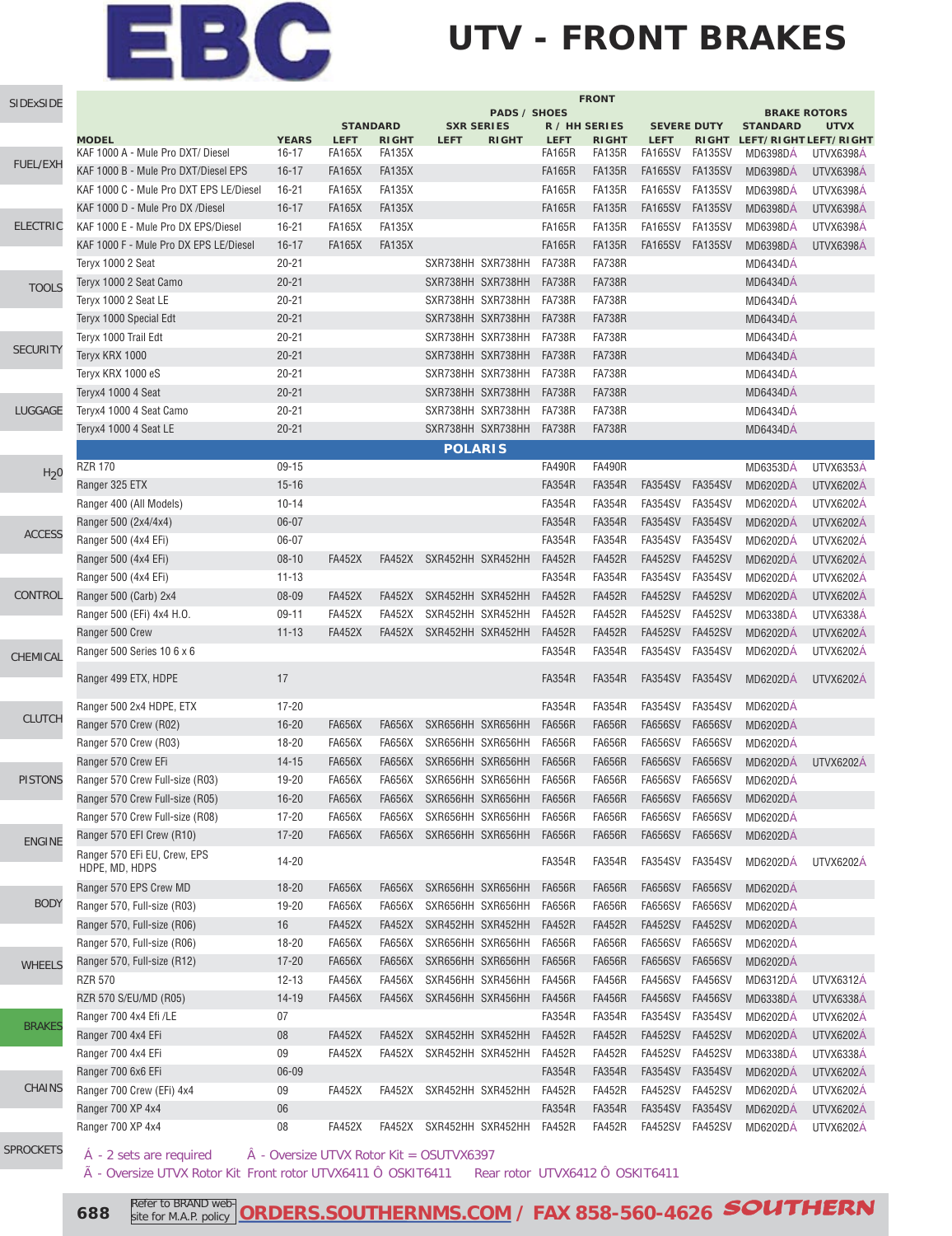# UTV - FRONT BRAKES

| MODEL | YEARS | PADS / SHOES STANDARD LEFT | STANDARD RIGHT | SXR SERIES LEFT | SXR SERIES RIGHT | R / HH SERIES LEFT | R / HH SERIES RIGHT | SEVERE DUTY LEFT | SEVERE DUTY RIGHT | BRAKE ROTORS STANDARD LEFT/RIGHT | UTVX LEFT/RIGHT |
|---|---|---|---|---|---|---|---|---|---|---|---|
| KAF 1000 A - Mule Pro DXT/ Diesel | 16-17 | FA165X | FA135X | | | FA165R | FA135R | FA165SV | FA135SV | MD6398DÁ | UTVX6398Á |
| KAF 1000 B - Mule Pro DXT/Diesel EPS | 16-17 | FA165X | FA135X | | | FA165R | FA135R | FA165SV | FA135SV | MD6398DÁ | UTVX6398Á |
| KAF 1000 C - Mule Pro DXT EPS LE/Diesel | 16-21 | FA165X | FA135X | | | FA165R | FA135R | FA165SV | FA135SV | MD6398DÁ | UTVX6398Á |
| KAF 1000 D - Mule Pro DX /Diesel | 16-17 | FA165X | FA135X | | | FA165R | FA135R | FA165SV | FA135SV | MD6398DÁ | UTVX6398Á |
| KAF 1000 E - Mule Pro DX EPS/Diesel | 16-21 | FA165X | FA135X | | | FA165R | FA135R | FA165SV | FA135SV | MD6398DÁ | UTVX6398Á |
| KAF 1000 F - Mule Pro DX EPS LE/Diesel | 16-17 | FA165X | FA135X | | | FA165R | FA135R | FA165SV | FA135SV | MD6398DÁ | UTVX6398Á |
| Teryx 1000 2 Seat | 20-21 | | | SXR738HH | SXR738HH | FA738R | FA738R | | | MD6434DÁ | |
| Teryx 1000 2 Seat Camo | 20-21 | | | SXR738HH | SXR738HH | FA738R | FA738R | | | MD6434DÁ | |
| Teryx 1000 2 Seat LE | 20-21 | | | SXR738HH | SXR738HH | FA738R | FA738R | | | MD6434DÁ | |
| Teryx 1000 Special Edt | 20-21 | | | SXR738HH | SXR738HH | FA738R | FA738R | | | MD6434DÁ | |
| Teryx 1000 Trail Edt | 20-21 | | | SXR738HH | SXR738HH | FA738R | FA738R | | | MD6434DÁ | |
| Teryx KRX 1000 | 20-21 | | | SXR738HH | SXR738HH | FA738R | FA738R | | | MD6434DÁ | |
| Teryx KRX 1000 eS | 20-21 | | | SXR738HH | SXR738HH | FA738R | FA738R | | | MD6434DÁ | |
| Teryx4 1000 4 Seat | 20-21 | | | SXR738HH | SXR738HH | FA738R | FA738R | | | MD6434DÁ | |
| Teryx4 1000 4 Seat Camo | 20-21 | | | SXR738HH | SXR738HH | FA738R | FA738R | | | MD6434DÁ | |
| Teryx4 1000 4 Seat LE | 20-21 | | | SXR738HH | SXR738HH | FA738R | FA738R | | | MD6434DÁ | |
| **POLARIS** | | | | | | | | | | | |
| RZR 170 | 09-15 | | | | | FA490R | FA490R | | | MD6353DÁ | UTVX6353Á |
| Ranger 325 ETX | 15-16 | | | | | FA354R | FA354R | FA354SV | FA354SV | MD6202DÁ | UTVX6202Á |
| Ranger 400 (All Models) | 10-14 | | | | | FA354R | FA354R | FA354SV | FA354SV | MD6202DÁ | UTVX6202Á |
| Ranger 500 (2x4/4x4) | 06-07 | | | | | FA354R | FA354R | FA354SV | FA354SV | MD6202DÁ | UTVX6202Á |
| Ranger 500 (4x4 EFi) | 06-07 | | | | | FA354R | FA354R | FA354SV | FA354SV | MD6202DÁ | UTVX6202Á |
| Ranger 500 (4x4 EFi) | 08-10 | FA452X | FA452X | SXR452HH | SXR452HH | FA452R | FA452R | FA452SV | FA452SV | MD6202DÁ | UTVX6202Á |
| Ranger 500 (4x4 EFi) | 11-13 | | | | | FA354R | FA354R | FA354SV | FA354SV | MD6202DÁ | UTVX6202Á |
| Ranger 500 (Carb) 2x4 | 08-09 | FA452X | FA452X | SXR452HH | SXR452HH | FA452R | FA452R | FA452SV | FA452SV | MD6202DÁ | UTVX6202Á |
| Ranger 500 (EFi) 4x4 H.O. | 09-11 | FA452X | FA452X | SXR452HH | SXR452HH | FA452R | FA452R | FA452SV | FA452SV | MD6338DÁ | UTVX6338Á |
| Ranger 500 Crew | 11-13 | FA452X | FA452X | SXR452HH | SXR452HH | FA452R | FA452R | FA452SV | FA452SV | MD6202DÁ | UTVX6202Á |
| Ranger 500 Series 10 6 x 6 | | | | | | FA354R | FA354R | FA354SV | FA354SV | MD6202DÁ | UTVX6202Á |
| Ranger 499 ETX, HDPE | 17 | | | | | FA354R | FA354R | FA354SV | FA354SV | MD6202DÁ | UTVX6202Á |
| Ranger 500 2x4 HDPE, ETX | 17-20 | | | | | FA354R | FA354R | FA354SV | FA354SV | MD6202DÁ | |
| Ranger 570 Crew (R02) | 16-20 | FA656X | FA656X | SXR656HH | SXR656HH | FA656R | FA656R | FA656SV | FA656SV | MD6202DÁ | |
| Ranger 570 Crew (R03) | 18-20 | FA656X | FA656X | SXR656HH | SXR656HH | FA656R | FA656R | FA656SV | FA656SV | MD6202DÁ | |
| Ranger 570 Crew EFi | 14-15 | FA656X | FA656X | SXR656HH | SXR656HH | FA656R | FA656R | FA656SV | FA656SV | MD6202DÁ | UTVX6202Á |
| Ranger 570 Crew Full-size (R03) | 19-20 | FA656X | FA656X | SXR656HH | SXR656HH | FA656R | FA656R | FA656SV | FA656SV | MD6202DÁ | |
| Ranger 570 Crew Full-size (R05) | 16-20 | FA656X | FA656X | SXR656HH | SXR656HH | FA656R | FA656R | FA656SV | FA656SV | MD6202DÁ | |
| Ranger 570 Crew Full-size (R08) | 17-20 | FA656X | FA656X | SXR656HH | SXR656HH | FA656R | FA656R | FA656SV | FA656SV | MD6202DÁ | |
| Ranger 570 EFI Crew (R10) | 17-20 | FA656X | FA656X | SXR656HH | SXR656HH | FA656R | FA656R | FA656SV | FA656SV | MD6202DÁ | |
| Ranger 570 EFi EU, Crew, EPS HDPE, MD, HDPS | 14-20 | | | | | FA354R | FA354R | FA354SV | FA354SV | MD6202DÁ | UTVX6202Á |
| Ranger 570 EPS Crew MD | 18-20 | FA656X | FA656X | SXR656HH | SXR656HH | FA656R | FA656R | FA656SV | FA656SV | MD6202DÁ | |
| Ranger 570, Full-size (R03) | 19-20 | FA656X | FA656X | SXR656HH | SXR656HH | FA656R | FA656R | FA656SV | FA656SV | MD6202DÁ | |
| Ranger 570, Full-size (R06) | 16 | FA452X | FA452X | SXR452HH | SXR452HH | FA452R | FA452R | FA452SV | FA452SV | MD6202DÁ | |
| Ranger 570, Full-size (R06) | 18-20 | FA656X | FA656X | SXR656HH | SXR656HH | FA656R | FA656R | FA656SV | FA656SV | MD6202DÁ | |
| Ranger 570, Full-size (R12) | 17-20 | FA656X | FA656X | SXR656HH | SXR656HH | FA656R | FA656R | FA656SV | FA656SV | MD6202DÁ | |
| RZR 570 | 12-13 | FA456X | FA456X | SXR456HH | SXR456HH | FA456R | FA456R | FA456SV | FA456SV | MD6312DÁ | UTVX6312Á |
| RZR 570 S/EU/MD (R05) | 14-19 | FA456X | FA456X | SXR456HH | SXR456HH | FA456R | FA456R | FA456SV | FA456SV | MD6338DÁ | UTVX6338Á |
| Ranger 700 4x4 Efi /LE | 07 | | | | | FA354R | FA354R | FA354SV | FA354SV | MD6202DÁ | UTVX6202Á |
| Ranger 700 4x4 EFi | 08 | FA452X | FA452X | SXR452HH | SXR452HH | FA452R | FA452R | FA452SV | FA452SV | MD6202DÁ | UTVX6202Á |
| Ranger 700 4x4 EFi | 09 | FA452X | FA452X | SXR452HH | SXR452HH | FA452R | FA452R | FA452SV | FA452SV | MD6338DÁ | UTVX6338Á |
| Ranger 700 6x6 EFi | 06-09 | | | | | FA354R | FA354R | FA354SV | FA354SV | MD6202DÁ | UTVX6202Á |
| Ranger 700 Crew (EFi) 4x4 | 09 | FA452X | FA452X | SXR452HH | SXR452HH | FA452R | FA452R | FA452SV | FA452SV | MD6202DÁ | UTVX6202Á |
| Ranger 700 XP 4x4 | 06 | | | | | FA354R | FA354R | FA354SV | FA354SV | MD6202DÁ | UTVX6202Á |
| Ranger 700 XP 4x4 | 08 | FA452X | FA452X | SXR452HH | SXR452HH | FA452R | FA452R | FA452SV | FA452SV | MD6202DÁ | UTVX6202Á |

Á - 2 sets are required Â - Oversize UTVX Rotor Kit = OSUTVX6397

Ã - Oversize UTVX Rotor Kit Front rotor UTVX6411 Ô OSKIT6411 Rear rotor UTVX6412 Ô OSKIT6411

Refer to BRAND web-site for M.A.P. policy ORDERS.SOUTHERNMS.COM / FAX 858-560-4626 SOUTHERN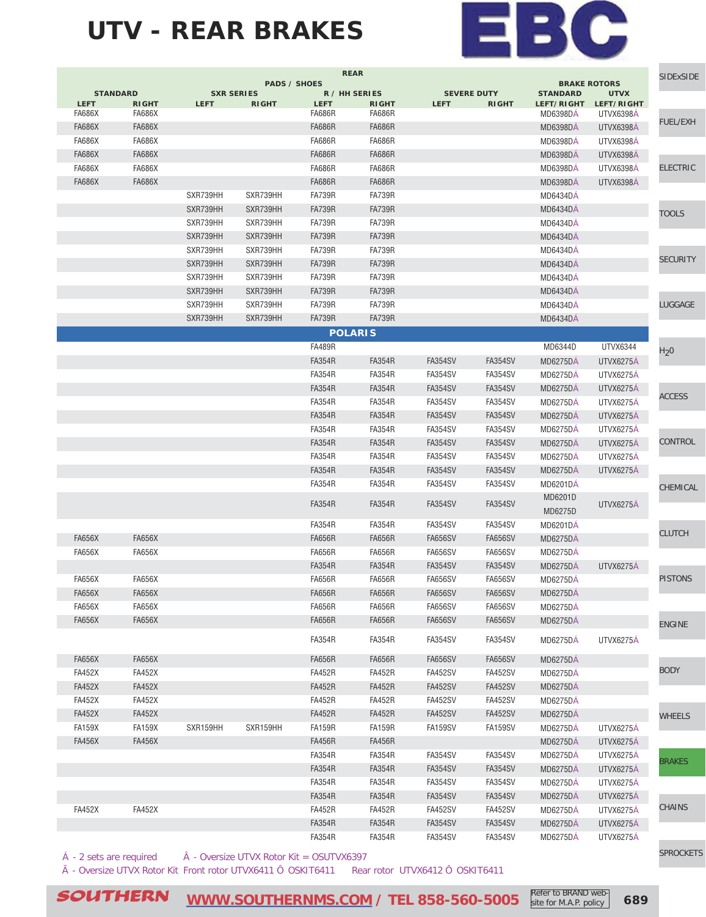# UTV - REAR BRAKES

| REAR | | | | | | | | | |
|---|---|---|---|---|---|---|---|---|---|
| PADS / SHOES | | | | | | | | BRAKE ROTORS | |
| STANDARD | | SXR SERIES | | R / HH SERIES | | SEVERE DUTY | | STANDARD | UTVX |
| LEFT | RIGHT | LEFT | RIGHT | LEFT | RIGHT | LEFT | RIGHT | LEFT/RIGHT | LEFT/RIGHT |
| FA686X | FA686X | | | FA686R | FA686R | | | MD6398DÁ | UTVX6398Á |
| FA686X | FA686X | | | FA686R | FA686R | | | MD6398DÁ | UTVX6398Á |
| FA686X | FA686X | | | FA686R | FA686R | | | MD6398DÁ | UTVX6398Á |
| FA686X | FA686X | | | FA686R | FA686R | | | MD6398DÁ | UTVX6398Á |
| FA686X | FA686X | | | FA686R | FA686R | | | MD6398DÁ | UTVX6398Á |
| FA686X | FA686X | | | FA686R | FA686R | | | MD6398DÁ | UTVX6398Á |
| | | SXR739HH | SXR739HH | FA739R | FA739R | | | MD6434DÁ | |
| | | SXR739HH | SXR739HH | FA739R | FA739R | | | MD6434DÁ | |
| | | SXR739HH | SXR739HH | FA739R | FA739R | | | MD6434DÁ | |
| | | SXR739HH | SXR739HH | FA739R | FA739R | | | MD6434DÁ | |
| | | SXR739HH | SXR739HH | FA739R | FA739R | | | MD6434DÁ | |
| | | SXR739HH | SXR739HH | FA739R | FA739R | | | MD6434DÁ | |
| | | SXR739HH | SXR739HH | FA739R | FA739R | | | MD6434DÁ | |
| | | SXR739HH | SXR739HH | FA739R | FA739R | | | MD6434DÁ | |
| | | SXR739HH | SXR739HH | FA739R | FA739R | | | MD6434DÁ | |
| | | SXR739HH | SXR739HH | FA739R | FA739R | | | MD6434DÁ | |
| **POLARIS** | | | | | | | | | |
| | | | | FA489R | | | | MD6344D | UTVX6344 |
| | | | | FA354R | FA354R | FA354SV | FA354SV | MD6275DÁ | UTVX6275Á |
| | | | | FA354R | FA354R | FA354SV | FA354SV | MD6275DÁ | UTVX6275Á |
| | | | | FA354R | FA354R | FA354SV | FA354SV | MD6275DÁ | UTVX6275Á |
| | | | | FA354R | FA354R | FA354SV | FA354SV | MD6275DÁ | UTVX6275Á |
| | | | | FA354R | FA354R | FA354SV | FA354SV | MD6275DÁ | UTVX6275Á |
| | | | | FA354R | FA354R | FA354SV | FA354SV | MD6275DÁ | UTVX6275Á |
| | | | | FA354R | FA354R | FA354SV | FA354SV | MD6275DÁ | UTVX6275Á |
| | | | | FA354R | FA354R | FA354SV | FA354SV | MD6275DÁ | UTVX6275Á |
| | | | | FA354R | FA354R | FA354SV | FA354SV | MD6275DÁ | UTVX6275Á |
| | | | | FA354R | FA354R | FA354SV | FA354SV | MD6201DÁ | |
| | | | | FA354R | FA354R | FA354SV | FA354SV | MD6201D MD6275D | UTVX6275Á |
| | | | | FA354R | FA354R | FA354SV | FA354SV | MD6201DÁ | |
| FA656X | FA656X | | | FA656R | FA656R | FA656SV | FA656SV | MD6275DÁ | |
| FA656X | FA656X | | | FA656R | FA656R | FA656SV | FA656SV | MD6275DÁ | |
| | | | | FA354R | FA354R | FA354SV | FA354SV | MD6275DÁ | UTVX6275Á |
| FA656X | FA656X | | | FA656R | FA656R | FA656SV | FA656SV | MD6275DÁ | |
| FA656X | FA656X | | | FA656R | FA656R | FA656SV | FA656SV | MD6275DÁ | |
| FA656X | FA656X | | | FA656R | FA656R | FA656SV | FA656SV | MD6275DÁ | |
| FA656X | FA656X | | | FA656R | FA656R | FA656SV | FA656SV | MD6275DÁ | |
| | | | | FA354R | FA354R | FA354SV | FA354SV | MD6275DÁ | UTVX6275Á |
| FA656X | FA656X | | | FA656R | FA656R | FA656SV | FA656SV | MD6275DÁ | |
| FA452X | FA452X | | | FA452R | FA452R | FA452SV | FA452SV | MD6275DÁ | |
| FA452X | FA452X | | | FA452R | FA452R | FA452SV | FA452SV | MD6275DÁ | |
| FA452X | FA452X | | | FA452R | FA452R | FA452SV | FA452SV | MD6275DÁ | |
| FA452X | FA452X | | | FA452R | FA452R | FA452SV | FA452SV | MD6275DÁ | |
| FA159X | FA159X | SXR159HH | SXR159HH | FA159R | FA159R | FA159SV | FA159SV | MD6275DÁ | UTVX6275Á |
| FA456X | FA456X | | | FA456R | FA456R | | | MD6275DÁ | UTVX6275Á |
| | | | | FA354R | FA354R | FA354SV | FA354SV | MD6275DÁ | UTVX6275Á |
| | | | | FA354R | FA354R | FA354SV | FA354SV | MD6275DÁ | UTVX6275Á |
| | | | | FA354R | FA354R | FA354SV | FA354SV | MD6275DÁ | UTVX6275Á |
| | | | | FA354R | FA354R | FA354SV | FA354SV | MD6275DÁ | UTVX6275Á |
| FA452X | FA452X | | | FA452R | FA452R | FA452SV | FA452SV | MD6275DÁ | UTVX6275Á |
| | | | | FA354R | FA354R | FA354SV | FA354SV | MD6275DÁ | UTVX6275Á |
| | | | | FA354R | FA354R | FA354SV | FA354SV | MD6275DÁ | UTVX6275Á |

Á - 2 sets are required Â - Oversize UTVX Rotor Kit = OSUTVX6397

Ã - Oversize UTVX Rotor Kit Front rotor UTVX6411 Ô OSKIT6411 Rear rotor UTVX6412 Ô OSKIT6411

SOUTHERN WWW.SOUTHERNMS.COM / TEL 858-560-5005 Refer to BRAND web-site for M.A.P. policy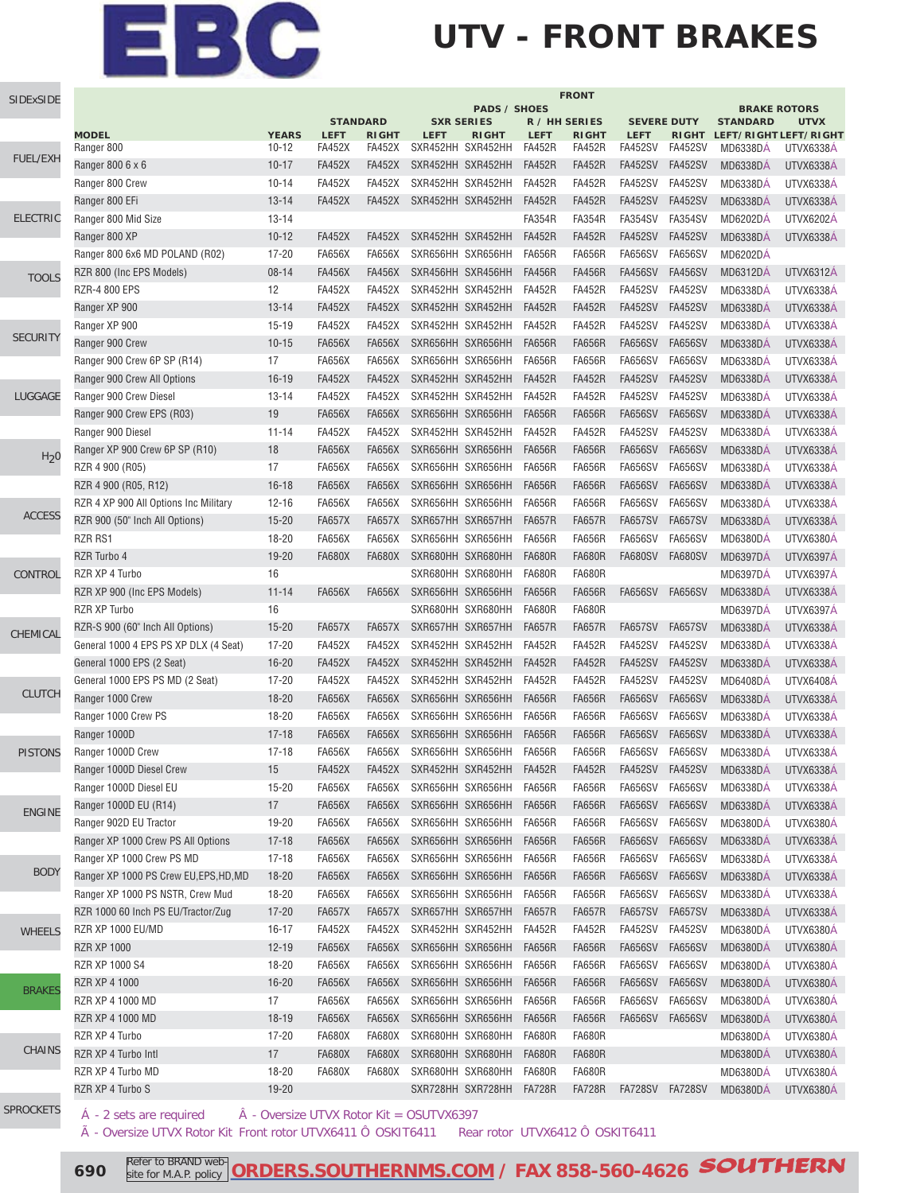# UTV - FRONT BRAKES

| | | FRONT | | | | | | | | | |
|---|---|---|---|---|---|---|---|---|---|---|---|
| | | PADS / SHOES | | | | | | | | BRAKE ROTORS | |
| | | STANDARD | | SXR SERIES | | R / HH SERIES | | SEVERE DUTY | | STANDARD | UTVX |
| MODEL | YEARS | LEFT | RIGHT | LEFT | RIGHT | LEFT | RIGHT | LEFT | RIGHT | LEFT/RIGHT | LEFT/RIGHT |
| Ranger 800 | 10-12 | FA452X | FA452X | SXR452HH | SXR452HH | FA452R | FA452R | FA452SV | FA452SV | MD6338DÁ | UTVX6338Á |
| Ranger 800 6 x 6 | 10-17 | FA452X | FA452X | SXR452HH | SXR452HH | FA452R | FA452R | FA452SV | FA452SV | MD6338DÁ | UTVX6338Á |
| Ranger 800 Crew | 10-14 | FA452X | FA452X | SXR452HH | SXR452HH | FA452R | FA452R | FA452SV | FA452SV | MD6338DÁ | UTVX6338Á |
| Ranger 800 EFi | 13-14 | FA452X | FA452X | SXR452HH | SXR452HH | FA452R | FA452R | FA452SV | FA452SV | MD6338DÁ | UTVX6338Á |
| Ranger 800 Mid Size | 13-14 | | | | | FA354R | FA354R | FA354SV | FA354SV | MD6202DÁ | UTVX6202Á |
| Ranger 800 XP | 10-12 | FA452X | FA452X | SXR452HH | SXR452HH | FA452R | FA452R | FA452SV | FA452SV | MD6338DÁ | UTVX6338Á |
| Ranger 800 6x6 MD POLAND (R02) | 17-20 | FA656X | FA656X | SXR656HH | SXR656HH | FA656R | FA656R | FA656SV | FA656SV | MD6202DÁ | |
| RZR 800 (Inc EPS Models) | 08-14 | FA456X | FA456X | SXR456HH | SXR456HH | FA456R | FA456R | FA456SV | FA456SV | MD6312DÁ | UTVX6312Á |
| RZR-4 800 EPS | 12 | FA452X | FA452X | SXR452HH | SXR452HH | FA452R | FA452R | FA452SV | FA452SV | MD6338DÁ | UTVX6338Á |
| Ranger XP 900 | 13-14 | FA452X | FA452X | SXR452HH | SXR452HH | FA452R | FA452R | FA452SV | FA452SV | MD6338DÁ | UTVX6338Á |
| Ranger XP 900 | 15-19 | FA452X | FA452X | SXR452HH | SXR452HH | FA452R | FA452R | FA452SV | FA452SV | MD6338DÁ | UTVX6338Á |
| Ranger 900 Crew | 10-15 | FA656X | FA656X | SXR656HH | SXR656HH | FA656R | FA656R | FA656SV | FA656SV | MD6338DÁ | UTVX6338Á |
| Ranger 900 Crew 6P SP (R14) | 17 | FA656X | FA656X | SXR656HH | SXR656HH | FA656R | FA656R | FA656SV | FA656SV | MD6338DÁ | UTVX6338Á |
| Ranger 900 Crew All Options | 16-19 | FA452X | FA452X | SXR452HH | SXR452HH | FA452R | FA452R | FA452SV | FA452SV | MD6338DÁ | UTVX6338Á |
| Ranger 900 Crew Diesel | 13-14 | FA452X | FA452X | SXR452HH | SXR452HH | FA452R | FA452R | FA452SV | FA452SV | MD6338DÁ | UTVX6338Á |
| Ranger 900 Crew EPS (R03) | 19 | FA656X | FA656X | SXR656HH | SXR656HH | FA656R | FA656R | FA656SV | FA656SV | MD6338DÁ | UTVX6338Á |
| Ranger 900 Diesel | 11-14 | FA452X | FA452X | SXR452HH | SXR452HH | FA452R | FA452R | FA452SV | FA452SV | MD6338DÁ | UTVX6338Á |
| Ranger XP 900 Crew 6P SP (R10) | 18 | FA656X | FA656X | SXR656HH | SXR656HH | FA656R | FA656R | FA656SV | FA656SV | MD6338DÁ | UTVX6338Á |
| RZR 4 900 (R05) | 17 | FA656X | FA656X | SXR656HH | SXR656HH | FA656R | FA656R | FA656SV | FA656SV | MD6338DÁ | UTVX6338Á |
| RZR 4 900 (R05, R12) | 16-18 | FA656X | FA656X | SXR656HH | SXR656HH | FA656R | FA656R | FA656SV | FA656SV | MD6338DÁ | UTVX6338Á |
| RZR 4 XP 900 All Options Inc Military | 12-16 | FA656X | FA656X | SXR656HH | SXR656HH | FA656R | FA656R | FA656SV | FA656SV | MD6338DÁ | UTVX6338Á |
| RZR 900 (50" Inch All Options) | 15-20 | FA657X | FA657X | SXR657HH | SXR657HH | FA657R | FA657R | FA657SV | FA657SV | MD6338DÁ | UTVX6338Á |
| RZR RS1 | 18-20 | FA656X | FA656X | SXR656HH | SXR656HH | FA656R | FA656R | FA656SV | FA656SV | MD6380DÁ | UTVX6380Á |
| RZR Turbo 4 | 19-20 | FA680X | FA680X | SXR680HH | SXR680HH | FA680R | FA680R | FA680SV | FA680SV | MD6397DÁ | UTVX6397Á |
| RZR XP 4 Turbo | 16 | | | SXR680HH | SXR680HH | FA680R | FA680R | | | MD6397DÁ | UTVX6397Á |
| RZR XP 900 (Inc EPS Models) | 11-14 | FA656X | FA656X | SXR656HH | SXR656HH | FA656R | FA656R | FA656SV | FA656SV | MD6338DÁ | UTVX6338Á |
| RZR XP Turbo | 16 | | | SXR680HH | SXR680HH | FA680R | FA680R | | | MD6397DÁ | UTVX6397Á |
| RZR-S 900 (60" Inch All Options) | 15-20 | FA657X | FA657X | SXR657HH | SXR657HH | FA657R | FA657R | FA657SV | FA657SV | MD6338DÁ | UTVX6338Á |
| General 1000 4 EPS PS XP DLX (4 Seat) | 17-20 | FA452X | FA452X | SXR452HH | SXR452HH | FA452R | FA452R | FA452SV | FA452SV | MD6338DÁ | UTVX6338Á |
| General 1000 EPS (2 Seat) | 16-20 | FA452X | FA452X | SXR452HH | SXR452HH | FA452R | FA452R | FA452SV | FA452SV | MD6338DÁ | UTVX6338Á |
| General 1000 EPS PS MD (2 Seat) | 17-20 | FA452X | FA452X | SXR452HH | SXR452HH | FA452R | FA452R | FA452SV | FA452SV | MD6408DÁ | UTVX6408Á |
| Ranger 1000 Crew | 18-20 | FA656X | FA656X | SXR656HH | SXR656HH | FA656R | FA656R | FA656SV | FA656SV | MD6338DÁ | UTVX6338Á |
| Ranger 1000 Crew PS | 18-20 | FA656X | FA656X | SXR656HH | SXR656HH | FA656R | FA656R | FA656SV | FA656SV | MD6338DÁ | UTVX6338Á |
| Ranger 1000D | 17-18 | FA656X | FA656X | SXR656HH | SXR656HH | FA656R | FA656R | FA656SV | FA656SV | MD6338DÁ | UTVX6338Á |
| Ranger 1000D Crew | 17-18 | FA656X | FA656X | SXR656HH | SXR656HH | FA656R | FA656R | FA656SV | FA656SV | MD6338DÁ | UTVX6338Á |
| Ranger 1000D Diesel Crew | 15 | FA452X | FA452X | SXR452HH | SXR452HH | FA452R | FA452R | FA452SV | FA452SV | MD6338DÁ | UTVX6338Á |
| Ranger 1000D Diesel EU | 15-20 | FA656X | FA656X | SXR656HH | SXR656HH | FA656R | FA656R | FA656SV | FA656SV | MD6338DÁ | UTVX6338Á |
| Ranger 1000D EU (R14) | 17 | FA656X | FA656X | SXR656HH | SXR656HH | FA656R | FA656R | FA656SV | FA656SV | MD6338DÁ | UTVX6338Á |
| Ranger 902D EU Tractor | 19-20 | FA656X | FA656X | SXR656HH | SXR656HH | FA656R | FA656R | FA656SV | FA656SV | MD6380DÁ | UTVX6380Á |
| Ranger XP 1000 Crew PS All Options | 17-18 | FA656X | FA656X | SXR656HH | SXR656HH | FA656R | FA656R | FA656SV | FA656SV | MD6338DÁ | UTVX6338Á |
| Ranger XP 1000 Crew PS MD | 17-18 | FA656X | FA656X | SXR656HH | SXR656HH | FA656R | FA656R | FA656SV | FA656SV | MD6338DÁ | UTVX6338Á |
| Ranger XP 1000 PS Crew EU,EPS,HD,MD | 18-20 | FA656X | FA656X | SXR656HH | SXR656HH | FA656R | FA656R | FA656SV | FA656SV | MD6338DÁ | UTVX6338Á |
| Ranger XP 1000 PS NSTR, Crew Mud | 18-20 | FA656X | FA656X | SXR656HH | SXR656HH | FA656R | FA656R | FA656SV | FA656SV | MD6338DÁ | UTVX6338Á |
| RZR 1000 60 Inch PS EU/Tractor/Zug | 17-20 | FA657X | FA657X | SXR657HH | SXR657HH | FA657R | FA657R | FA657SV | FA657SV | MD6338DÁ | UTVX6338Á |
| RZR XP 1000 EU/MD | 16-17 | FA452X | FA452X | SXR452HH | SXR452HH | FA452R | FA452R | FA452SV | FA452SV | MD6380DÁ | UTVX6380Á |
| RZR XP 1000 | 12-19 | FA656X | FA656X | SXR656HH | SXR656HH | FA656R | FA656R | FA656SV | FA656SV | MD6380DÁ | UTVX6380Á |
| RZR XP 1000 S4 | 18-20 | FA656X | FA656X | SXR656HH | SXR656HH | FA656R | FA656R | FA656SV | FA656SV | MD6380DÁ | UTVX6380Á |
| RZR XP 4 1000 | 16-20 | FA656X | FA656X | SXR656HH | SXR656HH | FA656R | FA656R | FA656SV | FA656SV | MD6380DÁ | UTVX6380Á |
| RZR XP 4 1000 MD | 17 | FA656X | FA656X | SXR656HH | SXR656HH | FA656R | FA656R | FA656SV | FA656SV | MD6380DÁ | UTVX6380Á |
| RZR XP 4 1000 MD | 18-19 | FA656X | FA656X | SXR656HH | SXR656HH | FA656R | FA656R | FA656SV | FA656SV | MD6380DÁ | UTVX6380Á |
| RZR XP 4 Turbo | 17-20 | FA680X | FA680X | SXR680HH | SXR680HH | FA680R | FA680R | | | MD6380DÁ | UTVX6380Á |
| RZR XP 4 Turbo Intl | 17 | FA680X | FA680X | SXR680HH | SXR680HH | FA680R | FA680R | | | MD6380DÁ | UTVX6380Á |
| RZR XP 4 Turbo MD | 18-20 | FA680X | FA680X | SXR680HH | SXR680HH | FA680R | FA680R | | | MD6380DÁ | UTVX6380Á |
| RZR XP 4 Turbo S | 19-20 | | | SXR728HH | SXR728HH | FA728R | FA728R | FA728SV | FA728SV | MD6380DÁ | UTVX6380Á |

Á - 2 sets are required  Â - Oversize UTVX Rotor Kit = OSUTVX6397

Ã - Oversize UTVX Rotor Kit Front rotor UTVX6411 Ô OSKIT6411  Rear rotor UTVX6412 Ô OSKIT6411

Refer to BRAND web-site for M.A.P. policy ORDERS.SOUTHERNMS.COM / FAX 858-560-4626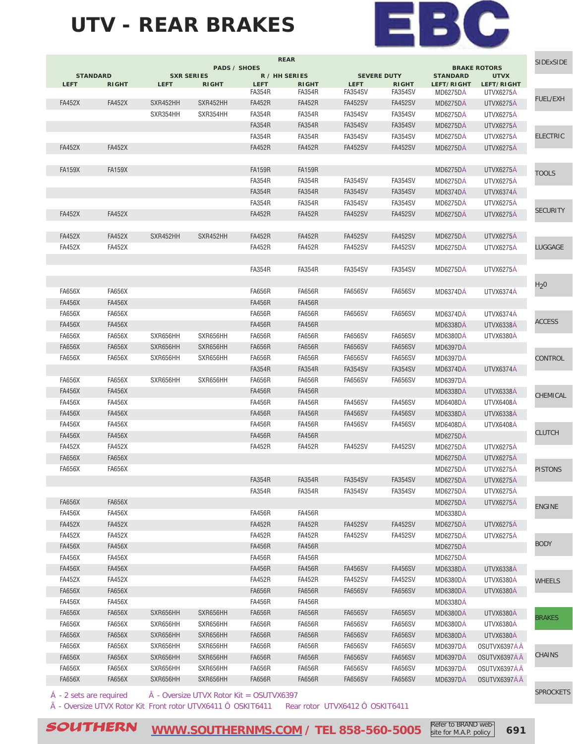# UTV - REAR BRAKES

EBC

| REAR | | | | | | | | | | | |
|---|---|---|---|---|---|---|---|---|---|---|---|
| PADS / SHOES | | | | | | | | | | BRAKE ROTORS | |
| STANDARD | | SXR SERIES | | R / HH SERIES | | SEVERE DUTY | | | | STANDARD | UTVX |
| LEFT | RIGHT | LEFT | RIGHT | LEFT | RIGHT | LEFT | RIGHT | | | LEFT/RIGHT | LEFT/RIGHT |
| | | | | FA354R | FA354R | FA354SV | FA354SV | | | MD6275DÁ | UTVX6275Á |
| FA452X | FA452X | SXR452HH | SXR452HH | FA452R | FA452R | FA452SV | FA452SV | | | MD6275DÁ | UTVX6275Á |
| | | SXR354HH | SXR354HH | FA354R | FA354R | FA354SV | FA354SV | | | MD6275DÁ | UTVX6275Á |
| | | | | FA354R | FA354R | FA354SV | FA354SV | | | MD6275DÁ | UTVX6275Á |
| | | | | FA354R | FA354R | FA354SV | FA354SV | | | MD6275DÁ | UTVX6275Á |
| FA452X | FA452X | | | FA452R | FA452R | FA452SV | FA452SV | | | MD6275DÁ | UTVX6275Á |
| | | | | | | | | | | | |
| FA159X | FA159X | | | FA159R | FA159R | | | | | MD6275DÁ | UTVX6275Á |
| | | | | FA354R | FA354R | FA354SV | FA354SV | | | MD6275DÁ | UTVX6275Á |
| | | | | FA354R | FA354R | FA354SV | FA354SV | | | MD6374DÁ | UTVX6374Á |
| | | | | FA354R | FA354R | FA354SV | FA354SV | | | MD6275DÁ | UTVX6275Á |
| FA452X | FA452X | | | FA452R | FA452R | FA452SV | FA452SV | | | MD6275DÁ | UTVX6275Á |
| | | | | | | | | | | | |
| FA452X | FA452X | SXR452HH | SXR452HH | FA452R | FA452R | FA452SV | FA452SV | | | MD6275DÁ | UTVX6275Á |
| FA452X | FA452X | | | FA452R | FA452R | FA452SV | FA452SV | | | MD6275DÁ | UTVX6275Á |
| | | | | | | | | | | | |
| | | | | FA354R | FA354R | FA354SV | FA354SV | | | MD6275DÁ | UTVX6275Á |
| | | | | | | | | | | | |
| FA656X | FA656X | | | FA656R | FA656R | FA656SV | FA656SV | | | MD6374DÁ | UTVX6374Á |
| FA456X | FA456X | | | FA456R | FA456R | | | | | | |
| FA656X | FA656X | | | FA656R | FA656R | FA656SV | FA656SV | | | MD6374DÁ | UTVX6374Á |
| FA456X | FA456X | | | FA456R | FA456R | | | | | MD6338DÁ | UTVX6338Á |
| FA656X | FA656X | SXR656HH | SXR656HH | FA656R | FA656R | FA656SV | FA656SV | | | MD6380DÁ | UTVX6380Á |
| FA656X | FA656X | SXR656HH | SXR656HH | FA656R | FA656R | FA656SV | FA656SV | | | MD6397DÁ | |
| FA656X | FA656X | SXR656HH | SXR656HH | FA656R | FA656R | FA656SV | FA656SV | | | MD6397DÁ | |
| | | | | FA354R | FA354R | FA354SV | FA354SV | | | MD6374DÁ | UTVX6374Á |
| FA656X | FA656X | SXR656HH | SXR656HH | FA656R | FA656R | FA656SV | FA656SV | | | MD6397DÁ | |
| FA456X | FA456X | | | FA456R | FA456R | | | | | MD6338DÁ | UTVX6338Á |
| FA456X | FA456X | | | FA456R | FA456R | FA456SV | FA456SV | | | MD6408DÁ | UTVX6408Á |
| FA456X | FA456X | | | FA456R | FA456R | FA456SV | FA456SV | | | MD6338DÁ | UTVX6338Á |
| FA456X | FA456X | | | FA456R | FA456R | FA456SV | FA456SV | | | MD6408DÁ | UTVX6408Á |
| FA456X | FA456X | | | FA456R | FA456R | | | | | MD6275DÁ | |
| FA452X | FA452X | | | FA452R | FA452R | FA452SV | FA452SV | | | MD6275DÁ | UTVX6275Á |
| FA656X | FA656X | | | | | | | | | MD6275DÁ | UTVX6275Á |
| FA656X | FA656X | | | | | | | | | MD6275DÁ | UTVX6275Á |
| | | | | FA354R | FA354R | FA354SV | FA354SV | | | MD6275DÁ | UTVX6275Á |
| | | | | FA354R | FA354R | FA354SV | FA354SV | | | MD6275DÁ | UTVX6275Á |
| FA656X | FA656X | | | | | | | | | MD6275DÁ | UTVX6275Á |
| FA456X | FA456X | | | FA456R | FA456R | | | | | MD6338DÁ | |
| FA452X | FA452X | | | FA452R | FA452R | FA452SV | FA452SV | | | MD6275DÁ | UTVX6275Á |
| FA452X | FA452X | | | FA452R | FA452R | FA452SV | FA452SV | | | MD6275DÁ | UTVX6275Á |
| FA456X | FA456X | | | FA456R | FA456R | | | | | MD6275DÁ | |
| FA456X | FA456X | | | FA456R | FA456R | | | | | MD6275DÁ | |
| FA456X | FA456X | | | FA456R | FA456R | FA456SV | FA456SV | | | MD6338DÁ | UTVX6338Á |
| FA452X | FA452X | | | FA452R | FA452R | FA452SV | FA452SV | | | MD6380DÁ | UTVX6380Á |
| FA656X | FA656X | | | FA656R | FA656R | FA656SV | FA656SV | | | MD6380DÁ | UTVX6380Á |
| FA456X | FA456X | | | FA456R | FA456R | | | | | MD6338DÁ | |
| FA656X | FA656X | SXR656HH | SXR656HH | FA656R | FA656R | FA656SV | FA656SV | | | MD6380DÁ | UTVX6380Á |
| FA656X | FA656X | SXR656HH | SXR656HH | FA656R | FA656R | FA656SV | FA656SV | | | MD6380DÁ | UTVX6380Á |
| FA656X | FA656X | SXR656HH | SXR656HH | FA656R | FA656R | FA656SV | FA656SV | | | MD6380DÁ | UTVX6380Á |
| FA656X | FA656X | SXR656HH | SXR656HH | FA656R | FA656R | FA656SV | FA656SV | | | MD6397DÁ | OSUTVX6397ÁÂ |
| FA656X | FA656X | SXR656HH | SXR656HH | FA656R | FA656R | FA656SV | FA656SV | | | MD6397DÁ | OSUTVX6397ÁÂ |
| FA656X | FA656X | SXR656HH | SXR656HH | FA656R | FA656R | FA656SV | FA656SV | | | MD6397DÁ | OSUTVX6397ÁÂ |
| FA656X | FA656X | SXR656HH | SXR656HH | FA656R | FA656R | FA656SV | FA656SV | | | MD6397DÁ | OSUTVX6397ÁÂ |

Á - 2 sets are required  Â - Oversize UTVX Rotor Kit = OSUTVX6397
Ã - Oversize UTVX Rotor Kit Front rotor UTVX6411 Ô OSKIT6411  Rear rotor UTVX6412 Ô OSKIT6411

SOUTHERN WWW.SOUTHERNMS.COM / TEL 858-560-5005  Refer to BRAND web-site for M.A.P. policy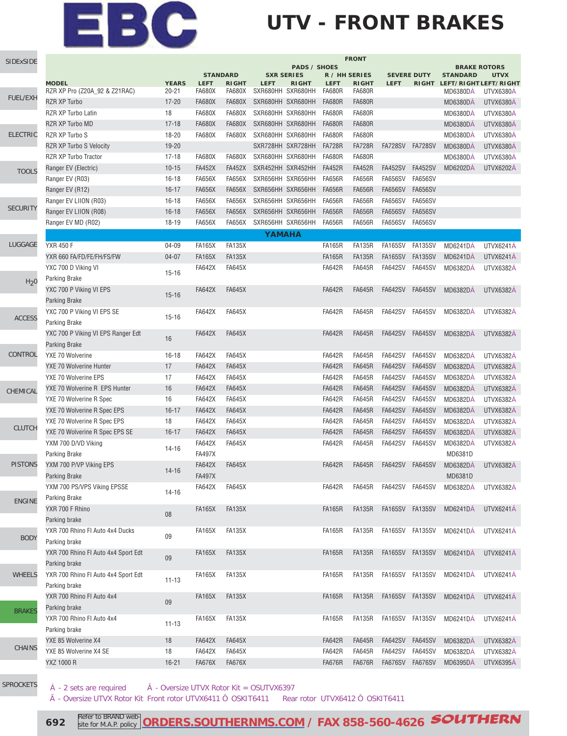# EBC

# UTV - FRONT BRAKES

| MODEL | YEARS | STANDARD LEFT | STANDARD RIGHT | SXR SERIES LEFT | SXR SERIES RIGHT | R / HH SERIES LEFT | R / HH SERIES RIGHT | SEVERE DUTY LEFT | SEVERE DUTY RIGHT | BRAKE ROTORS STANDARD LEFT/RIGHT | BRAKE ROTORS UTVX LEFT/RIGHT |
|---|---|---|---|---|---|---|---|---|---|---|---|
| RZR XP Pro (Z20A_92 & Z21RAC) | 20-21 | FA680X | FA680X | SXR680HH | SXR680HH | FA680R | FA680R | | | MD6380DÁ | UTVX6380Á |
| RZR XP Turbo | 17-20 | FA680X | FA680X | SXR680HH | SXR680HH | FA680R | FA680R | | | MD6380DÁ | UTVX6380Á |
| RZR XP Turbo Latin | 18 | FA680X | FA680X | SXR680HH | SXR680HH | FA680R | FA680R | | | MD6380DÁ | UTVX6380Á |
| RZR XP Turbo MD | 17-18 | FA680X | FA680X | SXR680HH | SXR680HH | FA680R | FA680R | | | MD6380DÁ | UTVX6380Á |
| RZR XP Turbo S | 18-20 | FA680X | FA680X | SXR680HH | SXR680HH | FA680R | FA680R | | | MD6380DÁ | UTVX6380Á |
| RZR XP Turbo S Velocity | 19-20 | | | SXR728HH | SXR728HH | FA728R | FA728R | FA728SV | FA728SV | MD6380DÁ | UTVX6380Á |
| RZR XP Turbo Tractor | 17-18 | FA680X | FA680X | SXR680HH | SXR680HH | FA680R | FA680R | | | MD6380DÁ | UTVX6380Á |
| Ranger EV (Electric) | 10-15 | FA452X | FA452X | SXR452HH | SXR452HH | FA452R | FA452R | FA452SV | FA452SV | MD6202DÁ | UTVX6202Á |
| Ranger EV (R03) | 16-18 | FA656X | FA656X | SXR656HH | SXR656HH | FA656R | FA656R | FA656SV | FA656SV | | |
| Ranger EV (R12) | 16-17 | FA656X | FA656X | SXR656HH | SXR656HH | FA656R | FA656R | FA656SV | FA656SV | | |
| Ranger EV LIION (R03) | 16-18 | FA656X | FA656X | SXR656HH | SXR656HH | FA656R | FA656R | FA656SV | FA656SV | | |
| Ranger EV LIION (R08) | 16-18 | FA656X | FA656X | SXR656HH | SXR656HH | FA656R | FA656R | FA656SV | FA656SV | | |
| Ranger EV MD (R02) | 18-19 | FA656X | FA656X | SXR656HH | SXR656HH | FA656R | FA656R | FA656SV | FA656SV | | |
| **YAMAHA** | | | | | | | | | | | |
| YXR 450 F | 04-09 | FA165X | FA135X | | | FA165R | FA135R | FA165SV | FA135SV | MD6241DÁ | UTVX6241Á |
| YXR 660 FA/FD/FE/FH/FS/FW | 04-07 | FA165X | FA135X | | | FA165R | FA135R | FA165SV | FA135SV | MD6241DÁ | UTVX6241Á |
| YXC 700 D Viking VI | 15-16 | FA642X | FA645X | | | FA642R | FA645R | FA642SV | FA645SV | MD6382DÁ | UTVX6382Á |
| Parking Brake | | | | | | | | | | | |
| YXC 700 P Viking VI EPS | 15-16 | FA642X | FA645X | | | FA642R | FA645R | FA642SV | FA645SV | MD6382DÁ | UTVX6382Á |
| Parking Brake | | | | | | | | | | | |
| YXC 700 P Viking VI EPS SE | 15-16 | FA642X | FA645X | | | FA642R | FA645R | FA642SV | FA645SV | MD6382DÁ | UTVX6382Á |
| Parking Brake | | | | | | | | | | | |
| YXC 700 P Viking VI EPS Ranger Edt | 16 | FA642X | FA645X | | | FA642R | FA645R | FA642SV | FA645SV | MD6382DÁ | UTVX6382Á |
| Parking Brake | | | | | | | | | | | |
| YXE 70 Wolverine | 16-18 | FA642X | FA645X | | | FA642R | FA645R | FA642SV | FA645SV | MD6382DÁ | UTVX6382Á |
| YXE 70 Wolverine Hunter | 17 | FA642X | FA645X | | | FA642R | FA645R | FA642SV | FA645SV | MD6382DÁ | UTVX6382Á |
| YXE 70 Wolverine EPS | 17 | FA642X | FA645X | | | FA642R | FA645R | FA642SV | FA645SV | MD6382DÁ | UTVX6382Á |
| YXE 70 Wolverine R EPS Hunter | 16 | FA642X | FA645X | | | FA642R | FA645R | FA642SV | FA645SV | MD6382DÁ | UTVX6382Á |
| YXE 70 Wolverine R Spec | 16 | FA642X | FA645X | | | FA642R | FA645R | FA642SV | FA645SV | MD6382DÁ | UTVX6382Á |
| YXE 70 Wolverine R Spec EPS | 16-17 | FA642X | FA645X | | | FA642R | FA645R | FA642SV | FA645SV | MD6382DÁ | UTVX6382Á |
| YXE 70 Wolverine R Spec EPS | 18 | FA642X | FA645X | | | FA642R | FA645R | FA642SV | FA645SV | MD6382DÁ | UTVX6382Á |
| YXE 70 Wolverine R Spec EPS SE | 16-17 | FA642X | FA645X | | | FA642R | FA645R | FA642SV | FA645SV | MD6382DÁ | UTVX6382Á |
| YXM 700 D/VD Viking | 14-16 | FA642X | FA645X | | | FA642R | FA645R | FA642SV | FA645SV | MD6382DÁ | UTVX6382Á |
| Parking Brake | | FA497X | | | | | | | | MD6381D | |
| YXM 700 P/VP Viking EPS | 14-16 | FA642X | FA645X | | | FA642R | FA645R | FA642SV | FA645SV | MD6382DÁ | UTVX6382Á |
| Parking Brake | | FA497X | | | | | | | | MD6381D | |
| YXM 700 PS/VPS Viking EPSSE | 14-16 | FA642X | FA645X | | | FA642R | FA645R | FA642SV | FA645SV | MD6382DÁ | UTVX6382Á |
| Parking Brake | | | | | | | | | | | |
| YXR 700 F Rhino | 08 | FA165X | FA135X | | | FA165R | FA135R | FA165SV | FA135SV | MD6241DÁ | UTVX6241Á |
| Parking brake | | | | | | | | | | | |
| YXR 700 Rhino FI Auto 4x4 Ducks | 09 | FA165X | FA135X | | | FA165R | FA135R | FA165SV | FA135SV | MD6241DÁ | UTVX6241Á |
| Parking brake | | | | | | | | | | | |
| YXR 700 Rhino FI Auto 4x4 Sport Edt | 09 | FA165X | FA135X | | | FA165R | FA135R | FA165SV | FA135SV | MD6241DÁ | UTVX6241Á |
| Parking brake | | | | | | | | | | | |
| YXR 700 Rhino FI Auto 4x4 Sport Edt | 11-13 | FA165X | FA135X | | | FA165R | FA135R | FA165SV | FA135SV | MD6241DÁ | UTVX6241Á |
| Parking brake | | | | | | | | | | | |
| YXR 700 Rhino FI Auto 4x4 | 09 | FA165X | FA135X | | | FA165R | FA135R | FA165SV | FA135SV | MD6241DÁ | UTVX6241Á |
| Parking brake | | | | | | | | | | | |
| YXR 700 Rhino FI Auto 4x4 | 11-13 | FA165X | FA135X | | | FA165R | FA135R | FA165SV | FA135SV | MD6241DÁ | UTVX6241Á |
| Parking brake | | | | | | | | | | | |
| YXE 85 Wolverine X4 | 18 | FA642X | FA645X | | | FA642R | FA645R | FA642SV | FA645SV | MD6382DÁ | UTVX6382Á |
| YXE 85 Wolverine X4 SE | 18 | FA642X | FA645X | | | FA642R | FA645R | FA642SV | FA645SV | MD6382DÁ | UTVX6382Á |
| YXZ 1000 R | 16-21 | FA676X | FA676X | | | FA676R | FA676R | FA676SV | FA676SV | MD6395DÁ | UTVX6395Á |

Á - 2 sets are required Â - Oversize UTVX Rotor Kit = OSUTVX6397

Ã - Oversize UTVX Rotor Kit Front rotor UTVX6411 Ô OSKIT6411 Rear rotor UTVX6412 Ô OSKIT6411

Refer to BRAND website for M.A.P. policy ORDERS.SOUTHERNMS.COM / FAX 858-560-4626 SOUTHERN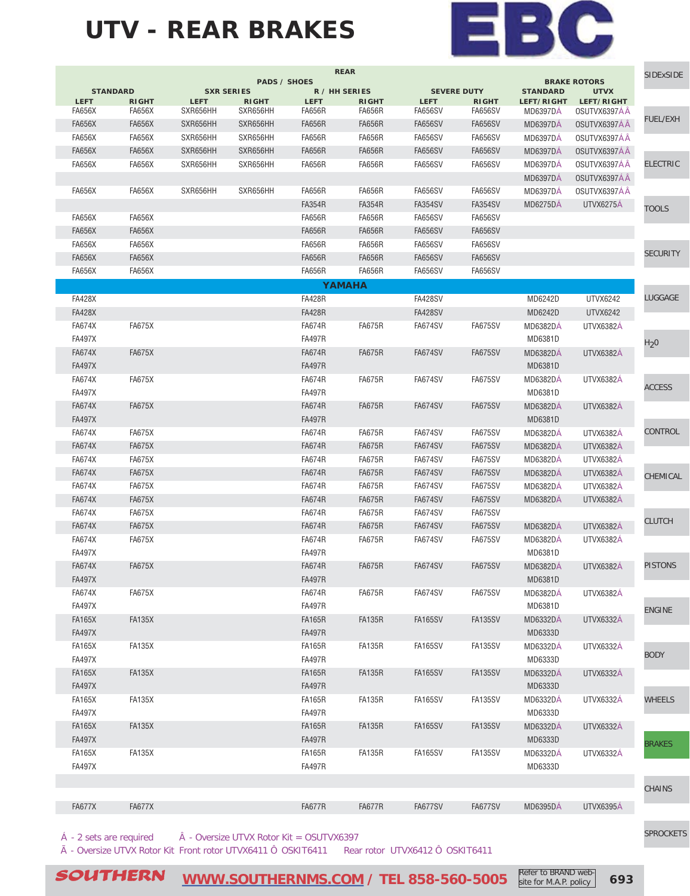# UTV - REAR BRAKES

| REAR | | | | | | | | | |
|---|---|---|---|---|---|---|---|---|---|
| PADS / SHOES | | | | | | | | BRAKE ROTORS | |
| STANDARD | | SXR SERIES | | R / HH SERIES | | SEVERE DUTY | | STANDARD | UTVX |
| LEFT | RIGHT | LEFT | RIGHT | LEFT | RIGHT | LEFT | RIGHT | LEFT/RIGHT | LEFT/RIGHT |
| FA656X | FA656X | SXR656HH | SXR656HH | FA656R | FA656R | FA656SV | FA656SV | MD6397DÁ | OSUTVX6397ÁÂ |
| FA656X | FA656X | SXR656HH | SXR656HH | FA656R | FA656R | FA656SV | FA656SV | MD6397DÁ | OSUTVX6397ÁÂ |
| FA656X | FA656X | SXR656HH | SXR656HH | FA656R | FA656R | FA656SV | FA656SV | MD6397DÁ | OSUTVX6397ÁÂ |
| FA656X | FA656X | SXR656HH | SXR656HH | FA656R | FA656R | FA656SV | FA656SV | MD6397DÁ | OSUTVX6397ÁÂ |
| FA656X | FA656X | SXR656HH | SXR656HH | FA656R | FA656R | FA656SV | FA656SV | MD6397DÁ | OSUTVX6397ÁÂ |
| | | | | | | | | MD6397DÁ | OSUTVX6397ÁÂ |
| FA656X | FA656X | SXR656HH | SXR656HH | FA656R | FA656R | FA656SV | FA656SV | MD6397DÁ | OSUTVX6397ÁÂ |
| | | | | FA354R | FA354R | FA354SV | FA354SV | MD6275DÁ | UTVX6275Á |
| FA656X | FA656X | | | FA656R | FA656R | FA656SV | FA656SV | | |
| FA656X | FA656X | | | FA656R | FA656R | FA656SV | FA656SV | | |
| FA656X | FA656X | | | FA656R | FA656R | FA656SV | FA656SV | | |
| FA656X | FA656X | | | FA656R | FA656R | FA656SV | FA656SV | | |
| FA656X | FA656X | | | FA656R | FA656R | FA656SV | FA656SV | | |
| **YAMAHA** | | | | | | | | | |
| FA428X | | | | FA428R | | FA428SV | | MD6242D | UTVX6242 |
| FA428X | | | | FA428R | | FA428SV | | MD6242D | UTVX6242 |
| FA674X | FA675X | | | FA674R | FA675R | FA674SV | FA675SV | MD6382DÁ | UTVX6382Á |
| FA497X | | | | FA497R | | | | MD6381D | |
| FA674X | FA675X | | | FA674R | FA675R | FA674SV | FA675SV | MD6382DÁ | UTVX6382Á |
| FA497X | | | | FA497R | | | | MD6381D | |
| FA674X | FA675X | | | FA674R | FA675R | FA674SV | FA675SV | MD6382DÁ | UTVX6382Á |
| FA497X | | | | FA497R | | | | MD6381D | |
| FA674X | FA675X | | | FA674R | FA675R | FA674SV | FA675SV | MD6382DÁ | UTVX6382Á |
| FA497X | | | | FA497R | | | | MD6381D | |
| FA674X | FA675X | | | FA674R | FA675R | FA674SV | FA675SV | MD6382DÁ | UTVX6382Á |
| FA674X | FA675X | | | FA674R | FA675R | FA674SV | FA675SV | MD6382DÁ | UTVX6382Á |
| FA674X | FA675X | | | FA674R | FA675R | FA674SV | FA675SV | MD6382DÁ | UTVX6382Á |
| FA674X | FA675X | | | FA674R | FA675R | FA674SV | FA675SV | MD6382DÁ | UTVX6382Á |
| FA674X | FA675X | | | FA674R | FA675R | FA674SV | FA675SV | MD6382DÁ | UTVX6382Á |
| FA674X | FA675X | | | FA674R | FA675R | FA674SV | FA675SV | MD6382DÁ | UTVX6382Á |
| FA674X | FA675X | | | FA674R | FA675R | FA674SV | FA675SV | | |
| FA674X | FA675X | | | FA674R | FA675R | FA674SV | FA675SV | MD6382DÁ | UTVX6382Á |
| FA674X | FA675X | | | FA674R | FA675R | FA674SV | FA675SV | MD6382DÁ | UTVX6382Á |
| FA497X | | | | FA497R | | | | MD6381D | |
| FA674X | FA675X | | | FA674R | FA675R | FA674SV | FA675SV | MD6382DÁ | UTVX6382Á |
| FA497X | | | | FA497R | | | | MD6381D | |
| FA674X | FA675X | | | FA674R | FA675R | FA674SV | FA675SV | MD6382DÁ | UTVX6382Á |
| FA497X | | | | FA497R | | | | MD6381D | |
| FA165X | FA135X | | | FA165R | FA135R | FA165SV | FA135SV | MD6332DÁ | UTVX6332Á |
| FA497X | | | | FA497R | | | | MD6333D | |
| FA165X | FA135X | | | FA165R | FA135R | FA165SV | FA135SV | MD6332DÁ | UTVX6332Á |
| FA497X | | | | FA497R | | | | MD6333D | |
| FA165X | FA135X | | | FA165R | FA135R | FA165SV | FA135SV | MD6332DÁ | UTVX6332Á |
| FA497X | | | | FA497R | | | | MD6333D | |
| FA165X | FA135X | | | FA165R | FA135R | FA165SV | FA135SV | MD6332DÁ | UTVX6332Á |
| FA497X | | | | FA497R | | | | MD6333D | |
| FA165X | FA135X | | | FA165R | FA135R | FA165SV | FA135SV | MD6332DÁ | UTVX6332Á |
| FA497X | | | | FA497R | | | | MD6333D | |
| FA165X | FA135X | | | FA165R | FA135R | FA165SV | FA135SV | MD6332DÁ | UTVX6332Á |
| FA497X | | | | FA497R | | | | MD6333D | |
| | | | | | | | | | |
| | | | | | | | | | |
| FA677X | FA677X | | | FA677R | FA677R | FA677SV | FA677SV | MD6395DÁ | UTVX6395Á |

Á - 2 sets are required   Â - Oversize UTVX Rotor Kit = OSUTVX6397

Ã - Oversize UTVX Rotor Kit Front rotor UTVX6411 Ô OSKIT6411   Rear rotor UTVX6412 Ô OSKIT6411

SOUTHERN WWW.SOUTHERNMS.COM / TEL 858-560-5005   Refer to BRAND website for M.A.P. policy